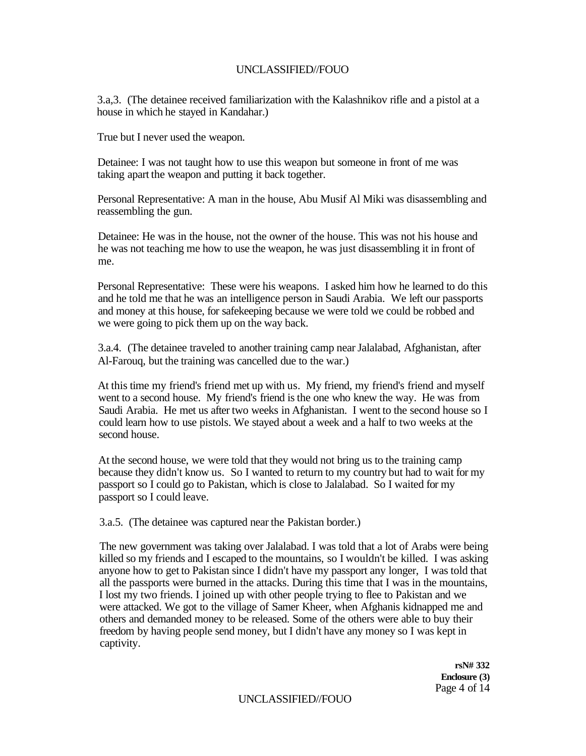3.a,3. (The detainee received familiarization with the Kalashnikov rifle and a pistol at a house in which he stayed in Kandahar.)

True but I never used the weapon.

Detainee: I was not taught how to use this weapon but someone in front of me was taking apart the weapon and putting it back together.

Personal Representative: A man in the house, Abu Musif Al Miki was disassembling and reassembling the gun.

Detainee: He was in the house, not the owner of the house. This was not his house and he was not teaching me how to use the weapon, he was just disassembling it in front of me.

Personal Representative: These were his weapons. I asked him how he learned to do this and he told me that he was an intelligence person in Saudi Arabia. We left our passports and money at this house, for safekeeping because we were told we could be robbed and we were going to pick them up on the way back.

3.a.4. (The detainee traveled to another training camp near Jalalabad, Afghanistan, after Al-Farouq, but the training was cancelled due to the war.)

At this time my friend's friend met up with us. My friend, my friend's friend and myself went to a second house. My friend's friend is the one who knew the way. He was from Saudi Arabia. He met us after two weeks in Afghanistan. I went to the second house so I could learn how to use pistols. We stayed about a week and a half to two weeks at the second house.

At the second house, we were told that they would not bring us to the training camp because they didn't know us. So I wanted to return to my country but had to wait for my passport so I could go to Pakistan, which is close to Jalalabad. So I waited for my passport so I could leave.

3.a.5. (The detainee was captured near the Pakistan border.)

The new government was taking over Jalalabad. I was told that a lot of Arabs were being killed so my friends and I escaped to the mountains, so I wouldn't be killed. I was asking anyone how to get to Pakistan since I didn't have my passport any longer, I was told that all the passports were burned in the attacks. During this time that I was in the mountains, I lost my two friends. I joined up with other people trying to flee to Pakistan and we were attacked. We got to the village of Samer Kheer, when Afghanis kidnapped me and others and demanded money to be released. Some of the others were able to buy their freedom by having people send money, but I didn't have any money so I was kept in captivity.

**rsN# 332**
**Enclosure (3)**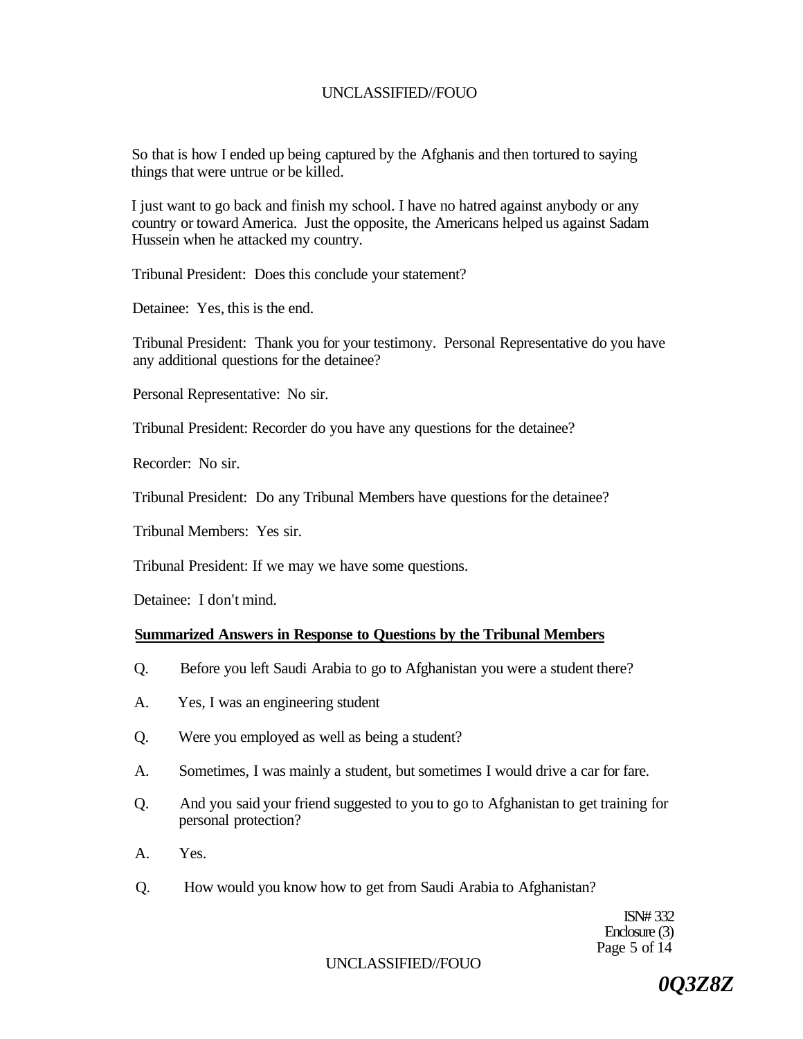So that is how I ended up being captured by the Afghanis and then tortured to saying things that were untrue or be killed.

I just want to go back and finish my school. I have no hatred against anybody or any country or toward America. Just the opposite, the Americans helped us against Sadam Hussein when he attacked my country.

Tribunal President: Does this conclude your statement?

Detainee: Yes, this is the end.

Tribunal President: Thank you for your testimony. Personal Representative do you have any additional questions for the detainee?

Personal Representative: No sir.

Tribunal President: Recorder do you have any questions for the detainee?

Recorder: No sir.

Tribunal President: Do any Tribunal Members have questions for the detainee?

Tribunal Members: Yes sir.

Tribunal President: If we may we have some questions.

Detainee: I don't mind.

**Summarized Answers in Response to Questions by the Tribunal Members**

Q. Before you left Saudi Arabia to go to Afghanistan you were a student there?

A. Yes, I was an engineering student

Q. Were you employed as well as being a student?

A. Sometimes, I was mainly a student, but sometimes I would drive a car for fare.

Q. And you said your friend suggested to you to go to Afghanistan to get training for personal protection?

A. Yes.

Q. How would you know how to get from Saudi Arabia to Afghanistan?

ISN# 332
Enclosure (3)

*0Q3Z8Z*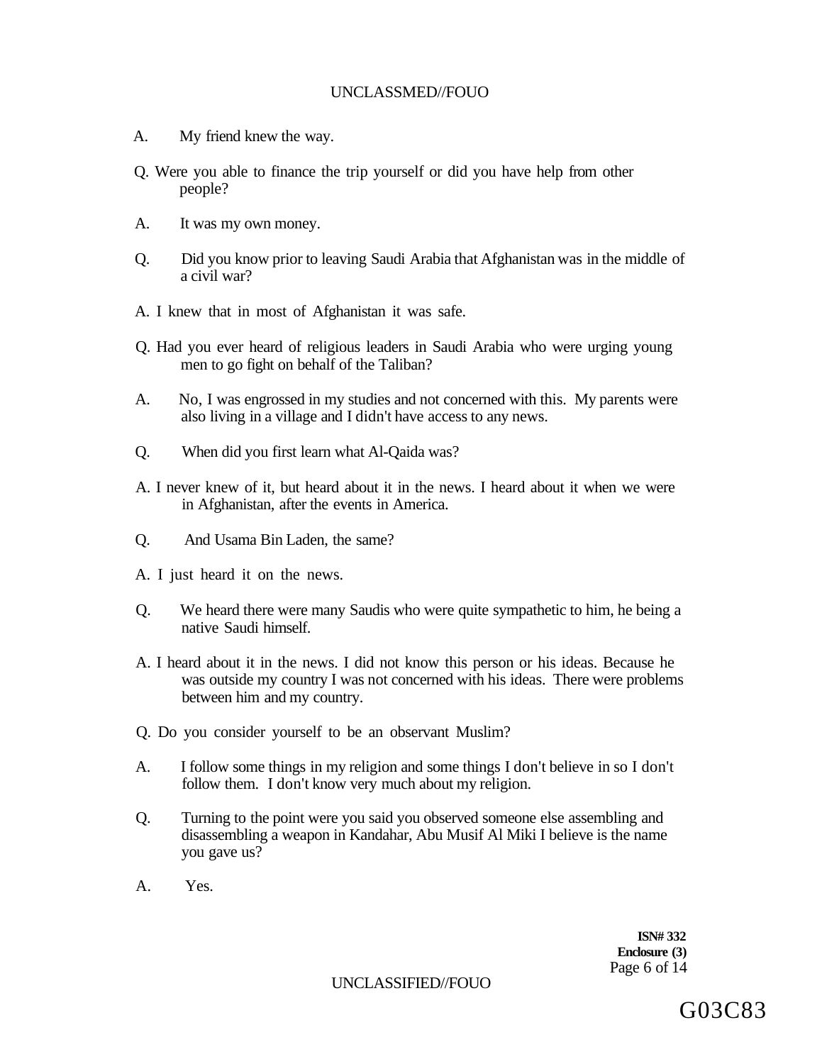A. My friend knew the way.

Q. Were you able to finance the trip yourself or did you have help from other people?

A. It was my own money.

Q. Did you know prior to leaving Saudi Arabia that Afghanistan was in the middle of a civil war?

A. I knew that in most of Afghanistan it was safe.

Q. Had you ever heard of religious leaders in Saudi Arabia who were urging young men to go fight on behalf of the Taliban?

A. No, I was engrossed in my studies and not concerned with this. My parents were also living in a village and I didn't have access to any news.

Q. When did you first learn what Al-Qaida was?

A. I never knew of it, but heard about it in the news. I heard about it when we were in Afghanistan, after the events in America.

Q. And Usama Bin Laden, the same?

A. I just heard it on the news.

Q. We heard there were many Saudis who were quite sympathetic to him, he being a native Saudi himself.

A. I heard about it in the news. I did not know this person or his ideas. Because he was outside my country I was not concerned with his ideas. There were problems between him and my country.

Q. Do you consider yourself to be an observant Muslim?

A. I follow some things in my religion and some things I don't believe in so I don't follow them. I don't know very much about my religion.

Q. Turning to the point were you said you observed someone else assembling and disassembling a weapon in Kandahar, Abu Musif Al Miki I believe is the name you gave us?

A. Yes.

**ISN# 332**
**Enclosure (3)**

G03C83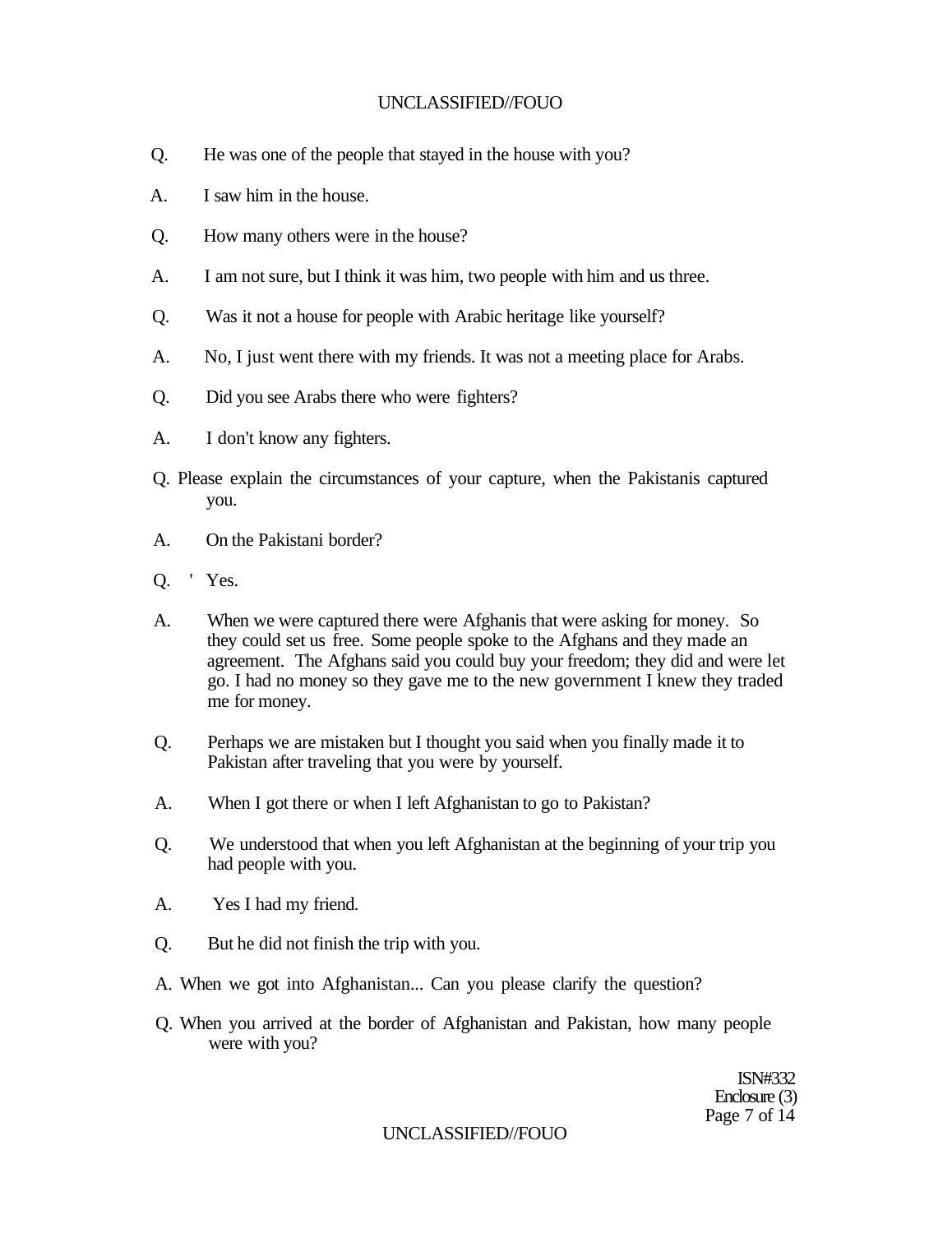Q. He was one of the people that stayed in the house with you?

A. I saw him in the house.

Q. How many others were in the house?

A. I am not sure, but I think it was him, two people with him and us three.

Q. Was it not a house for people with Arabic heritage like yourself?

A. No, I just went there with my friends. It was not a meeting place for Arabs.

Q. Did you see Arabs there who were fighters?

A. I don't know any fighters.

Q. Please explain the circumstances of your capture, when the Pakistanis captured you.

A. On the Pakistani border?

Q. ' Yes.

A. When we were captured there were Afghanis that were asking for money. So they could set us free. Some people spoke to the Afghans and they made an agreement. The Afghans said you could buy your freedom; they did and were let go. I had no money so they gave me to the new government I knew they traded me for money.

Q. Perhaps we are mistaken but I thought you said when you finally made it to Pakistan after traveling that you were by yourself.

A. When I got there or when I left Afghanistan to go to Pakistan?

Q. We understood that when you left Afghanistan at the beginning of your trip you had people with you.

A. Yes I had my friend.

Q. But he did not finish the trip with you.

A. When we got into Afghanistan... Can you please clarify the question?

Q. When you arrived at the border of Afghanistan and Pakistan, how many people were with you?

ISN#332
Enclosure (3)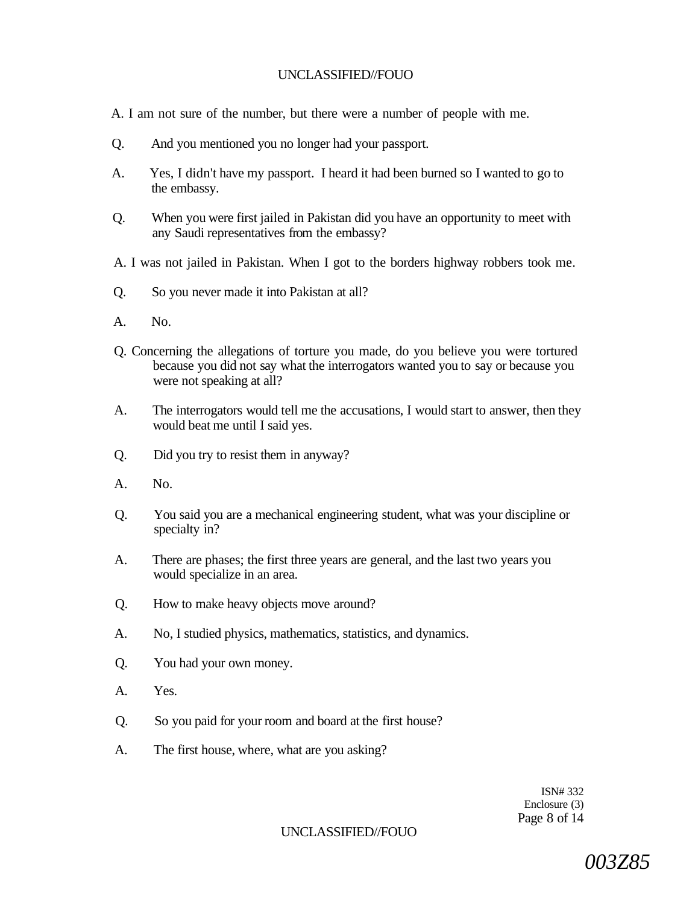A. I am not sure of the number, but there were a number of people with me.

Q. And you mentioned you no longer had your passport.

A. Yes, I didn't have my passport. I heard it had been burned so I wanted to go to the embassy.

Q. When you were first jailed in Pakistan did you have an opportunity to meet with any Saudi representatives from the embassy?

A. I was not jailed in Pakistan. When I got to the borders highway robbers took me.

Q. So you never made it into Pakistan at all?

A. No.

Q. Concerning the allegations of torture you made, do you believe you were tortured because you did not say what the interrogators wanted you to say or because you were not speaking at all?

A. The interrogators would tell me the accusations, I would start to answer, then they would beat me until I said yes.

Q. Did you try to resist them in anyway?

A. No.

Q. You said you are a mechanical engineering student, what was your discipline or specialty in?

A. There are phases; the first three years are general, and the last two years you would specialize in an area.

Q. How to make heavy objects move around?

A. No, I studied physics, mathematics, statistics, and dynamics.

Q. You had your own money.

A. Yes.

Q. So you paid for your room and board at the first house?

A. The first house, where, what are you asking?

ISN# 332
Enclosure (3)

*003Z85*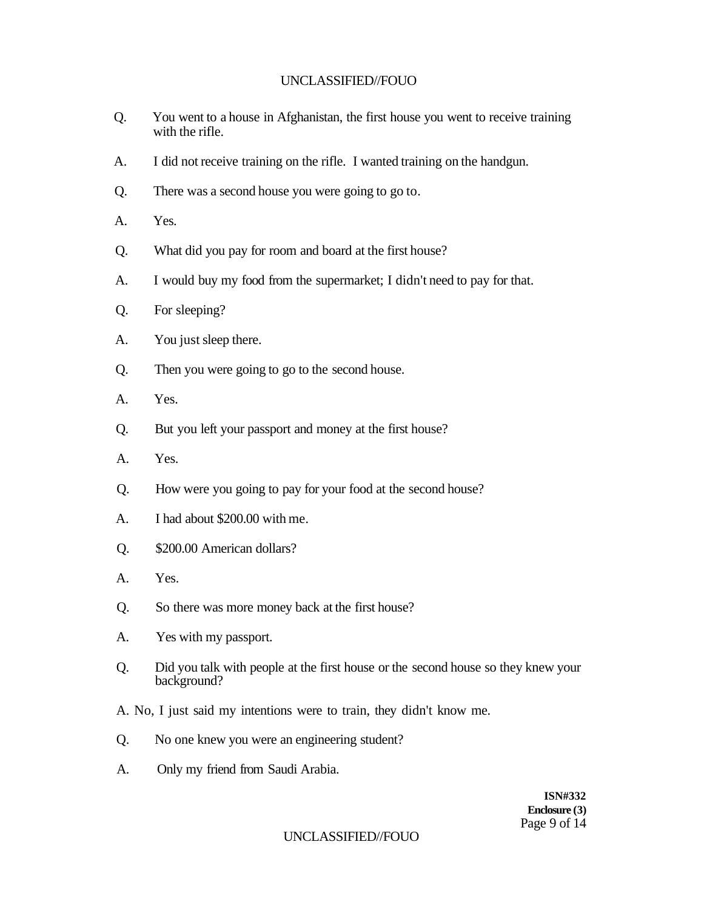Q. You went to a house in Afghanistan, the first house you went to receive training with the rifle.

A. I did not receive training on the rifle. I wanted training on the handgun.

Q. There was a second house you were going to go to.

A. Yes.

Q. What did you pay for room and board at the first house?

A. I would buy my food from the supermarket; I didn't need to pay for that.

Q. For sleeping?

A. You just sleep there.

Q. Then you were going to go to the second house.

A. Yes.

Q. But you left your passport and money at the first house?

A. Yes.

Q. How were you going to pay for your food at the second house?

A. I had about $200.00 with me.

Q. $200.00 American dollars?

A. Yes.

Q. So there was more money back at the first house?

A. Yes with my passport.

Q. Did you talk with people at the first house or the second house so they knew your background?

A. No, I just said my intentions were to train, they didn't know me.

Q. No one knew you were an engineering student?

A. Only my friend from Saudi Arabia.

**ISN#332**
**Enclosure (3)**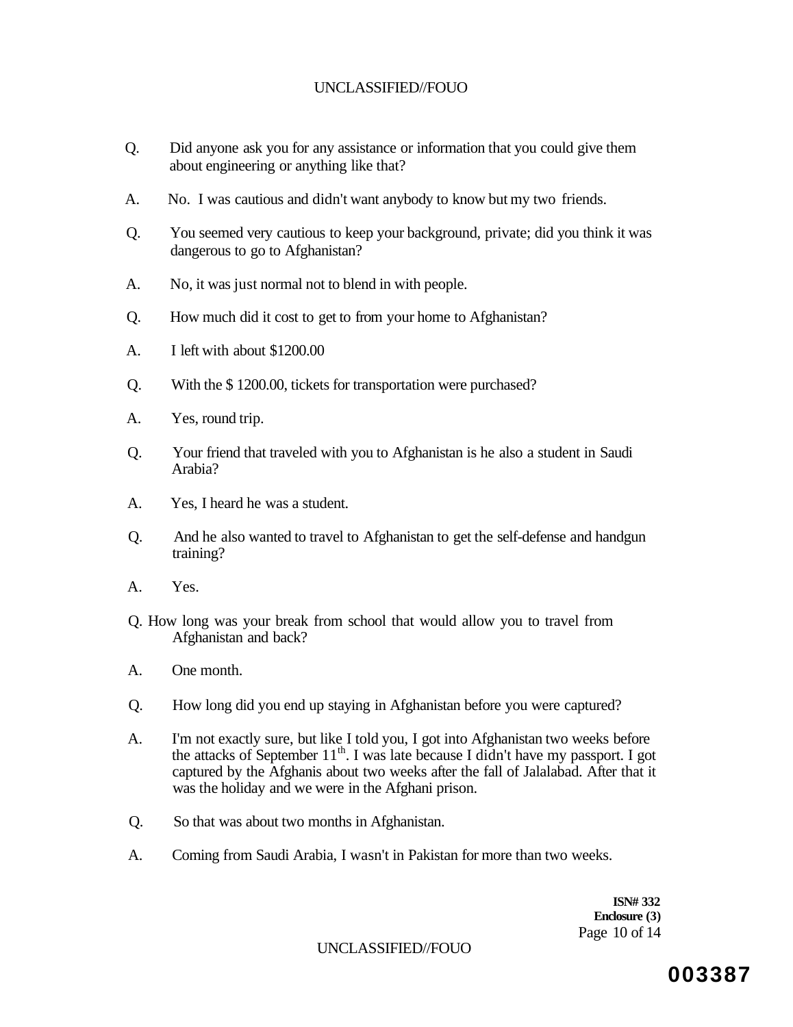Q. Did anyone ask you for any assistance or information that you could give them about engineering or anything like that?

A. No. I was cautious and didn't want anybody to know but my two friends.

Q. You seemed very cautious to keep your background, private; did you think it was dangerous to go to Afghanistan?

A. No, it was just normal not to blend in with people.

Q. How much did it cost to get to from your home to Afghanistan?

A. I left with about $1200.00

Q. With the $ 1200.00, tickets for transportation were purchased?

A. Yes, round trip.

Q. Your friend that traveled with you to Afghanistan is he also a student in Saudi Arabia?

A. Yes, I heard he was a student.

Q. And he also wanted to travel to Afghanistan to get the self-defense and handgun training?

A. Yes.

Q. How long was your break from school that would allow you to travel from Afghanistan and back?

A. One month.

Q. How long did you end up staying in Afghanistan before you were captured?

A. I'm not exactly sure, but like I told you, I got into Afghanistan two weeks before the attacks of September 11th. I was late because I didn't have my passport. I got captured by the Afghanis about two weeks after the fall of Jalalabad. After that it was the holiday and we were in the Afghani prison.

Q. So that was about two months in Afghanistan.

A. Coming from Saudi Arabia, I wasn't in Pakistan for more than two weeks.

**ISN# 332**
**Enclosure (3)**

003387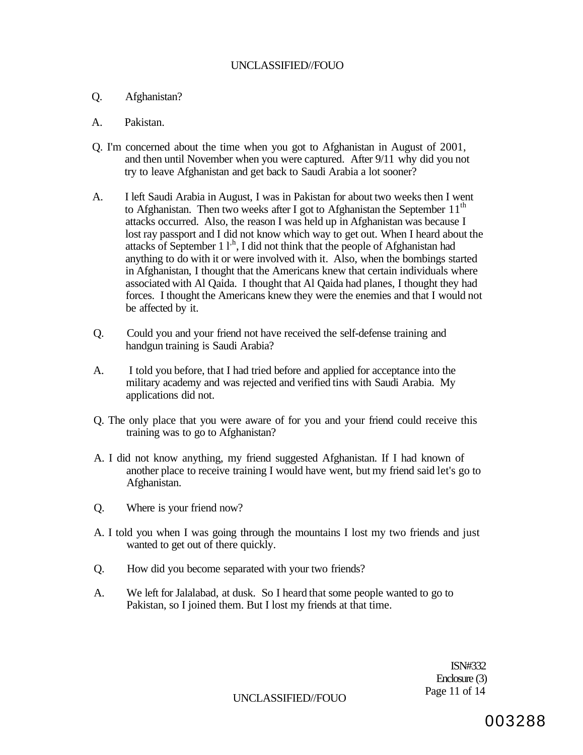Q. Afghanistan?

A. Pakistan.

Q. I'm concerned about the time when you got to Afghanistan in August of 2001, and then until November when you were captured. After 9/11 why did you not try to leave Afghanistan and get back to Saudi Arabia a lot sooner?

A. I left Saudi Arabia in August, I was in Pakistan for about two weeks then I went to Afghanistan. Then two weeks after I got to Afghanistan the September 11th attacks occurred. Also, the reason I was held up in Afghanistan was because I lost ray passport and I did not know which way to get out. When I heard about the attacks of September 1 l'h, I did not think that the people of Afghanistan had anything to do with it or were involved with it. Also, when the bombings started in Afghanistan, I thought that the Americans knew that certain individuals where associated with Al Qaida. I thought that Al Qaida had planes, I thought they had forces. I thought the Americans knew they were the enemies and that I would not be affected by it.

Q. Could you and your friend not have received the self-defense training and handgun training is Saudi Arabia?

A. I told you before, that I had tried before and applied for acceptance into the military academy and was rejected and verified tins with Saudi Arabia. My applications did not.

Q. The only place that you were aware of for you and your friend could receive this training was to go to Afghanistan?

A. I did not know anything, my friend suggested Afghanistan. If I had known of another place to receive training I would have went, but my friend said let's go to Afghanistan.

Q. Where is your friend now?

A. I told you when I was going through the mountains I lost my two friends and just wanted to get out of there quickly.

Q. How did you become separated with your two friends?

A. We left for Jalalabad, at dusk. So I heard that some people wanted to go to Pakistan, so I joined them. But I lost my friends at that time.

ISN#332
Enclosure (3)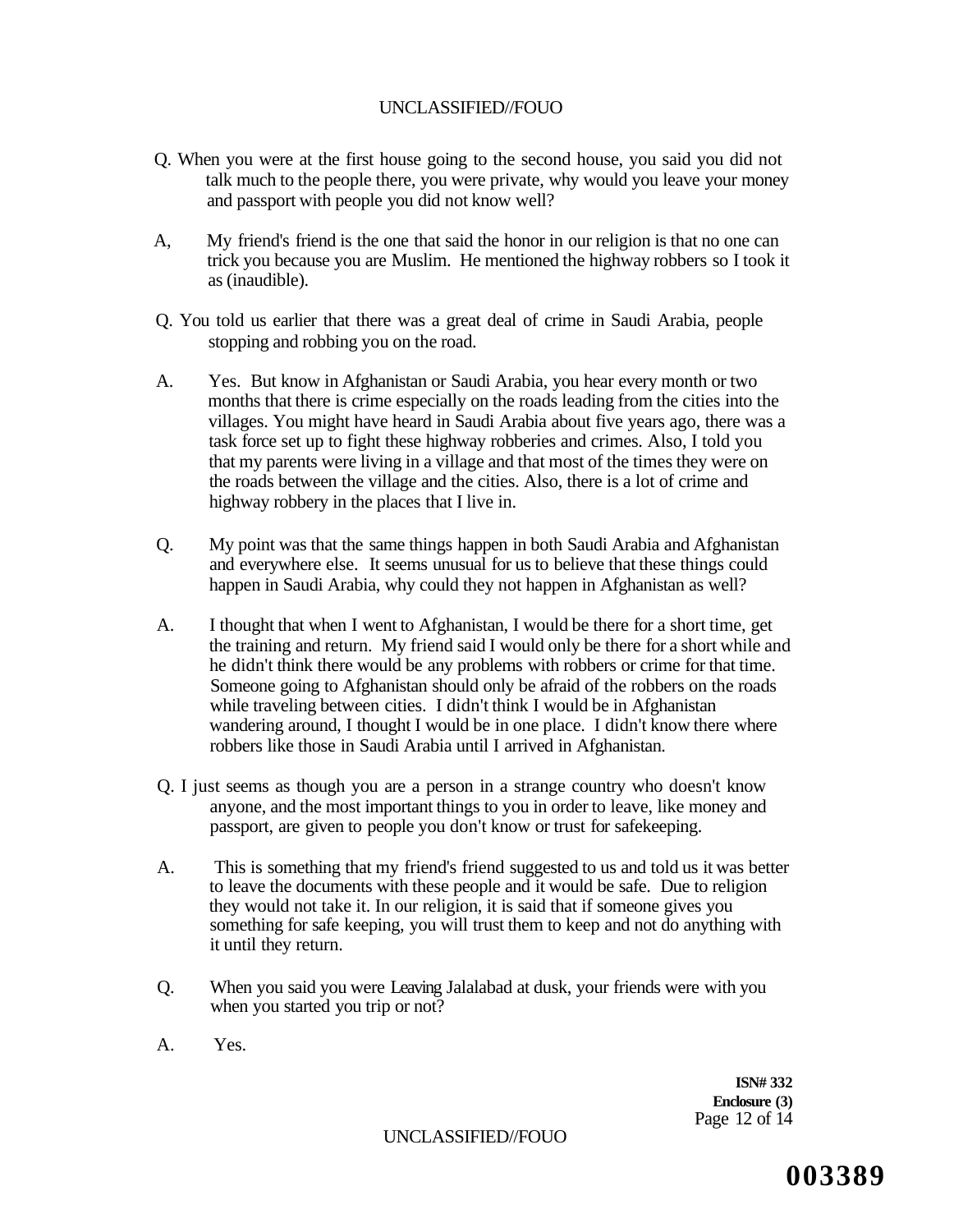Q. When you were at the first house going to the second house, you said you did not talk much to the people there, you were private, why would you leave your money and passport with people you did not know well?

A, My friend's friend is the one that said the honor in our religion is that no one can trick you because you are Muslim. He mentioned the highway robbers so I took it as (inaudible).

Q. You told us earlier that there was a great deal of crime in Saudi Arabia, people stopping and robbing you on the road.

A. Yes. But know in Afghanistan or Saudi Arabia, you hear every month or two months that there is crime especially on the roads leading from the cities into the villages. You might have heard in Saudi Arabia about five years ago, there was a task force set up to fight these highway robberies and crimes. Also, I told you that my parents were living in a village and that most of the times they were on the roads between the village and the cities. Also, there is a lot of crime and highway robbery in the places that I live in.

Q. My point was that the same things happen in both Saudi Arabia and Afghanistan and everywhere else. It seems unusual for us to believe that these things could happen in Saudi Arabia, why could they not happen in Afghanistan as well?

A. I thought that when I went to Afghanistan, I would be there for a short time, get the training and return. My friend said I would only be there for a short while and he didn't think there would be any problems with robbers or crime for that time. Someone going to Afghanistan should only be afraid of the robbers on the roads while traveling between cities. I didn't think I would be in Afghanistan wandering around, I thought I would be in one place. I didn't know there where robbers like those in Saudi Arabia until I arrived in Afghanistan.

Q. I just seems as though you are a person in a strange country who doesn't know anyone, and the most important things to you in order to leave, like money and passport, are given to people you don't know or trust for safekeeping.

A. This is something that my friend's friend suggested to us and told us it was better to leave the documents with these people and it would be safe. Due to religion they would not take it. In our religion, it is said that if someone gives you something for safe keeping, you will trust them to keep and not do anything with it until they return.

Q. When you said you were Leaving Jalalabad at dusk, your friends were with you when you started you trip or not?

A. Yes.

**ISN# 332**
**Enclosure (3)**

003389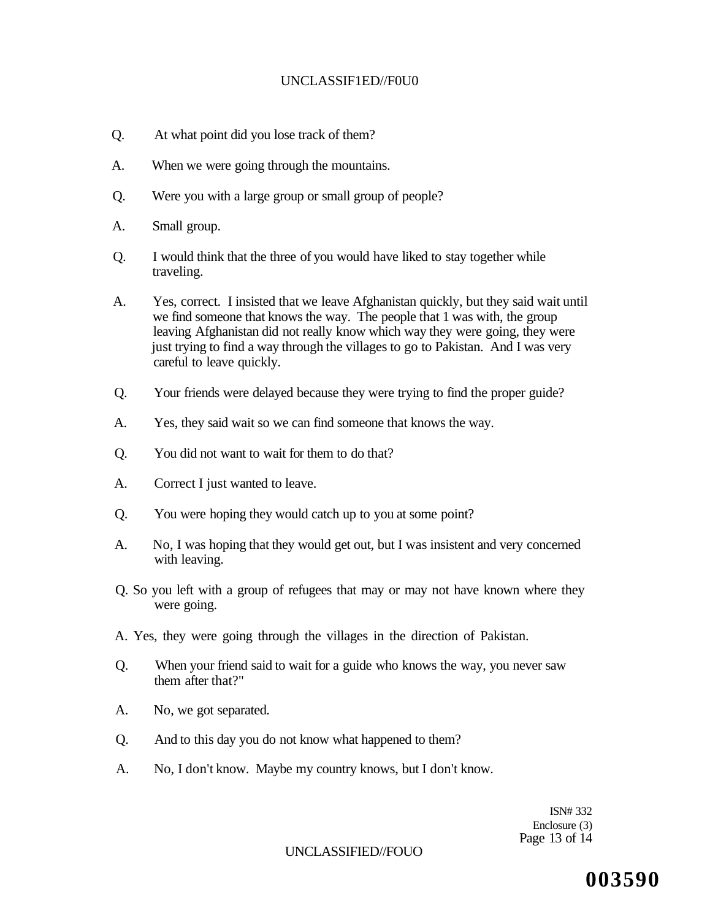Q. At what point did you lose track of them?

A. When we were going through the mountains.

Q. Were you with a large group or small group of people?

A. Small group.

Q. I would think that the three of you would have liked to stay together while traveling.

A. Yes, correct. I insisted that we leave Afghanistan quickly, but they said wait until we find someone that knows the way. The people that 1 was with, the group leaving Afghanistan did not really know which way they were going, they were just trying to find a way through the villages to go to Pakistan. And I was very careful to leave quickly.

Q. Your friends were delayed because they were trying to find the proper guide?

A. Yes, they said wait so we can find someone that knows the way.

Q. You did not want to wait for them to do that?

A. Correct I just wanted to leave.

Q. You were hoping they would catch up to you at some point?

A. No, I was hoping that they would get out, but I was insistent and very concerned with leaving.

Q. So you left with a group of refugees that may or may not have known where they were going.

A. Yes, they were going through the villages in the direction of Pakistan.

Q. When your friend said to wait for a guide who knows the way, you never saw them after that?"

A. No, we got separated.

Q. And to this day you do not know what happened to them?

A. No, I don't know. Maybe my country knows, but I don't know.

ISN# 332
Enclosure (3)

003590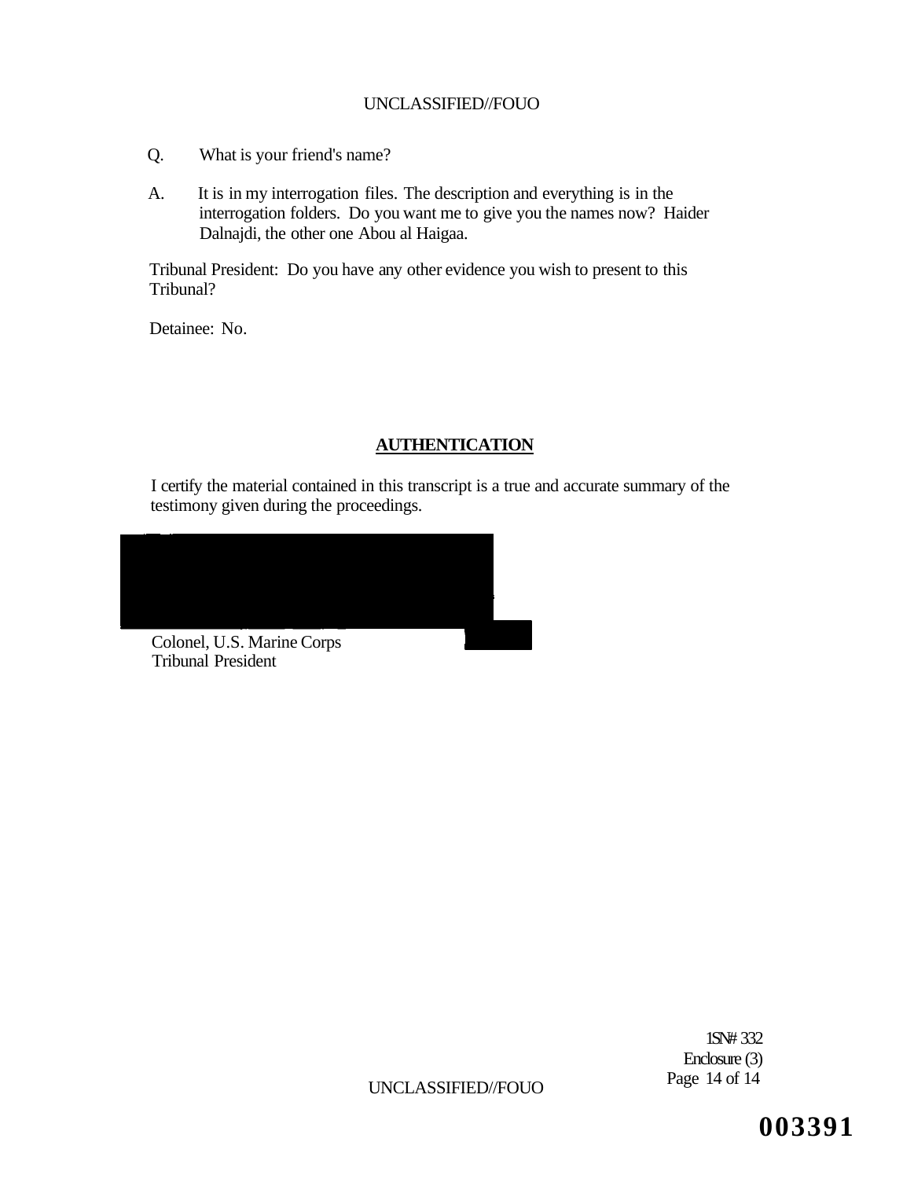Q. What is your friend's name?

A. It is in my interrogation files. The description and everything is in the interrogation folders. Do you want me to give you the names now? Haider Dalnajdi, the other one Abou al Haigaa.

Tribunal President: Do you have any other evidence you wish to present to this Tribunal?

Detainee: No.

## AUTHENTICATION

I certify the material contained in this transcript is a true and accurate summary of the testimony given during the proceedings.

Colonel, U.S. Marine Corps
Tribunal President

1SN# 332
Enclosure (3)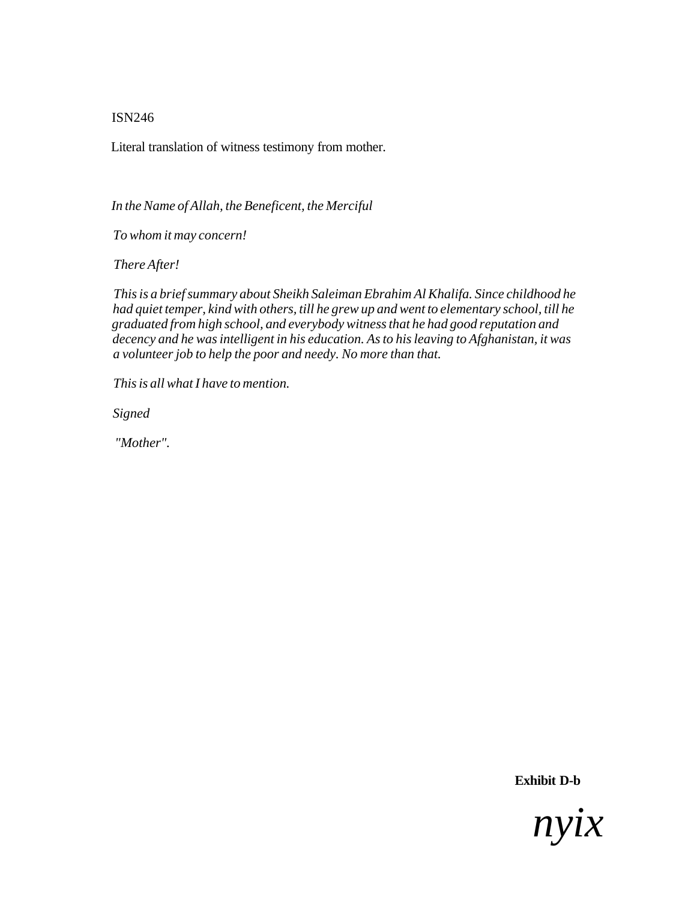ISN246

Literal translation of witness testimony from mother.

*In the Name of Allah, the Beneficent, the Merciful*

*To whom it may concern!*

*There After!*

*This is a brief summary about Sheikh Saleiman Ebrahim Al Khalifa. Since childhood he had quiet temper, kind with others, till he grew up and went to elementary school, till he graduated from high school, and everybody witness that he had good reputation and decency and he was intelligent in his education. As to his leaving to Afghanistan, it was a volunteer job to help the poor and needy. No more than that.*

*This is all what I have to mention.*

*Signed*

*"Mother".*

**Exhibit D-b**

*nyix*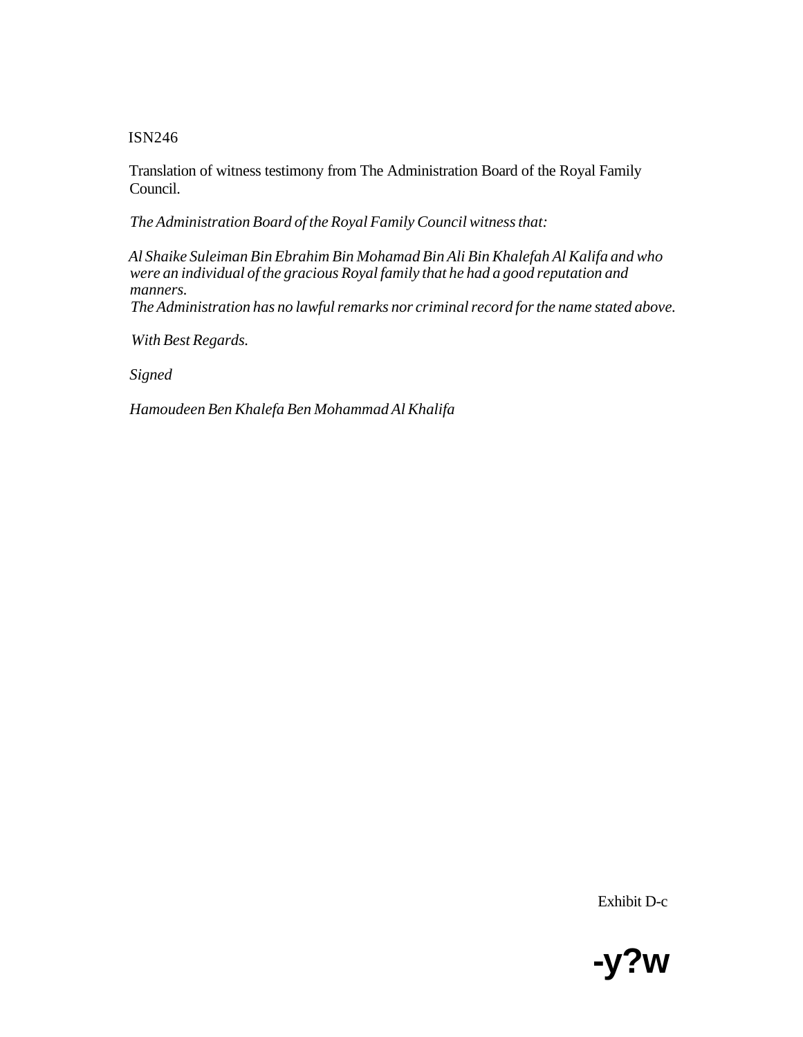ISN246

Translation of witness testimony from The Administration Board of the Royal Family Council.

*The Administration Board of the Royal Family Council witness that:*

*Al Shaike Suleiman Bin Ebrahim Bin Mohamad Bin Ali Bin Khalefah Al Kalifa and who were an individual of the gracious Royal family that he had a good reputation and manners.*
*The Administration has no lawful remarks nor criminal record for the name stated above.*

*With Best Regards.*

*Signed*

*Hamoudeen Ben Khalefa Ben Mohammad Al Khalifa*

Exhibit D-c

**-y?w**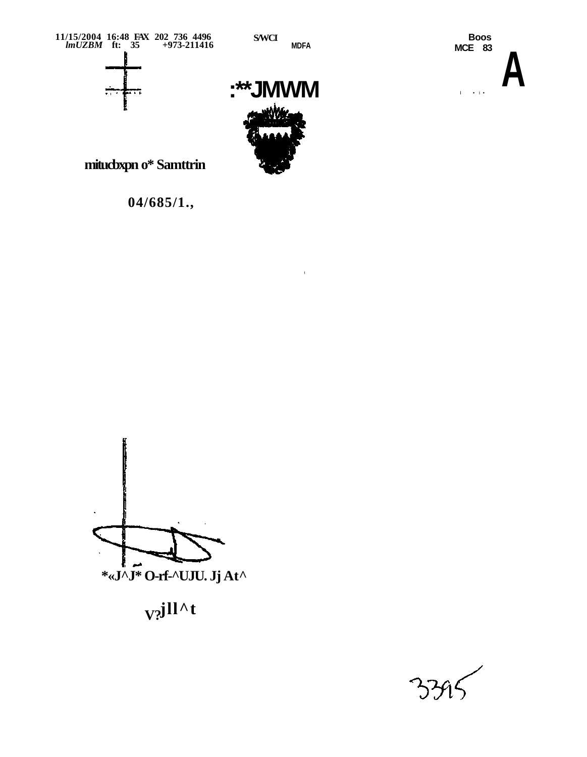11/15/2004 16:48 FAX 202 736 4496 S/WCI Boos
lmUZBM ft: 35 +973-211416 MDFA MCE 83

A

:**JMWM

mitucbxpn o* Samttrin

04/685/1.,

*«J^J* O-rf-^UJU. Jj At^

V?jll^t

3395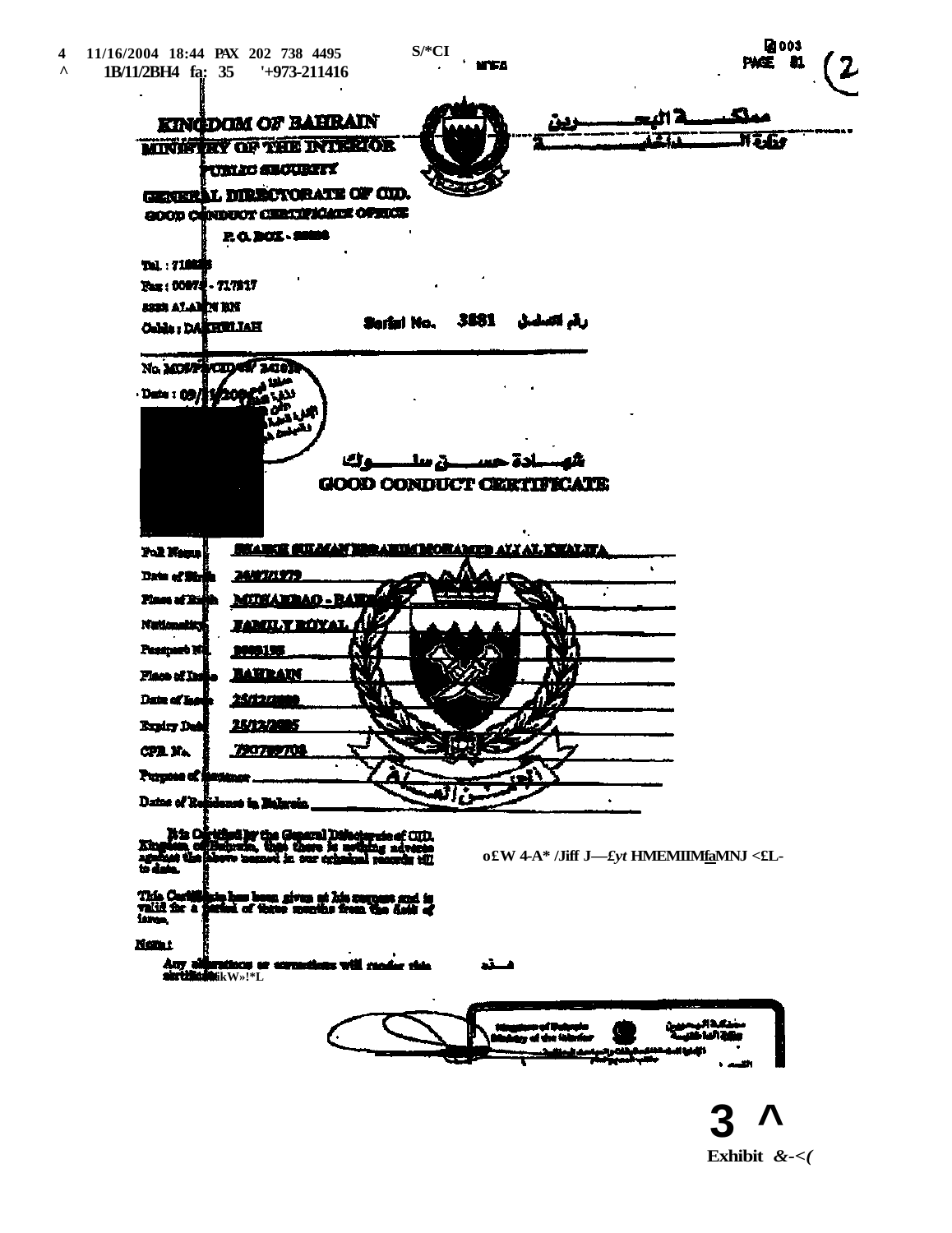KINGDOM OF BAHRAIN
MINISTRY OF THE INTERIOR
PUBLIC SECURITY
GENERAL DIRECTORATE OF CID.
GOOD CONDUCT CERTIFICATE OFFICE
P. O. BOX - 

مملكــــــة البحـــــرين
وزارة الـــــداخليــــــــة

Tel. : 71
Fax : 00973 - 717917
ALAMIN BN
Cable : DAKHELIAH

Serial No. 3881 رقم التسلسل

No. MOI/PS/CID/ 24103
Date : 09/ /200

# شهـــادة حســـن سلـــوك
# GOOD CONDUCT CERTIFICATE

Full Name: SHAIKH SULMAN IBRAHIM MOHAMED ALI AL KHALIFA

Date of Birth: 24/3/1979

Place of Birth: MUHARRAQ - BAHRAIN

Nationality: FAMILY ROYAL

Passport No.:

Place of Issue: BAHRAIN

Date of Issue: 25/12/2000

Expiry Date: 25/12/2005

CPR. No.: 790700703

Purpose of Residence: ____________________

Dates of Residence in Bahrain: ____________________

It is Certified by the General Directorate of CID. Kingdom of Bahrain, that there is nothing adverse against the above named in our criminal records till to date.

This Certificate has been given at his request and is valid for a period of three months from the date of issue.

Note:

Any alterations or corrections will render this certificate

Kingdom of Bahrain
Ministry of the Interior

مملكة البحرين
وزارة الداخلية

Exhibit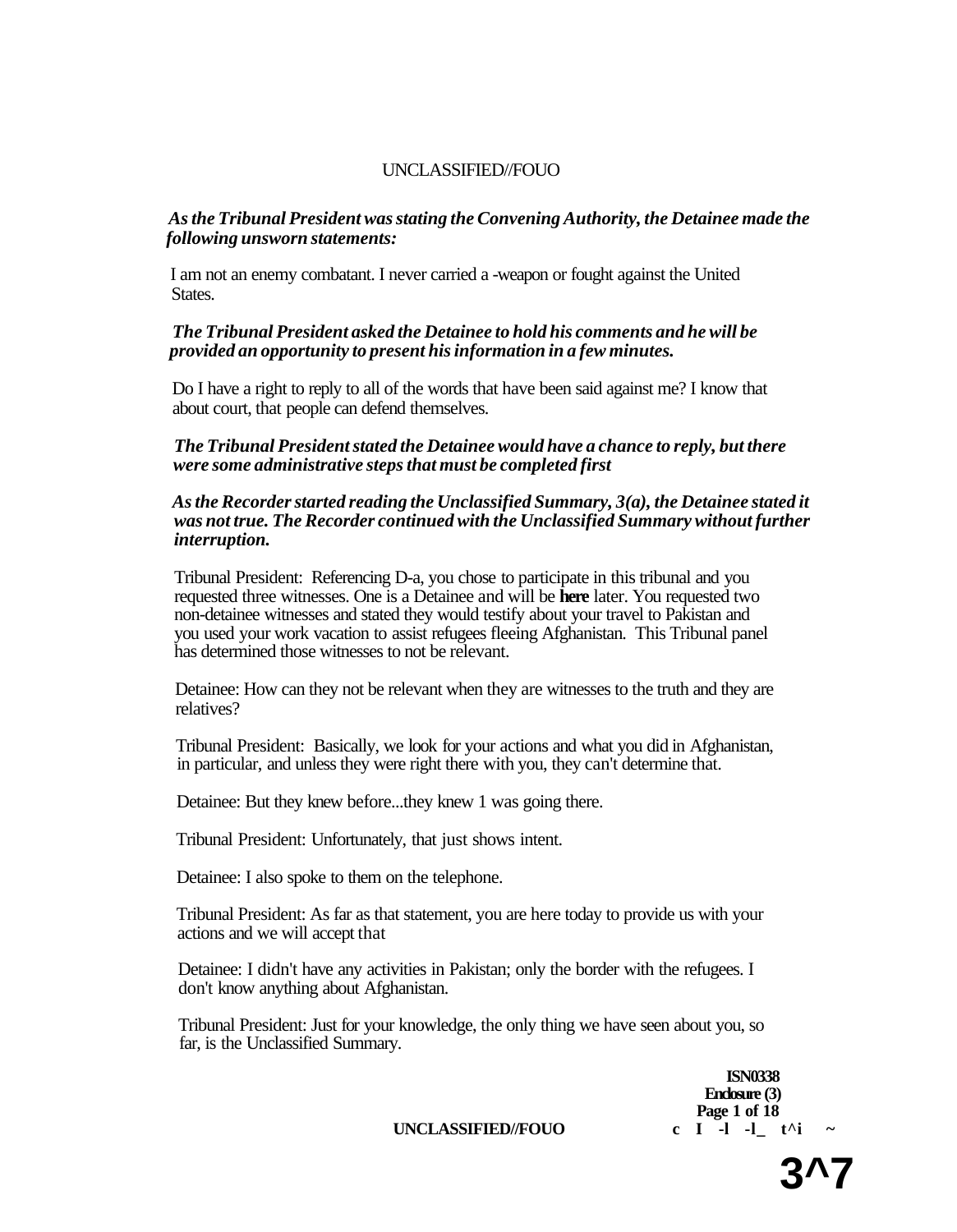*As the Tribunal President was stating the Convening Authority, the Detainee made the following unsworn statements:*

I am not an enemy combatant. I never carried a -weapon or fought against the United States.

***The Tribunal President asked the Detainee to hold his comments and he will be provided an opportunity to present his information in a few minutes.***

Do I have a right to reply to all of the words that have been said against me? I know that about court, that people can defend themselves.

***The Tribunal President stated the Detainee would have a chance to reply, but there were some administrative steps that must be completed first***

***As the Recorder started reading the Unclassified Summary, 3(a), the Detainee stated it was not true. The Recorder continued with the Unclassified Summary without further interruption.***

Tribunal President: Referencing D-a, you chose to participate in this tribunal and you requested three witnesses. One is a Detainee and will be **here** later. You requested two non-detainee witnesses and stated they would testify about your travel to Pakistan and you used your work vacation to assist refugees fleeing Afghanistan. This Tribunal panel has determined those witnesses to not be relevant.

Detainee: How can they not be relevant when they are witnesses to the truth and they are relatives?

Tribunal President: Basically, we look for your actions and what you did in Afghanistan, in particular, and unless they were right there with you, they can't determine that.

Detainee: But they knew before...they knew 1 was going there.

Tribunal President: Unfortunately, that just shows intent.

Detainee: I also spoke to them on the telephone.

Tribunal President: As far as that statement, you are here today to provide us with your actions and we will accept that

Detainee: I didn't have any activities in Pakistan; only the border with the refugees. I don't know anything about Afghanistan.

Tribunal President: Just for your knowledge, the only thing we have seen about you, so far, is the Unclassified Summary.

**ISN0338**
**Enclosure (3)**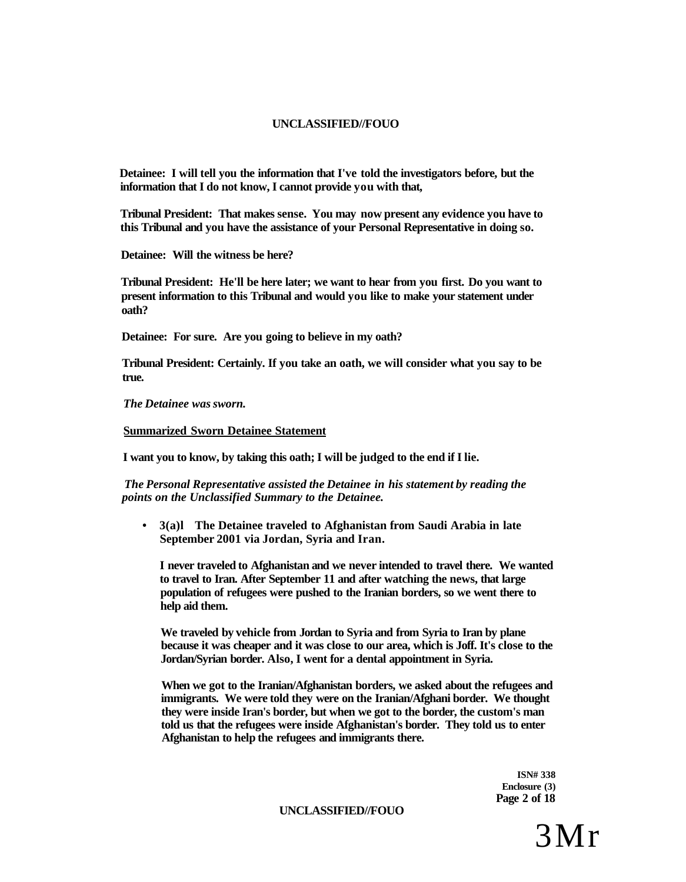**Detainee: I will tell you the information that I've told the investigators before, but the information that I do not know, I cannot provide you with that,**

**Tribunal President: That makes sense. You may now present any evidence you have to this Tribunal and you have the assistance of your Personal Representative in doing so.**

**Detainee: Will the witness be here?**

**Tribunal President: He'll be here later; we want to hear from you first. Do you want to present information to this Tribunal and would you like to make your statement under oath?**

**Detainee: For sure. Are you going to believe in my oath?**

**Tribunal President: Certainly. If you take an oath, we will consider what you say to be true.**

***The Detainee was sworn.***

**Summarized Sworn Detainee Statement**

**I want you to know, by taking this oath; I will be judged to the end if I lie.**

***The Personal Representative assisted the Detainee in his statement by reading the points on the Unclassified Summary to the Detainee.***

- **3(a)l The Detainee traveled to Afghanistan from Saudi Arabia in late September 2001 via Jordan, Syria and Iran.**

  **I never traveled to Afghanistan and we never intended to travel there. We wanted to travel to Iran. After September 11 and after watching the news, that large population of refugees were pushed to the Iranian borders, so we went there to help aid them.**

  **We traveled by vehicle from Jordan to Syria and from Syria to Iran by plane because it was cheaper and it was close to our area, which is Joff. It's close to the Jordan/Syrian border. Also, I went for a dental appointment in Syria.**

  **When we got to the Iranian/Afghanistan borders, we asked about the refugees and immigrants. We were told they were on the Iranian/Afghani border. We thought they were inside Iran's border, but when we got to the border, the custom's man told us that the refugees were inside Afghanistan's border. They told us to enter Afghanistan to help the refugees and immigrants there.**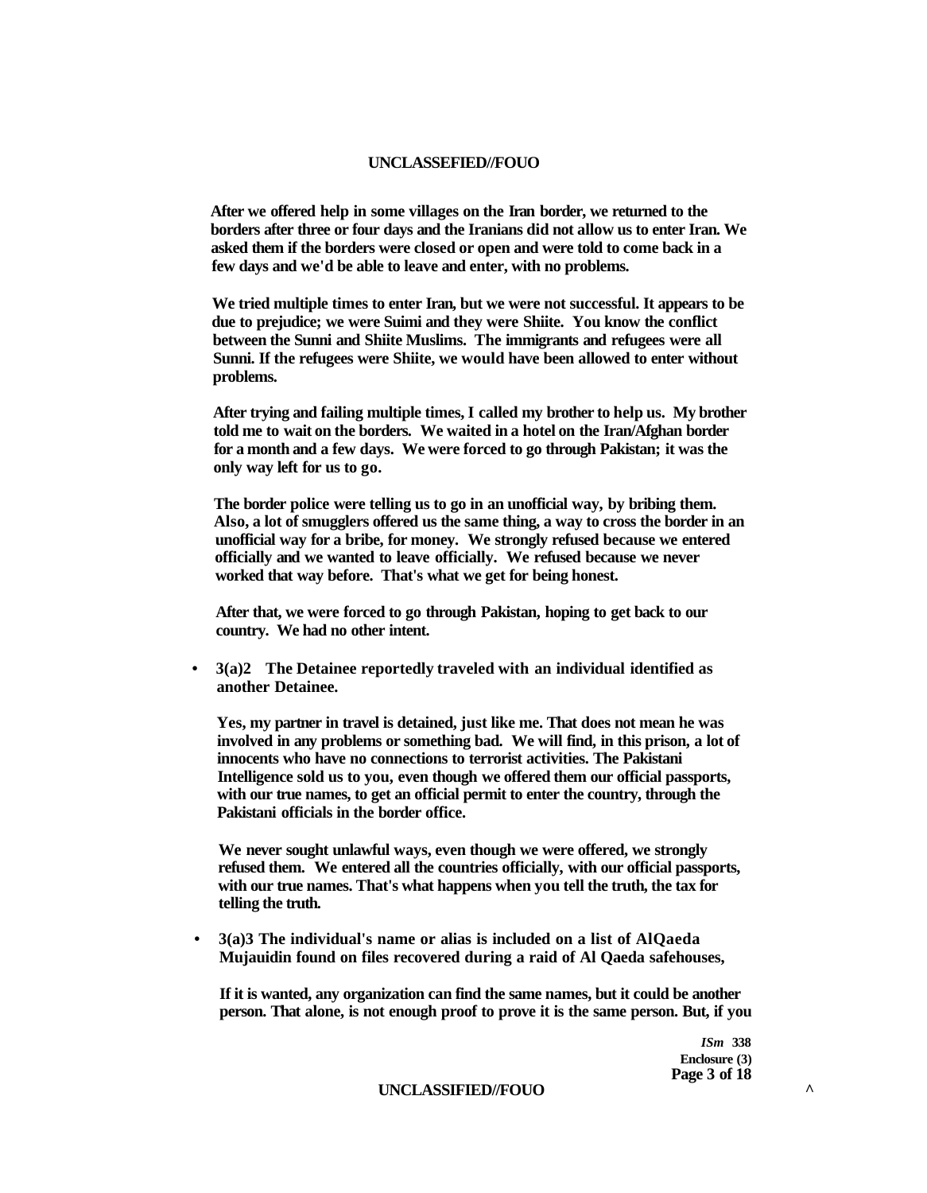**After we offered help in some villages on the Iran border, we returned to the borders after three or four days and the Iranians did not allow us to enter Iran. We asked them if the borders were closed or open and were told to come back in a few days and we'd be able to leave and enter, with no problems.**

**We tried multiple times to enter Iran, but we were not successful. It appears to be due to prejudice; we were Suimi and they were Shiite. You know the conflict between the Sunni and Shiite Muslims. The immigrants and refugees were all Sunni. If the refugees were Shiite, we would have been allowed to enter without problems.**

**After trying and failing multiple times, I called my brother to help us. My brother told me to wait on the borders. We waited in a hotel on the Iran/Afghan border for a month and a few days. We were forced to go through Pakistan; it was the only way left for us to go.**

**The border police were telling us to go in an unofficial way, by bribing them. Also, a lot of smugglers offered us the same thing, a way to cross the border in an unofficial way for a bribe, for money. We strongly refused because we entered officially and we wanted to leave officially. We refused because we never worked that way before. That's what we get for being honest.**

**After that, we were forced to go through Pakistan, hoping to get back to our country. We had no other intent.**

- **3(a)2 The Detainee reportedly traveled with an individual identified as another Detainee.**

  **Yes, my partner in travel is detained, just like me. That does not mean he was involved in any problems or something bad. We will find, in this prison, a lot of innocents who have no connections to terrorist activities. The Pakistani Intelligence sold us to you, even though we offered them our official passports, with our true names, to get an official permit to enter the country, through the Pakistani officials in the border office.**

  **We never sought unlawful ways, even though we were offered, we strongly refused them. We entered all the countries officially, with our official passports, with our true names. That's what happens when you tell the truth, the tax for telling the truth.**

- **3(a)3 The individual's name or alias is included on a list of AlQaeda Mujauidin found on files recovered during a raid of Al Qaeda safehouses,**

  **If it is wanted, any organization can find the same names, but it could be another person. That alone, is not enough proof to prove it is the same person. But, if you**

*ISm* **338**
**Enclosure (3)**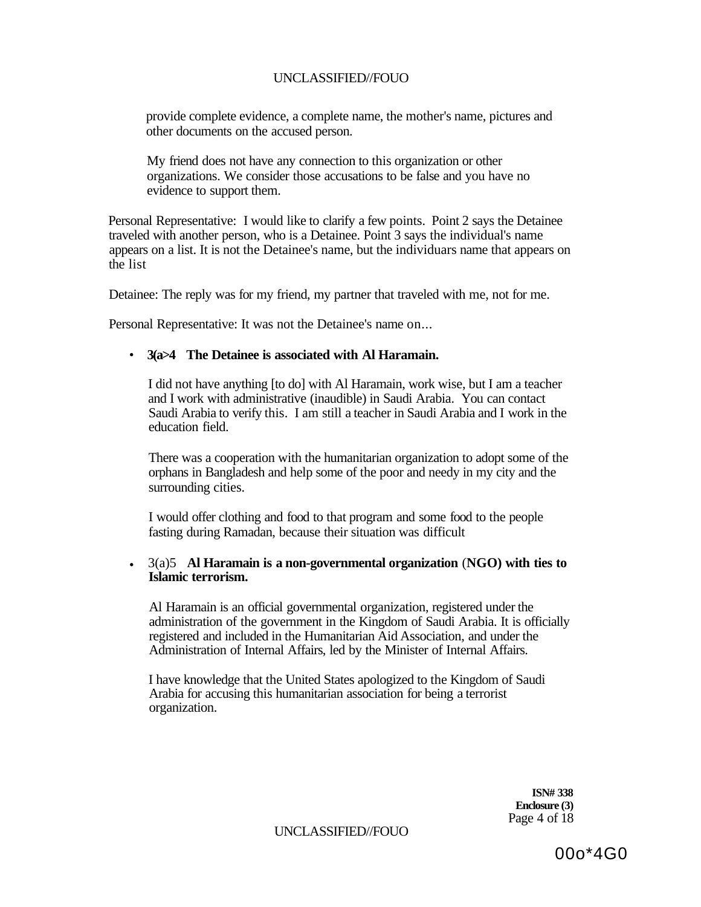provide complete evidence, a complete name, the mother's name, pictures and other documents on the accused person.

My friend does not have any connection to this organization or other organizations. We consider those accusations to be false and you have no evidence to support them.

Personal Representative: I would like to clarify a few points. Point 2 says the Detainee traveled with another person, who is a Detainee. Point 3 says the individual's name appears on a list. It is not the Detainee's name, but the individuars name that appears on the list

Detainee: The reply was for my friend, my partner that traveled with me, not for me.

Personal Representative: It was not the Detainee's name on...

- **3(a>4 The Detainee is associated with Al Haramain.**

  I did not have anything [to do] with Al Haramain, work wise, but I am a teacher and I work with administrative (inaudible) in Saudi Arabia. You can contact Saudi Arabia to verify this. I am still a teacher in Saudi Arabia and I work in the education field.

  There was a cooperation with the humanitarian organization to adopt some of the orphans in Bangladesh and help some of the poor and needy in my city and the surrounding cities.

  I would offer clothing and food to that program and some food to the people fasting during Ramadan, because their situation was difficult

- 3(a)5 **Al Haramain is a non-governmental organization** (**NGO) with ties to Islamic terrorism.**

  Al Haramain is an official governmental organization, registered under the administration of the government in the Kingdom of Saudi Arabia. It is officially registered and included in the Humanitarian Aid Association, and under the Administration of Internal Affairs, led by the Minister of Internal Affairs.

  I have knowledge that the United States apologized to the Kingdom of Saudi Arabia for accusing this humanitarian association for being a terrorist organization.

**ISN# 338**
**Enclosure (3)**

00o*4G0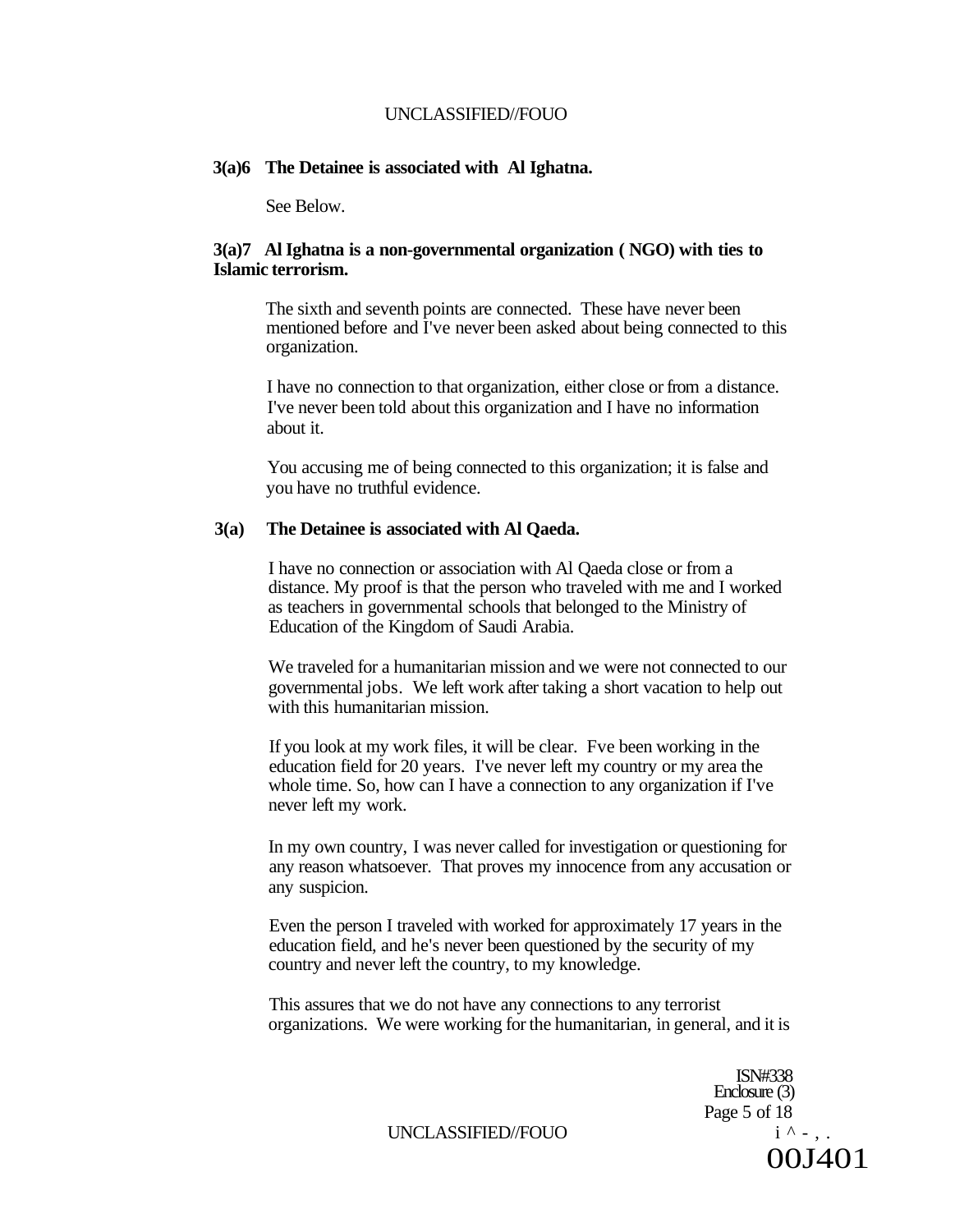**3(a)6 The Detainee is associated with Al Ighatna.**

See Below.

**3(a)7 Al Ighatna is a non-governmental organization ( NGO) with ties to Islamic terrorism.**

The sixth and seventh points are connected. These have never been mentioned before and I've never been asked about being connected to this organization.

I have no connection to that organization, either close or from a distance. I've never been told about this organization and I have no information about it.

You accusing me of being connected to this organization; it is false and you have no truthful evidence.

**3(a) The Detainee is associated with Al Qaeda.**

I have no connection or association with Al Qaeda close or from a distance. My proof is that the person who traveled with me and I worked as teachers in governmental schools that belonged to the Ministry of Education of the Kingdom of Saudi Arabia.

We traveled for a humanitarian mission and we were not connected to our governmental jobs. We left work after taking a short vacation to help out with this humanitarian mission.

If you look at my work files, it will be clear. Fve been working in the education field for 20 years. I've never left my country or my area the whole time. So, how can I have a connection to any organization if I've never left my work.

In my own country, I was never called for investigation or questioning for any reason whatsoever. That proves my innocence from any accusation or any suspicion.

Even the person I traveled with worked for approximately 17 years in the education field, and he's never been questioned by the security of my country and never left the country, to my knowledge.

This assures that we do not have any connections to any terrorist organizations. We were working for the humanitarian, in general, and it is

ISN#338
Enclosure (3)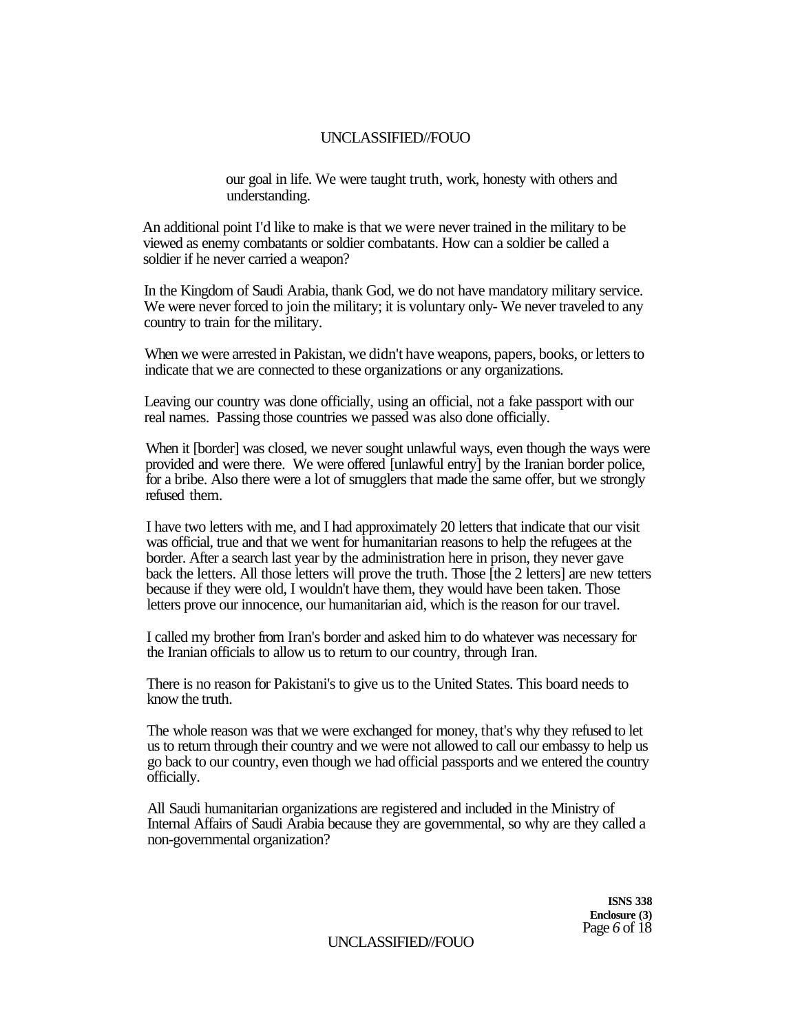our goal in life. We were taught truth, work, honesty with others and understanding.

An additional point I'd like to make is that we were never trained in the military to be viewed as enemy combatants or soldier combatants. How can a soldier be called a soldier if he never carried a weapon?

In the Kingdom of Saudi Arabia, thank God, we do not have mandatory military service. We were never forced to join the military; it is voluntary only- We never traveled to any country to train for the military.

When we were arrested in Pakistan, we didn't have weapons, papers, books, or letters to indicate that we are connected to these organizations or any organizations.

Leaving our country was done officially, using an official, not a fake passport with our real names. Passing those countries we passed was also done officially.

When it [border] was closed, we never sought unlawful ways, even though the ways were provided and were there. We were offered [unlawful entry] by the Iranian border police, for a bribe. Also there were a lot of smugglers that made the same offer, but we strongly refused them.

I have two letters with me, and I had approximately 20 letters that indicate that our visit was official, true and that we went for humanitarian reasons to help the refugees at the border. After a search last year by the administration here in prison, they never gave back the letters. All those letters will prove the truth. Those [the 2 letters] are new tetters because if they were old, I wouldn't have them, they would have been taken. Those letters prove our innocence, our humanitarian aid, which is the reason for our travel.

I called my brother from Iran's border and asked him to do whatever was necessary for the Iranian officials to allow us to return to our country, through Iran.

There is no reason for Pakistani's to give us to the United States. This board needs to know the truth.

The whole reason was that we were exchanged for money, that's why they refused to let us to return through their country and we were not allowed to call our embassy to help us go back to our country, even though we had official passports and we entered the country officially.

All Saudi humanitarian organizations are registered and included in the Ministry of Internal Affairs of Saudi Arabia because they are governmental, so why are they called a non-governmental organization?

**ISNS 338**
**Enclosure (3)**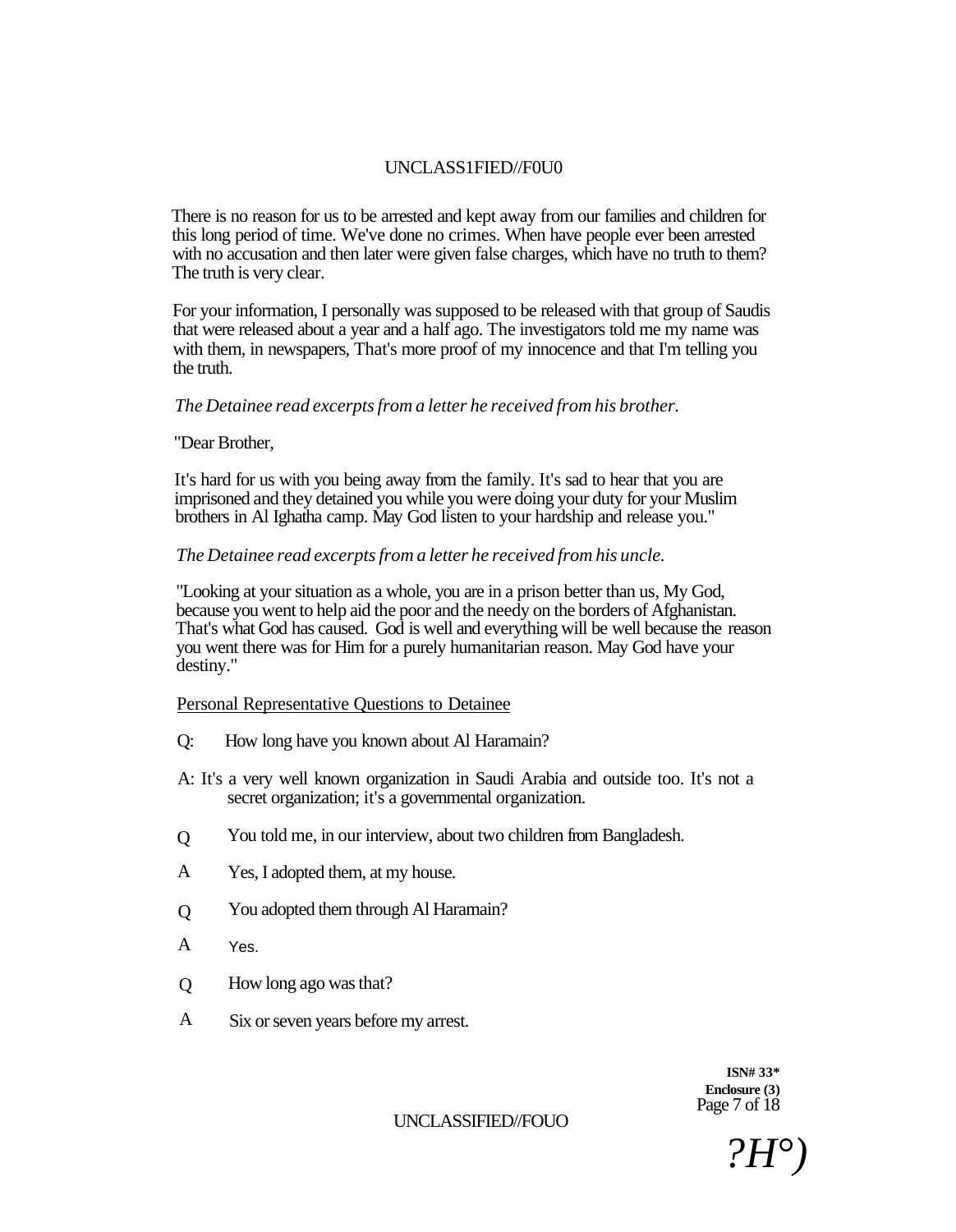There is no reason for us to be arrested and kept away from our families and children for this long period of time. We've done no crimes. When have people ever been arrested with no accusation and then later were given false charges, which have no truth to them? The truth is very clear.

For your information, I personally was supposed to be released with that group of Saudis that were released about a year and a half ago. The investigators told me my name was with them, in newspapers, That's more proof of my innocence and that I'm telling you the truth.

*The Detainee read excerpts from a letter he received from his brother.*

"Dear Brother,

It's hard for us with you being away from the family. It's sad to hear that you are imprisoned and they detained you while you were doing your duty for your Muslim brothers in Al Ighatha camp. May God listen to your hardship and release you."

*The Detainee read excerpts from a letter he received from his uncle.*

"Looking at your situation as a whole, you are in a prison better than us, My God, because you went to help aid the poor and the needy on the borders of Afghanistan. That's what God has caused. God is well and everything will be well because the reason you went there was for Him for a purely humanitarian reason. May God have your destiny."

Personal Representative Questions to Detainee

Q: How long have you known about Al Haramain?

A: It's a very well known organization in Saudi Arabia and outside too. It's not a secret organization; it's a governmental organization.

Q You told me, in our interview, about two children from Bangladesh.

A Yes, I adopted them, at my house.

Q You adopted them through Al Haramain?

A Yes.

Q How long ago was that?

A Six or seven years before my arrest.

ISN# 33*
Enclosure (3)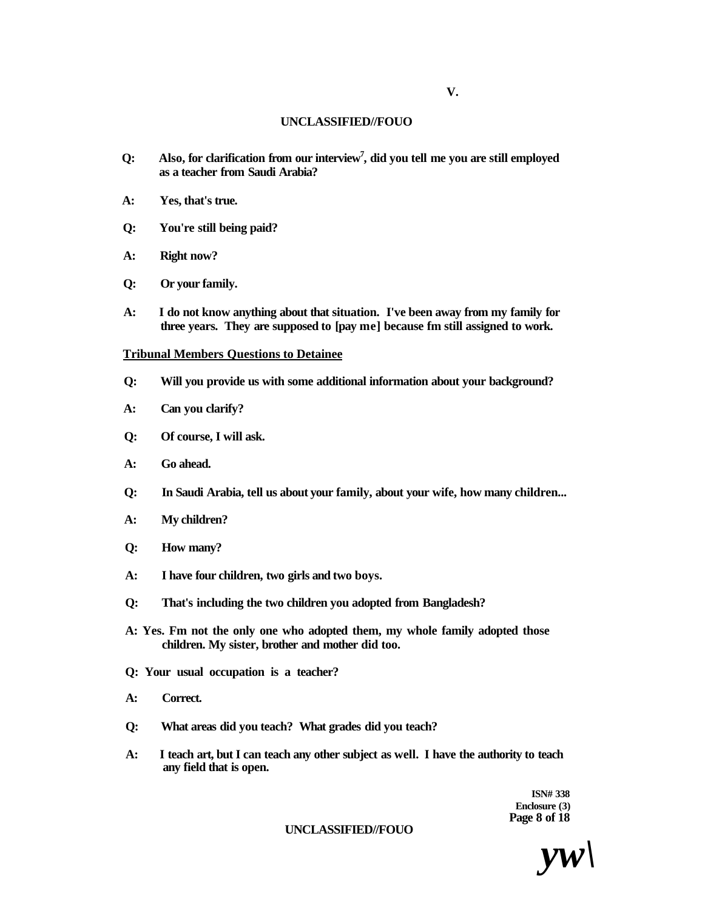**Q:** Also, for clarification from our interview[7], did you tell me you are still employed as a teacher from Saudi Arabia?

**A:** Yes, that's true.

**Q:** You're still being paid?

**A:** Right now?

**Q:** Or your family.

**A:** I do not know anything about that situation. I've been away from my family for three years. They are supposed to [pay me] because fm still assigned to work.

**Tribunal Members Questions to Detainee**

**Q:** Will you provide us with some additional information about your background?

**A:** Can you clarify?

**Q:** Of course, I will ask.

**A:** Go ahead.

**Q:** In Saudi Arabia, tell us about your family, about your wife, how many children...

**A:** My children?

**Q:** How many?

**A:** I have four children, two girls and two boys.

**Q:** That's including the two children you adopted from Bangladesh?

**A:** Yes. Fm not the only one who adopted them, my whole family adopted those children. My sister, brother and mother did too.

**Q:** Your usual occupation is a teacher?

**A:** Correct.

**Q:** What areas did you teach? What grades did you teach?

**A:** I teach art, but I can teach any other subject as well. I have the authority to teach any field that is open.

ISN# 338
Enclosure (3)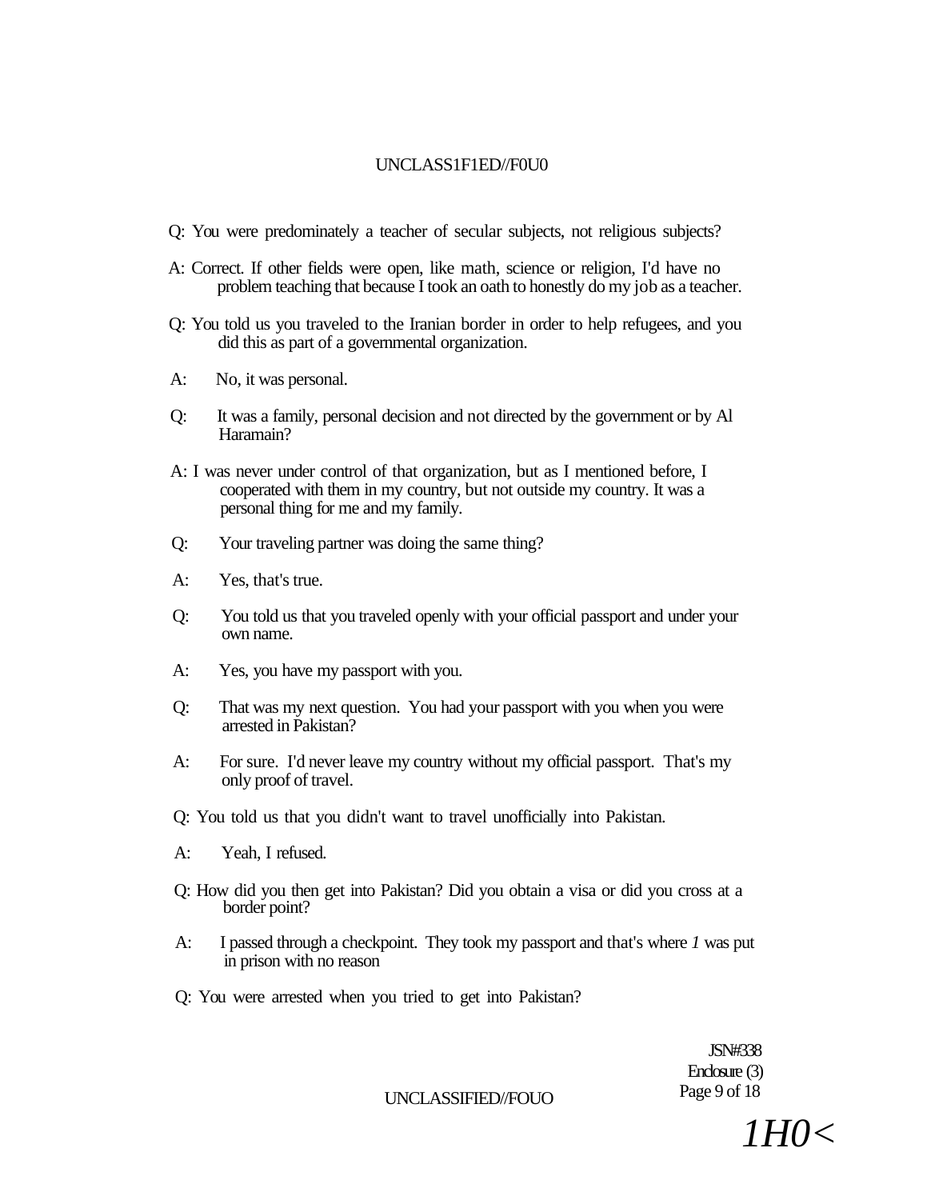Q: You were predominately a teacher of secular subjects, not religious subjects?

A: Correct. If other fields were open, like math, science or religion, I'd have no problem teaching that because I took an oath to honestly do my job as a teacher.

Q: You told us you traveled to the Iranian border in order to help refugees, and you did this as part of a governmental organization.

A: No, it was personal.

Q: It was a family, personal decision and not directed by the government or by Al Haramain?

A: I was never under control of that organization, but as I mentioned before, I cooperated with them in my country, but not outside my country. It was a personal thing for me and my family.

Q: Your traveling partner was doing the same thing?

A: Yes, that's true.

Q: You told us that you traveled openly with your official passport and under your own name.

A: Yes, you have my passport with you.

Q: That was my next question. You had your passport with you when you were arrested in Pakistan?

A: For sure. I'd never leave my country without my official passport. That's my only proof of travel.

Q: You told us that you didn't want to travel unofficially into Pakistan.

A: Yeah, I refused.

Q: How did you then get into Pakistan? Did you obtain a visa or did you cross at a border point?

A: I passed through a checkpoint. They took my passport and that's where *1* was put in prison with no reason

Q: You were arrested when you tried to get into Pakistan?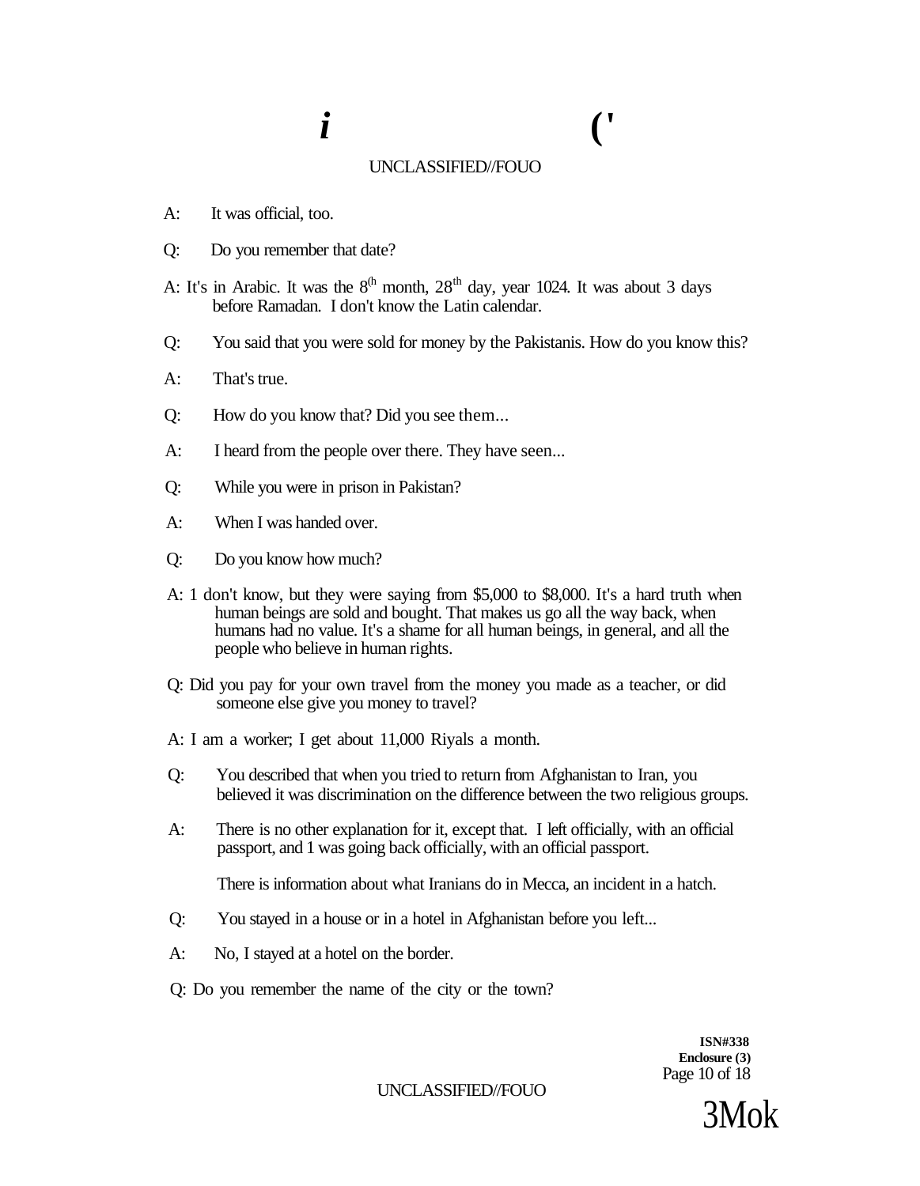A: It was official, too.

Q: Do you remember that date?

A: It's in Arabic. It was the 8th month, 28th day, year 1024. It was about 3 days before Ramadan. I don't know the Latin calendar.

Q: You said that you were sold for money by the Pakistanis. How do you know this?

A: That's true.

Q: How do you know that? Did you see them...

A: I heard from the people over there. They have seen...

Q: While you were in prison in Pakistan?

A: When I was handed over.

Q: Do you know how much?

A: I don't know, but they were saying from $5,000 to $8,000. It's a hard truth when human beings are sold and bought. That makes us go all the way back, when humans had no value. It's a shame for all human beings, in general, and all the people who believe in human rights.

Q: Did you pay for your own travel from the money you made as a teacher, or did someone else give you money to travel?

A: I am a worker; I get about 11,000 Riyals a month.

Q: You described that when you tried to return from Afghanistan to Iran, you believed it was discrimination on the difference between the two religious groups.

A: There is no other explanation for it, except that. I left officially, with an official passport, and I was going back officially, with an official passport.

There is information about what Iranians do in Mecca, an incident in a hatch.

Q: You stayed in a house or in a hotel in Afghanistan before you left...

A: No, I stayed at a hotel on the border.

Q: Do you remember the name of the city or the town?

ISN#338
Enclosure (3)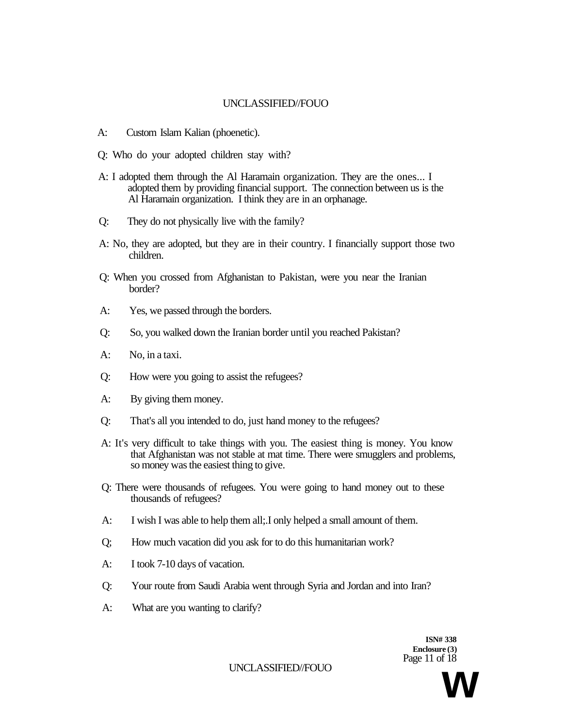A: Custom Islam Kalian (phoenetic).

Q: Who do your adopted children stay with?

A: I adopted them through the Al Haramain organization. They are the ones... I adopted them by providing financial support. The connection between us is the Al Haramain organization. I think they are in an orphanage.

Q: They do not physically live with the family?

A: No, they are adopted, but they are in their country. I financially support those two children.

Q: When you crossed from Afghanistan to Pakistan, were you near the Iranian border?

A: Yes, we passed through the borders.

Q: So, you walked down the Iranian border until you reached Pakistan?

A: No, in a taxi.

Q: How were you going to assist the refugees?

A: By giving them money.

Q: That's all you intended to do, just hand money to the refugees?

A: It's very difficult to take things with you. The easiest thing is money. You know that Afghanistan was not stable at mat time. There were smugglers and problems, so money was the easiest thing to give.

Q: There were thousands of refugees. You were going to hand money out to these thousands of refugees?

A: I wish I was able to help them all;.I only helped a small amount of them.

Q; How much vacation did you ask for to do this humanitarian work?

A: I took 7-10 days of vacation.

Q: Your route from Saudi Arabia went through Syria and Jordan and into Iran?

A: What are you wanting to clarify?

ISN# 338
Enclosure (3)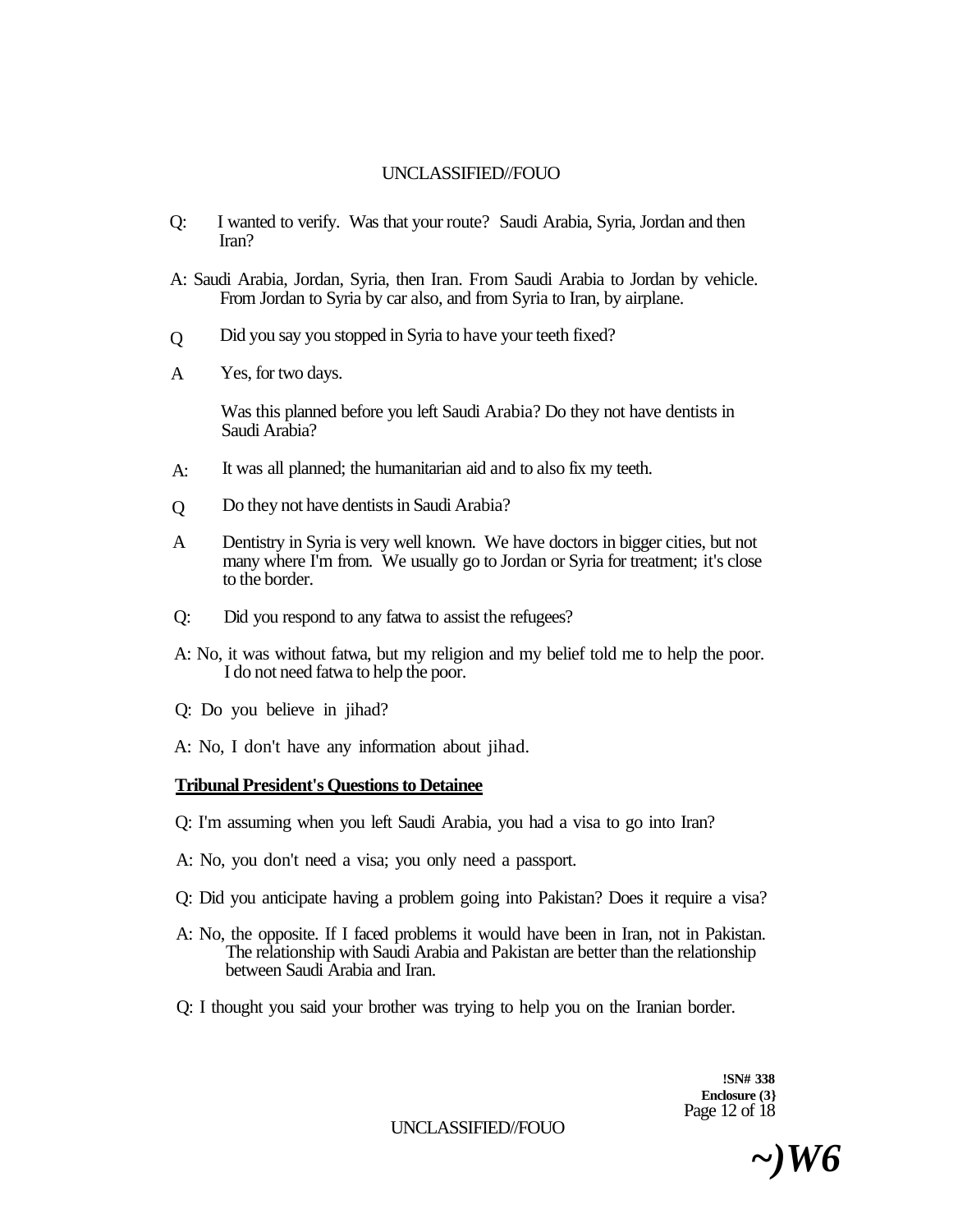Q: I wanted to verify. Was that your route? Saudi Arabia, Syria, Jordan and then Iran?

A: Saudi Arabia, Jordan, Syria, then Iran. From Saudi Arabia to Jordan by vehicle. From Jordan to Syria by car also, and from Syria to Iran, by airplane.

Q Did you say you stopped in Syria to have your teeth fixed?

A Yes, for two days.

Was this planned before you left Saudi Arabia? Do they not have dentists in Saudi Arabia?

A: It was all planned; the humanitarian aid and to also fix my teeth.

Q Do they not have dentists in Saudi Arabia?

A Dentistry in Syria is very well known. We have doctors in bigger cities, but not many where I'm from. We usually go to Jordan or Syria for treatment; it's close to the border.

Q: Did you respond to any fatwa to assist the refugees?

A: No, it was without fatwa, but my religion and my belief told me to help the poor. I do not need fatwa to help the poor.

Q: Do you believe in jihad?

A: No, I don't have any information about jihad.

**Tribunal President's Questions to Detainee**

Q: I'm assuming when you left Saudi Arabia, you had a visa to go into Iran?

A: No, you don't need a visa; you only need a passport.

Q: Did you anticipate having a problem going into Pakistan? Does it require a visa?

A: No, the opposite. If I faced problems it would have been in Iran, not in Pakistan. The relationship with Saudi Arabia and Pakistan are better than the relationship between Saudi Arabia and Iran.

Q: I thought you said your brother was trying to help you on the Iranian border.

**!SN# 338**
**Enclosure (3}**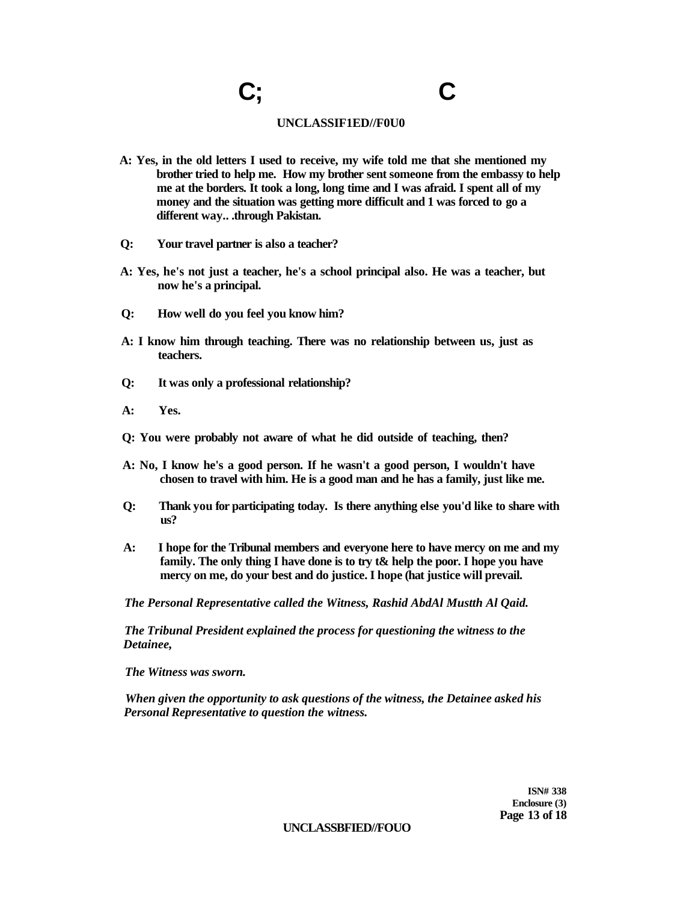A: Yes, in the old letters I used to receive, my wife told me that she mentioned my brother tried to help me. How my brother sent someone from the embassy to help me at the borders. It took a long, long time and I was afraid. I spent all of my money and the situation was getting more difficult and 1 was forced to go a different way.. .through Pakistan.

Q: Your travel partner is also a teacher?

A: Yes, he's not just a teacher, he's a school principal also. He was a teacher, but now he's a principal.

Q: How well do you feel you know him?

A: I know him through teaching. There was no relationship between us, just as teachers.

Q: It was only a professional relationship?

A: Yes.

Q: You were probably not aware of what he did outside of teaching, then?

A: No, I know he's a good person. If he wasn't a good person, I wouldn't have chosen to travel with him. He is a good man and he has a family, just like me.

Q: Thank you for participating today. Is there anything else you'd like to share with us?

A: I hope for the Tribunal members and everyone here to have mercy on me and my family. The only thing I have done is to try t& help the poor. I hope you have mercy on me, do your best and do justice. I hope (hat justice will prevail.

*The Personal Representative called the Witness, Rashid AbdAl Mustth Al Qaid.*

*The Tribunal President explained the process for questioning the witness to the Detainee,*

*The Witness was sworn.*

*When given the opportunity to ask questions of the witness, the Detainee asked his Personal Representative to question the witness.*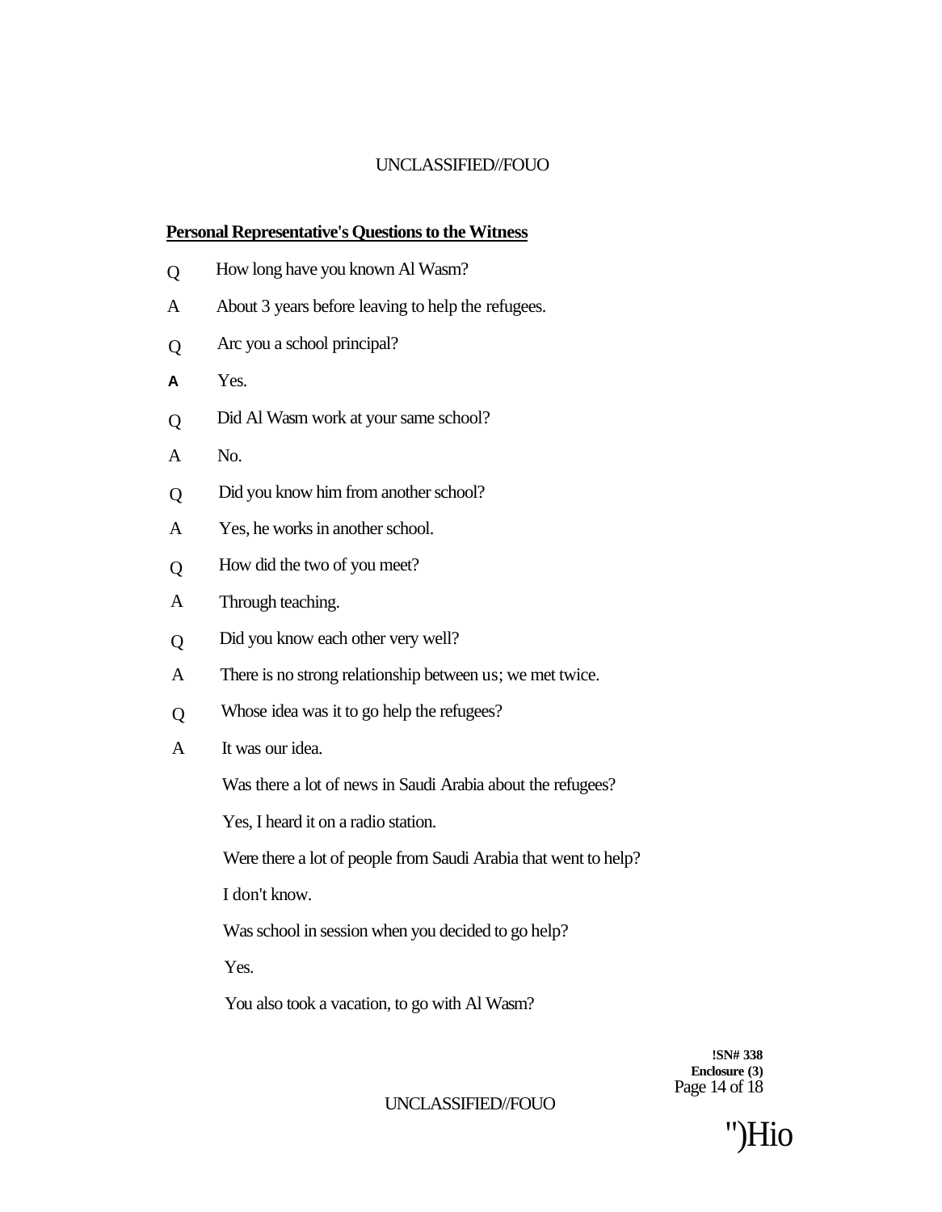**Personal Representative's Questions to the Witness**

Q How long have you known Al Wasm?

A About 3 years before leaving to help the refugees.

Q Arc you a school principal?

A Yes.

Q Did Al Wasm work at your same school?

A No.

Q Did you know him from another school?

A Yes, he works in another school.

Q How did the two of you meet?

A Through teaching.

Q Did you know each other very well?

A There is no strong relationship between us; we met twice.

Q Whose idea was it to go help the refugees?

A It was our idea.

Was there a lot of news in Saudi Arabia about the refugees?

Yes, I heard it on a radio station.

Were there a lot of people from Saudi Arabia that went to help?

I don't know.

Was school in session when you decided to go help?

Yes.

You also took a vacation, to go with Al Wasm?

!SN# 338
Enclosure (3)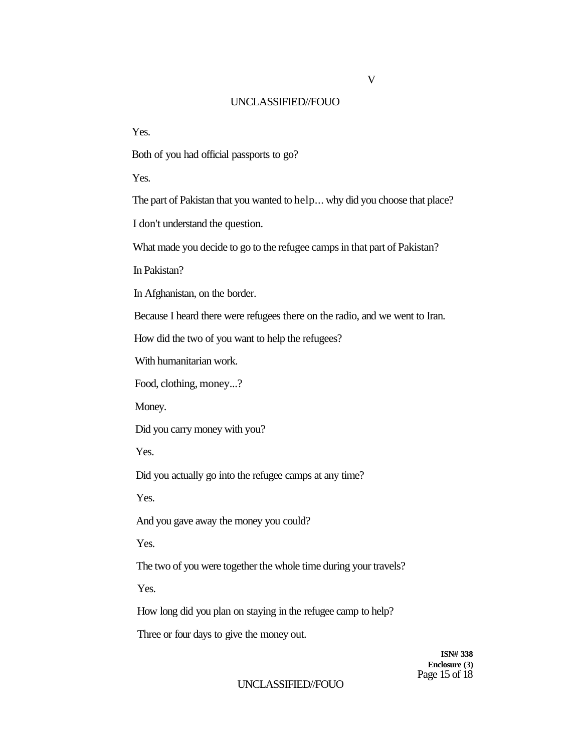Yes.

Both of you had official passports to go?

Yes.

The part of Pakistan that you wanted to help... why did you choose that place?

I don't understand the question.

What made you decide to go to the refugee camps in that part of Pakistan?

In Pakistan?

In Afghanistan, on the border.

Because I heard there were refugees there on the radio, and we went to Iran.

How did the two of you want to help the refugees?

With humanitarian work.

Food, clothing, money...?

Money.

Did you carry money with you?

Yes.

Did you actually go into the refugee camps at any time?

Yes.

And you gave away the money you could?

Yes.

The two of you were together the whole time during your travels?

Yes.

How long did you plan on staying in the refugee camp to help?

Three or four days to give the money out.

**ISN# 338**
**Enclosure (3)**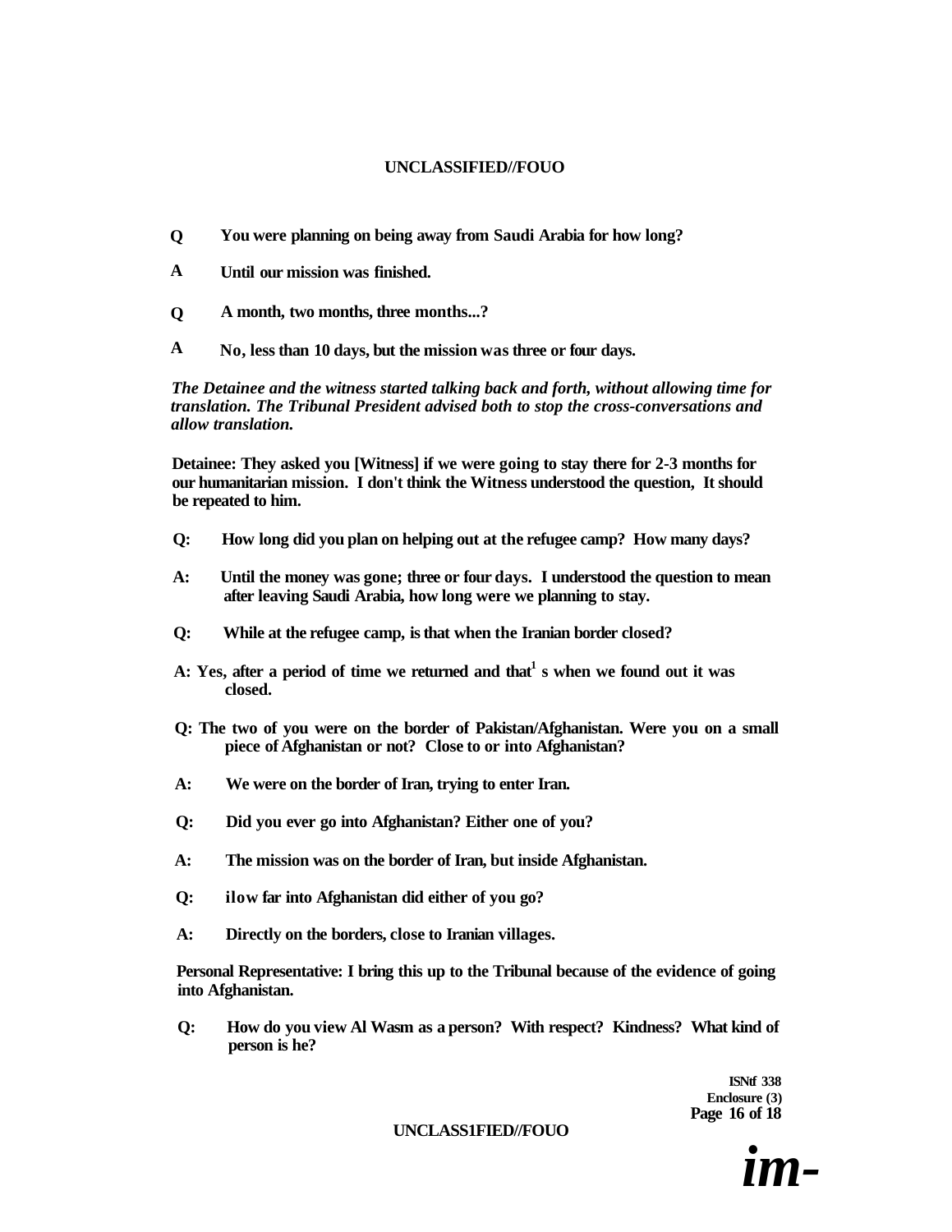**Q** You were planning on being away from Saudi Arabia for how long?

**A** Until our mission was finished.

**Q** A month, two months, three months...?

**A** No, less than 10 days, but the mission was three or four days.

***The Detainee and the witness started talking back and forth, without allowing time for translation. The Tribunal President advised both to stop the cross-conversations and allow translation.***

**Detainee: They asked you [Witness] if we were going to stay there for 2-3 months for our humanitarian mission. I don't think the Witness understood the question, It should be repeated to him.**

**Q: How long did you plan on helping out at the refugee camp? How many days?**

**A: Until the money was gone; three or four days. I understood the question to mean after leaving Saudi Arabia, how long were we planning to stay.**

**Q: While at the refugee camp, is that when the Iranian border closed?**

**A: Yes, after a period of time we returned and that[1] s when we found out it was closed.**

**Q: The two of you were on the border of Pakistan/Afghanistan. Were you on a small piece of Afghanistan or not? Close to or into Afghanistan?**

**A: We were on the border of Iran, trying to enter Iran.**

**Q: Did you ever go into Afghanistan? Either one of you?**

**A: The mission was on the border of Iran, but inside Afghanistan.**

**Q: ilow far into Afghanistan did either of you go?**

**A: Directly on the borders, close to Iranian villages.**

**Personal Representative: I bring this up to the Tribunal because of the evidence of going into Afghanistan.**

**Q: How do you view Al Wasm as a person? With respect? Kindness? What kind of person is he?**

**ISNtf 338**
**Enclosure (3)**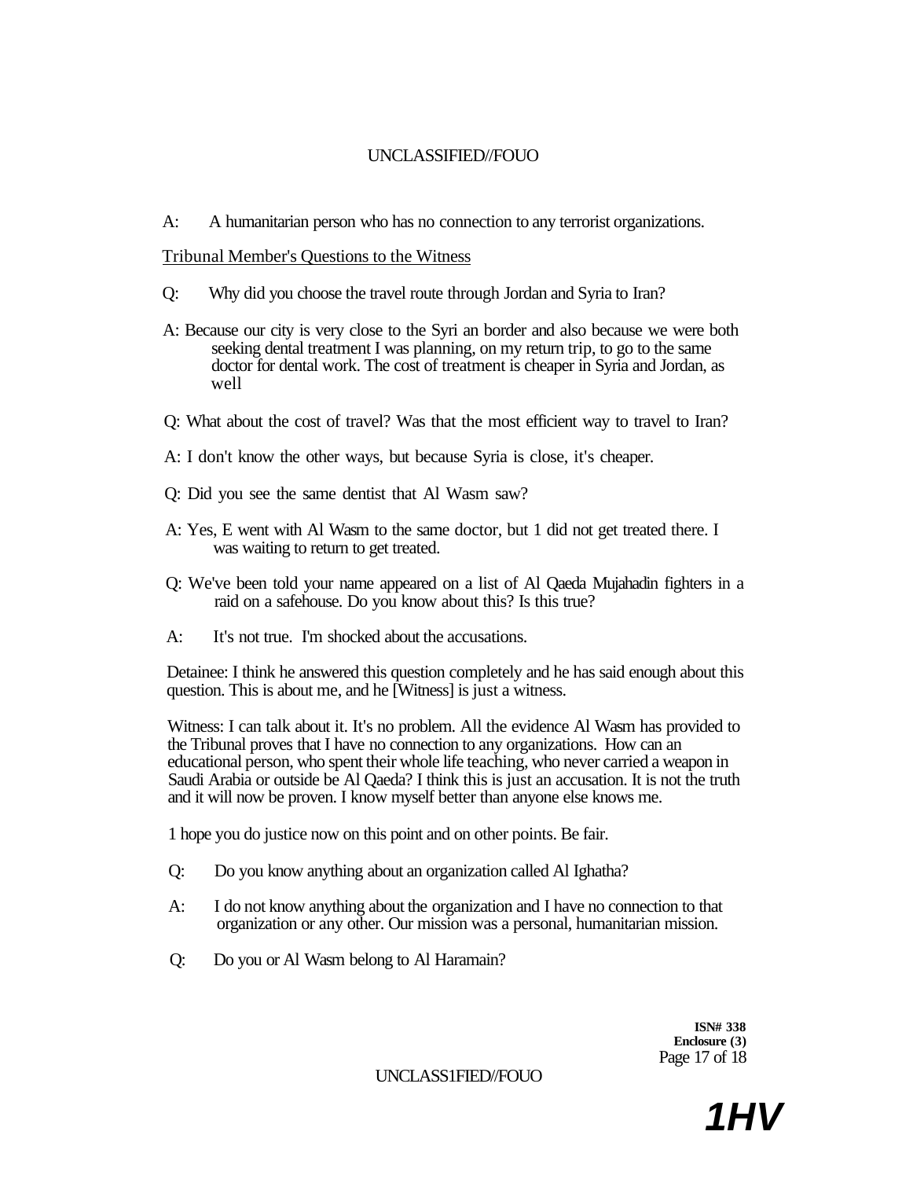A: A humanitarian person who has no connection to any terrorist organizations.

Tribunal Member's Questions to the Witness

Q: Why did you choose the travel route through Jordan and Syria to Iran?

A: Because our city is very close to the Syri an border and also because we were both seeking dental treatment I was planning, on my return trip, to go to the same doctor for dental work. The cost of treatment is cheaper in Syria and Jordan, as well

Q: What about the cost of travel? Was that the most efficient way to travel to Iran?

A: I don't know the other ways, but because Syria is close, it's cheaper.

Q: Did you see the same dentist that Al Wasm saw?

A: Yes, E went with Al Wasm to the same doctor, but 1 did not get treated there. I was waiting to return to get treated.

Q: We've been told your name appeared on a list of Al Qaeda Mujahadin fighters in a raid on a safehouse. Do you know about this? Is this true?

A: It's not true. I'm shocked about the accusations.

Detainee: I think he answered this question completely and he has said enough about this question. This is about me, and he [Witness] is just a witness.

Witness: I can talk about it. It's no problem. All the evidence Al Wasm has provided to the Tribunal proves that I have no connection to any organizations. How can an educational person, who spent their whole life teaching, who never carried a weapon in Saudi Arabia or outside be Al Qaeda? I think this is just an accusation. It is not the truth and it will now be proven. I know myself better than anyone else knows me.

1 hope you do justice now on this point and on other points. Be fair.

Q: Do you know anything about an organization called Al Ighatha?

A: I do not know anything about the organization and I have no connection to that organization or any other. Our mission was a personal, humanitarian mission.

Q: Do you or Al Wasm belong to Al Haramain?

**ISN# 338**
**Enclosure (3)**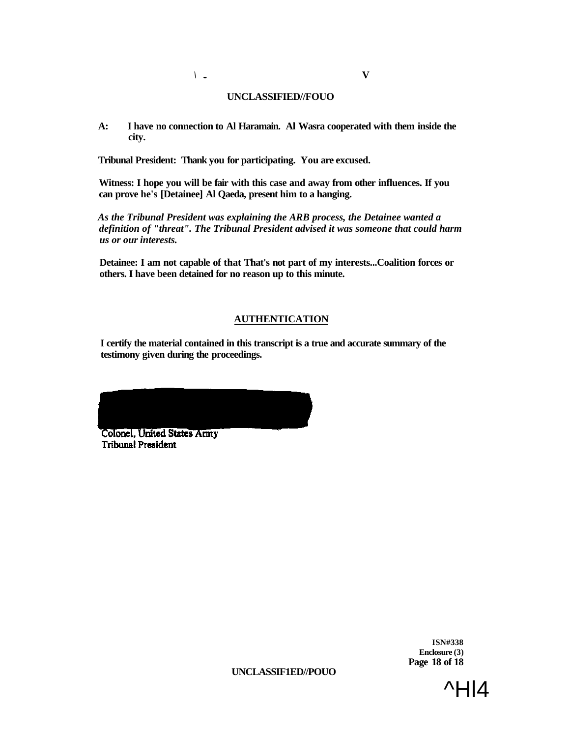**A: I have no connection to Al Haramain. Al Wasra cooperated with them inside the city.**

**Tribunal President: Thank you for participating. You are excused.**

**Witness: I hope you will be fair with this case and away from other influences. If you can prove he's [Detainee] Al Qaeda, present him to a hanging.**

***As the Tribunal President was explaining the ARB process, the Detainee wanted a definition of "threat". The Tribunal President advised it was someone that could harm us or our interests.***

**Detainee: I am not capable of that That's not part of my interests...Coalition forces or others. I have been detained for no reason up to this minute.**

## AUTHENTICATION

**I certify the material contained in this transcript is a true and accurate summary of the testimony given during the proceedings.**

Colonel, United States Army
Tribunal President

**ISN#338**
**Enclosure (3)**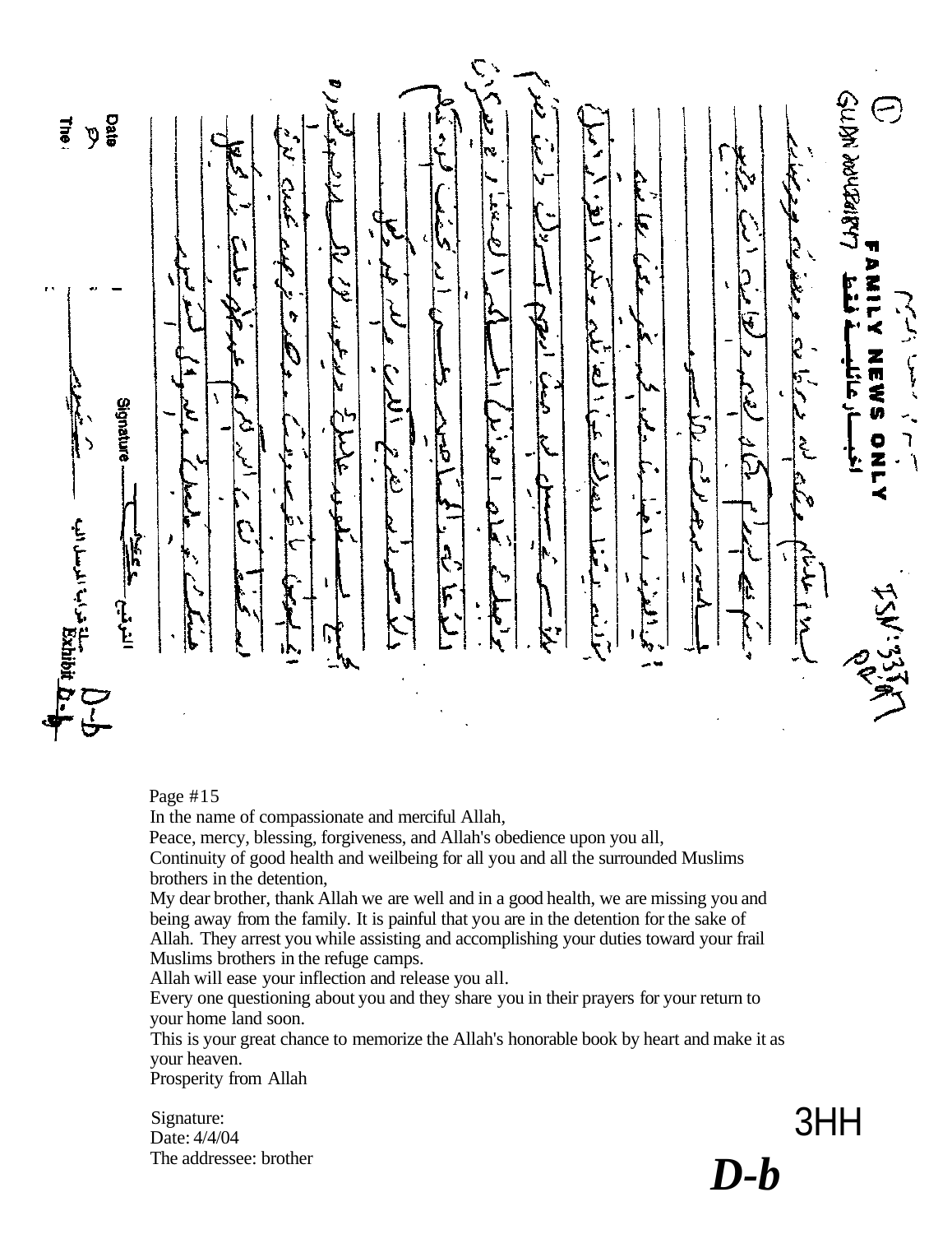①

FAMILY NEWS ONLY

أخبـــار عائليــــة فقـط

ISN: 337

Signature

Date

The

Exhibit D-b

Page #15

In the name of compassionate and merciful Allah,

Peace, mercy, blessing, forgiveness, and Allah's obedience upon you all,

Continuity of good health and weilbeing for all you and all the surrounded Muslims brothers in the detention,

My dear brother, thank Allah we are well and in a good health, we are missing you and being away from the family. It is painful that you are in the detention for the sake of Allah. They arrest you while assisting and accomplishing your duties toward your frail Muslims brothers in the refuge camps.

Allah will ease your inflection and release you all.

Every one questioning about you and they share you in their prayers for your return to your home land soon.

This is your great chance to memorize the Allah's honorable book by heart and make it as your heaven.

Prosperity from Allah

Signature:

Date: 4/4/04

The addressee: brother

3HH

***D-b***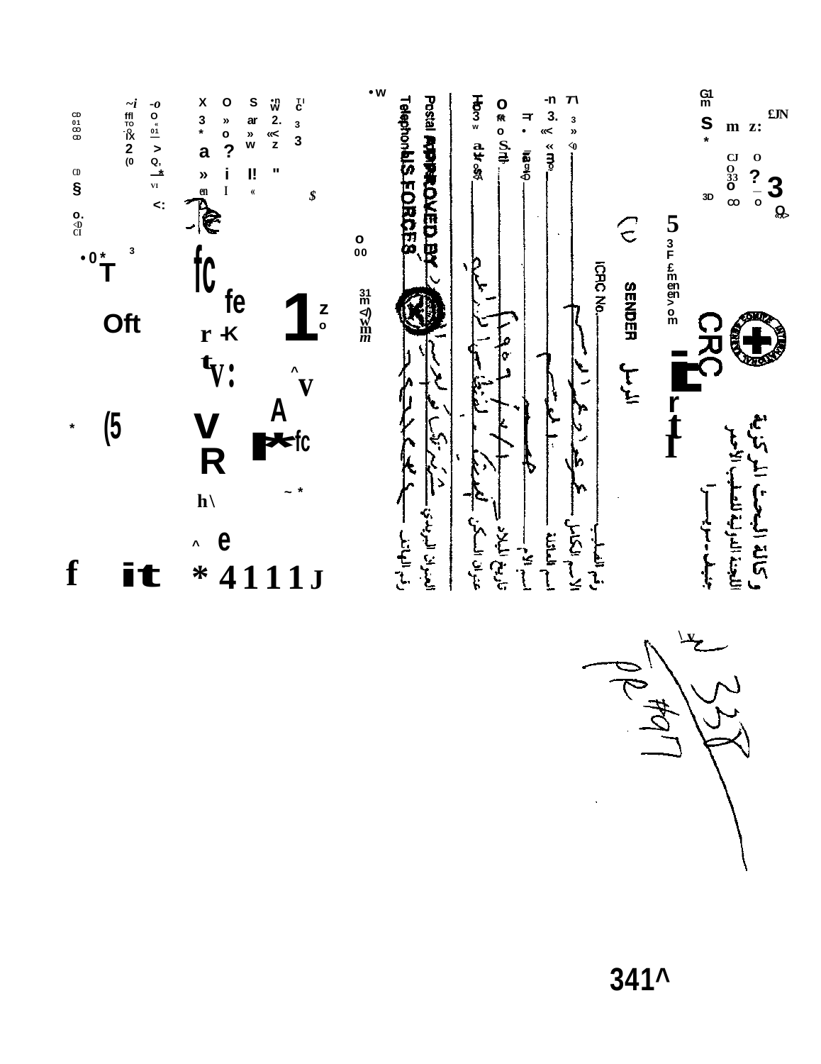ICRC

وكالة البحث المركزية
اللجنة الدولية للصليب الأحمر
جنيف - سويسرا

SENDER — المرسل

ICRC No.

رقم الطلب
الاسم الكامل
اسم العائلة
اسم الأم
تاريخ الميلاد
عنوان السكن
العنوان البريدي
رقم الهاتف

Postal ...
Telephone ...

APPROVED BY US FORCES

341^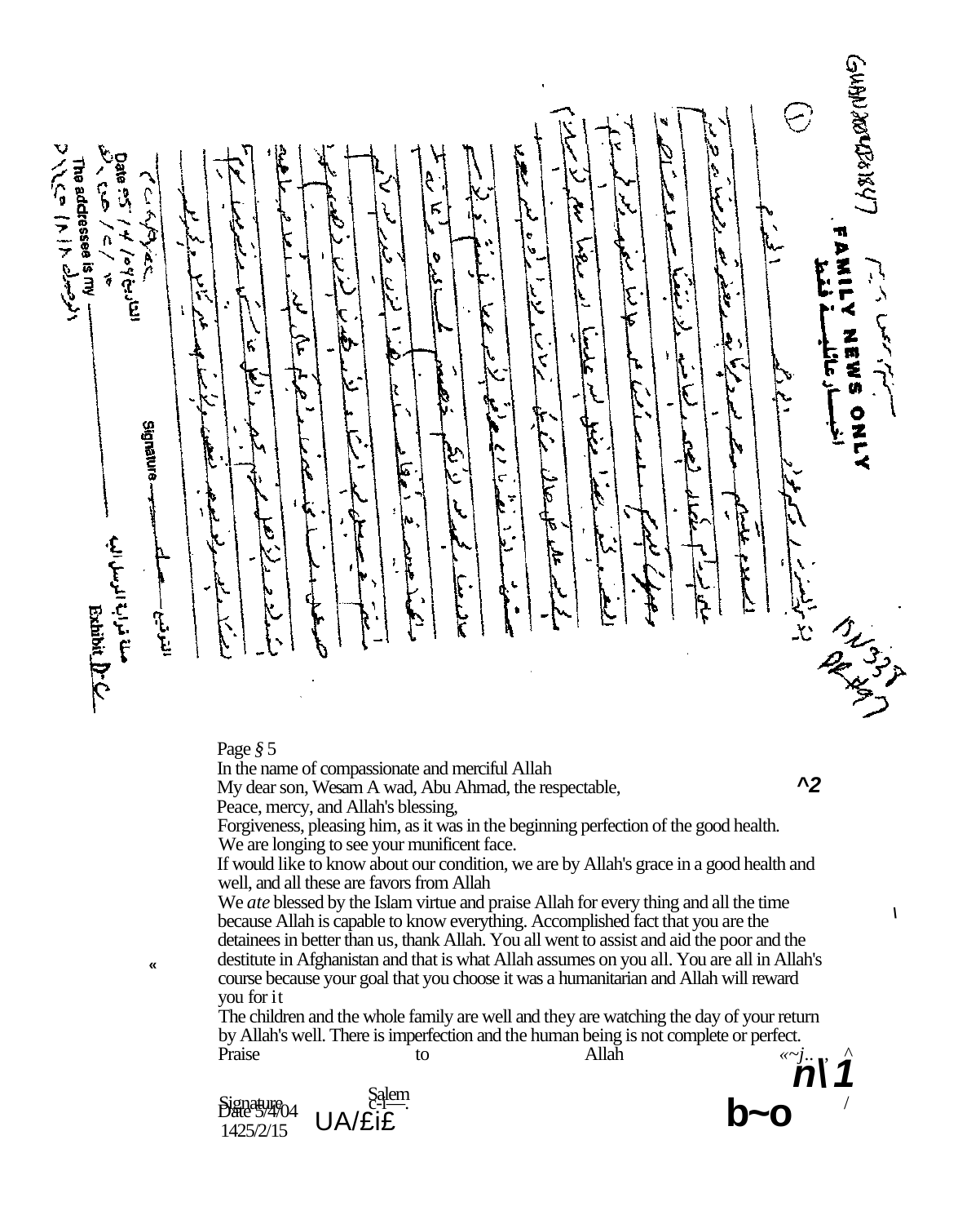GUAN 2004 D 31847

**FAMILY NEWS ONLY**

الأخبار العائلية فقط

Date: 2004/4/25

The addressee is my _______

Signature _______

Exhibit D-C

Page § 5

In the name of compassionate and merciful Allah

My dear son, Wesam A wad, Abu Ahmad, the respectable,

Peace, mercy, and Allah's blessing,

Forgiveness, pleasing him, as it was in the beginning perfection of the good health.

We are longing to see your munificent face.

If would like to know about our condition, we are by Allah's grace in a good health and well, and all these are favors from Allah

We *ate* blessed by the Islam virtue and praise Allah for every thing and all the time because Allah is capable to know everything. Accomplished fact that you are the detainees in better than us, thank Allah. You all went to assist and aid the poor and the destitute in Afghanistan and that is what Allah assumes on you all. You are all in Allah's course because your goal that you choose it was a humanitarian and Allah will reward you for it

The children and the whole family are well and they are watching the day of your return by Allah's well. There is imperfection and the human being is not complete or perfect.

Praise to Allah

Signature Salem

Date 5/4/04

1425/2/15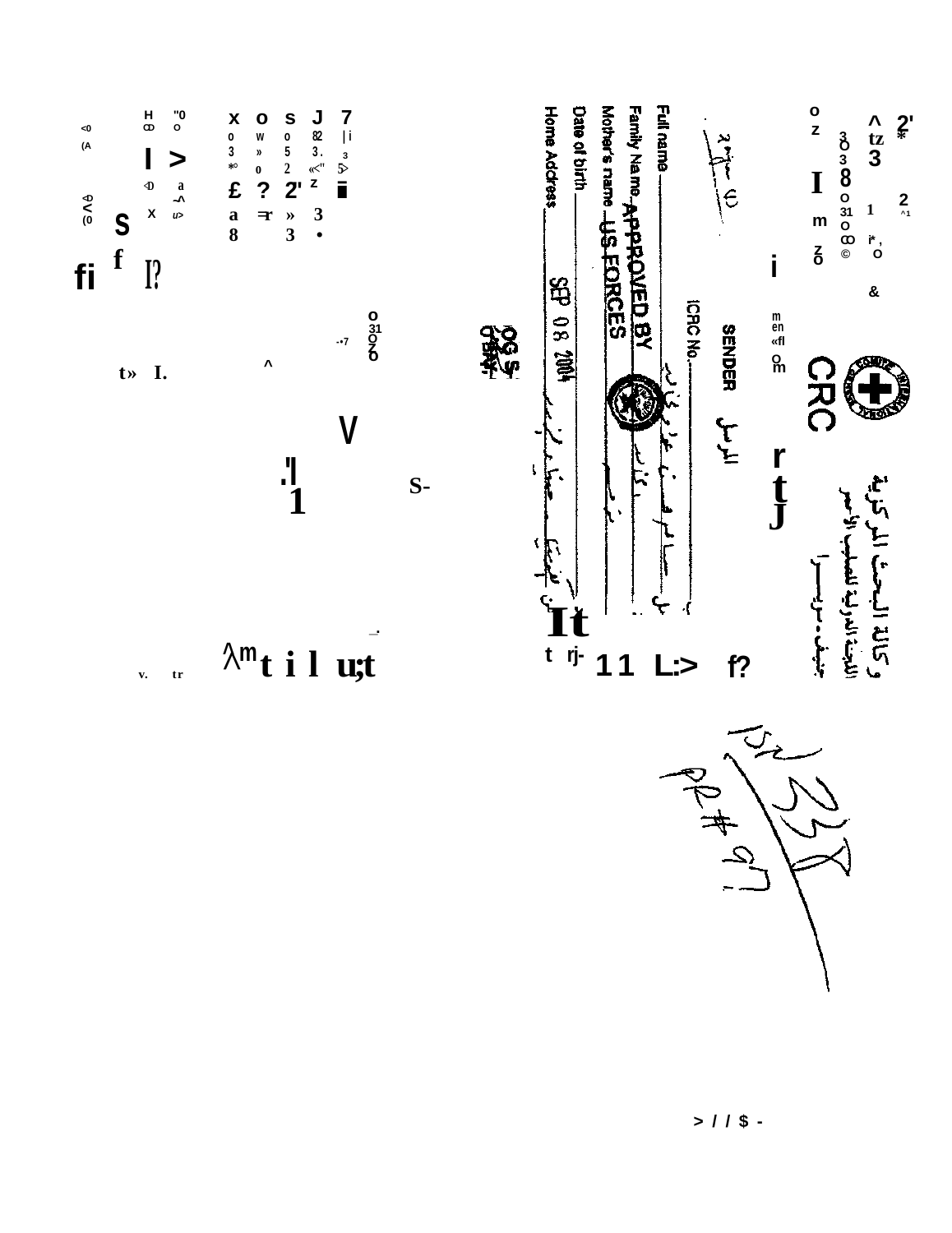ICRC

SENDER المرسل

ICRC No.

Full name

Family Name

Mother's name

Date of birth

Home Address

APPROVED BY US FORCES

SEP 08 2004

وكالة البحث المركزية

اللجنة الدولية للصليب الأحمر

جنيف - سويسرا

ISN 338

PR # 97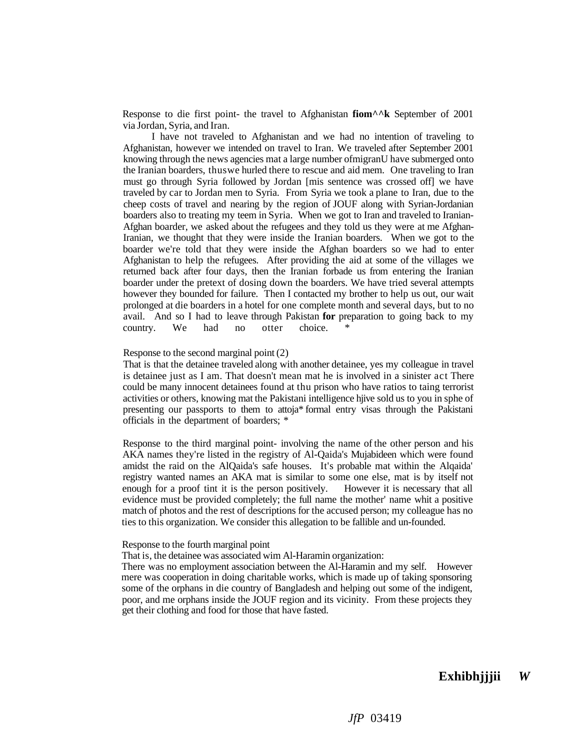Response to die first point- the travel to Afghanistan **fiom^^k** September of 2001 via Jordan, Syria, and Iran.

I have not traveled to Afghanistan and we had no intention of traveling to Afghanistan, however we intended on travel to Iran. We traveled after September 2001 knowing through the news agencies mat a large number ofmigranU have submerged onto the Iranian boarders, thuswe hurled there to rescue and aid mem. One traveling to Iran must go through Syria followed by Jordan [mis sentence was crossed off] we have traveled by car to Jordan men to Syria. From Syria we took a plane to Iran, due to the cheep costs of travel and nearing by the region of JOUF along with Syrian-Jordanian boarders also to treating my teem in Syria. When we got to Iran and traveled to Iranian-Afghan boarder, we asked about the refugees and they told us they were at me Afghan-Iranian, we thought that they were inside the Iranian boarders. When we got to the boarder we're told that they were inside the Afghan boarders so we had to enter Afghanistan to help the refugees. After providing the aid at some of the villages we returned back after four days, then the Iranian forbade us from entering the Iranian boarder under the pretext of dosing down the boarders. We have tried several attempts however they bounded for failure. Then I contacted my brother to help us out, our wait prolonged at die boarders in a hotel for one complete month and several days, but to no avail. And so I had to leave through Pakistan **for** preparation to going back to my country. We had no otter choice. *

Response to the second marginal point (2)

That is that the detainee traveled along with another detainee, yes my colleague in travel is detainee just as I am. That doesn't mean mat he is involved in a sinister act There could be many innocent detainees found at thu prison who have ratios to taing terrorist activities or others, knowing mat the Pakistani intelligence hjive sold us to you in sphe of presenting our passports to them to attoja* formal entry visas through the Pakistani officials in the department of boarders; *

Response to the third marginal point- involving the name of the other person and his AKA names they're listed in the registry of Al-Qaida's Mujabideen which were found amidst the raid on the AlQaida's safe houses. It's probable mat within the Alqaida' registry wanted names an AKA mat is similar to some one else, mat is by itself not enough for a proof tint it is the person positively. However it is necessary that all evidence must be provided completely; the full name the mother' name whit a positive match of photos and the rest of descriptions for the accused person; my colleague has no ties to this organization. We consider this allegation to be fallible and un-founded.

Response to the fourth marginal point

That is, the detainee was associated wim Al-Haramin organization:

There was no employment association between the Al-Haramin and my self. However mere was cooperation in doing charitable works, which is made up of taking sponsoring some of the orphans in die country of Bangladesh and helping out some of the indigent, poor, and me orphans inside the JOUF region and its vicinity. From these projects they get their clothing and food for those that have fasted.

**Exhibhjjjii** ***W***

*JfP* 03419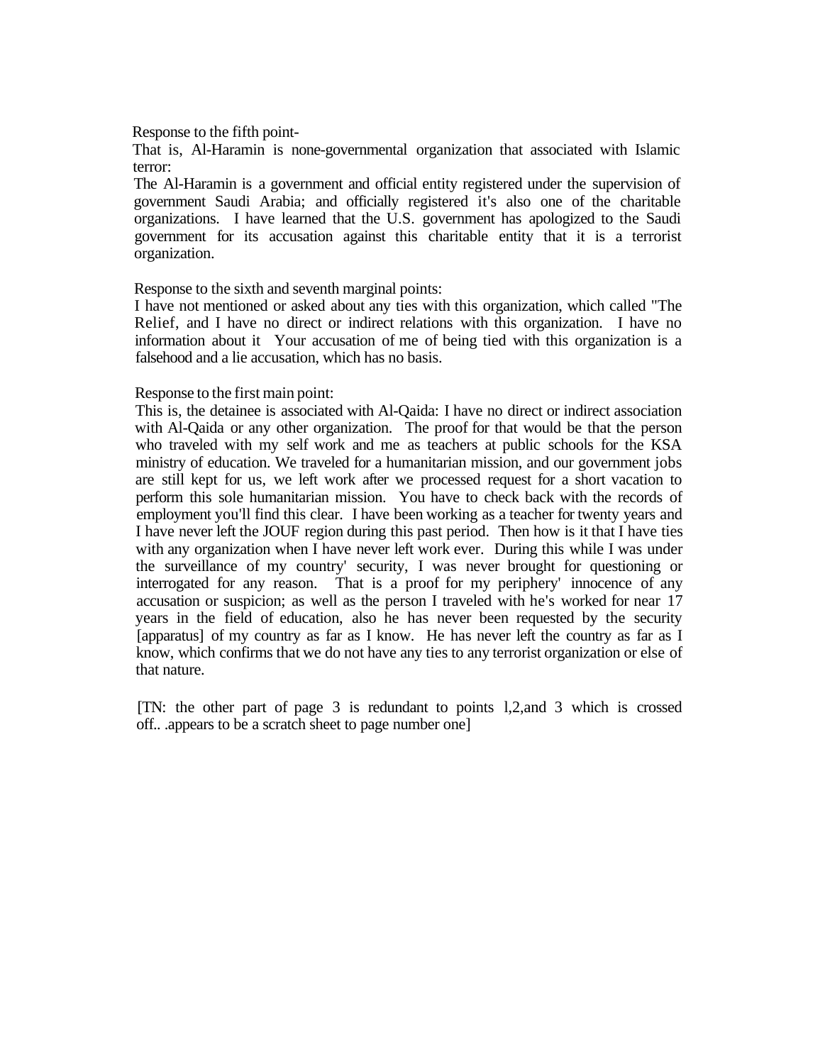Response to the fifth point-

That is, Al-Haramin is none-governmental organization that associated with Islamic terror:

The Al-Haramin is a government and official entity registered under the supervision of government Saudi Arabia; and officially registered it's also one of the charitable organizations. I have learned that the U.S. government has apologized to the Saudi government for its accusation against this charitable entity that it is a terrorist organization.

Response to the sixth and seventh marginal points:

I have not mentioned or asked about any ties with this organization, which called "The Relief, and I have no direct or indirect relations with this organization. I have no information about it Your accusation of me of being tied with this organization is a falsehood and a lie accusation, which has no basis.

Response to the first main point:

This is, the detainee is associated with Al-Qaida: I have no direct or indirect association with Al-Qaida or any other organization. The proof for that would be that the person who traveled with my self work and me as teachers at public schools for the KSA ministry of education. We traveled for a humanitarian mission, and our government jobs are still kept for us, we left work after we processed request for a short vacation to perform this sole humanitarian mission. You have to check back with the records of employment you'll find this clear. I have been working as a teacher for twenty years and I have never left the JOUF region during this past period. Then how is it that I have ties with any organization when I have never left work ever. During this while I was under the surveillance of my country' security, I was never brought for questioning or interrogated for any reason. That is a proof for my periphery' innocence of any accusation or suspicion; as well as the person I traveled with he's worked for near 17 years in the field of education, also he has never been requested by the security [apparatus] of my country as far as I know. He has never left the country as far as I know, which confirms that we do not have any ties to any terrorist organization or else of that nature.

[TN: the other part of page 3 is redundant to points l,2,and 3 which is crossed off.. .appears to be a scratch sheet to page number one]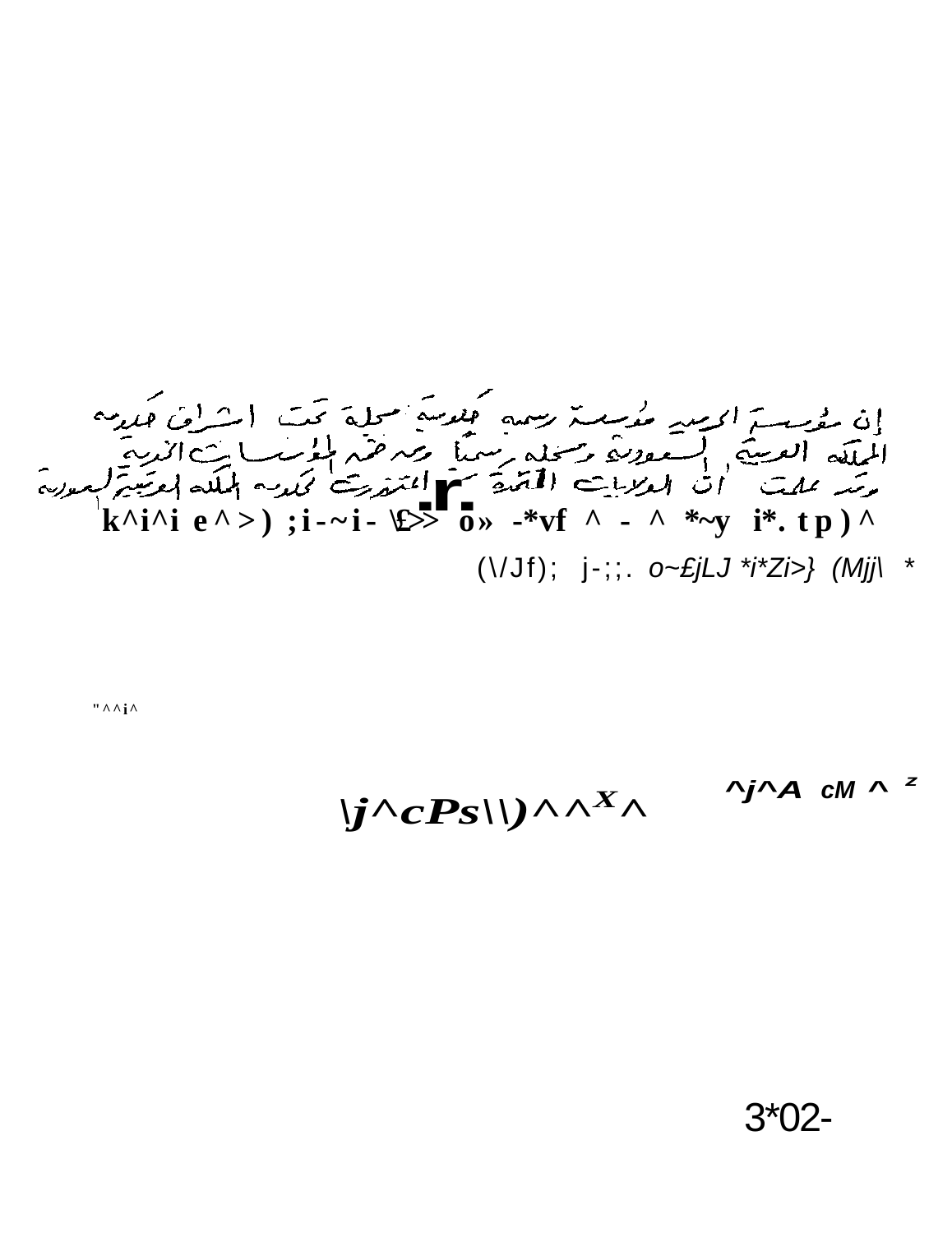إن مؤسسة الحرمين مؤسسة رسمية حكومية مسجلة تحت إشراف حكومة
المملكة العربية السعودية ومسجلة رسميا ومرخصة بالمؤسسات الخيرية
وقد علمت أن الولايات المتحدة المتورطة مع حكومة المملكة العربية السعودية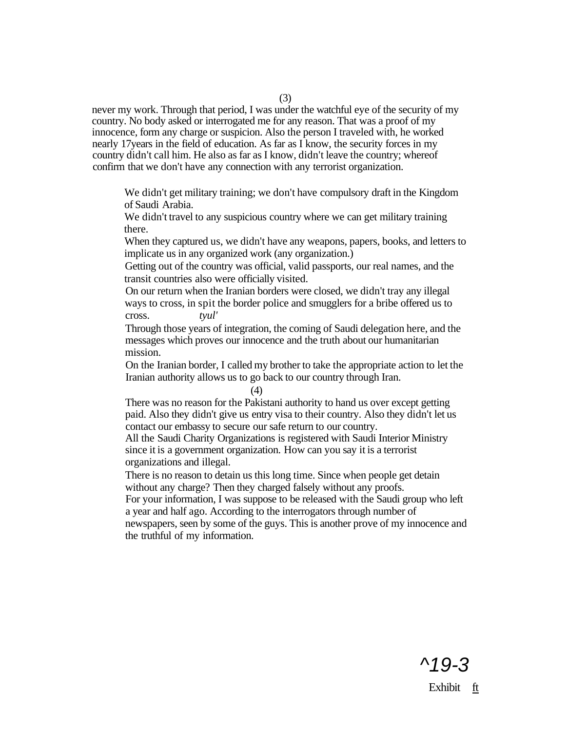(3)

never my work. Through that period, I was under the watchful eye of the security of my country. No body asked or interrogated me for any reason. That was a proof of my innocence, form any charge or suspicion. Also the person I traveled with, he worked nearly 17years in the field of education. As far as I know, the security forces in my country didn't call him. He also as far as I know, didn't leave the country; whereof confirm that we don't have any connection with any terrorist organization.

We didn't get military training; we don't have compulsory draft in the Kingdom of Saudi Arabia.

We didn't travel to any suspicious country where we can get military training there.

When they captured us, we didn't have any weapons, papers, books, and letters to implicate us in any organized work (any organization.)

Getting out of the country was official, valid passports, our real names, and the transit countries also were officially visited.

On our return when the Iranian borders were closed, we didn't tray any illegal ways to cross, in spit the border police and smugglers for a bribe offered us to cross. *tyul'*

Through those years of integration, the coming of Saudi delegation here, and the messages which proves our innocence and the truth about our humanitarian mission.

On the Iranian border, I called my brother to take the appropriate action to let the Iranian authority allows us to go back to our country through Iran.

(4)

There was no reason for the Pakistani authority to hand us over except getting paid. Also they didn't give us entry visa to their country. Also they didn't let us contact our embassy to secure our safe return to our country.

All the Saudi Charity Organizations is registered with Saudi Interior Ministry since it is a government organization. How can you say it is a terrorist organizations and illegal.

There is no reason to detain us this long time. Since when people get detain without any charge? Then they charged falsely without any proofs.

For your information, I was suppose to be released with the Saudi group who left a year and half ago. According to the interrogators through number of newspapers, seen by some of the guys. This is another prove of my innocence and the truthful of my information.

*^19-3*

Exhibit ft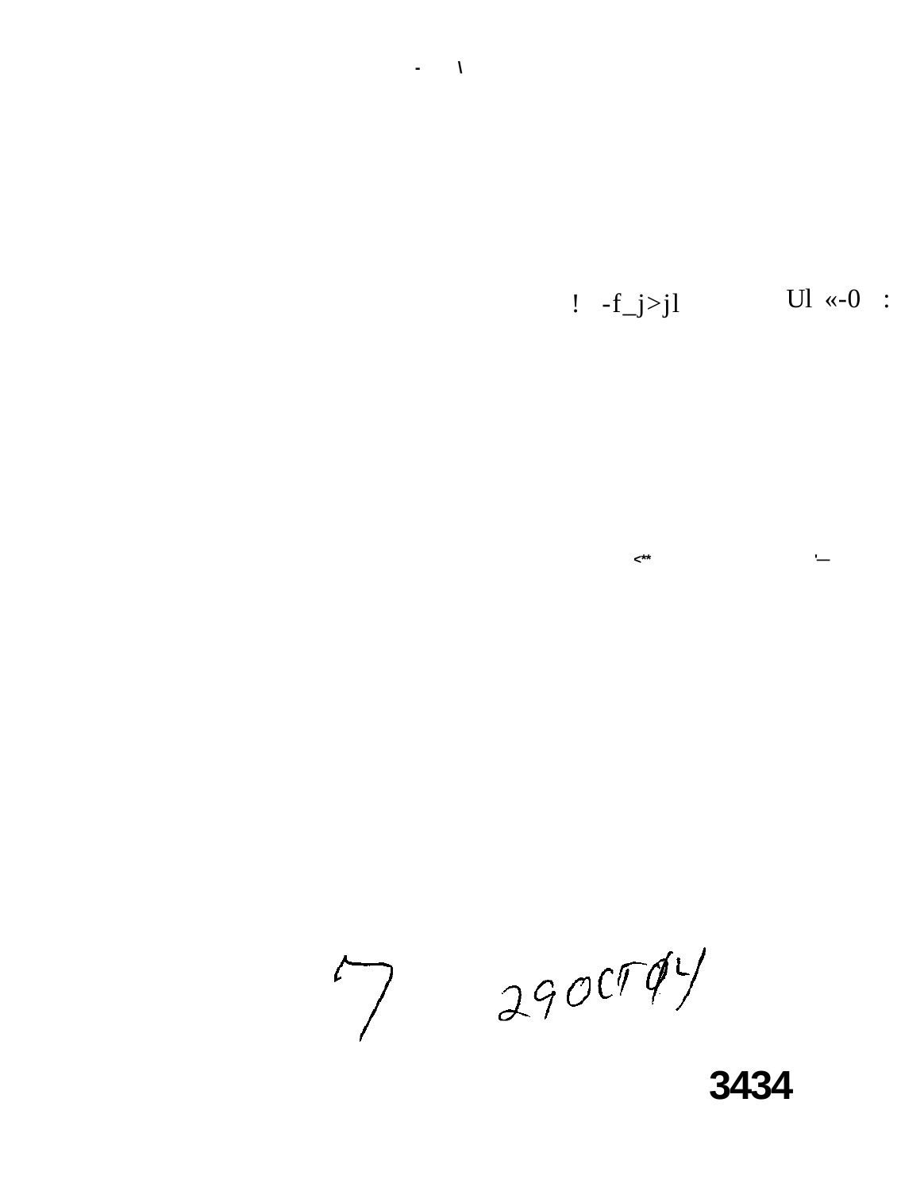! -f_j>jl Ul «-0 :

<** '–

7 29OCT94

3434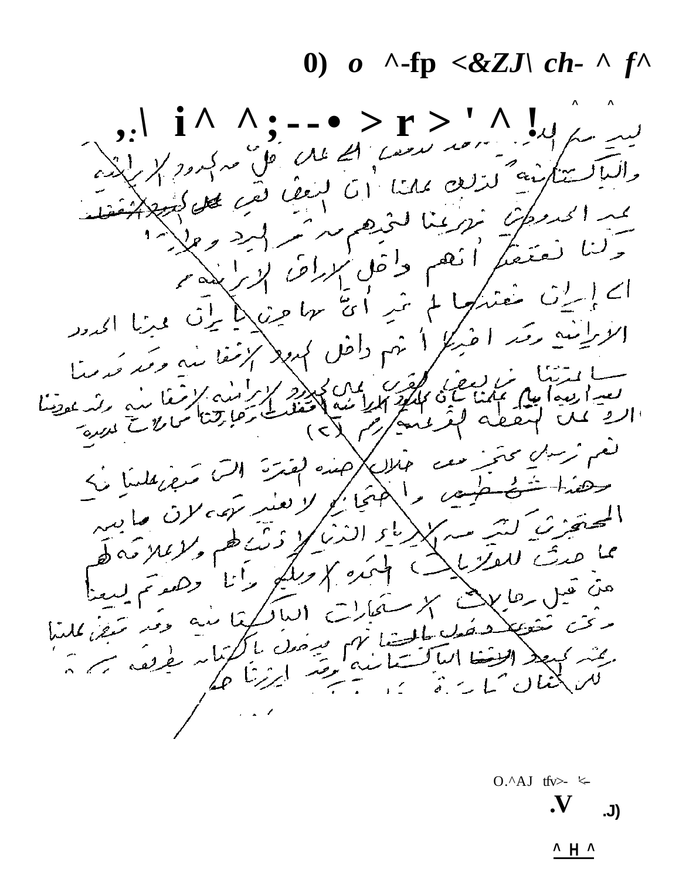ليس من الحد ... الى ... من الحدود الايرانية

والباكستانية لذلك علمنا ان البعض لقي ... على الحدود الافغانية

عند الحدود تحركنا لتحديدهم من ... البلد ...

ولكنا نعتقد انهم داخل الاراضي الايرانية

الى ايران ... لم ... اي ... باتجاه ايران عبرنا الحدود

الايرانية وقد اخبرنا انهم داخل الحدود الافغانية وقد قدمنا

... البعض ... على الحدود الايرانية الافغانية

لعدة اربعة ايام علمنا ان الحدود الايرانية اقفلت ...

الى على النقطة الفرعية رقم (٢)

ثم ... خلال هذه الفترة التي ... علينا ...

... 

المحتجزين ... من ... الذين ... لهم ... العلاقة لهم

عما حدث ... هذه ...

من قبل ... الاستخبارات الباكستانية وقد ...

... انهم ... الباكستانية وقد ...

...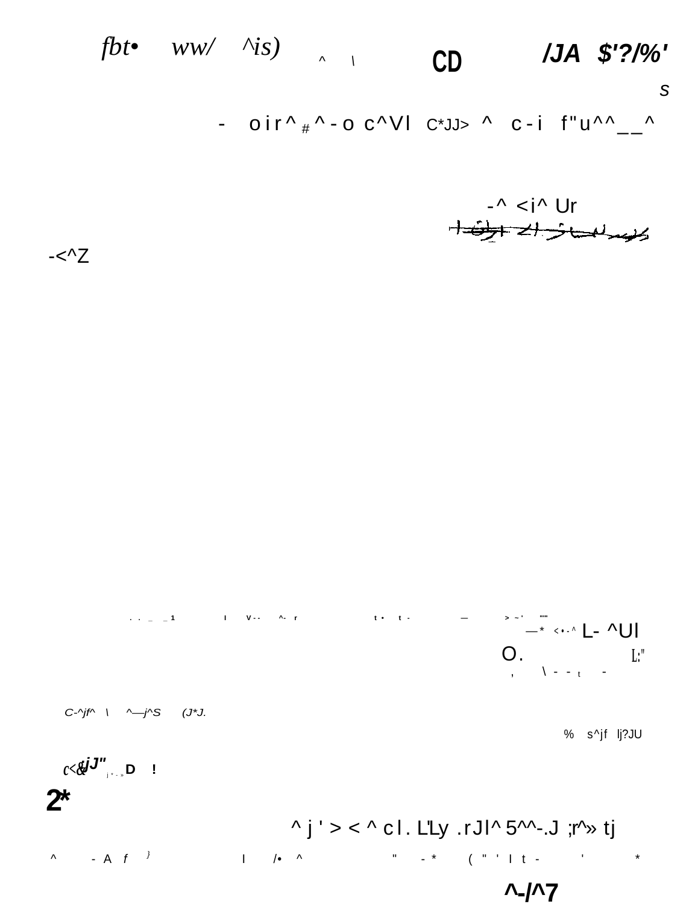*fbt•* *ww/* *^is)* ^ \ **CD** ***/JA $'?/%'***

*s*

- oir^#^-o c^Vl C*JJ> ^ c-i f"u^^__^

-^ <i^ Ur

-<^Z

. . _ _1 l V-- ^- r t • t - — > ~' ""

—* <•-^ L- ^Ul

O. L;"

, \ - - t -

*C-^jf^ \ ^—j^S (J*J.*

% s^jf lj?JU

*c<&* ***jJ"*** j*-» **D !**

**2\***

^j'>< ^cl. L'Ly .rJl^ 5^^-.J ;r^» tj

^ - A *f* } l /• ^ " -* ( " ' I t - ' *

**^-/^7**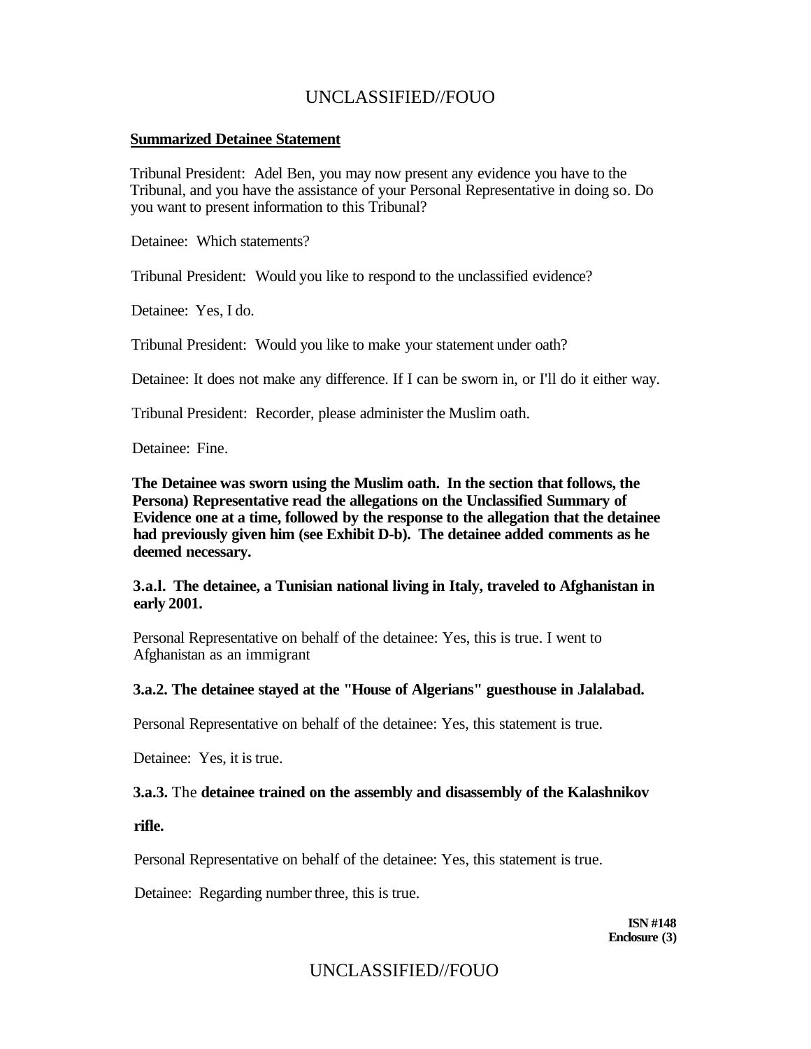**Summarized Detainee Statement**

Tribunal President: Adel Ben, you may now present any evidence you have to the Tribunal, and you have the assistance of your Personal Representative in doing so. Do you want to present information to this Tribunal?

Detainee: Which statements?

Tribunal President: Would you like to respond to the unclassified evidence?

Detainee: Yes, I do.

Tribunal President: Would you like to make your statement under oath?

Detainee: It does not make any difference. If I can be sworn in, or I'll do it either way.

Tribunal President: Recorder, please administer the Muslim oath.

Detainee: Fine.

**The Detainee was sworn using the Muslim oath. In the section that follows, the Persona) Representative read the allegations on the Unclassified Summary of Evidence one at a time, followed by the response to the allegation that the detainee had previously given him (see Exhibit D-b). The detainee added comments as he deemed necessary.**

**3.a.l. The detainee, a Tunisian national living in Italy, traveled to Afghanistan in early 2001.**

Personal Representative on behalf of the detainee: Yes, this is true. I went to Afghanistan as an immigrant

**3.a.2. The detainee stayed at the "House of Algerians" guesthouse in Jalalabad.**

Personal Representative on behalf of the detainee: Yes, this statement is true.

Detainee: Yes, it is true.

**3.a.3.** The **detainee trained on the assembly and disassembly of the Kalashnikov rifle.**

Personal Representative on behalf of the detainee: Yes, this statement is true.

Detainee: Regarding number three, this is true.

**ISN #148**
**Enclosure (3)**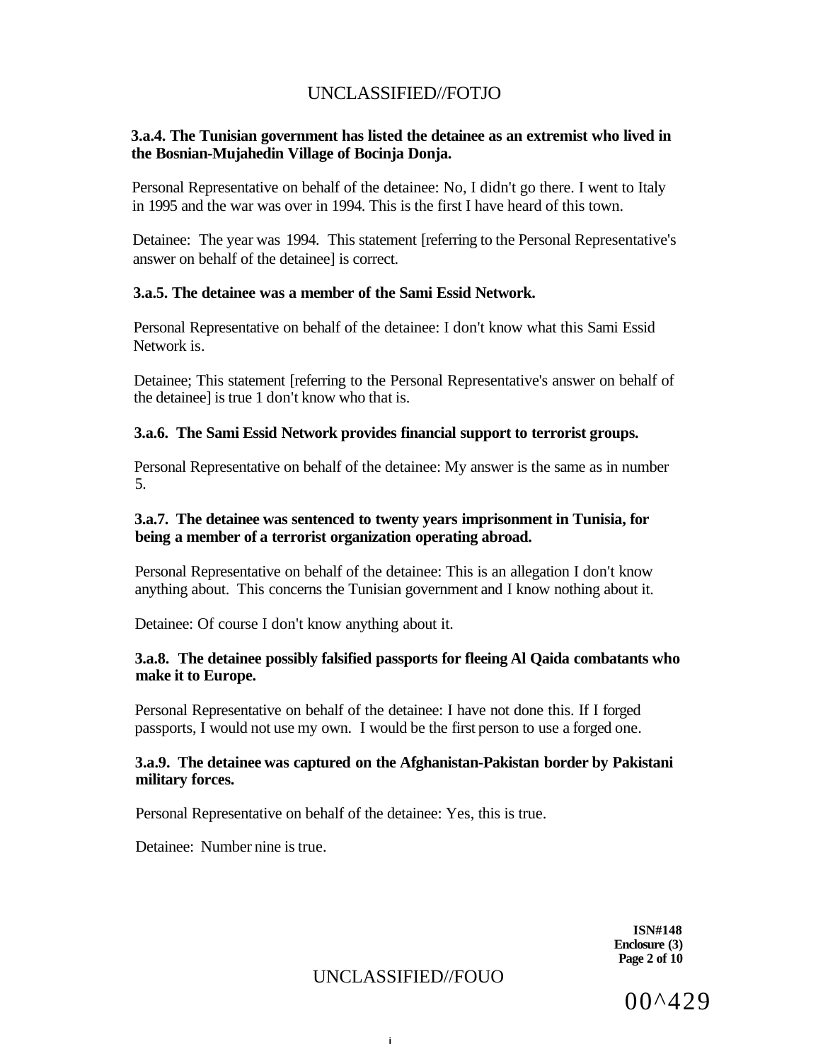**3.a.4. The Tunisian government has listed the detainee as an extremist who lived in the Bosnian-Mujahedin Village of Bocinja Donja.**

Personal Representative on behalf of the detainee: No, I didn't go there. I went to Italy in 1995 and the war was over in 1994. This is the first I have heard of this town.

Detainee: The year was 1994. This statement [referring to the Personal Representative's answer on behalf of the detainee] is correct.

**3.a.5. The detainee was a member of the Sami Essid Network.**

Personal Representative on behalf of the detainee: I don't know what this Sami Essid Network is.

Detainee; This statement [referring to the Personal Representative's answer on behalf of the detainee] is true 1 don't know who that is.

**3.a.6. The Sami Essid Network provides financial support to terrorist groups.**

Personal Representative on behalf of the detainee: My answer is the same as in number 5.

**3.a.7. The detainee was sentenced to twenty years imprisonment in Tunisia, for being a member of a terrorist organization operating abroad.**

Personal Representative on behalf of the detainee: This is an allegation I don't know anything about. This concerns the Tunisian government and I know nothing about it.

Detainee: Of course I don't know anything about it.

**3.a.8. The detainee possibly falsified passports for fleeing Al Qaida combatants who make it to Europe.**

Personal Representative on behalf of the detainee: I have not done this. If I forged passports, I would not use my own. I would be the first person to use a forged one.

**3.a.9. The detainee was captured on the Afghanistan-Pakistan border by Pakistani military forces.**

Personal Representative on behalf of the detainee: Yes, this is true.

Detainee: Number nine is true.

**ISN#148**
**Enclosure (3)**

00^429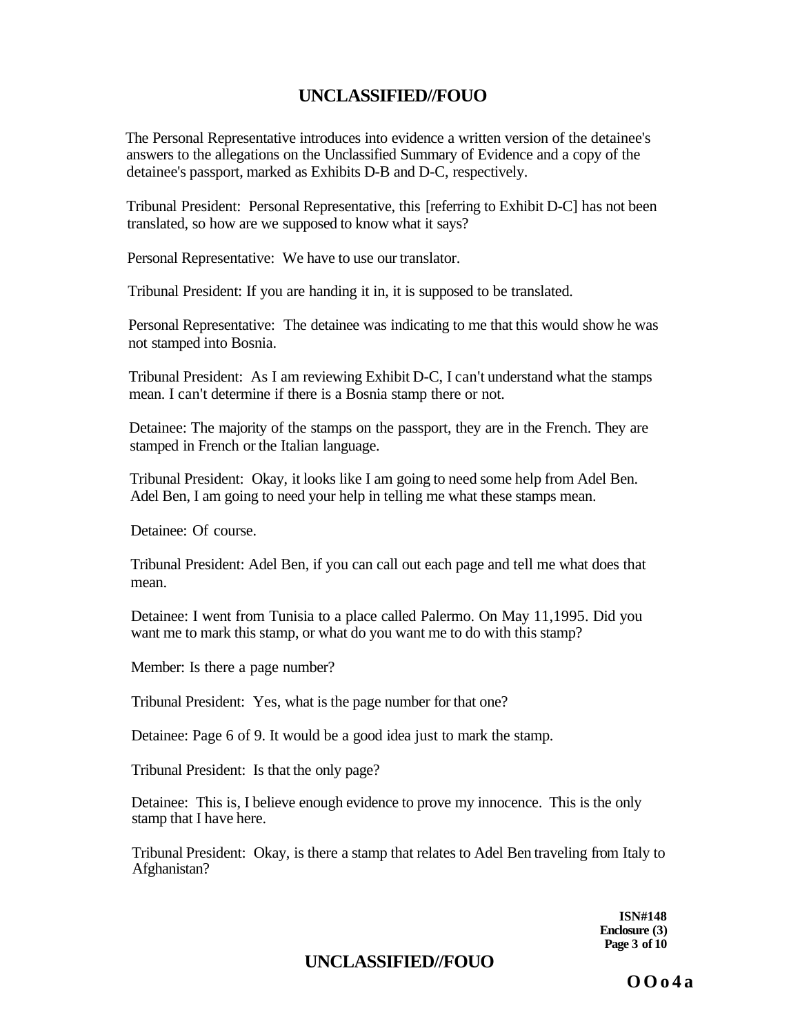The Personal Representative introduces into evidence a written version of the detainee's answers to the allegations on the Unclassified Summary of Evidence and a copy of the detainee's passport, marked as Exhibits D-B and D-C, respectively.

Tribunal President: Personal Representative, this [referring to Exhibit D-C] has not been translated, so how are we supposed to know what it says?

Personal Representative: We have to use our translator.

Tribunal President: If you are handing it in, it is supposed to be translated.

Personal Representative: The detainee was indicating to me that this would show he was not stamped into Bosnia.

Tribunal President: As I am reviewing Exhibit D-C, I can't understand what the stamps mean. I can't determine if there is a Bosnia stamp there or not.

Detainee: The majority of the stamps on the passport, they are in the French. They are stamped in French or the Italian language.

Tribunal President: Okay, it looks like I am going to need some help from Adel Ben. Adel Ben, I am going to need your help in telling me what these stamps mean.

Detainee: Of course.

Tribunal President: Adel Ben, if you can call out each page and tell me what does that mean.

Detainee: I went from Tunisia to a place called Palermo. On May 11,1995. Did you want me to mark this stamp, or what do you want me to do with this stamp?

Member: Is there a page number?

Tribunal President: Yes, what is the page number for that one?

Detainee: Page 6 of 9. It would be a good idea just to mark the stamp.

Tribunal President: Is that the only page?

Detainee: This is, I believe enough evidence to prove my innocence. This is the only stamp that I have here.

Tribunal President: Okay, is there a stamp that relates to Adel Ben traveling from Italy to Afghanistan?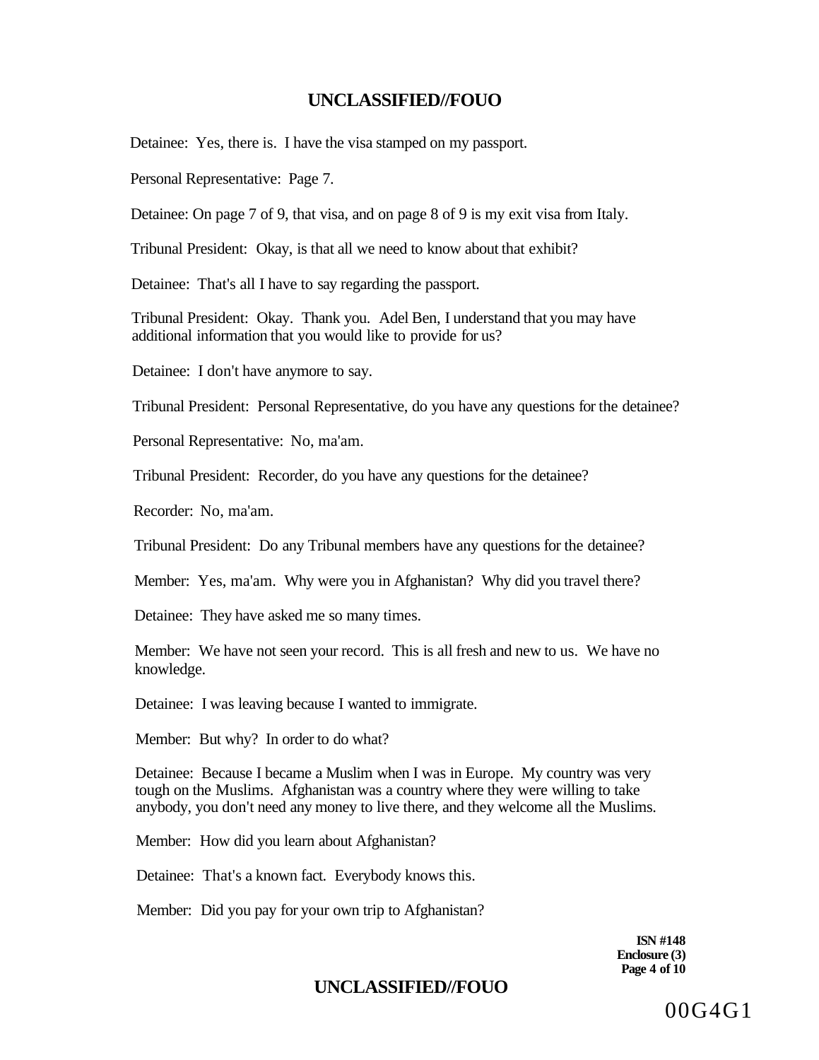Detainee: Yes, there is. I have the visa stamped on my passport.

Personal Representative: Page 7.

Detainee: On page 7 of 9, that visa, and on page 8 of 9 is my exit visa from Italy.

Tribunal President: Okay, is that all we need to know about that exhibit?

Detainee: That's all I have to say regarding the passport.

Tribunal President: Okay. Thank you. Adel Ben, I understand that you may have additional information that you would like to provide for us?

Detainee: I don't have anymore to say.

Tribunal President: Personal Representative, do you have any questions for the detainee?

Personal Representative: No, ma'am.

Tribunal President: Recorder, do you have any questions for the detainee?

Recorder: No, ma'am.

Tribunal President: Do any Tribunal members have any questions for the detainee?

Member: Yes, ma'am. Why were you in Afghanistan? Why did you travel there?

Detainee: They have asked me so many times.

Member: We have not seen your record. This is all fresh and new to us. We have no knowledge.

Detainee: I was leaving because I wanted to immigrate.

Member: But why? In order to do what?

Detainee: Because I became a Muslim when I was in Europe. My country was very tough on the Muslims. Afghanistan was a country where they were willing to take anybody, you don't need any money to live there, and they welcome all the Muslims.

Member: How did you learn about Afghanistan?

Detainee: That's a known fact. Everybody knows this.

Member: Did you pay for your own trip to Afghanistan?

**ISN #148**
**Enclosure (3)**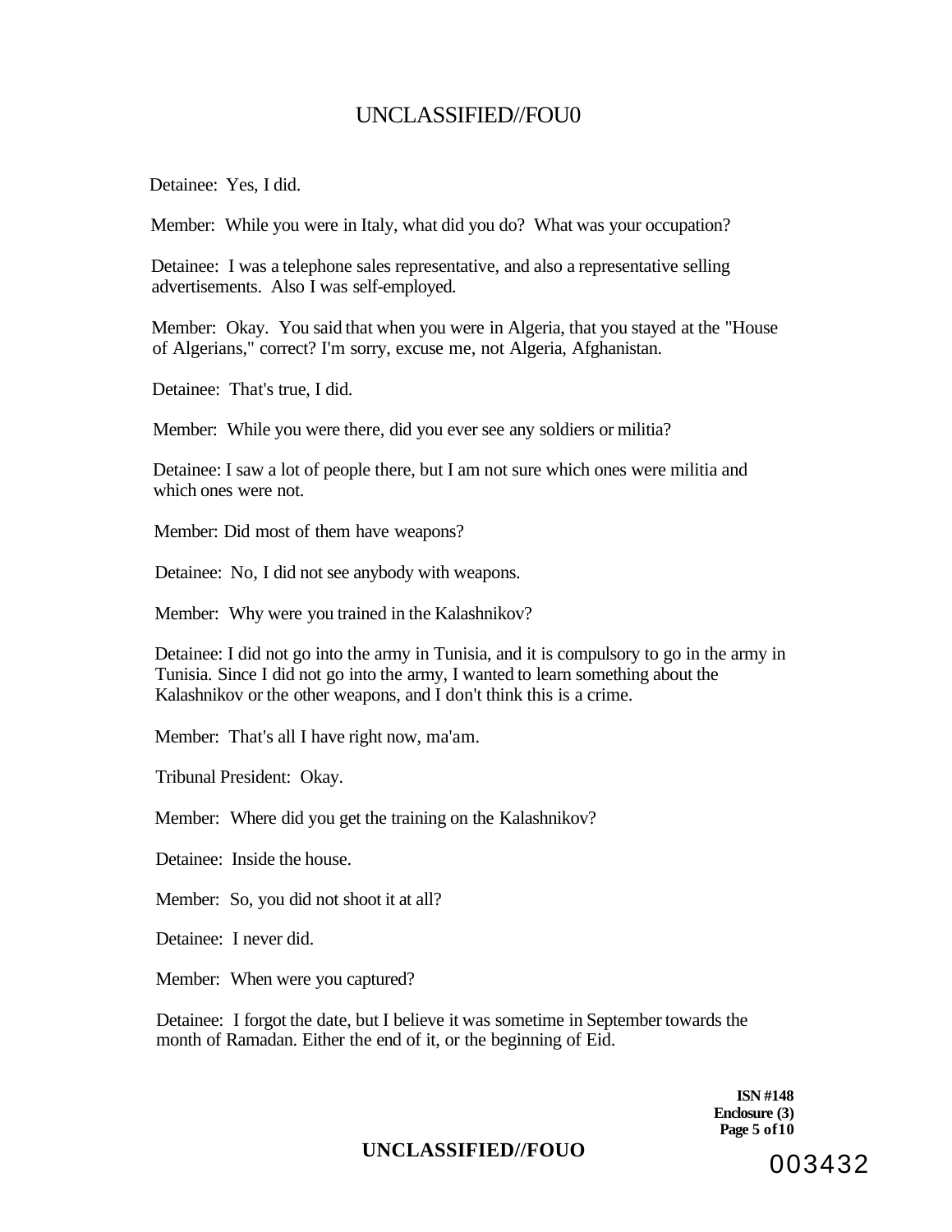Detainee: Yes, I did.

Member: While you were in Italy, what did you do? What was your occupation?

Detainee: I was a telephone sales representative, and also a representative selling advertisements. Also I was self-employed.

Member: Okay. You said that when you were in Algeria, that you stayed at the "House of Algerians," correct? I'm sorry, excuse me, not Algeria, Afghanistan.

Detainee: That's true, I did.

Member: While you were there, did you ever see any soldiers or militia?

Detainee: I saw a lot of people there, but I am not sure which ones were militia and which ones were not.

Member: Did most of them have weapons?

Detainee: No, I did not see anybody with weapons.

Member: Why were you trained in the Kalashnikov?

Detainee: I did not go into the army in Tunisia, and it is compulsory to go in the army in Tunisia. Since I did not go into the army, I wanted to learn something about the Kalashnikov or the other weapons, and I don't think this is a crime.

Member: That's all I have right now, ma'am.

Tribunal President: Okay.

Member: Where did you get the training on the Kalashnikov?

Detainee: Inside the house.

Member: So, you did not shoot it at all?

Detainee: I never did.

Member: When were you captured?

Detainee: I forgot the date, but I believe it was sometime in September towards the month of Ramadan. Either the end of it, or the beginning of Eid.

**ISN #148**
**Enclosure (3)**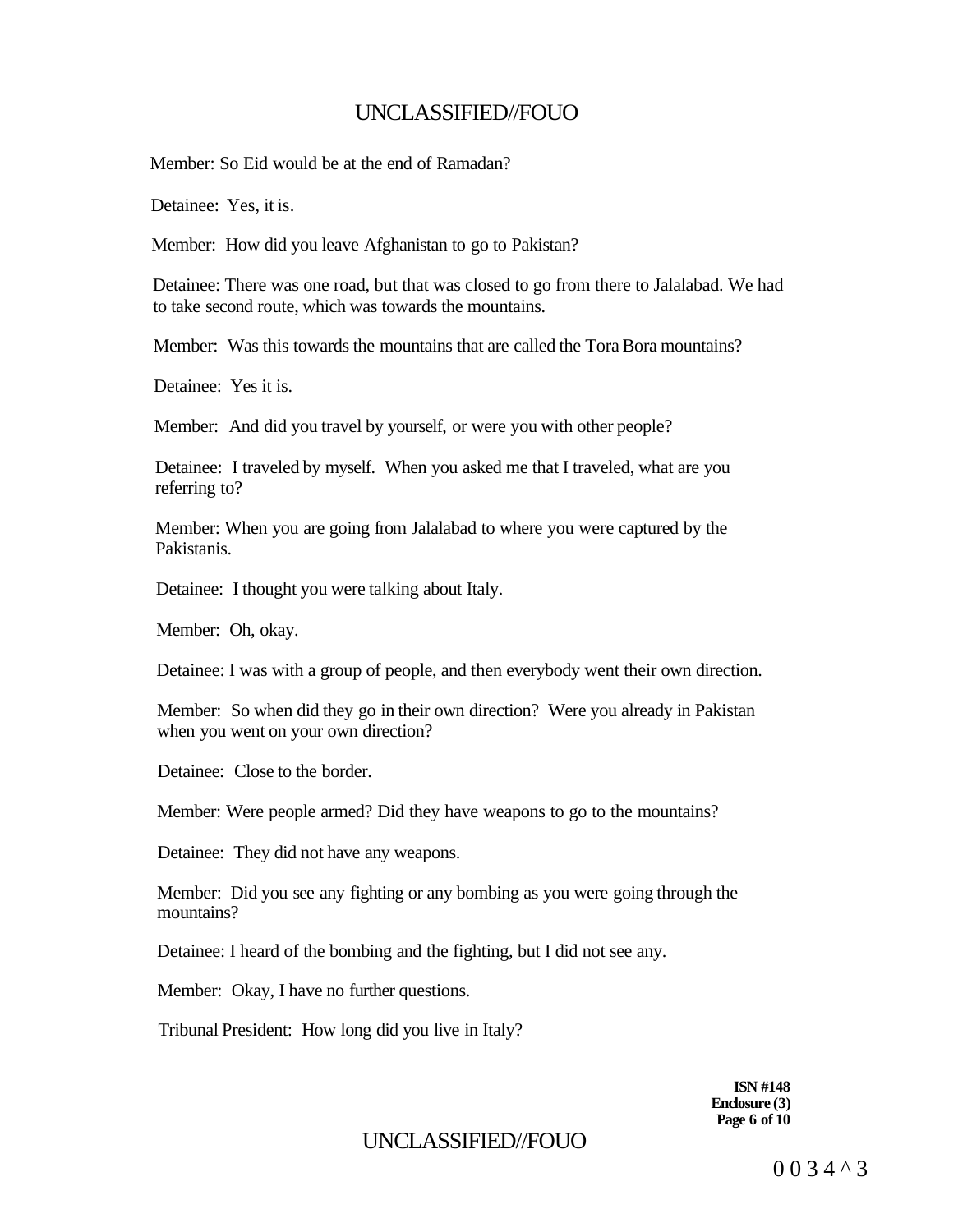Member: So Eid would be at the end of Ramadan?

Detainee: Yes, it is.

Member: How did you leave Afghanistan to go to Pakistan?

Detainee: There was one road, but that was closed to go from there to Jalalabad. We had to take second route, which was towards the mountains.

Member: Was this towards the mountains that are called the Tora Bora mountains?

Detainee: Yes it is.

Member: And did you travel by yourself, or were you with other people?

Detainee: I traveled by myself. When you asked me that I traveled, what are you referring to?

Member: When you are going from Jalalabad to where you were captured by the Pakistanis.

Detainee: I thought you were talking about Italy.

Member: Oh, okay.

Detainee: I was with a group of people, and then everybody went their own direction.

Member: So when did they go in their own direction? Were you already in Pakistan when you went on your own direction?

Detainee: Close to the border.

Member: Were people armed? Did they have weapons to go to the mountains?

Detainee: They did not have any weapons.

Member: Did you see any fighting or any bombing as you were going through the mountains?

Detainee: I heard of the bombing and the fighting, but I did not see any.

Member: Okay, I have no further questions.

Tribunal President: How long did you live in Italy?

**ISN #148**
**Enclosure (3)**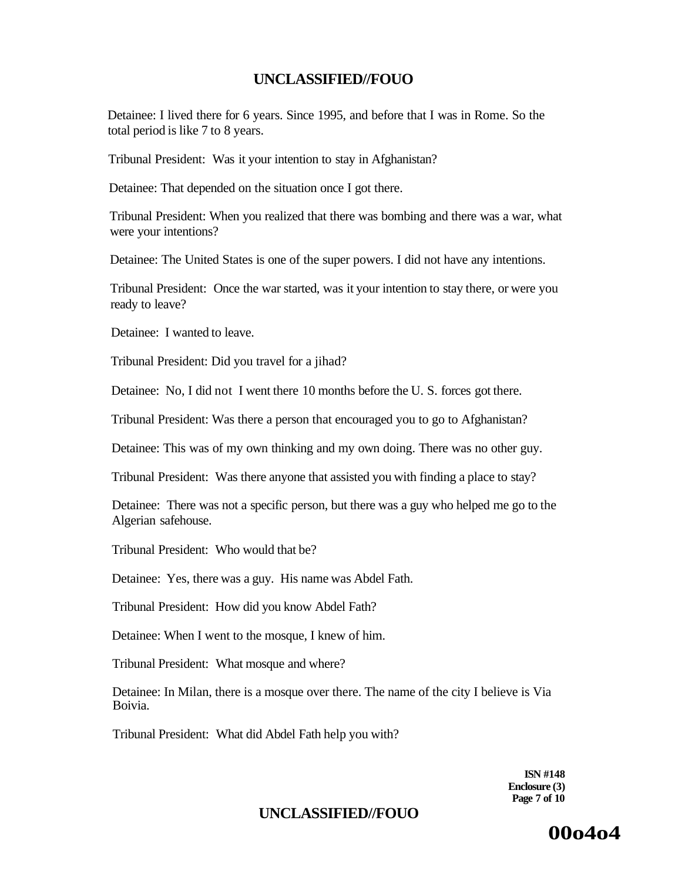Detainee: I lived there for 6 years. Since 1995, and before that I was in Rome. So the total period is like 7 to 8 years.

Tribunal President: Was it your intention to stay in Afghanistan?

Detainee: That depended on the situation once I got there.

Tribunal President: When you realized that there was bombing and there was a war, what were your intentions?

Detainee: The United States is one of the super powers. I did not have any intentions.

Tribunal President: Once the war started, was it your intention to stay there, or were you ready to leave?

Detainee: I wanted to leave.

Tribunal President: Did you travel for a jihad?

Detainee: No, I did not I went there 10 months before the U. S. forces got there.

Tribunal President: Was there a person that encouraged you to go to Afghanistan?

Detainee: This was of my own thinking and my own doing. There was no other guy.

Tribunal President: Was there anyone that assisted you with finding a place to stay?

Detainee: There was not a specific person, but there was a guy who helped me go to the Algerian safehouse.

Tribunal President: Who would that be?

Detainee: Yes, there was a guy. His name was Abdel Fath.

Tribunal President: How did you know Abdel Fath?

Detainee: When I went to the mosque, I knew of him.

Tribunal President: What mosque and where?

Detainee: In Milan, there is a mosque over there. The name of the city I believe is Via Boivia.

Tribunal President: What did Abdel Fath help you with?

**ISN #148**
**Enclosure (3)**

00o4o4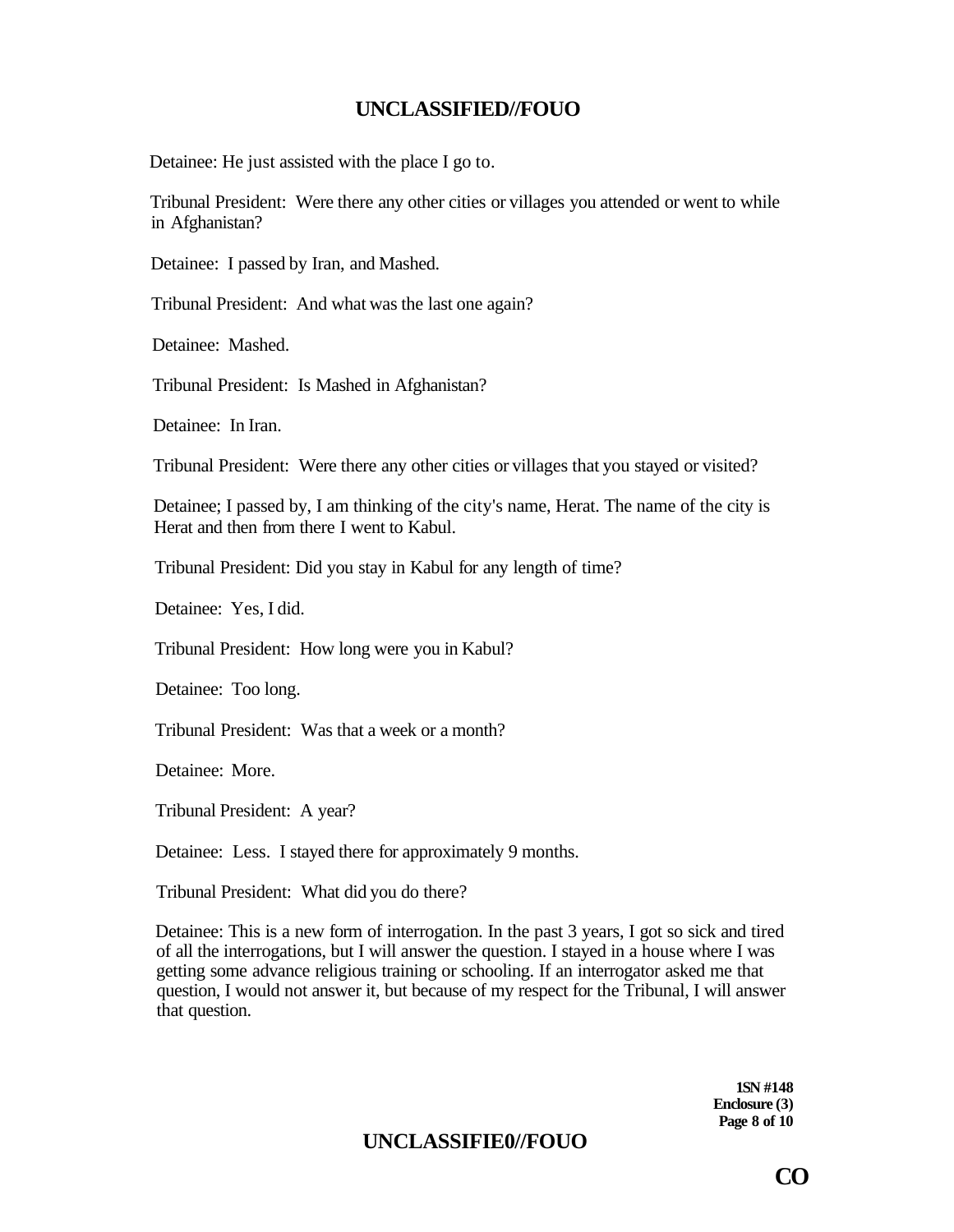Detainee: He just assisted with the place I go to.

Tribunal President: Were there any other cities or villages you attended or went to while in Afghanistan?

Detainee: I passed by Iran, and Mashed.

Tribunal President: And what was the last one again?

Detainee: Mashed.

Tribunal President: Is Mashed in Afghanistan?

Detainee: In Iran.

Tribunal President: Were there any other cities or villages that you stayed or visited?

Detainee; I passed by, I am thinking of the city's name, Herat. The name of the city is Herat and then from there I went to Kabul.

Tribunal President: Did you stay in Kabul for any length of time?

Detainee: Yes, I did.

Tribunal President: How long were you in Kabul?

Detainee: Too long.

Tribunal President: Was that a week or a month?

Detainee: More.

Tribunal President: A year?

Detainee: Less. I stayed there for approximately 9 months.

Tribunal President: What did you do there?

Detainee: This is a new form of interrogation. In the past 3 years, I got so sick and tired of all the interrogations, but I will answer the question. I stayed in a house where I was getting some advance religious training or schooling. If an interrogator asked me that question, I would not answer it, but because of my respect for the Tribunal, I will answer that question.

1SN #148
Enclosure (3)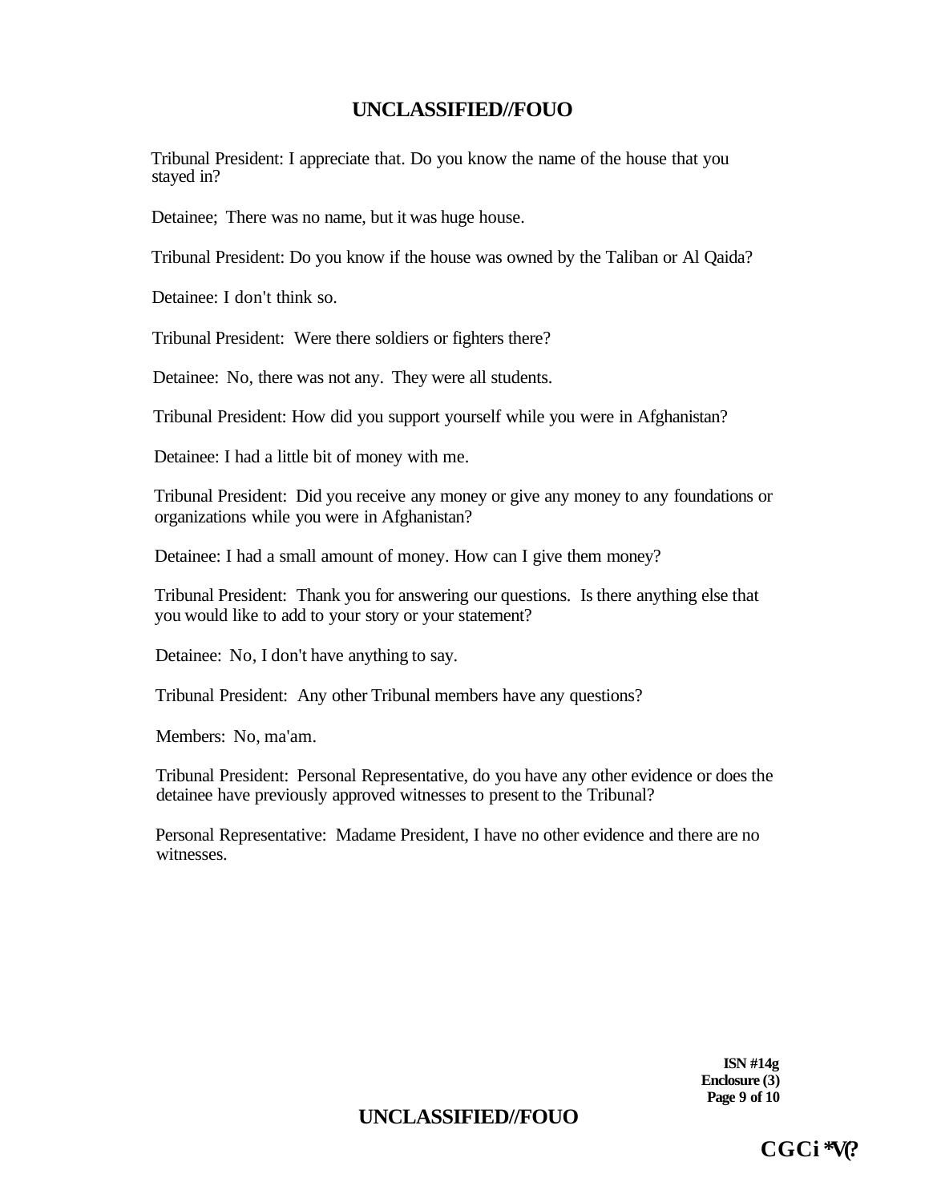Tribunal President: I appreciate that. Do you know the name of the house that you stayed in?

Detainee; There was no name, but it was huge house.

Tribunal President: Do you know if the house was owned by the Taliban or Al Qaida?

Detainee: I don't think so.

Tribunal President: Were there soldiers or fighters there?

Detainee: No, there was not any. They were all students.

Tribunal President: How did you support yourself while you were in Afghanistan?

Detainee: I had a little bit of money with me.

Tribunal President: Did you receive any money or give any money to any foundations or organizations while you were in Afghanistan?

Detainee: I had a small amount of money. How can I give them money?

Tribunal President: Thank you for answering our questions. Is there anything else that you would like to add to your story or your statement?

Detainee: No, I don't have anything to say.

Tribunal President: Any other Tribunal members have any questions?

Members: No, ma'am.

Tribunal President: Personal Representative, do you have any other evidence or does the detainee have previously approved witnesses to present to the Tribunal?

Personal Representative: Madame President, I have no other evidence and there are no witnesses.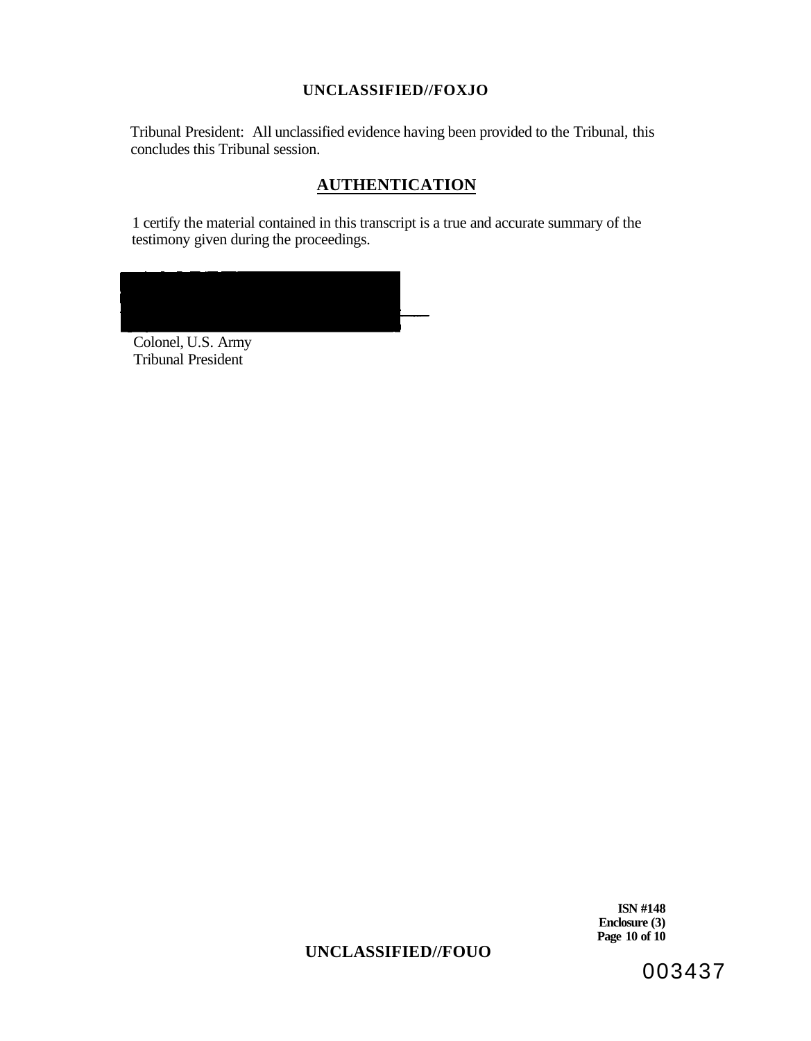Tribunal President: All unclassified evidence having been provided to the Tribunal, this concludes this Tribunal session.

## AUTHENTICATION

1 certify the material contained in this transcript is a true and accurate summary of the testimony given during the proceedings.

Colonel, U.S. Army
Tribunal President

**ISN #148**
**Enclosure (3)**
**Page 10 of 10**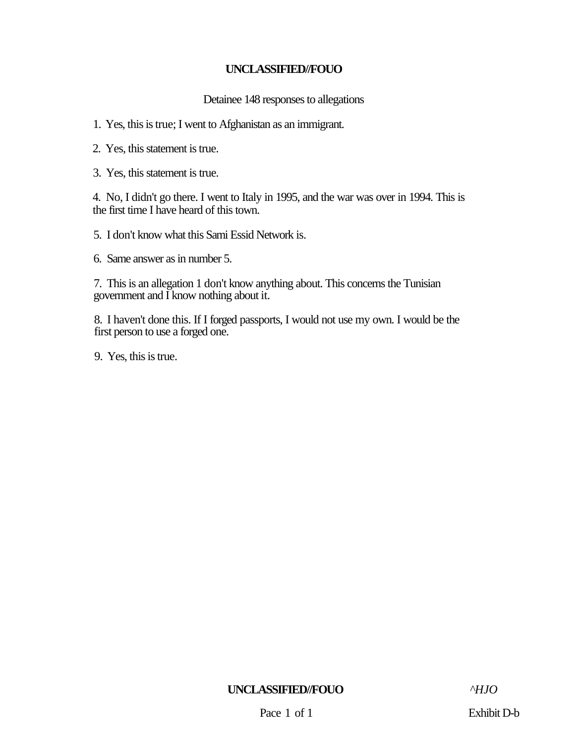UNCLASSIFIED//FOUO

Detainee 148 responses to allegations

1. Yes, this is true; I went to Afghanistan as an immigrant.

2. Yes, this statement is true.

3. Yes, this statement is true.

4. No, I didn't go there. I went to Italy in 1995, and the war was over in 1994. This is the first time I have heard of this town.

5. I don't know what this Sami Essid Network is.

6. Same answer as in number 5.

7. This is an allegation 1 don't know anything about. This concerns the Tunisian government and I know nothing about it.

8. I haven't done this. If I forged passports, I would not use my own. I would be the first person to use a forged one.

9. Yes, this is true.

UNCLASSIFIED//FOUO

Exhibit D-b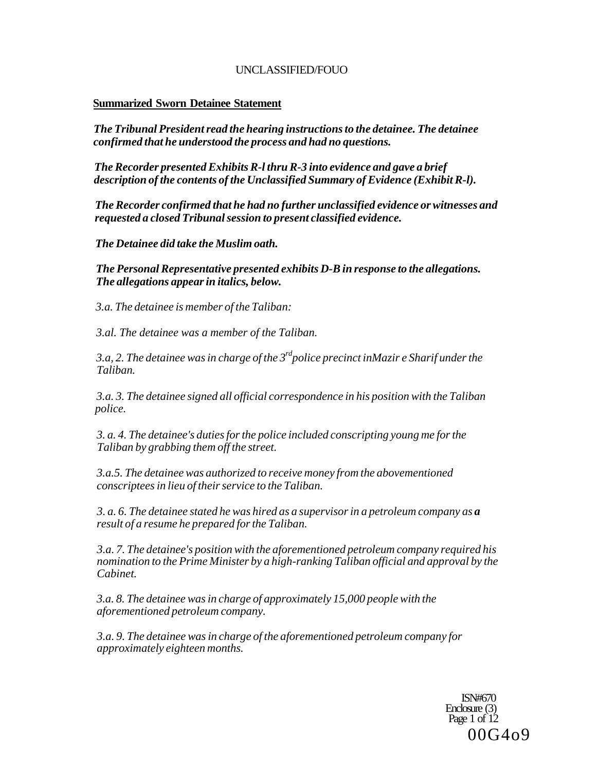UNCLASSIFIED/FOUO

**Summarized Sworn Detainee Statement**

***The Tribunal President read the hearing instructions to the detainee. The detainee confirmed that he understood the process and had no questions.***

***The Recorder presented Exhibits R-l thru R-3 into evidence and gave a brief description of the contents of the Unclassified Summary of Evidence (Exhibit R-l).***

***The Recorder confirmed that he had no further unclassified evidence or witnesses and requested a closed Tribunal session to present classified evidence.***

***The Detainee did take the Muslim oath.***

***The Personal Representative presented exhibits D-B in response to the allegations. The allegations appear in italics, below.***

*3.a. The detainee is member of the Taliban:*

*3.al. The detainee was a member of the Taliban.*

*3.a, 2. The detainee was in charge of the 3rd police precinct inMazir e Sharif under the Taliban.*

*3.a. 3. The detainee signed all official correspondence in his position with the Taliban police.*

*3. a. 4. The detainee's duties for the police included conscripting young me for the Taliban by grabbing them off the street.*

*3.a.5. The detainee was authorized to receive money from the abovementioned conscriptees in lieu of their service to the Taliban.*

*3. a. 6. The detainee stated he was hired as a supervisor in a petroleum company as **a** result of a resume he prepared for the Taliban.*

*3.a. 7. The detainee's position with the aforementioned petroleum company required his nomination to the Prime Minister by a high-ranking Taliban official and approval by the Cabinet.*

*3.a. 8. The detainee was in charge of approximately 15,000 people with the aforementioned petroleum company.*

*3.a. 9. The detainee was in charge of the aforementioned petroleum company for approximately eighteen months.*

ISN#670
Enclosure (3)

00G4o9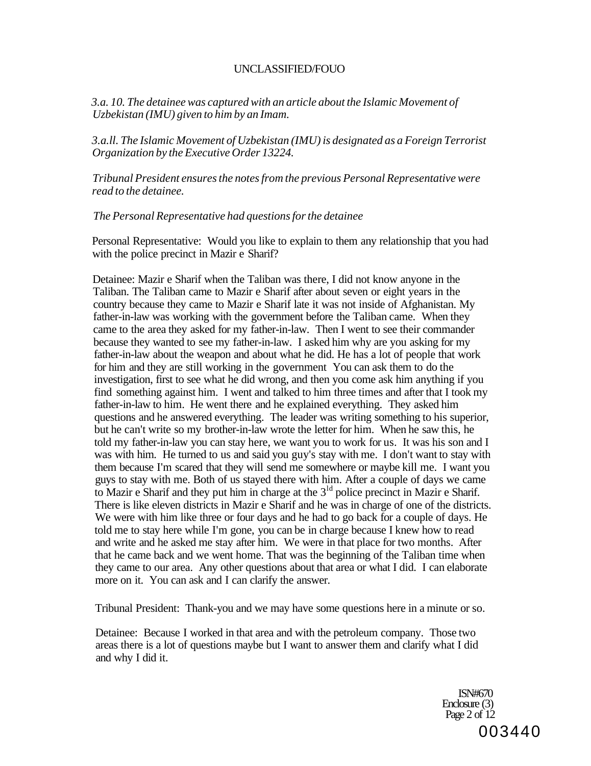*3.a. 10. The detainee was captured with an article about the Islamic Movement of Uzbekistan (IMU) given to him by an Imam.*

*3.a.ll. The Islamic Movement of Uzbekistan (IMU) is designated as a Foreign Terrorist Organization by the Executive Order 13224.*

*Tribunal President ensures the notes from the previous Personal Representative were read to the detainee.*

*The Personal Representative had questions for the detainee*

Personal Representative: Would you like to explain to them any relationship that you had with the police precinct in Mazir e Sharif?

Detainee: Mazir e Sharif when the Taliban was there, I did not know anyone in the Taliban. The Taliban came to Mazir e Sharif after about seven or eight years in the country because they came to Mazir e Sharif late it was not inside of Afghanistan. My father-in-law was working with the government before the Taliban came. When they came to the area they asked for my father-in-law. Then I went to see their commander because they wanted to see my father-in-law. I asked him why are you asking for my father-in-law about the weapon and about what he did. He has a lot of people that work for him and they are still working in the government You can ask them to do the investigation, first to see what he did wrong, and then you come ask him anything if you find something against him. I went and talked to him three times and after that I took my father-in-law to him. He went there and he explained everything. They asked him questions and he answered everything. The leader was writing something to his superior, but he can't write so my brother-in-law wrote the letter for him. When he saw this, he told my father-in-law you can stay here, we want you to work for us. It was his son and I was with him. He turned to us and said you guy's stay with me. I don't want to stay with them because I'm scared that they will send me somewhere or maybe kill me. I want you guys to stay with me. Both of us stayed there with him. After a couple of days we came to Mazir e Sharif and they put him in charge at the 3[ld] police precinct in Mazir e Sharif. There is like eleven districts in Mazir e Sharif and he was in charge of one of the districts. We were with him like three or four days and he had to go back for a couple of days. He told me to stay here while I'm gone, you can be in charge because I knew how to read and write and he asked me stay after him. We were in that place for two months. After that he came back and we went home. That was the beginning of the Taliban time when they came to our area. Any other questions about that area or what I did. I can elaborate more on it. You can ask and I can clarify the answer.

Tribunal President: Thank-you and we may have some questions here in a minute or so.

Detainee: Because I worked in that area and with the petroleum company. Those two areas there is a lot of questions maybe but I want to answer them and clarify what I did and why I did it.

ISN#670
Enclosure (3)

003440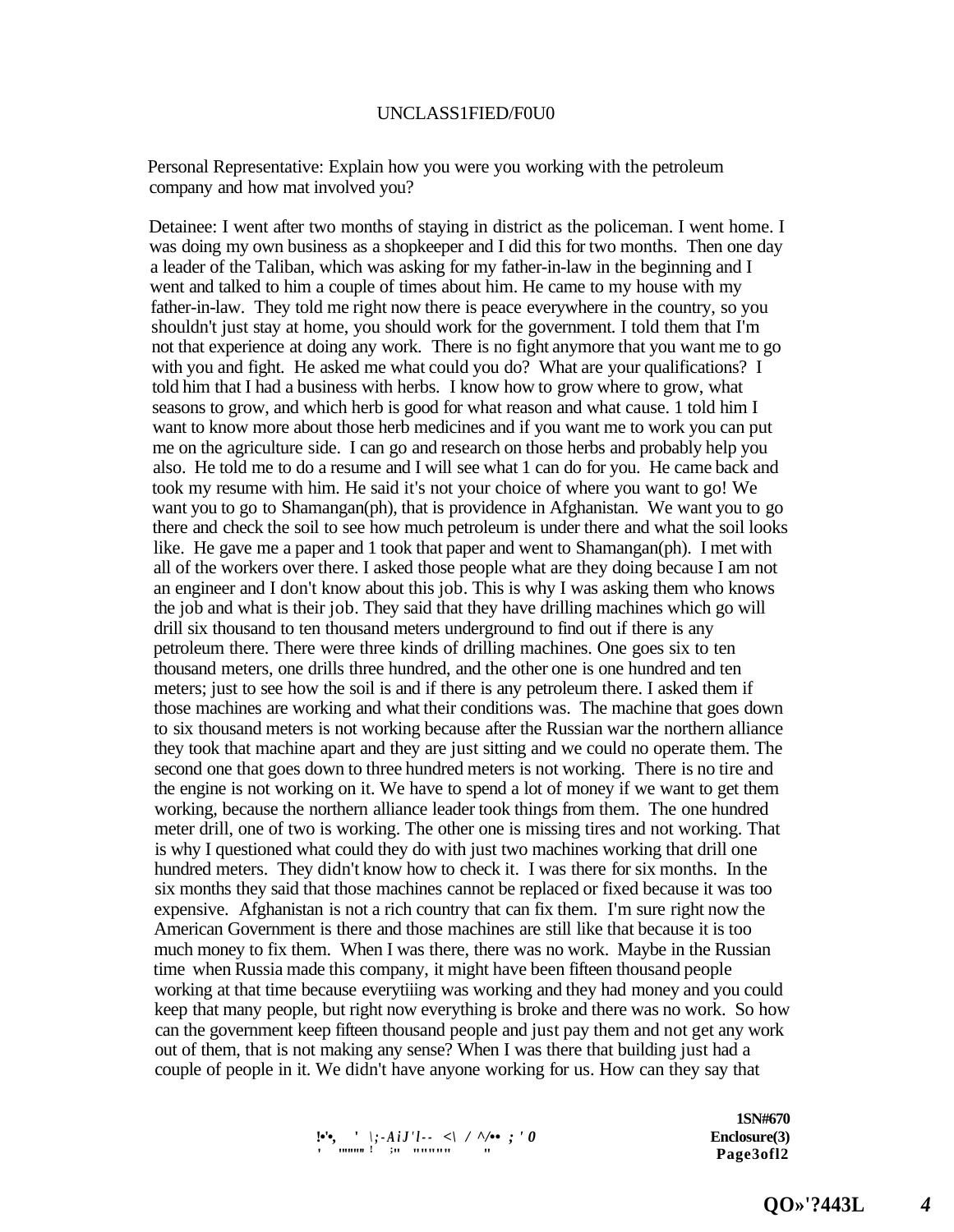Personal Representative: Explain how you were you working with the petroleum company and how mat involved you?

Detainee: I went after two months of staying in district as the policeman. I went home. I was doing my own business as a shopkeeper and I did this for two months. Then one day a leader of the Taliban, which was asking for my father-in-law in the beginning and I went and talked to him a couple of times about him. He came to my house with my father-in-law. They told me right now there is peace everywhere in the country, so you shouldn't just stay at home, you should work for the government. I told them that I'm not that experience at doing any work. There is no fight anymore that you want me to go with you and fight. He asked me what could you do? What are your qualifications? I told him that I had a business with herbs. I know how to grow where to grow, what seasons to grow, and which herb is good for what reason and what cause. 1 told him I want to know more about those herb medicines and if you want me to work you can put me on the agriculture side. I can go and research on those herbs and probably help you also. He told me to do a resume and I will see what 1 can do for you. He came back and took my resume with him. He said it's not your choice of where you want to go! We want you to go to Shamangan(ph), that is providence in Afghanistan. We want you to go there and check the soil to see how much petroleum is under there and what the soil looks like. He gave me a paper and 1 took that paper and went to Shamangan(ph). I met with all of the workers over there. I asked those people what are they doing because I am not an engineer and I don't know about this job. This is why I was asking them who knows the job and what is their job. They said that they have drilling machines which go will drill six thousand to ten thousand meters underground to find out if there is any petroleum there. There were three kinds of drilling machines. One goes six to ten thousand meters, one drills three hundred, and the other one is one hundred and ten meters; just to see how the soil is and if there is any petroleum there. I asked them if those machines are working and what their conditions was. The machine that goes down to six thousand meters is not working because after the Russian war the northern alliance they took that machine apart and they are just sitting and we could no operate them. The second one that goes down to three hundred meters is not working. There is no tire and the engine is not working on it. We have to spend a lot of money if we want to get them working, because the northern alliance leader took things from them. The one hundred meter drill, one of two is working. The other one is missing tires and not working. That is why I questioned what could they do with just two machines working that drill one hundred meters. They didn't know how to check it. I was there for six months. In the six months they said that those machines cannot be replaced or fixed because it was too expensive. Afghanistan is not a rich country that can fix them. I'm sure right now the American Government is there and those machines are still like that because it is too much money to fix them. When I was there, there was no work. Maybe in the Russian time when Russia made this company, it might have been fifteen thousand people working at that time because everytiiing was working and they had money and you could keep that many people, but right now everything is broke and there was no work. So how can the government keep fifteen thousand people and just pay them and not get any work out of them, that is not making any sense? When I was there that building just had a couple of people in it. We didn't have anyone working for us. How can they say that

ISN#670
Enclosure(3)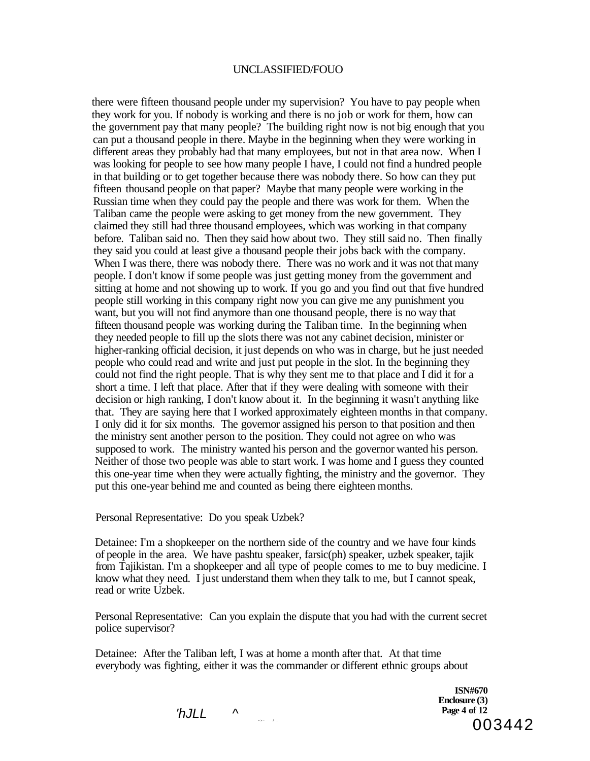there were fifteen thousand people under my supervision? You have to pay people when they work for you. If nobody is working and there is no job or work for them, how can the government pay that many people? The building right now is not big enough that you can put a thousand people in there. Maybe in the beginning when they were working in different areas they probably had that many employees, but not in that area now. When I was looking for people to see how many people I have, I could not find a hundred people in that building or to get together because there was nobody there. So how can they put fifteen thousand people on that paper? Maybe that many people were working in the Russian time when they could pay the people and there was work for them. When the Taliban came the people were asking to get money from the new government. They claimed they still had three thousand employees, which was working in that company before. Taliban said no. Then they said how about two. They still said no. Then finally they said you could at least give a thousand people their jobs back with the company. When I was there, there was nobody there. There was no work and it was not that many people. I don't know if some people was just getting money from the government and sitting at home and not showing up to work. If you go and you find out that five hundred people still working in this company right now you can give me any punishment you want, but you will not find anymore than one thousand people, there is no way that fifteen thousand people was working during the Taliban time. In the beginning when they needed people to fill up the slots there was not any cabinet decision, minister or higher-ranking official decision, it just depends on who was in charge, but he just needed people who could read and write and just put people in the slot. In the beginning they could not find the right people. That is why they sent me to that place and I did it for a short a time. I left that place. After that if they were dealing with someone with their decision or high ranking, I don't know about it. In the beginning it wasn't anything like that. They are saying here that I worked approximately eighteen months in that company. I only did it for six months. The governor assigned his person to that position and then the ministry sent another person to the position. They could not agree on who was supposed to work. The ministry wanted his person and the governor wanted his person. Neither of those two people was able to start work. I was home and I guess they counted this one-year time when they were actually fighting, the ministry and the governor. They put this one-year behind me and counted as being there eighteen months.

Personal Representative: Do you speak Uzbek?

Detainee: I'm a shopkeeper on the northern side of the country and we have four kinds of people in the area. We have pashtu speaker, farsic(ph) speaker, uzbek speaker, tajik from Tajikistan. I'm a shopkeeper and all type of people comes to me to buy medicine. I know what they need. I just understand them when they talk to me, but I cannot speak, read or write Uzbek.

Personal Representative: Can you explain the dispute that you had with the current secret police supervisor?

Detainee: After the Taliban left, I was at home a month after that. At that time everybody was fighting, either it was the commander or different ethnic groups about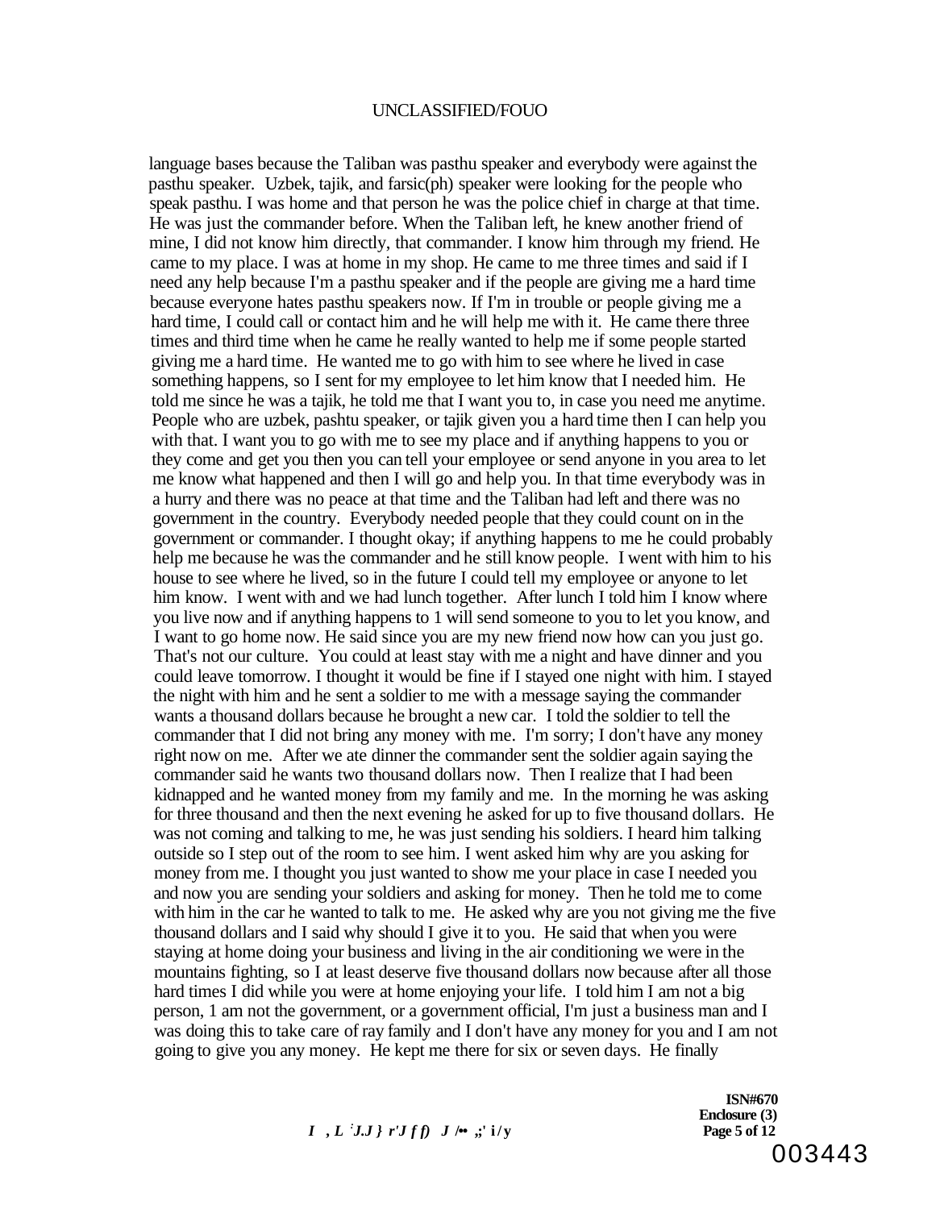language bases because the Taliban was pasthu speaker and everybody were against the pasthu speaker. Uzbek, tajik, and farsic(ph) speaker were looking for the people who speak pasthu. I was home and that person he was the police chief in charge at that time. He was just the commander before. When the Taliban left, he knew another friend of mine, I did not know him directly, that commander. I know him through my friend. He came to my place. I was at home in my shop. He came to me three times and said if I need any help because I'm a pasthu speaker and if the people are giving me a hard time because everyone hates pasthu speakers now. If I'm in trouble or people giving me a hard time, I could call or contact him and he will help me with it. He came there three times and third time when he came he really wanted to help me if some people started giving me a hard time. He wanted me to go with him to see where he lived in case something happens, so I sent for my employee to let him know that I needed him. He told me since he was a tajik, he told me that I want you to, in case you need me anytime. People who are uzbek, pashtu speaker, or tajik given you a hard time then I can help you with that. I want you to go with me to see my place and if anything happens to you or they come and get you then you can tell your employee or send anyone in you area to let me know what happened and then I will go and help you. In that time everybody was in a hurry and there was no peace at that time and the Taliban had left and there was no government in the country. Everybody needed people that they could count on in the government or commander. I thought okay; if anything happens to me he could probably help me because he was the commander and he still know people. I went with him to his house to see where he lived, so in the future I could tell my employee or anyone to let him know. I went with and we had lunch together. After lunch I told him I know where you live now and if anything happens to 1 will send someone to you to let you know, and I want to go home now. He said since you are my new friend now how can you just go. That's not our culture. You could at least stay with me a night and have dinner and you could leave tomorrow. I thought it would be fine if I stayed one night with him. I stayed the night with him and he sent a soldier to me with a message saying the commander wants a thousand dollars because he brought a new car. I told the soldier to tell the commander that I did not bring any money with me. I'm sorry; I don't have any money right now on me. After we ate dinner the commander sent the soldier again saying the commander said he wants two thousand dollars now. Then I realize that I had been kidnapped and he wanted money from my family and me. In the morning he was asking for three thousand and then the next evening he asked for up to five thousand dollars. He was not coming and talking to me, he was just sending his soldiers. I heard him talking outside so I step out of the room to see him. I went asked him why are you asking for money from me. I thought you just wanted to show me your place in case I needed you and now you are sending your soldiers and asking for money. Then he told me to come with him in the car he wanted to talk to me. He asked why are you not giving me the five thousand dollars and I said why should I give it to you. He said that when you were staying at home doing your business and living in the air conditioning we were in the mountains fighting, so I at least deserve five thousand dollars now because after all those hard times I did while you were at home enjoying your life. I told him I am not a big person, 1 am not the government, or a government official, I'm just a business man and I was doing this to take care of ray family and I don't have any money for you and I am not going to give you any money. He kept me there for six or seven days. He finally

ISN#670
Enclosure (3)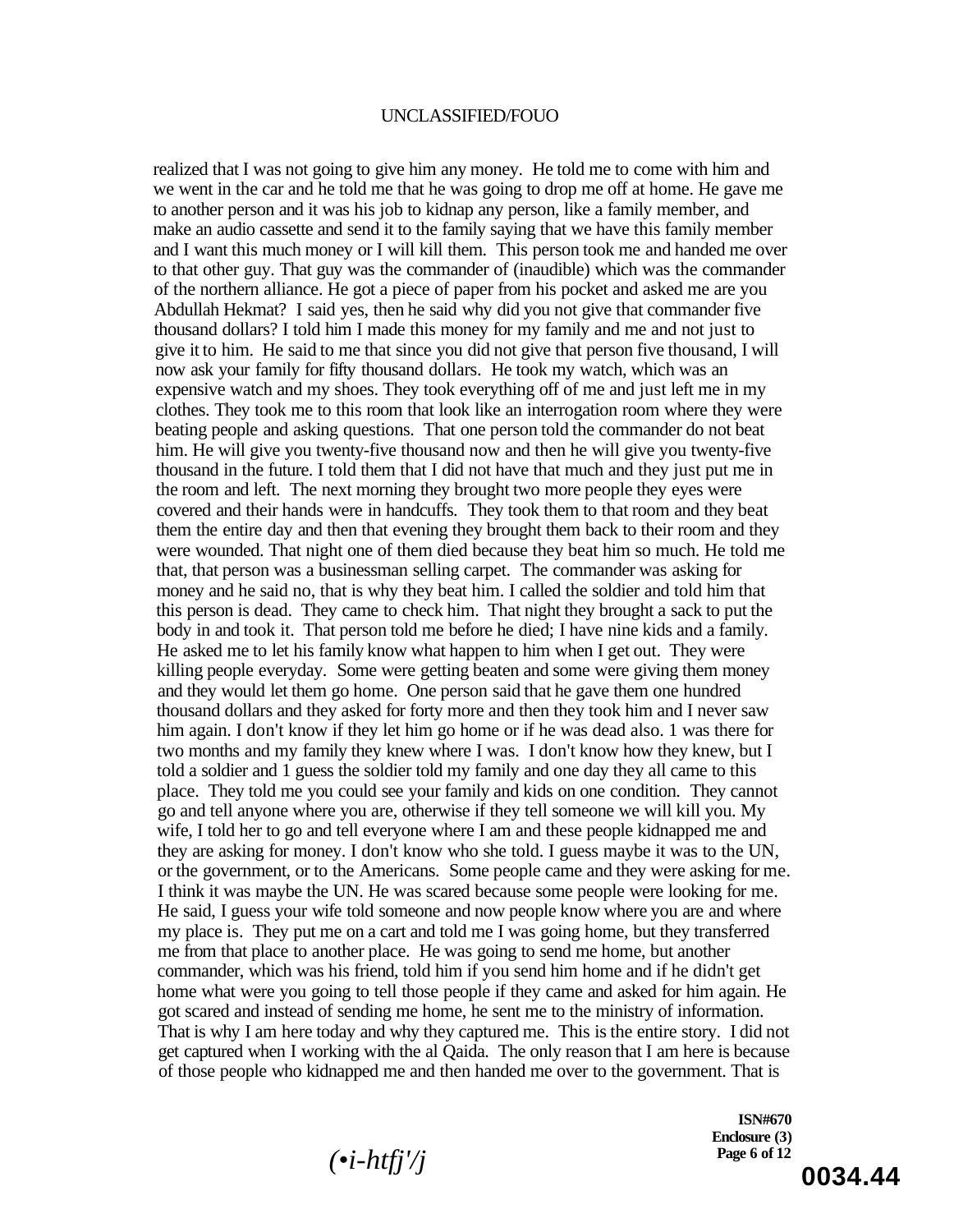realized that I was not going to give him any money. He told me to come with him and we went in the car and he told me that he was going to drop me off at home. He gave me to another person and it was his job to kidnap any person, like a family member, and make an audio cassette and send it to the family saying that we have this family member and I want this much money or I will kill them. This person took me and handed me over to that other guy. That guy was the commander of (inaudible) which was the commander of the northern alliance. He got a piece of paper from his pocket and asked me are you Abdullah Hekmat? I said yes, then he said why did you not give that commander five thousand dollars? I told him I made this money for my family and me and not just to give it to him. He said to me that since you did not give that person five thousand, I will now ask your family for fifty thousand dollars. He took my watch, which was an expensive watch and my shoes. They took everything off of me and just left me in my clothes. They took me to this room that look like an interrogation room where they were beating people and asking questions. That one person told the commander do not beat him. He will give you twenty-five thousand now and then he will give you twenty-five thousand in the future. I told them that I did not have that much and they just put me in the room and left. The next morning they brought two more people they eyes were covered and their hands were in handcuffs. They took them to that room and they beat them the entire day and then that evening they brought them back to their room and they were wounded. That night one of them died because they beat him so much. He told me that, that person was a businessman selling carpet. The commander was asking for money and he said no, that is why they beat him. I called the soldier and told him that this person is dead. They came to check him. That night they brought a sack to put the body in and took it. That person told me before he died; I have nine kids and a family. He asked me to let his family know what happen to him when I get out. They were killing people everyday. Some were getting beaten and some were giving them money and they would let them go home. One person said that he gave them one hundred thousand dollars and they asked for forty more and then they took him and I never saw him again. I don't know if they let him go home or if he was dead also. 1 was there for two months and my family they knew where I was. I don't know how they knew, but I told a soldier and 1 guess the soldier told my family and one day they all came to this place. They told me you could see your family and kids on one condition. They cannot go and tell anyone where you are, otherwise if they tell someone we will kill you. My wife, I told her to go and tell everyone where I am and these people kidnapped me and they are asking for money. I don't know who she told. I guess maybe it was to the UN, or the government, or to the Americans. Some people came and they were asking for me. I think it was maybe the UN. He was scared because some people were looking for me. He said, I guess your wife told someone and now people know where you are and where my place is. They put me on a cart and told me I was going home, but they transferred me from that place to another place. He was going to send me home, but another commander, which was his friend, told him if you send him home and if he didn't get home what were you going to tell those people if they came and asked for him again. He got scared and instead of sending me home, he sent me to the ministry of information. That is why I am here today and why they captured me. This is the entire story. I did not get captured when I working with the al Qaida. The only reason that I am here is because of those people who kidnapped me and then handed me over to the government. That is

ISN#670
Enclosure (3)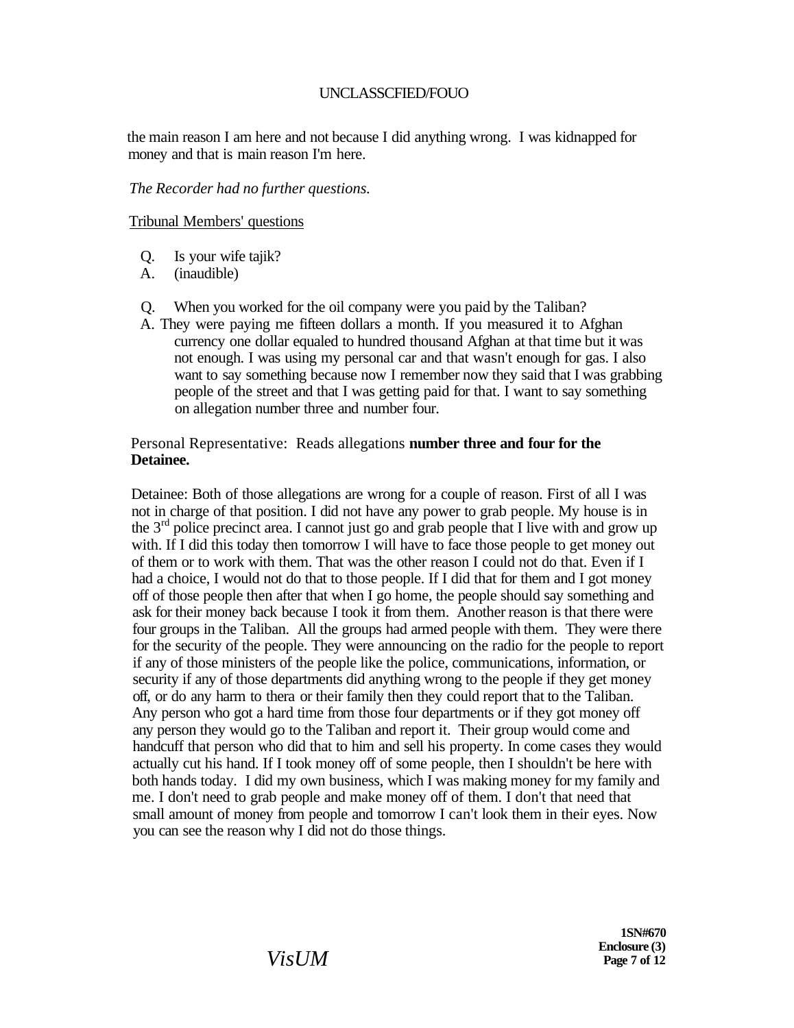the main reason I am here and not because I did anything wrong. I was kidnapped for money and that is main reason I'm here.

*The Recorder had no further questions.*

Tribunal Members' questions

Q. Is your wife tajik?
A. (inaudible)

Q. When you worked for the oil company were you paid by the Taliban?
A. They were paying me fifteen dollars a month. If you measured it to Afghan currency one dollar equaled to hundred thousand Afghan at that time but it was not enough. I was using my personal car and that wasn't enough for gas. I also want to say something because now I remember now they said that I was grabbing people of the street and that I was getting paid for that. I want to say something on allegation number three and number four.

Personal Representative: Reads allegations **number three and four for the Detainee.**

Detainee: Both of those allegations are wrong for a couple of reason. First of all I was not in charge of that position. I did not have any power to grab people. My house is in the 3rd police precinct area. I cannot just go and grab people that I live with and grow up with. If I did this today then tomorrow I will have to face those people to get money out of them or to work with them. That was the other reason I could not do that. Even if I had a choice, I would not do that to those people. If I did that for them and I got money off of those people then after that when I go home, the people should say something and ask for their money back because I took it from them. Another reason is that there were four groups in the Taliban. All the groups had armed people with them. They were there for the security of the people. They were announcing on the radio for the people to report if any of those ministers of the people like the police, communications, information, or security if any of those departments did anything wrong to the people if they get money off, or do any harm to thera or their family then they could report that to the Taliban. Any person who got a hard time from those four departments or if they got money off any person they would go to the Taliban and report it. Their group would come and handcuff that person who did that to him and sell his property. In come cases they would actually cut his hand. If I took money off of some people, then I shouldn't be here with both hands today. I did my own business, which I was making money for my family and me. I don't need to grab people and make money off of them. I don't that need that small amount of money from people and tomorrow I can't look them in their eyes. Now you can see the reason why I did not do those things.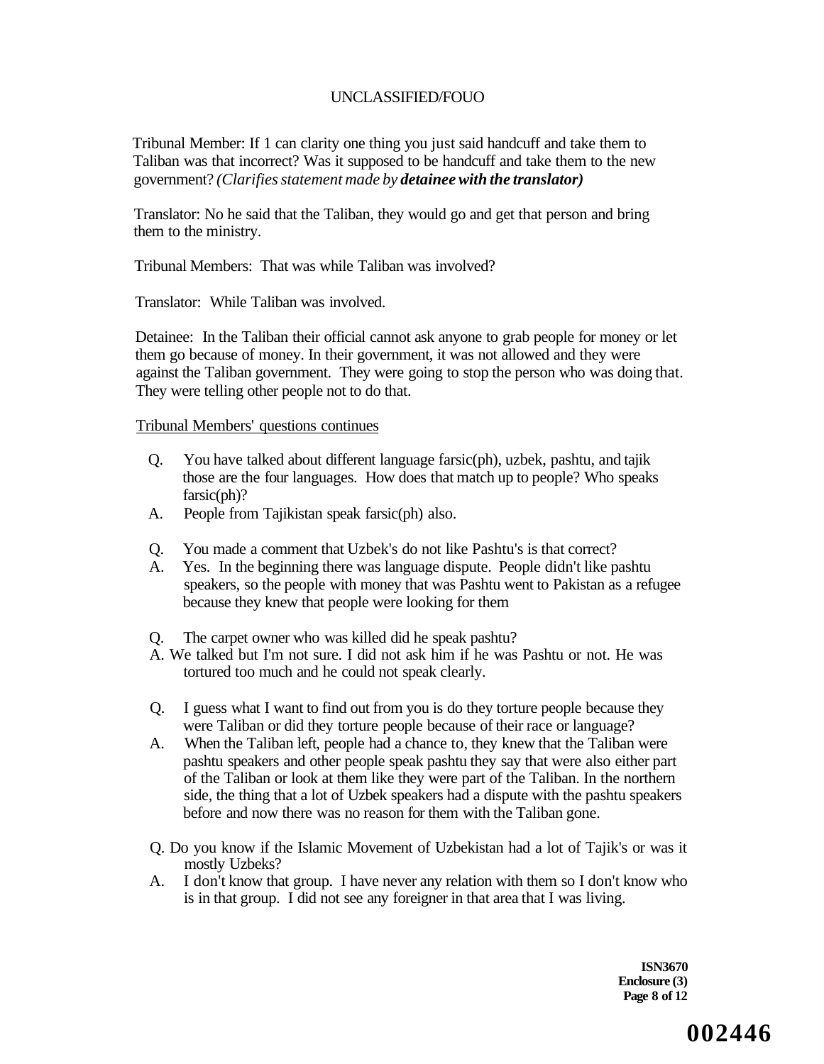Tribunal Member: If 1 can clarity one thing you just said handcuff and take them to Taliban was that incorrect? Was it supposed to be handcuff and take them to the new government? *(Clarifies statement made by **detainee with the translator)***

Translator: No he said that the Taliban, they would go and get that person and bring them to the ministry.

Tribunal Members: That was while Taliban was involved?

Translator: While Taliban was involved.

Detainee: In the Taliban their official cannot ask anyone to grab people for money or let them go because of money. In their government, it was not allowed and they were against the Taliban government. They were going to stop the person who was doing that. They were telling other people not to do that.

Tribunal Members' questions continues

Q. You have talked about different language farsic(ph), uzbek, pashtu, and tajik those are the four languages. How does that match up to people? Who speaks farsic(ph)?
A. People from Tajikistan speak farsic(ph) also.

Q. You made a comment that Uzbek's do not like Pashtu's is that correct?
A. Yes. In the beginning there was language dispute. People didn't like pashtu speakers, so the people with money that was Pashtu went to Pakistan as a refugee because they knew that people were looking for them

Q. The carpet owner who was killed did he speak pashtu?
A. We talked but I'm not sure. I did not ask him if he was Pashtu or not. He was tortured too much and he could not speak clearly.

Q. I guess what I want to find out from you is do they torture people because they were Taliban or did they torture people because of their race or language?
A. When the Taliban left, people had a chance to, they knew that the Taliban were pashtu speakers and other people speak pashtu they say that were also either part of the Taliban or look at them like they were part of the Taliban. In the northern side, the thing that a lot of Uzbek speakers had a dispute with the pashtu speakers before and now there was no reason for them with the Taliban gone.

Q. Do you know if the Islamic Movement of Uzbekistan had a lot of Tajik's or was it mostly Uzbeks?
A. I don't know that group. I have never any relation with them so I don't know who is in that group. I did not see any foreigner in that area that I was living.

**ISN3670**
**Enclosure (3)**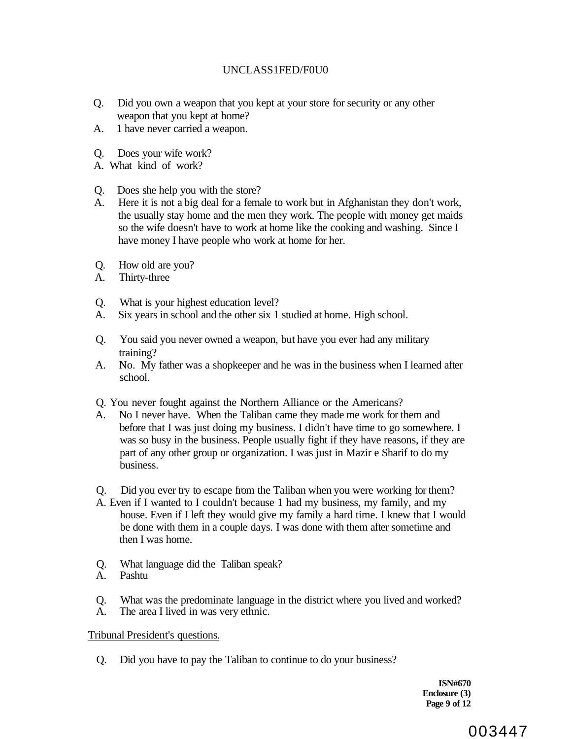Q. Did you own a weapon that you kept at your store for security or any other weapon that you kept at home?

A. 1 have never carried a weapon.

Q. Does your wife work?

A. What kind of work?

Q. Does she help you with the store?

A. Here it is not a big deal for a female to work but in Afghanistan they don't work, the usually stay home and the men they work. The people with money get maids so the wife doesn't have to work at home like the cooking and washing. Since I have money I have people who work at home for her.

Q. How old are you?

A. Thirty-three

Q. What is your highest education level?

A. Six years in school and the other six 1 studied at home. High school.

Q. You said you never owned a weapon, but have you ever had any military training?

A. No. My father was a shopkeeper and he was in the business when I learned after school.

Q. You never fought against the Northern Alliance or the Americans?

A. No I never have. When the Taliban came they made me work for them and before that I was just doing my business. I didn't have time to go somewhere. I was so busy in the business. People usually fight if they have reasons, if they are part of any other group or organization. I was just in Mazir e Sharif to do my business.

Q. Did you ever try to escape from the Taliban when you were working for them?

A. Even if I wanted to I couldn't because 1 had my business, my family, and my house. Even if I left they would give my family a hard time. I knew that I would be done with them in a couple days. I was done with them after sometime and then I was home.

Q. What language did the Taliban speak?

A. Pashtu

Q. What was the predominate language in the district where you lived and worked?

A. The area I lived in was very ethnic.

Tribunal President's questions.

Q. Did you have to pay the Taliban to continue to do your business?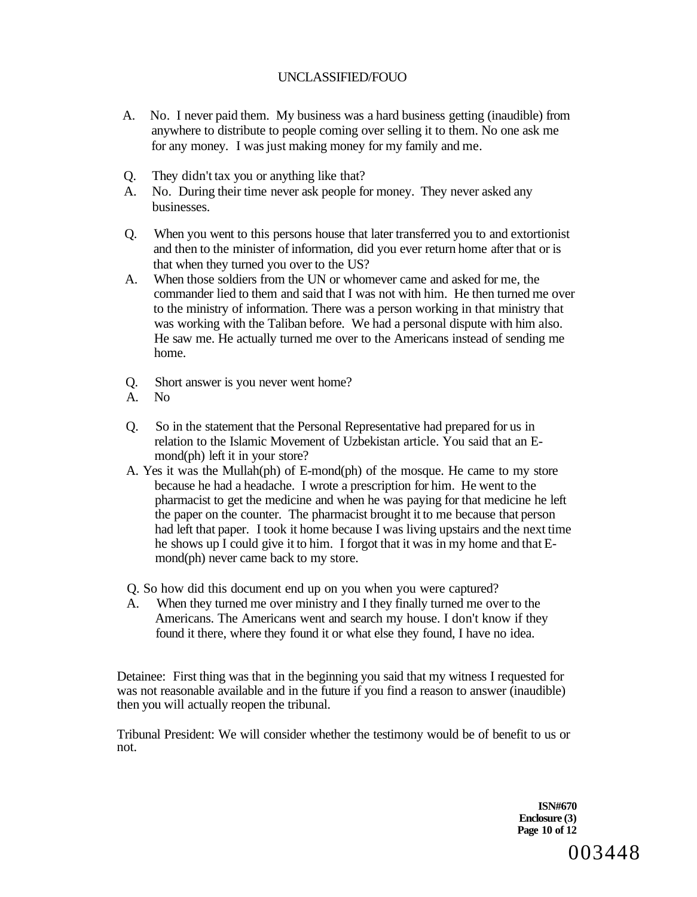A. No. I never paid them. My business was a hard business getting (inaudible) from anywhere to distribute to people coming over selling it to them. No one ask me for any money. I was just making money for my family and me.

Q. They didn't tax you or anything like that?
A. No. During their time never ask people for money. They never asked any businesses.

Q. When you went to this persons house that later transferred you to and extortionist and then to the minister of information, did you ever return home after that or is that when they turned you over to the US?
A. When those soldiers from the UN or whomever came and asked for me, the commander lied to them and said that I was not with him. He then turned me over to the ministry of information. There was a person working in that ministry that was working with the Taliban before. We had a personal dispute with him also. He saw me. He actually turned me over to the Americans instead of sending me home.

Q. Short answer is you never went home?
A. No

Q. So in the statement that the Personal Representative had prepared for us in relation to the Islamic Movement of Uzbekistan article. You said that an E-mond(ph) left it in your store?
A. Yes it was the Mullah(ph) of E-mond(ph) of the mosque. He came to my store because he had a headache. I wrote a prescription for him. He went to the pharmacist to get the medicine and when he was paying for that medicine he left the paper on the counter. The pharmacist brought it to me because that person had left that paper. I took it home because I was living upstairs and the next time he shows up I could give it to him. I forgot that it was in my home and that E-mond(ph) never came back to my store.

Q. So how did this document end up on you when you were captured?
A. When they turned me over ministry and I they finally turned me over to the Americans. The Americans went and search my house. I don't know if they found it there, where they found it or what else they found, I have no idea.

Detainee: First thing was that in the beginning you said that my witness I requested for was not reasonable available and in the future if you find a reason to answer (inaudible) then you will actually reopen the tribunal.

Tribunal President: We will consider whether the testimony would be of benefit to us or not.

**ISN#670**
**Enclosure (3)**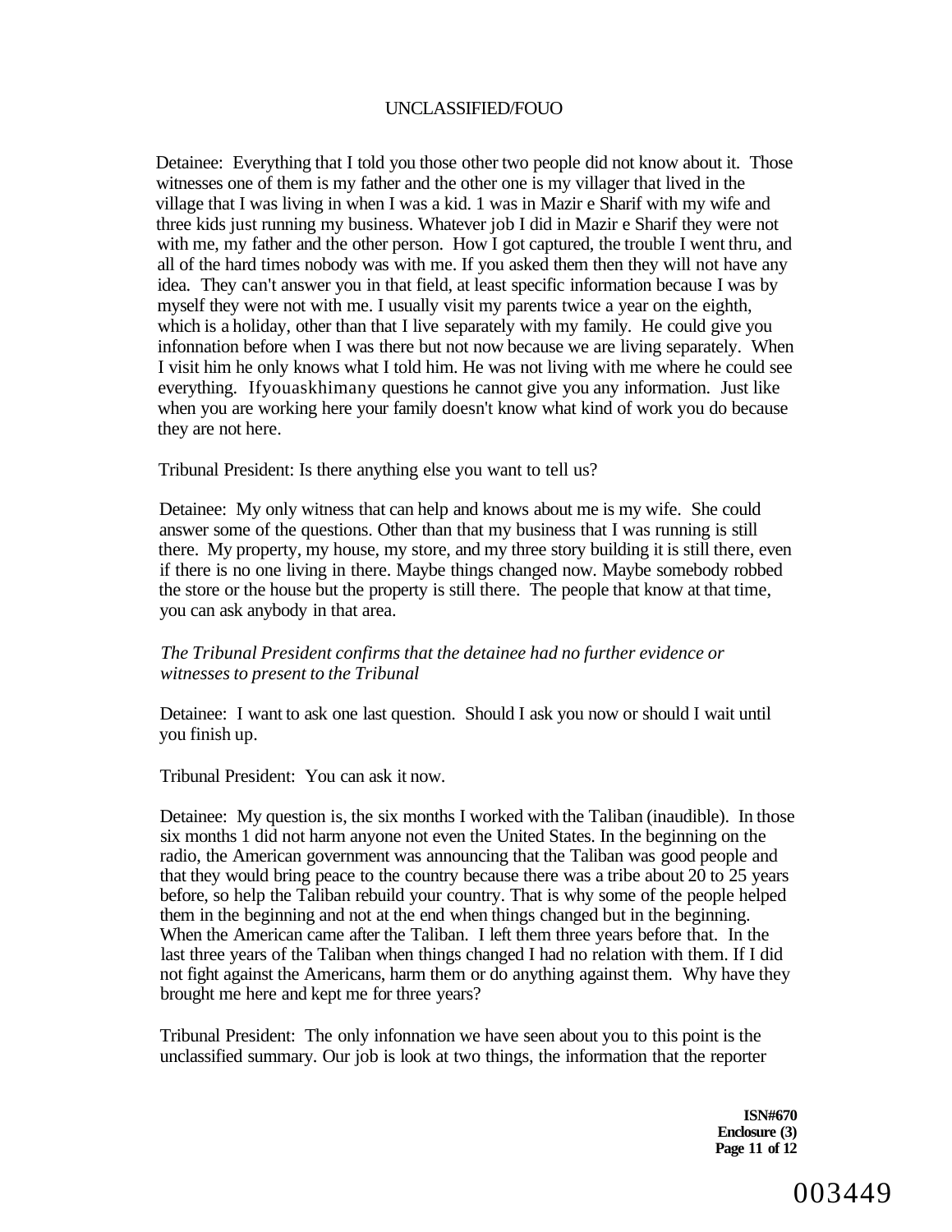Detainee: Everything that I told you those other two people did not know about it. Those witnesses one of them is my father and the other one is my villager that lived in the village that I was living in when I was a kid. 1 was in Mazir e Sharif with my wife and three kids just running my business. Whatever job I did in Mazir e Sharif they were not with me, my father and the other person. How I got captured, the trouble I went thru, and all of the hard times nobody was with me. If you asked them then they will not have any idea. They can't answer you in that field, at least specific information because I was by myself they were not with me. I usually visit my parents twice a year on the eighth, which is a holiday, other than that I live separately with my family. He could give you infonnation before when I was there but not now because we are living separately. When I visit him he only knows what I told him. He was not living with me where he could see everything. Ifyouaskhimany questions he cannot give you any information. Just like when you are working here your family doesn't know what kind of work you do because they are not here.

Tribunal President: Is there anything else you want to tell us?

Detainee: My only witness that can help and knows about me is my wife. She could answer some of the questions. Other than that my business that I was running is still there. My property, my house, my store, and my three story building it is still there, even if there is no one living in there. Maybe things changed now. Maybe somebody robbed the store or the house but the property is still there. The people that know at that time, you can ask anybody in that area.

*The Tribunal President confirms that the detainee had no further evidence or witnesses to present to the Tribunal*

Detainee: I want to ask one last question. Should I ask you now or should I wait until you finish up.

Tribunal President: You can ask it now.

Detainee: My question is, the six months I worked with the Taliban (inaudible). In those six months 1 did not harm anyone not even the United States. In the beginning on the radio, the American government was announcing that the Taliban was good people and that they would bring peace to the country because there was a tribe about 20 to 25 years before, so help the Taliban rebuild your country. That is why some of the people helped them in the beginning and not at the end when things changed but in the beginning. When the American came after the Taliban. I left them three years before that. In the last three years of the Taliban when things changed I had no relation with them. If I did not fight against the Americans, harm them or do anything against them. Why have they brought me here and kept me for three years?

Tribunal President: The only infonnation we have seen about you to this point is the unclassified summary. Our job is look at two things, the information that the reporter

**ISN#670**
**Enclosure (3)**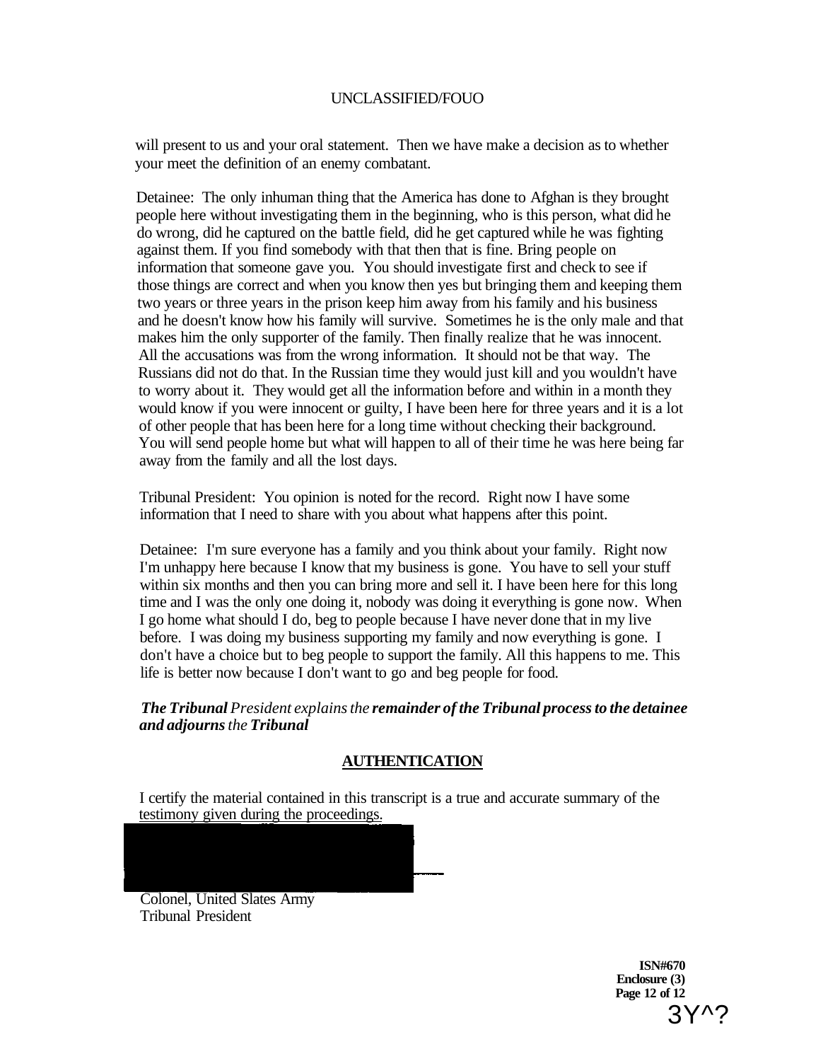will present to us and your oral statement. Then we have make a decision as to whether your meet the definition of an enemy combatant.

Detainee: The only inhuman thing that the America has done to Afghan is they brought people here without investigating them in the beginning, who is this person, what did he do wrong, did he captured on the battle field, did he get captured while he was fighting against them. If you find somebody with that then that is fine. Bring people on information that someone gave you. You should investigate first and check to see if those things are correct and when you know then yes but bringing them and keeping them two years or three years in the prison keep him away from his family and his business and he doesn't know how his family will survive. Sometimes he is the only male and that makes him the only supporter of the family. Then finally realize that he was innocent. All the accusations was from the wrong information. It should not be that way. The Russians did not do that. In the Russian time they would just kill and you wouldn't have to worry about it. They would get all the information before and within in a month they would know if you were innocent or guilty, I have been here for three years and it is a lot of other people that has been here for a long time without checking their background. You will send people home but what will happen to all of their time he was here being far away from the family and all the lost days.

Tribunal President: You opinion is noted for the record. Right now I have some information that I need to share with you about what happens after this point.

Detainee: I'm sure everyone has a family and you think about your family. Right now I'm unhappy here because I know that my business is gone. You have to sell your stuff within six months and then you can bring more and sell it. I have been here for this long time and I was the only one doing it, nobody was doing it everything is gone now. When I go home what should I do, beg to people because I have never done that in my live before. I was doing my business supporting my family and now everything is gone. I don't have a choice but to beg people to support the family. All this happens to me. This life is better now because I don't want to go and beg people for food.

***The Tribunal** President explains the **remainder of the Tribunal process to the detainee and adjourns** the **Tribunal***

## AUTHENTICATION

I certify the material contained in this transcript is a true and accurate summary of the testimony given during the proceedings.

Colonel, United Slates Army
Tribunal President

**ISN#670**
**Enclosure (3)**

3Y^?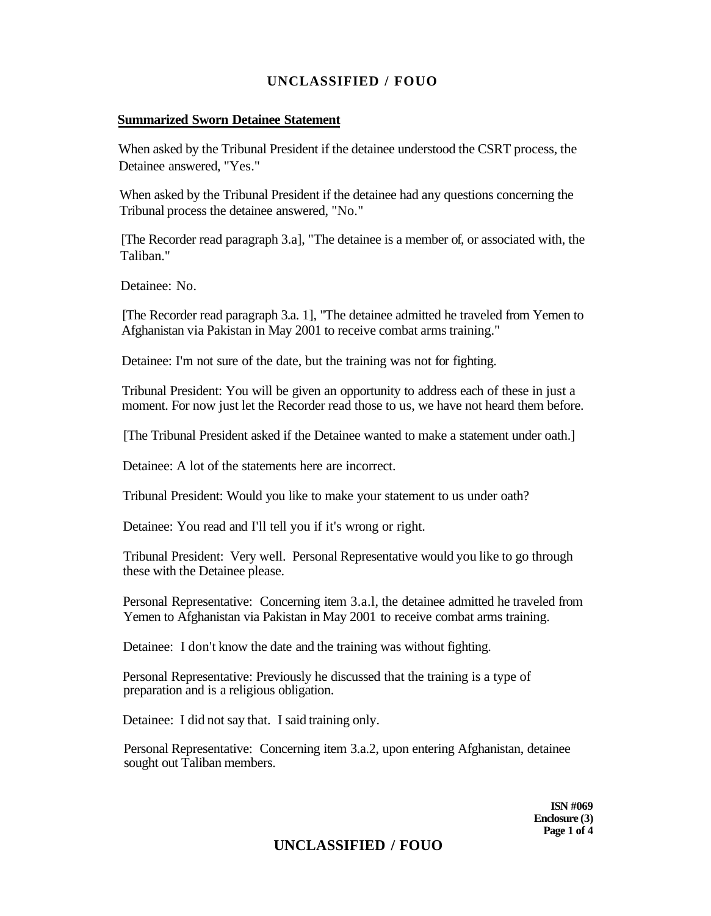## Summarized Sworn Detainee Statement

When asked by the Tribunal President if the detainee understood the CSRT process, the Detainee answered, "Yes."

When asked by the Tribunal President if the detainee had any questions concerning the Tribunal process the detainee answered, "No."

[The Recorder read paragraph 3.a], "The detainee is a member of, or associated with, the Taliban."

Detainee: No.

[The Recorder read paragraph 3.a. 1], "The detainee admitted he traveled from Yemen to Afghanistan via Pakistan in May 2001 to receive combat arms training."

Detainee: I'm not sure of the date, but the training was not for fighting.

Tribunal President: You will be given an opportunity to address each of these in just a moment. For now just let the Recorder read those to us, we have not heard them before.

[The Tribunal President asked if the Detainee wanted to make a statement under oath.]

Detainee: A lot of the statements here are incorrect.

Tribunal President: Would you like to make your statement to us under oath?

Detainee: You read and I'll tell you if it's wrong or right.

Tribunal President: Very well. Personal Representative would you like to go through these with the Detainee please.

Personal Representative: Concerning item 3.a.l, the detainee admitted he traveled from Yemen to Afghanistan via Pakistan in May 2001 to receive combat arms training.

Detainee: I don't know the date and the training was without fighting.

Personal Representative: Previously he discussed that the training is a type of preparation and is a religious obligation.

Detainee: I did not say that. I said training only.

Personal Representative: Concerning item 3.a.2, upon entering Afghanistan, detainee sought out Taliban members.

ISN #069
Enclosure (3)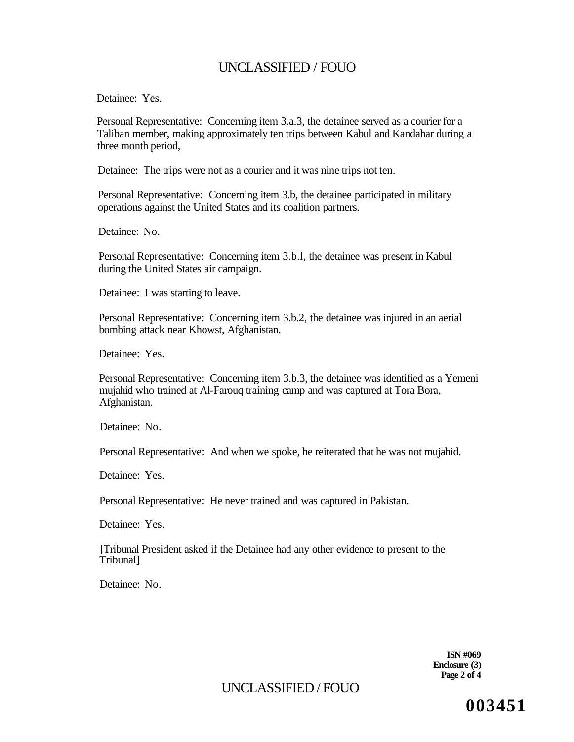Detainee: Yes.

Personal Representative: Concerning item 3.a.3, the detainee served as a courier for a Taliban member, making approximately ten trips between Kabul and Kandahar during a three month period,

Detainee: The trips were not as a courier and it was nine trips not ten.

Personal Representative: Concerning item 3.b, the detainee participated in military operations against the United States and its coalition partners.

Detainee: No.

Personal Representative: Concerning item 3.b.l, the detainee was present in Kabul during the United States air campaign.

Detainee: I was starting to leave.

Personal Representative: Concerning item 3.b.2, the detainee was injured in an aerial bombing attack near Khowst, Afghanistan.

Detainee: Yes.

Personal Representative: Concerning item 3.b.3, the detainee was identified as a Yemeni mujahid who trained at Al-Farouq training camp and was captured at Tora Bora, Afghanistan.

Detainee: No.

Personal Representative: And when we spoke, he reiterated that he was not mujahid.

Detainee: Yes.

Personal Representative: He never trained and was captured in Pakistan.

Detainee: Yes.

[Tribunal President asked if the Detainee had any other evidence to present to the Tribunal]

Detainee: No.

**ISN #069**
**Enclosure (3)**

**003451**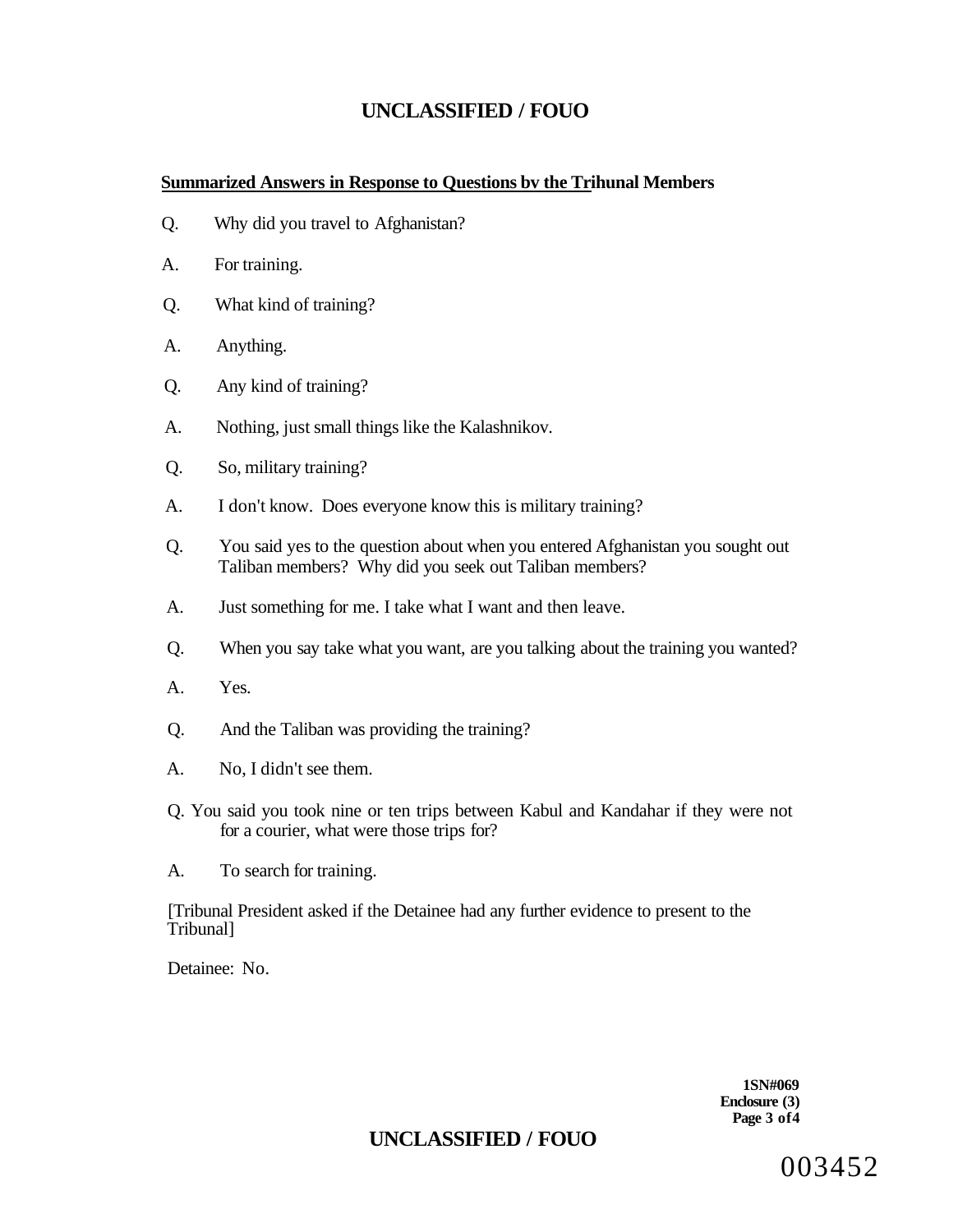**Summarized Answers in Response to Questions bv the Trihunal Members**

Q. Why did you travel to Afghanistan?

A. For training.

Q. What kind of training?

A. Anything.

Q. Any kind of training?

A. Nothing, just small things like the Kalashnikov.

Q. So, military training?

A. I don't know. Does everyone know this is military training?

Q. You said yes to the question about when you entered Afghanistan you sought out Taliban members? Why did you seek out Taliban members?

A. Just something for me. I take what I want and then leave.

Q. When you say take what you want, are you talking about the training you wanted?

A. Yes.

Q. And the Taliban was providing the training?

A. No, I didn't see them.

Q. You said you took nine or ten trips between Kabul and Kandahar if they were not for a courier, what were those trips for?

A. To search for training.

[Tribunal President asked if the Detainee had any further evidence to present to the Tribunal]

Detainee: No.

1SN#069
Enclosure (3)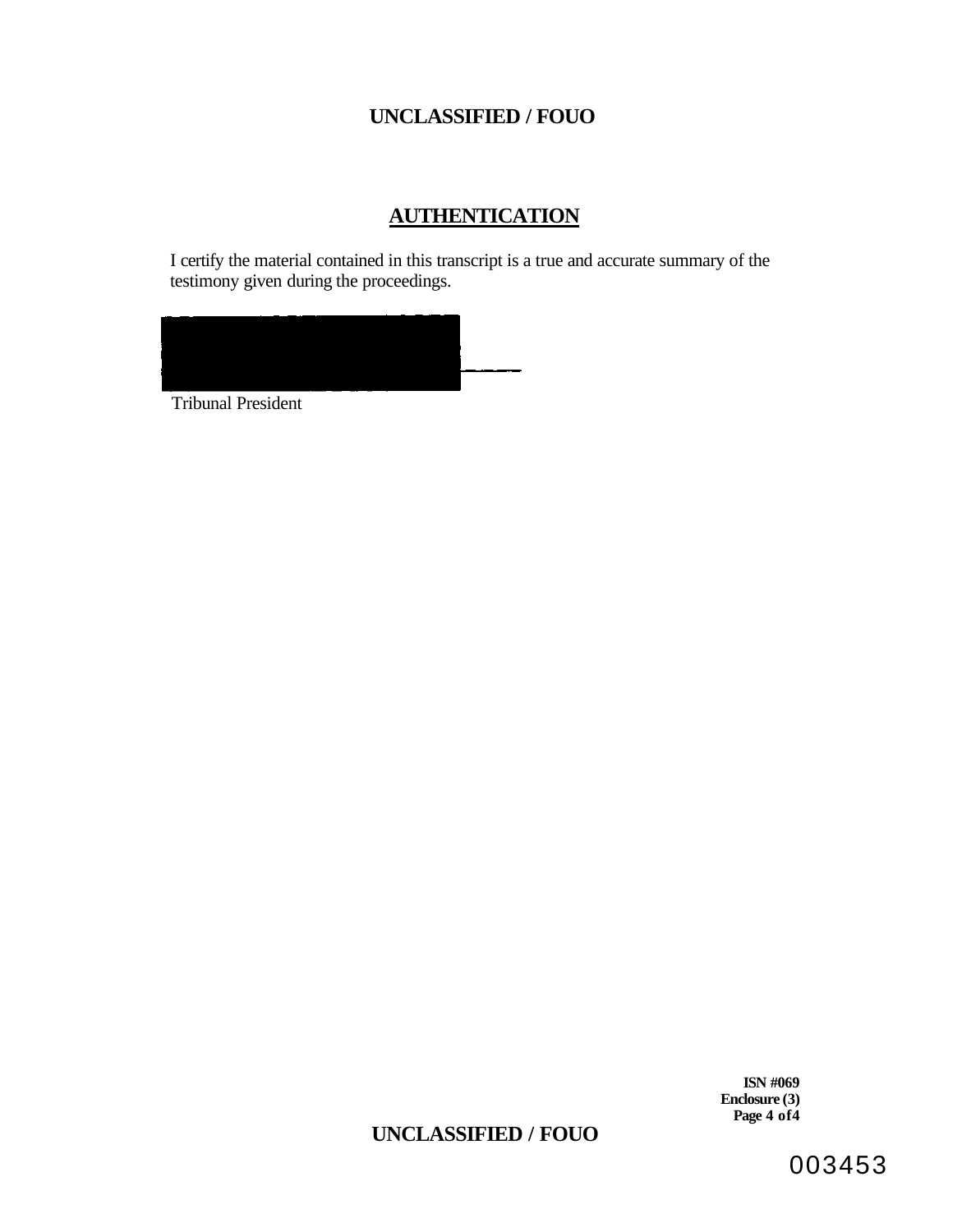## AUTHENTICATION

I certify the material contained in this transcript is a true and accurate summary of the testimony given during the proceedings.

Tribunal President

ISN #069
Enclosure (3)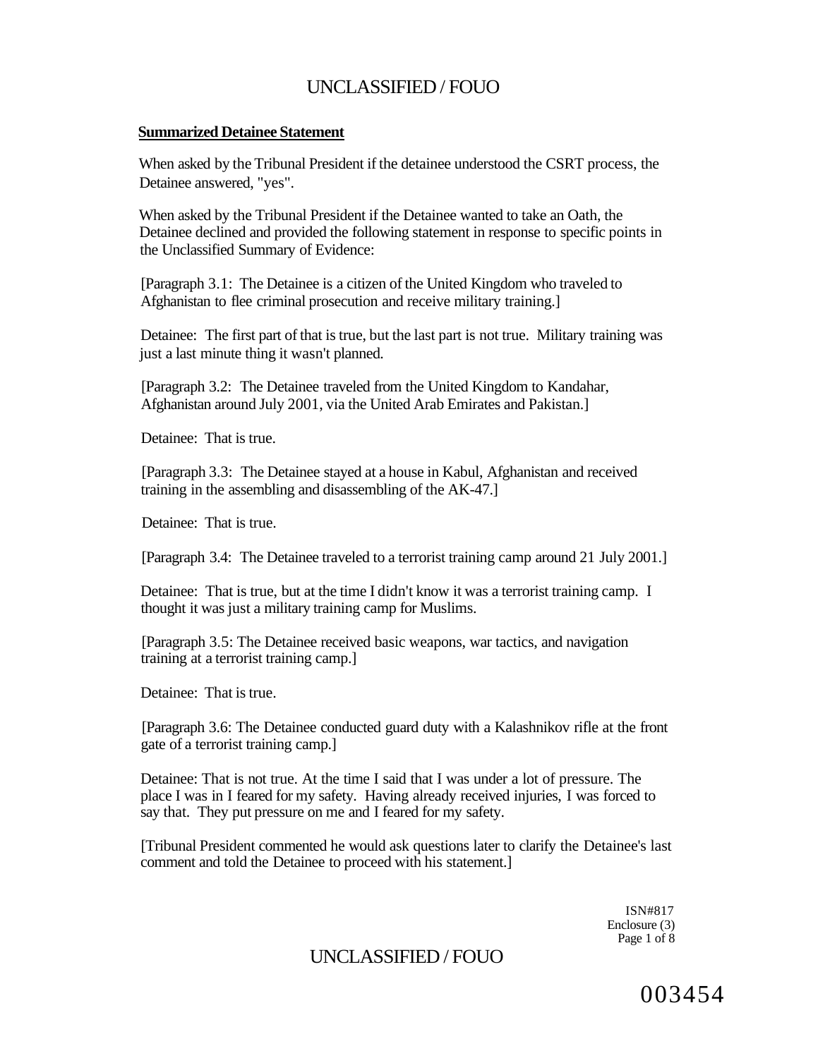**Summarized Detainee Statement**

When asked by the Tribunal President if the detainee understood the CSRT process, the Detainee answered, "yes".

When asked by the Tribunal President if the Detainee wanted to take an Oath, the Detainee declined and provided the following statement in response to specific points in the Unclassified Summary of Evidence:

[Paragraph 3.1: The Detainee is a citizen of the United Kingdom who traveled to Afghanistan to flee criminal prosecution and receive military training.]

Detainee: The first part of that is true, but the last part is not true. Military training was just a last minute thing it wasn't planned.

[Paragraph 3.2: The Detainee traveled from the United Kingdom to Kandahar, Afghanistan around July 2001, via the United Arab Emirates and Pakistan.]

Detainee: That is true.

[Paragraph 3.3: The Detainee stayed at a house in Kabul, Afghanistan and received training in the assembling and disassembling of the AK-47.]

Detainee: That is true.

[Paragraph 3.4: The Detainee traveled to a terrorist training camp around 21 July 2001.]

Detainee: That is true, but at the time I didn't know it was a terrorist training camp. I thought it was just a military training camp for Muslims.

[Paragraph 3.5: The Detainee received basic weapons, war tactics, and navigation training at a terrorist training camp.]

Detainee: That is true.

[Paragraph 3.6: The Detainee conducted guard duty with a Kalashnikov rifle at the front gate of a terrorist training camp.]

Detainee: That is not true. At the time I said that I was under a lot of pressure. The place I was in I feared for my safety. Having already received injuries, I was forced to say that. They put pressure on me and I feared for my safety.

[Tribunal President commented he would ask questions later to clarify the Detainee's last comment and told the Detainee to proceed with his statement.]

ISN#817
Enclosure (3)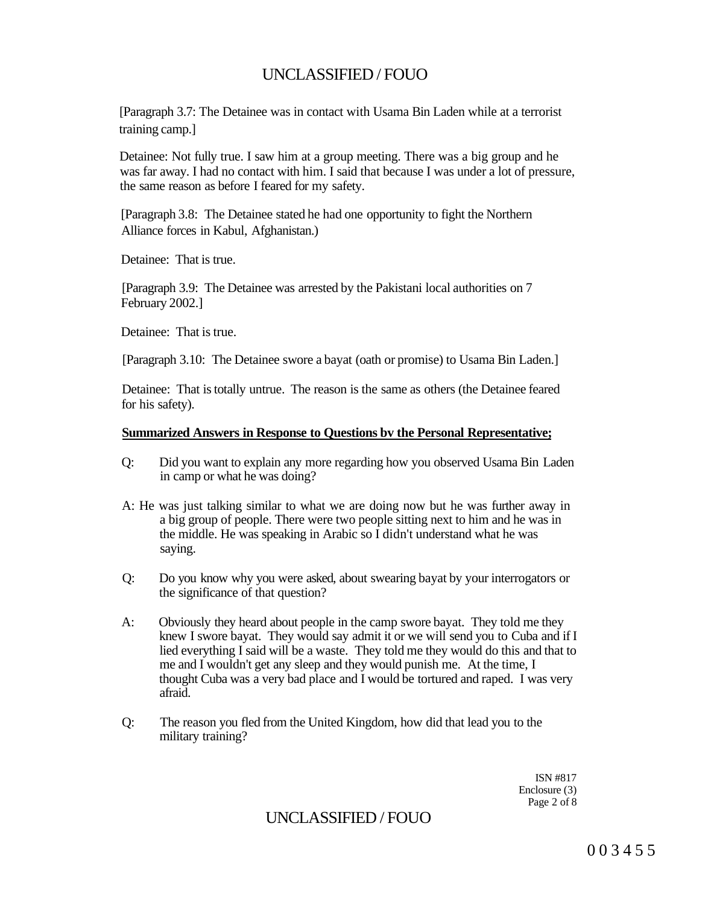[Paragraph 3.7: The Detainee was in contact with Usama Bin Laden while at a terrorist training camp.]

Detainee: Not fully true. I saw him at a group meeting. There was a big group and he was far away. I had no contact with him. I said that because I was under a lot of pressure, the same reason as before I feared for my safety.

[Paragraph 3.8: The Detainee stated he had one opportunity to fight the Northern Alliance forces in Kabul, Afghanistan.)

Detainee: That is true.

[Paragraph 3.9: The Detainee was arrested by the Pakistani local authorities on 7 February 2002.]

Detainee: That is true.

[Paragraph 3.10: The Detainee swore a bayat (oath or promise) to Usama Bin Laden.]

Detainee: That is totally untrue. The reason is the same as others (the Detainee feared for his safety).

**Summarized Answers in Response to Questions bv the Personal Representative;**

Q: Did you want to explain any more regarding how you observed Usama Bin Laden in camp or what he was doing?

A: He was just talking similar to what we are doing now but he was further away in a big group of people. There were two people sitting next to him and he was in the middle. He was speaking in Arabic so I didn't understand what he was saying.

Q: Do you know why you were asked, about swearing bayat by your interrogators or the significance of that question?

A: Obviously they heard about people in the camp swore bayat. They told me they knew I swore bayat. They would say admit it or we will send you to Cuba and if I lied everything I said will be a waste. They told me they would do this and that to me and I wouldn't get any sleep and they would punish me. At the time, I thought Cuba was a very bad place and I would be tortured and raped. I was very afraid.

Q: The reason you fled from the United Kingdom, how did that lead you to the military training?

ISN #817
Enclosure (3)

0 0 3 4 5 5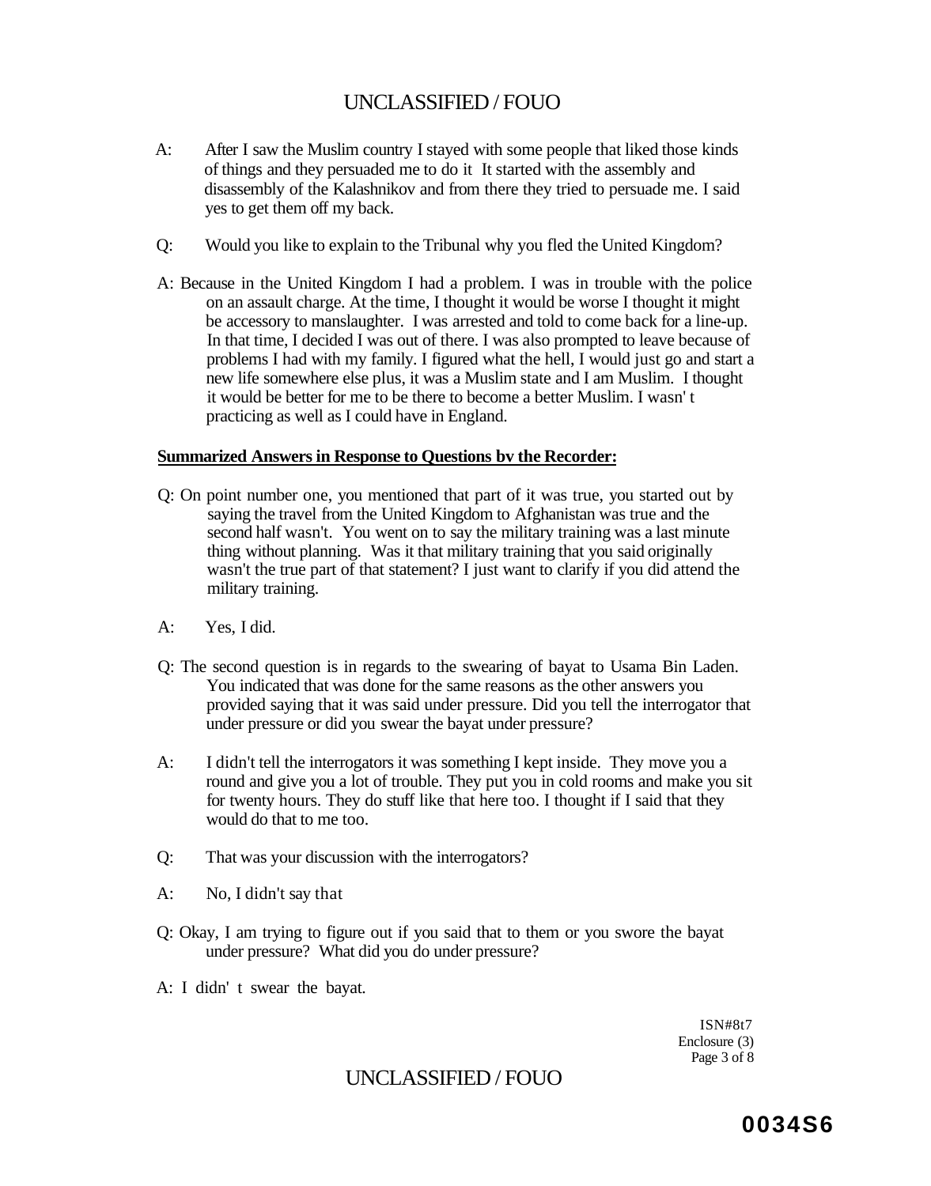A: After I saw the Muslim country I stayed with some people that liked those kinds of things and they persuaded me to do it It started with the assembly and disassembly of the Kalashnikov and from there they tried to persuade me. I said yes to get them off my back.

Q: Would you like to explain to the Tribunal why you fled the United Kingdom?

A: Because in the United Kingdom I had a problem. I was in trouble with the police on an assault charge. At the time, I thought it would be worse I thought it might be accessory to manslaughter. I was arrested and told to come back for a line-up. In that time, I decided I was out of there. I was also prompted to leave because of problems I had with my family. I figured what the hell, I would just go and start a new life somewhere else plus, it was a Muslim state and I am Muslim. I thought it would be better for me to be there to become a better Muslim. I wasn' t practicing as well as I could have in England.

**Summarized Answers in Response to Questions bv the Recorder:**

Q: On point number one, you mentioned that part of it was true, you started out by saying the travel from the United Kingdom to Afghanistan was true and the second half wasn't. You went on to say the military training was a last minute thing without planning. Was it that military training that you said originally wasn't the true part of that statement? I just want to clarify if you did attend the military training.

A: Yes, I did.

Q: The second question is in regards to the swearing of bayat to Usama Bin Laden. You indicated that was done for the same reasons as the other answers you provided saying that it was said under pressure. Did you tell the interrogator that under pressure or did you swear the bayat under pressure?

A: I didn't tell the interrogators it was something I kept inside. They move you a round and give you a lot of trouble. They put you in cold rooms and make you sit for twenty hours. They do stuff like that here too. I thought if I said that they would do that to me too.

Q: That was your discussion with the interrogators?

A: No, I didn't say that

Q: Okay, I am trying to figure out if you said that to them or you swore the bayat under pressure? What did you do under pressure?

A: I didn' t swear the bayat.

ISN#8t7
Enclosure (3)

0034S6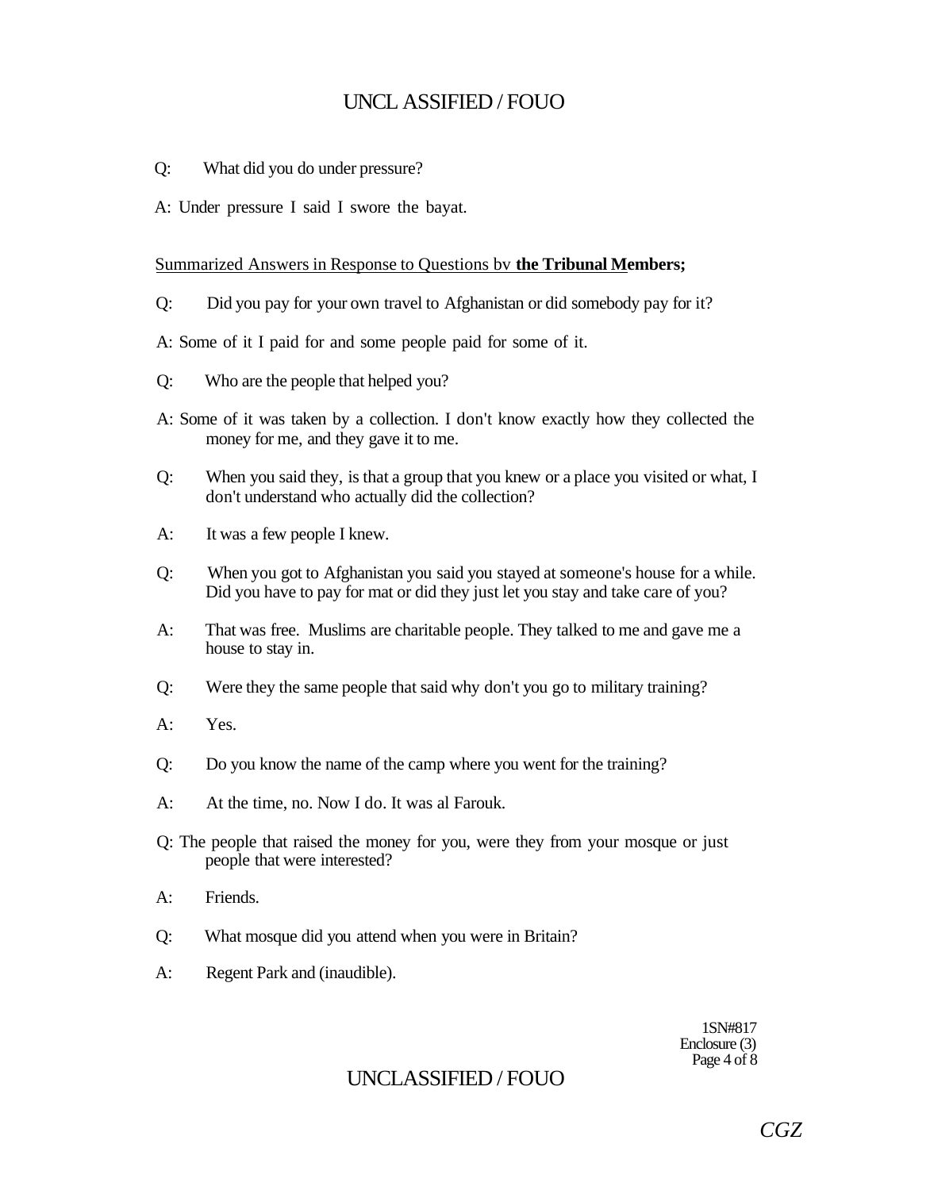Q: What did you do under pressure?

A: Under pressure I said I swore the bayat.

Summarized Answers in Response to Questions bv **the Tribunal Members;**

Q: Did you pay for your own travel to Afghanistan or did somebody pay for it?

A: Some of it I paid for and some people paid for some of it.

Q: Who are the people that helped you?

A: Some of it was taken by a collection. I don't know exactly how they collected the money for me, and they gave it to me.

Q: When you said they, is that a group that you knew or a place you visited or what, I don't understand who actually did the collection?

A: It was a few people I knew.

Q: When you got to Afghanistan you said you stayed at someone's house for a while. Did you have to pay for mat or did they just let you stay and take care of you?

A: That was free. Muslims are charitable people. They talked to me and gave me a house to stay in.

Q: Were they the same people that said why don't you go to military training?

A: Yes.

Q: Do you know the name of the camp where you went for the training?

A: At the time, no. Now I do. It was al Farouk.

Q: The people that raised the money for you, were they from your mosque or just people that were interested?

A: Friends.

Q: What mosque did you attend when you were in Britain?

A: Regent Park and (inaudible).

1SN#817
Enclosure (3)

CGZ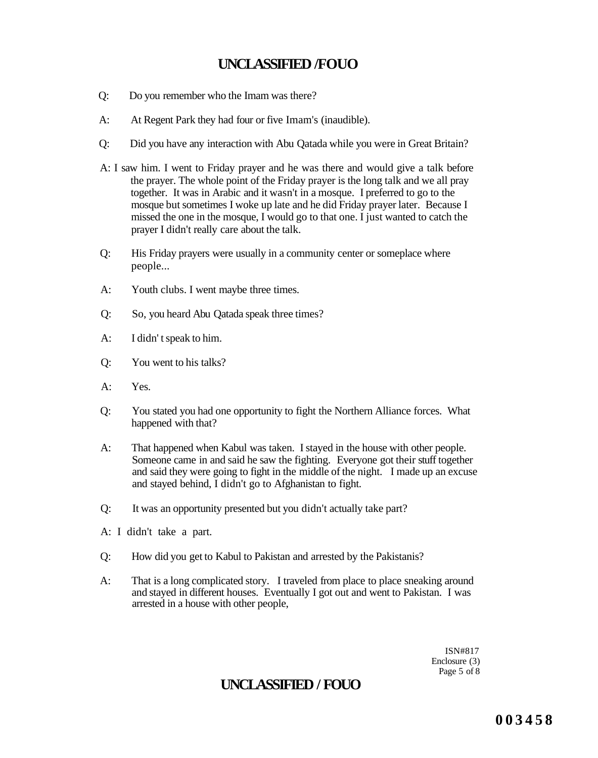Q: Do you remember who the Imam was there?

A: At Regent Park they had four or five Imam's (inaudible).

Q: Did you have any interaction with Abu Qatada while you were in Great Britain?

A: I saw him. I went to Friday prayer and he was there and would give a talk before the prayer. The whole point of the Friday prayer is the long talk and we all pray together. It was in Arabic and it wasn't in a mosque. I preferred to go to the mosque but sometimes I woke up late and he did Friday prayer later. Because I missed the one in the mosque, I would go to that one. I just wanted to catch the prayer I didn't really care about the talk.

Q: His Friday prayers were usually in a community center or someplace where people...

A: Youth clubs. I went maybe three times.

Q: So, you heard Abu Qatada speak three times?

A: I didn' t speak to him.

Q: You went to his talks?

A: Yes.

Q: You stated you had one opportunity to fight the Northern Alliance forces. What happened with that?

A: That happened when Kabul was taken. I stayed in the house with other people. Someone came in and said he saw the fighting. Everyone got their stuff together and said they were going to fight in the middle of the night. I made up an excuse and stayed behind, I didn't go to Afghanistan to fight.

Q: It was an opportunity presented but you didn't actually take part?

A: I didn't take a part.

Q: How did you get to Kabul to Pakistan and arrested by the Pakistanis?

A: That is a long complicated story. I traveled from place to place sneaking around and stayed in different houses. Eventually I got out and went to Pakistan. I was arrested in a house with other people,

ISN#817
Enclosure (3)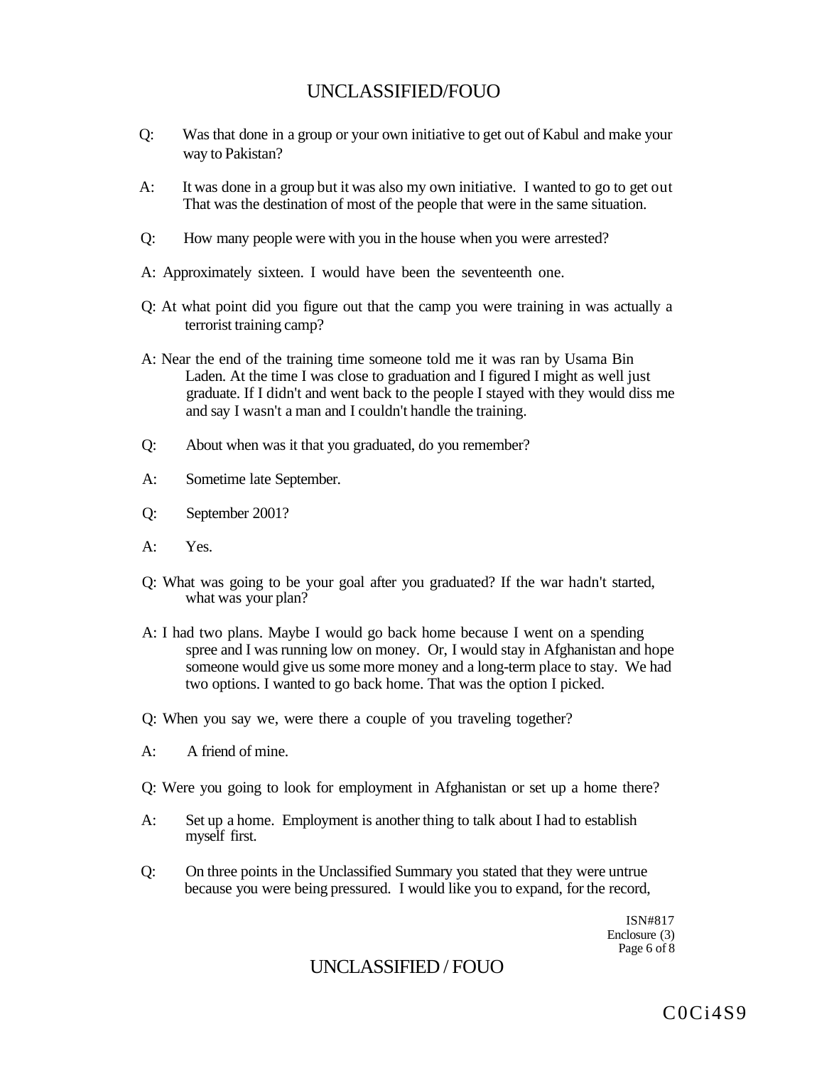Q: Was that done in a group or your own initiative to get out of Kabul and make your way to Pakistan?

A: It was done in a group but it was also my own initiative. I wanted to go to get out That was the destination of most of the people that were in the same situation.

Q: How many people were with you in the house when you were arrested?

A: Approximately sixteen. I would have been the seventeenth one.

Q: At what point did you figure out that the camp you were training in was actually a terrorist training camp?

A: Near the end of the training time someone told me it was ran by Usama Bin Laden. At the time I was close to graduation and I figured I might as well just graduate. If I didn't and went back to the people I stayed with they would diss me and say I wasn't a man and I couldn't handle the training.

Q: About when was it that you graduated, do you remember?

A: Sometime late September.

Q: September 2001?

A: Yes.

Q: What was going to be your goal after you graduated? If the war hadn't started, what was your plan?

A: I had two plans. Maybe I would go back home because I went on a spending spree and I was running low on money. Or, I would stay in Afghanistan and hope someone would give us some more money and a long-term place to stay. We had two options. I wanted to go back home. That was the option I picked.

Q: When you say we, were there a couple of you traveling together?

A: A friend of mine.

Q: Were you going to look for employment in Afghanistan or set up a home there?

A: Set up a home. Employment is another thing to talk about I had to establish myself first.

Q: On three points in the Unclassified Summary you stated that they were untrue because you were being pressured. I would like you to expand, for the record,

ISN#817
Enclosure (3)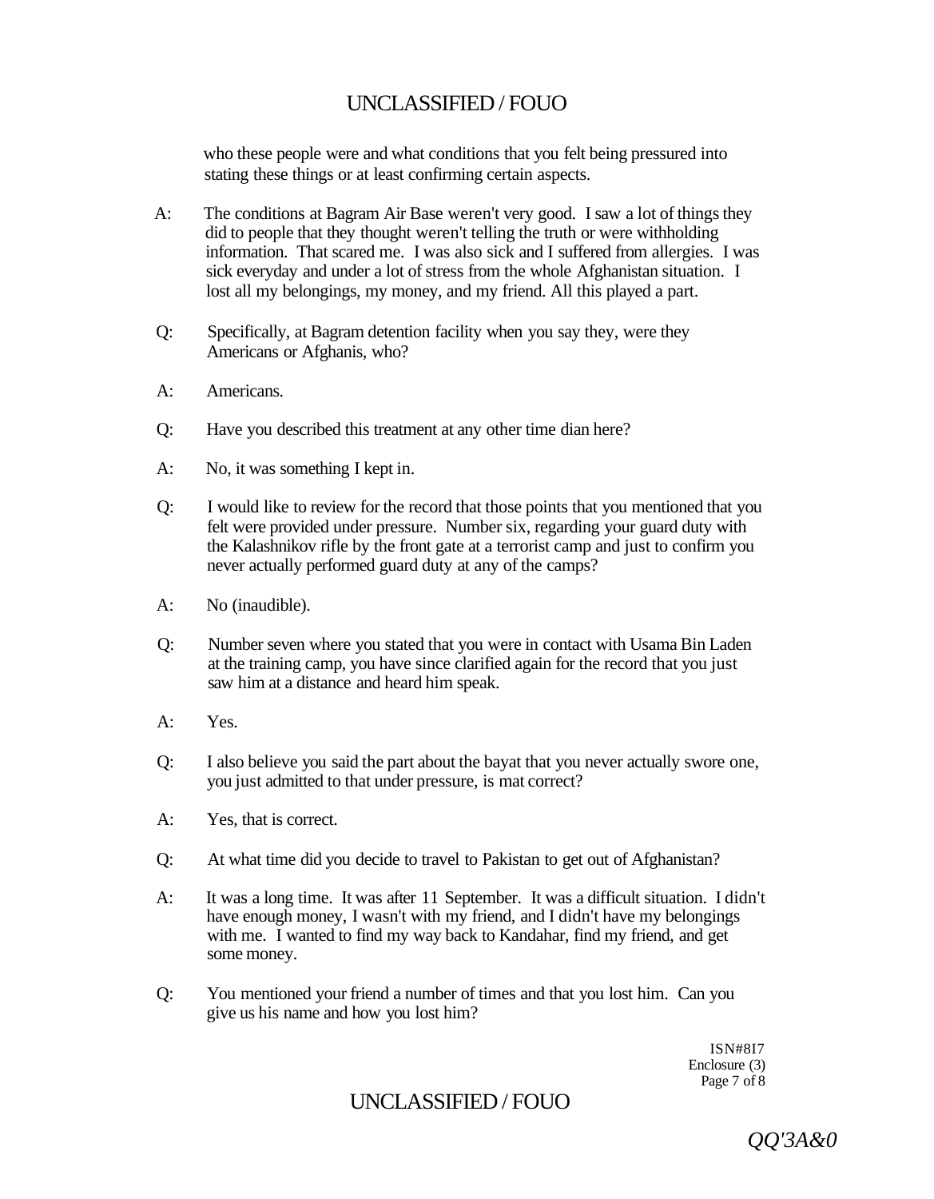who these people were and what conditions that you felt being pressured into stating these things or at least confirming certain aspects.

A: The conditions at Bagram Air Base weren't very good. I saw a lot of things they did to people that they thought weren't telling the truth or were withholding information. That scared me. I was also sick and I suffered from allergies. I was sick everyday and under a lot of stress from the whole Afghanistan situation. I lost all my belongings, my money, and my friend. All this played a part.

Q: Specifically, at Bagram detention facility when you say they, were they Americans or Afghanis, who?

A: Americans.

Q: Have you described this treatment at any other time dian here?

A: No, it was something I kept in.

Q: I would like to review for the record that those points that you mentioned that you felt were provided under pressure. Number six, regarding your guard duty with the Kalashnikov rifle by the front gate at a terrorist camp and just to confirm you never actually performed guard duty at any of the camps?

A: No (inaudible).

Q: Number seven where you stated that you were in contact with Usama Bin Laden at the training camp, you have since clarified again for the record that you just saw him at a distance and heard him speak.

A: Yes.

Q: I also believe you said the part about the bayat that you never actually swore one, you just admitted to that under pressure, is mat correct?

A: Yes, that is correct.

Q: At what time did you decide to travel to Pakistan to get out of Afghanistan?

A: It was a long time. It was after 11 September. It was a difficult situation. I didn't have enough money, I wasn't with my friend, and I didn't have my belongings with me. I wanted to find my way back to Kandahar, find my friend, and get some money.

Q: You mentioned your friend a number of times and that you lost him. Can you give us his name and how you lost him?

ISN#8I7
Enclosure (3)

QQ'3A&0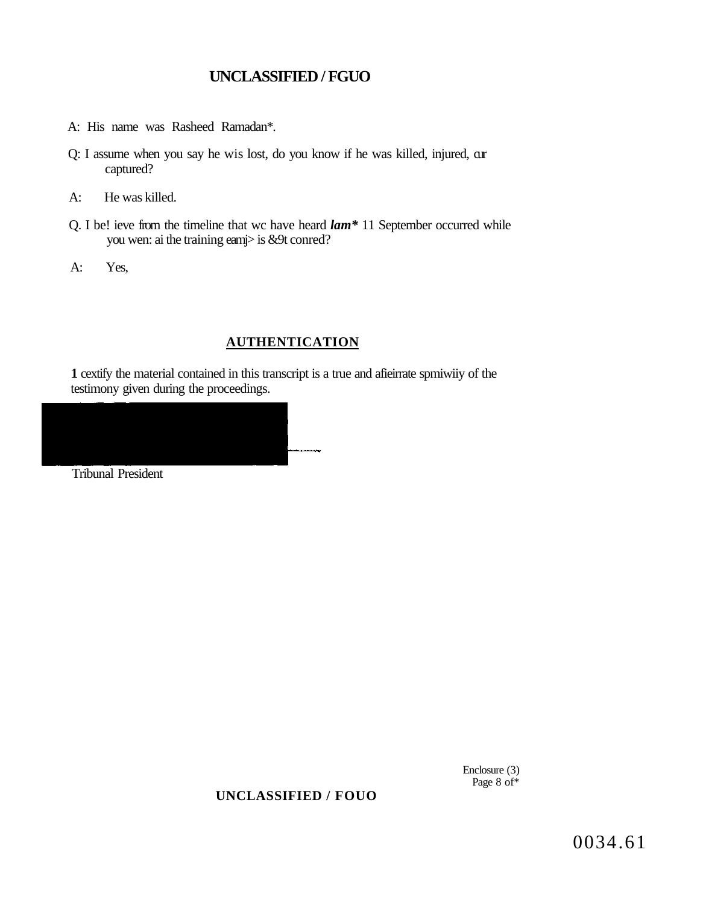A: His name was Rasheed Ramadan*.

Q: I assume when you say he wis lost, do you know if he was killed, injured, cur captured?

A: He was killed.

Q. I be! ieve from the timeline that wc have heard *lam** 11 September occurred while you wen: ai the training eamj> is &9t conred?

A: Yes,

## AUTHENTICATION

**1** cextify the material contained in this transcript is a true and afieirrate spmiwiiy of the testimony given during the proceedings.

Tribunal President

Enclosure (3)
Page 8 of*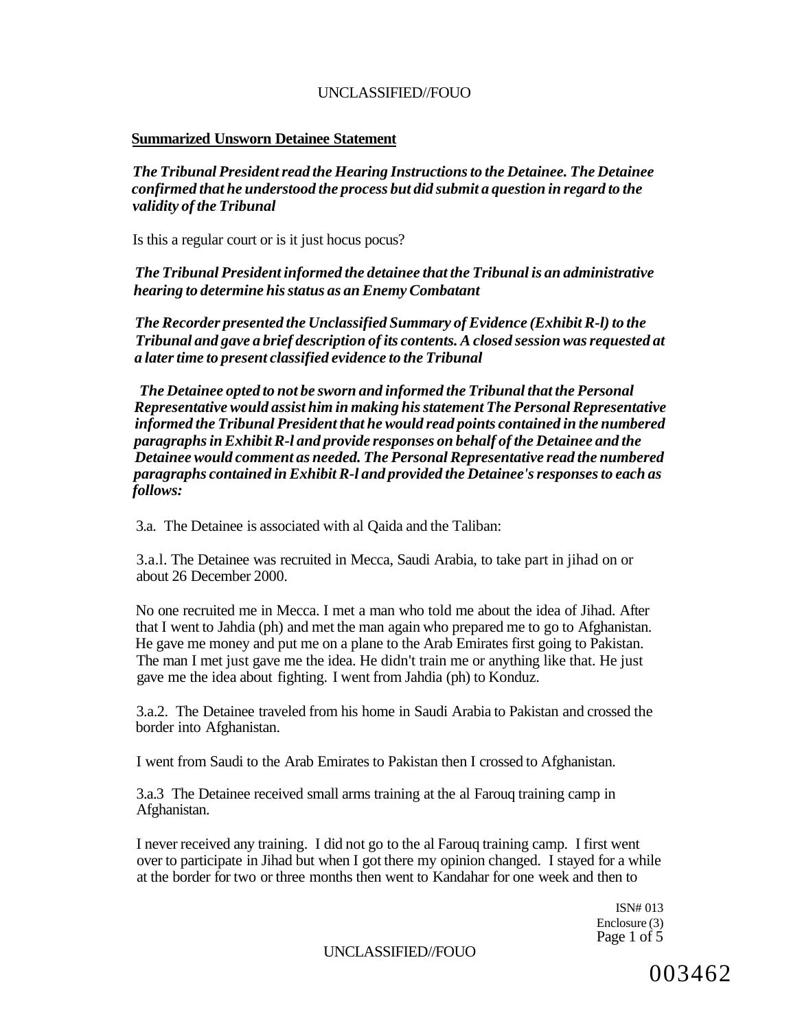**Summarized Unsworn Detainee Statement**

***The Tribunal President read the Hearing Instructions to the Detainee. The Detainee confirmed that he understood the process but did submit a question in regard to the validity of the Tribunal***

Is this a regular court or is it just hocus pocus?

***The Tribunal President informed the detainee that the Tribunal is an administrative hearing to determine his status as an Enemy Combatant***

***The Recorder presented the Unclassified Summary of Evidence (Exhibit R-l) to the Tribunal and gave a brief description of its contents. A closed session was requested at a later time to present classified evidence to the Tribunal***

***The Detainee opted to not be sworn and informed the Tribunal that the Personal Representative would assist him in making his statement The Personal Representative informed the Tribunal President that he would read points contained in the numbered paragraphs in Exhibit R-l and provide responses on behalf of the Detainee and the Detainee would comment as needed. The Personal Representative read the numbered paragraphs contained in Exhibit R-l and provided the Detainee's responses to each as follows:***

3.a. The Detainee is associated with al Qaida and the Taliban:

3.a.l. The Detainee was recruited in Mecca, Saudi Arabia, to take part in jihad on or about 26 December 2000.

No one recruited me in Mecca. I met a man who told me about the idea of Jihad. After that I went to Jahdia (ph) and met the man again who prepared me to go to Afghanistan. He gave me money and put me on a plane to the Arab Emirates first going to Pakistan. The man I met just gave me the idea. He didn't train me or anything like that. He just gave me the idea about fighting. I went from Jahdia (ph) to Konduz.

3.a.2. The Detainee traveled from his home in Saudi Arabia to Pakistan and crossed the border into Afghanistan.

I went from Saudi to the Arab Emirates to Pakistan then I crossed to Afghanistan.

3.a.3 The Detainee received small arms training at the al Farouq training camp in Afghanistan.

I never received any training. I did not go to the al Farouq training camp. I first went over to participate in Jihad but when I got there my opinion changed. I stayed for a while at the border for two or three months then went to Kandahar for one week and then to

ISN# 013
Enclosure (3)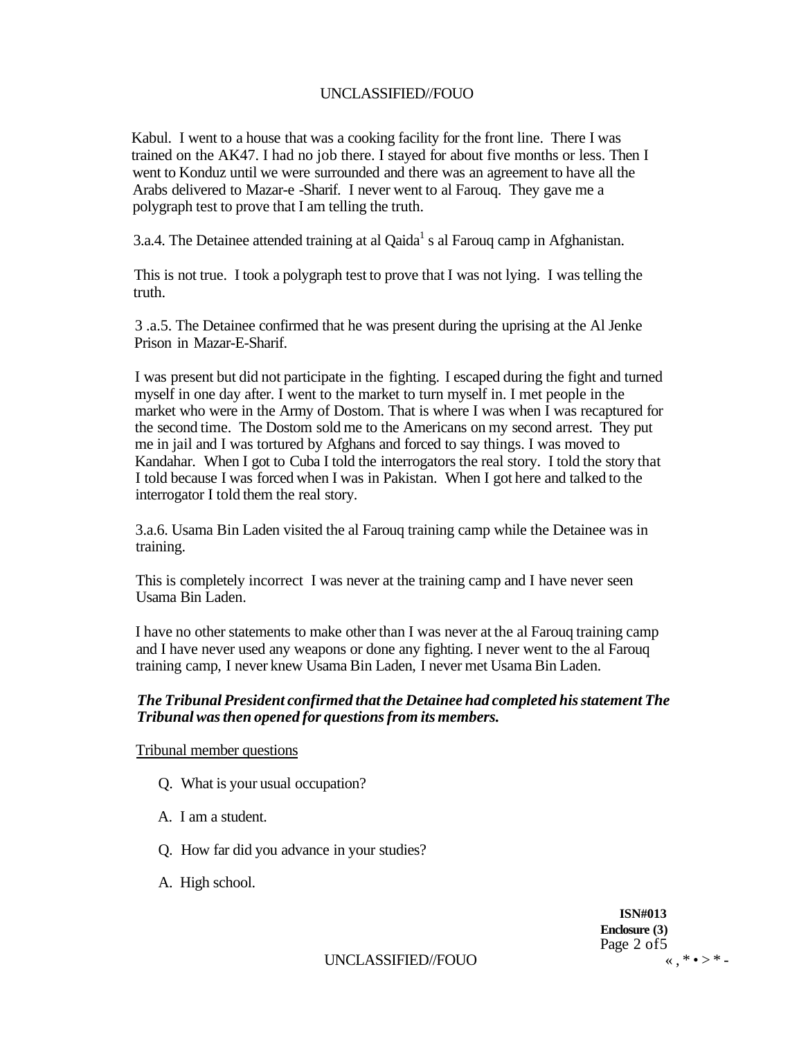Kabul. I went to a house that was a cooking facility for the front line. There I was trained on the AK47. I had no job there. I stayed for about five months or less. Then I went to Konduz until we were surrounded and there was an agreement to have all the Arabs delivered to Mazar-e -Sharif. I never went to al Farouq. They gave me a polygraph test to prove that I am telling the truth.

3.a.4. The Detainee attended training at al Qaida[1] s al Farouq camp in Afghanistan.

This is not true. I took a polygraph test to prove that I was not lying. I was telling the truth.

3 .a.5. The Detainee confirmed that he was present during the uprising at the Al Jenke Prison in Mazar-E-Sharif.

I was present but did not participate in the fighting. I escaped during the fight and turned myself in one day after. I went to the market to turn myself in. I met people in the market who were in the Army of Dostom. That is where I was when I was recaptured for the second time. The Dostom sold me to the Americans on my second arrest. They put me in jail and I was tortured by Afghans and forced to say things. I was moved to Kandahar. When I got to Cuba I told the interrogators the real story. I told the story that I told because I was forced when I was in Pakistan. When I got here and talked to the interrogator I told them the real story.

3.a.6. Usama Bin Laden visited the al Farouq training camp while the Detainee was in training.

This is completely incorrect I was never at the training camp and I have never seen Usama Bin Laden.

I have no other statements to make other than I was never at the al Farouq training camp and I have never used any weapons or done any fighting. I never went to the al Farouq training camp, I never knew Usama Bin Laden, I never met Usama Bin Laden.

***The Tribunal President confirmed that the Detainee had completed his statement The Tribunal was then opened for questions from its members.***

Tribunal member questions

Q. What is your usual occupation?

A. I am a student.

Q. How far did you advance in your studies?

A. High school.

**ISN#013**
**Enclosure (3)**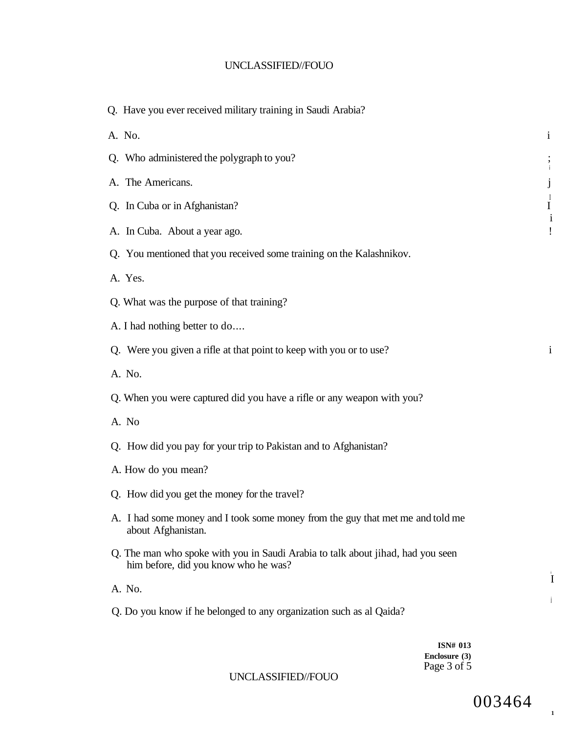Q. Have you ever received military training in Saudi Arabia?

A. No.

Q. Who administered the polygraph to you?

A. The Americans.

Q. In Cuba or in Afghanistan?

A. In Cuba. About a year ago.

Q. You mentioned that you received some training on the Kalashnikov.

A. Yes.

Q. What was the purpose of that training?

A. I had nothing better to do....

Q. Were you given a rifle at that point to keep with you or to use?

A. No.

Q. When you were captured did you have a rifle or any weapon with you?

A. No

Q. How did you pay for your trip to Pakistan and to Afghanistan?

A. How do you mean?

Q. How did you get the money for the travel?

A. I had some money and I took some money from the guy that met me and told me about Afghanistan.

Q. The man who spoke with you in Saudi Arabia to talk about jihad, had you seen him before, did you know who he was?

A. No.

Q. Do you know if he belonged to any organization such as al Qaida?

**ISN# 013**
**Enclosure (3)**

003464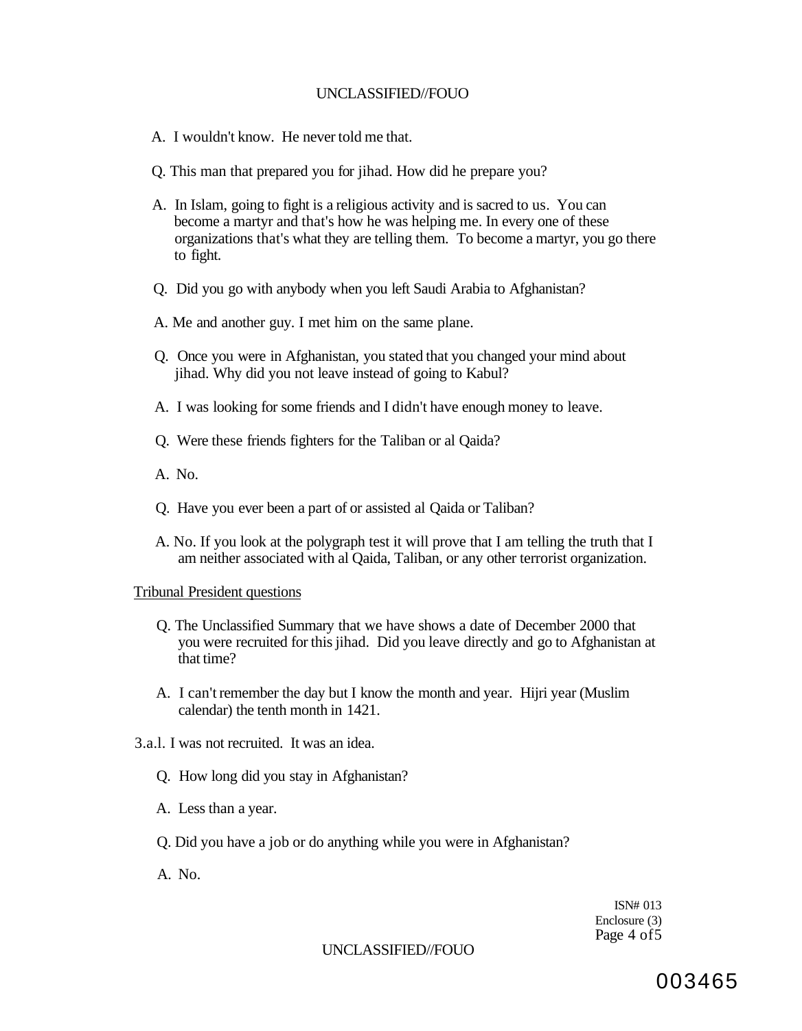A. I wouldn't know. He never told me that.

Q. This man that prepared you for jihad. How did he prepare you?

A. In Islam, going to fight is a religious activity and is sacred to us. You can become a martyr and that's how he was helping me. In every one of these organizations that's what they are telling them. To become a martyr, you go there to fight.

Q. Did you go with anybody when you left Saudi Arabia to Afghanistan?

A. Me and another guy. I met him on the same plane.

Q. Once you were in Afghanistan, you stated that you changed your mind about jihad. Why did you not leave instead of going to Kabul?

A. I was looking for some friends and I didn't have enough money to leave.

Q. Were these friends fighters for the Taliban or al Qaida?

A. No.

Q. Have you ever been a part of or assisted al Qaida or Taliban?

A. No. If you look at the polygraph test it will prove that I am telling the truth that I am neither associated with al Qaida, Taliban, or any other terrorist organization.

Tribunal President questions

Q. The Unclassified Summary that we have shows a date of December 2000 that you were recruited for this jihad. Did you leave directly and go to Afghanistan at that time?

A. I can't remember the day but I know the month and year. Hijri year (Muslim calendar) the tenth month in 1421.

3.a.l. I was not recruited. It was an idea.

Q. How long did you stay in Afghanistan?

A. Less than a year.

Q. Did you have a job or do anything while you were in Afghanistan?

A. No.

ISN# 013
Enclosure (3)
Page 4 of 5

003465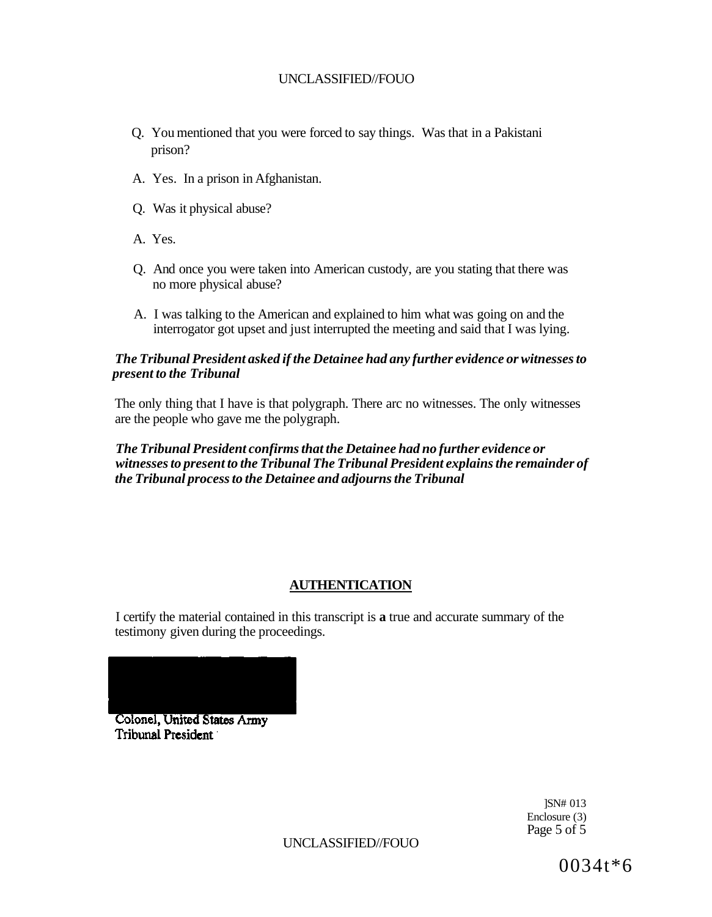Q. You mentioned that you were forced to say things. Was that in a Pakistani prison?

A. Yes. In a prison in Afghanistan.

Q. Was it physical abuse?

A. Yes.

Q. And once you were taken into American custody, are you stating that there was no more physical abuse?

A. I was talking to the American and explained to him what was going on and the interrogator got upset and just interrupted the meeting and said that I was lying.

***The Tribunal President asked if the Detainee had any further evidence or witnesses to present to the Tribunal***

The only thing that I have is that polygraph. There arc no witnesses. The only witnesses are the people who gave me the polygraph.

***The Tribunal President confirms that the Detainee had no further evidence or witnesses to present to the Tribunal The Tribunal President explains the remainder of the Tribunal process to the Detainee and adjourns the Tribunal***

## AUTHENTICATION

I certify the material contained in this transcript is **a** true and accurate summary of the testimony given during the proceedings.

Colonel, United States Army
Tribunal President

]SN# 013
Enclosure (3)

0034t*6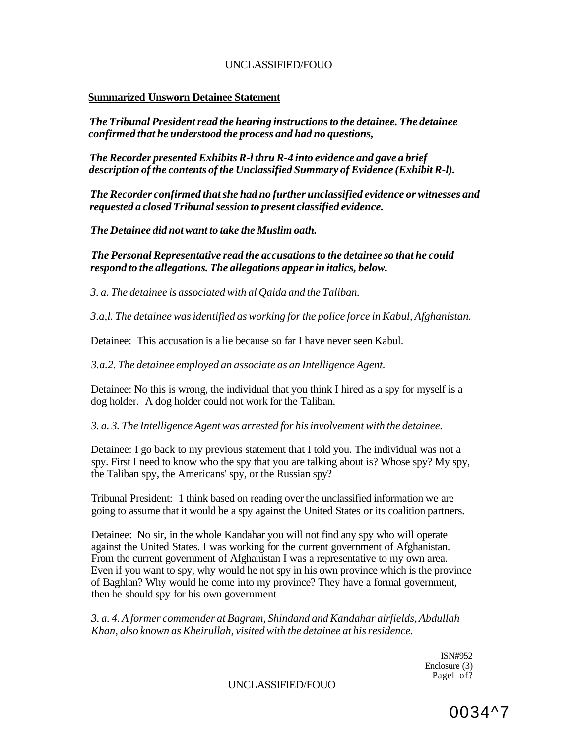**Summarized Unsworn Detainee Statement**

*The Tribunal President read the hearing instructions to the detainee. The detainee confirmed that he understood the process and had no questions,*

*The Recorder presented Exhibits R-l thru R-4 into evidence and gave a brief description of the contents of the Unclassified Summary of Evidence (Exhibit R-l).*

*The Recorder confirmed that she had no further unclassified evidence or witnesses and requested a closed Tribunal session to present classified evidence.*

*The Detainee did not want to take the Muslim oath.*

*The Personal Representative read the accusations to the detainee so that he could respond to the allegations. The allegations appear in italics, below.*

*3. a. The detainee is associated with al Qaida and the Taliban.*

*3.a,l. The detainee was identified as working for the police force in Kabul, Afghanistan.*

Detainee: This accusation is a lie because so far I have never seen Kabul.

*3.a.2. The detainee employed an associate as an Intelligence Agent.*

Detainee: No this is wrong, the individual that you think I hired as a spy for myself is a dog holder. A dog holder could not work for the Taliban.

*3. a. 3. The Intelligence Agent was arrested for his involvement with the detainee.*

Detainee: I go back to my previous statement that I told you. The individual was not a spy. First I need to know who the spy that you are talking about is? Whose spy? My spy, the Taliban spy, the Americans' spy, or the Russian spy?

Tribunal President: 1 think based on reading over the unclassified information we are going to assume that it would be a spy against the United States or its coalition partners.

Detainee: No sir, in the whole Kandahar you will not find any spy who will operate against the United States. I was working for the current government of Afghanistan. From the current government of Afghanistan I was a representative to my own area. Even if you want to spy, why would he not spy in his own province which is the province of Baghlan? Why would he come into my province? They have a formal government, then he should spy for his own government

*3. a. 4. A former commander at Bagram, Shindand and Kandahar airfields, Abdullah Khan, also known as Kheirullah, visited with the detainee at his residence.*

ISN#952
Enclosure (3)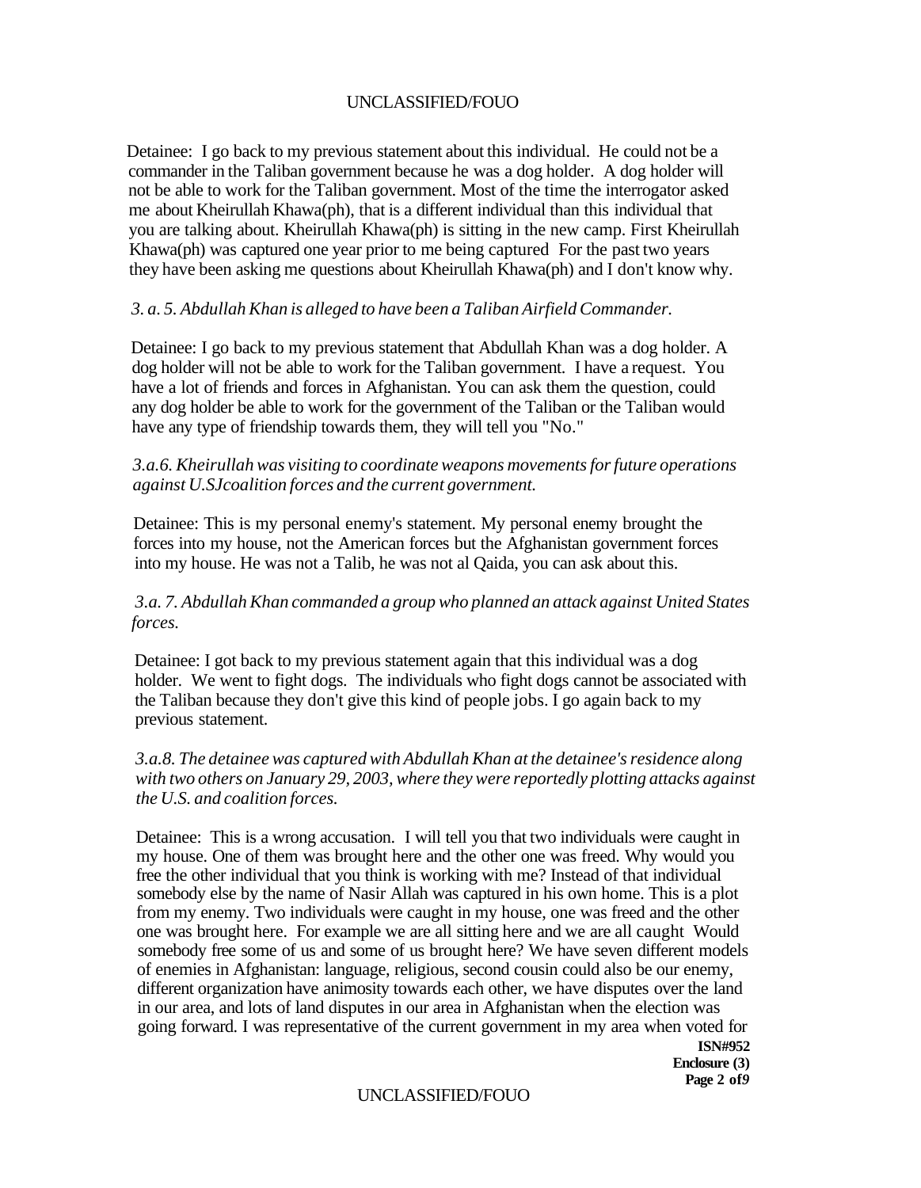Detainee: I go back to my previous statement about this individual. He could not be a commander in the Taliban government because he was a dog holder. A dog holder will not be able to work for the Taliban government. Most of the time the interrogator asked me about Kheirullah Khawa(ph), that is a different individual than this individual that you are talking about. Kheirullah Khawa(ph) is sitting in the new camp. First Kheirullah Khawa(ph) was captured one year prior to me being captured For the past two years they have been asking me questions about Kheirullah Khawa(ph) and I don't know why.

*3. a. 5. Abdullah Khan is alleged to have been a Taliban Airfield Commander.*

Detainee: I go back to my previous statement that Abdullah Khan was a dog holder. A dog holder will not be able to work for the Taliban government. I have a request. You have a lot of friends and forces in Afghanistan. You can ask them the question, could any dog holder be able to work for the government of the Taliban or the Taliban would have any type of friendship towards them, they will tell you "No."

*3.a.6. Kheirullah was visiting to coordinate weapons movements for future operations against U.SJcoalition forces and the current government.*

Detainee: This is my personal enemy's statement. My personal enemy brought the forces into my house, not the American forces but the Afghanistan government forces into my house. He was not a Talib, he was not al Qaida, you can ask about this.

*3.a. 7. Abdullah Khan commanded a group who planned an attack against United States forces.*

Detainee: I got back to my previous statement again that this individual was a dog holder. We went to fight dogs. The individuals who fight dogs cannot be associated with the Taliban because they don't give this kind of people jobs. I go again back to my previous statement.

*3.a.8. The detainee was captured with Abdullah Khan at the detainee's residence along with two others on January 29, 2003, where they were reportedly plotting attacks against the U.S. and coalition forces.*

Detainee: This is a wrong accusation. I will tell you that two individuals were caught in my house. One of them was brought here and the other one was freed. Why would you free the other individual that you think is working with me? Instead of that individual somebody else by the name of Nasir Allah was captured in his own home. This is a plot from my enemy. Two individuals were caught in my house, one was freed and the other one was brought here. For example we are all sitting here and we are all caught Would somebody free some of us and some of us brought here? We have seven different models of enemies in Afghanistan: language, religious, second cousin could also be our enemy, different organization have animosity towards each other, we have disputes over the land in our area, and lots of land disputes in our area in Afghanistan when the election was going forward. I was representative of the current government in my area when voted for

**ISN#952**
**Enclosure (3)**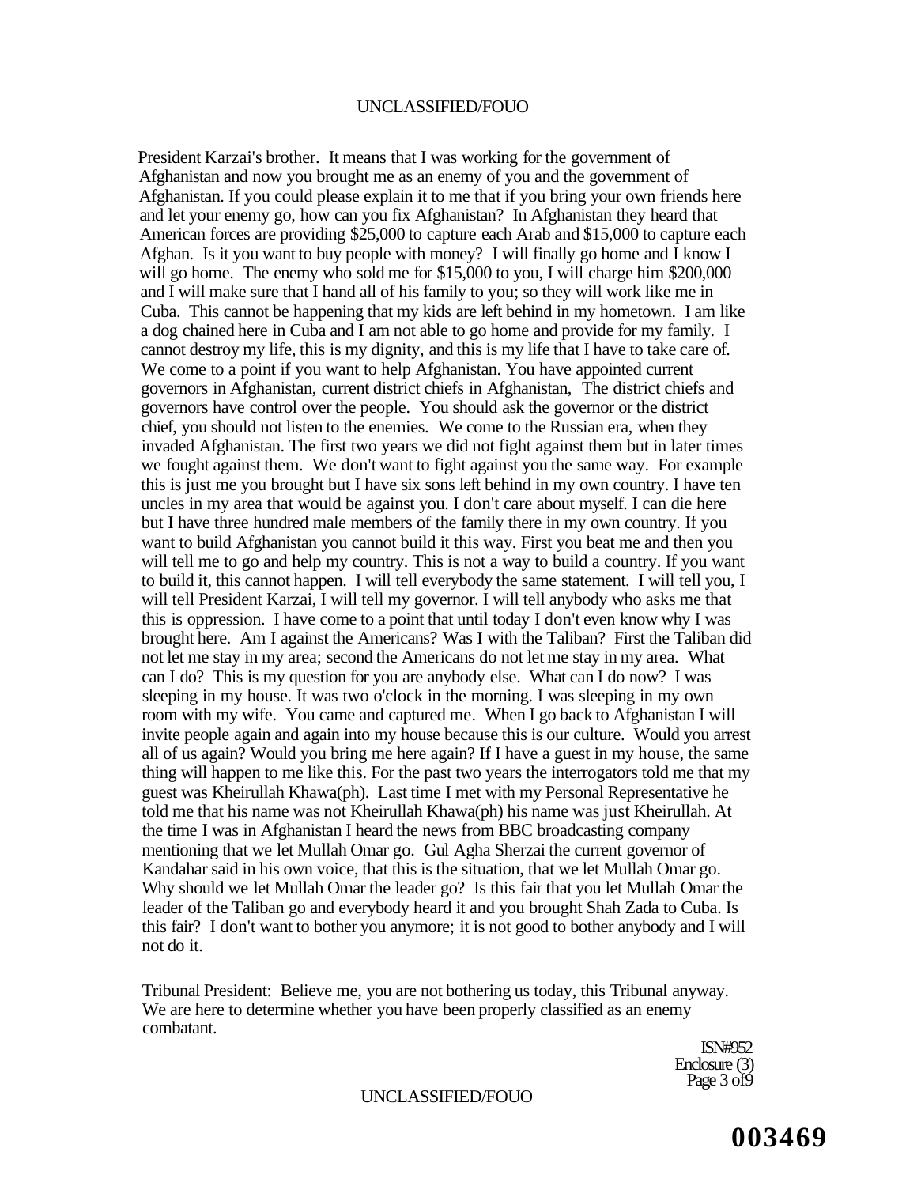President Karzai's brother. It means that I was working for the government of Afghanistan and now you brought me as an enemy of you and the government of Afghanistan. If you could please explain it to me that if you bring your own friends here and let your enemy go, how can you fix Afghanistan? In Afghanistan they heard that American forces are providing $25,000 to capture each Arab and $15,000 to capture each Afghan. Is it you want to buy people with money? I will finally go home and I know I will go home. The enemy who sold me for $15,000 to you, I will charge him $200,000 and I will make sure that I hand all of his family to you; so they will work like me in Cuba. This cannot be happening that my kids are left behind in my hometown. I am like a dog chained here in Cuba and I am not able to go home and provide for my family. I cannot destroy my life, this is my dignity, and this is my life that I have to take care of. We come to a point if you want to help Afghanistan. You have appointed current governors in Afghanistan, current district chiefs in Afghanistan, The district chiefs and governors have control over the people. You should ask the governor or the district chief, you should not listen to the enemies. We come to the Russian era, when they invaded Afghanistan. The first two years we did not fight against them but in later times we fought against them. We don't want to fight against you the same way. For example this is just me you brought but I have six sons left behind in my own country. I have ten uncles in my area that would be against you. I don't care about myself. I can die here but I have three hundred male members of the family there in my own country. If you want to build Afghanistan you cannot build it this way. First you beat me and then you will tell me to go and help my country. This is not a way to build a country. If you want to build it, this cannot happen. I will tell everybody the same statement. I will tell you, I will tell President Karzai, I will tell my governor. I will tell anybody who asks me that this is oppression. I have come to a point that until today I don't even know why I was brought here. Am I against the Americans? Was I with the Taliban? First the Taliban did not let me stay in my area; second the Americans do not let me stay in my area. What can I do? This is my question for you are anybody else. What can I do now? I was sleeping in my house. It was two o'clock in the morning. I was sleeping in my own room with my wife. You came and captured me. When I go back to Afghanistan I will invite people again and again into my house because this is our culture. Would you arrest all of us again? Would you bring me here again? If I have a guest in my house, the same thing will happen to me like this. For the past two years the interrogators told me that my guest was Kheirullah Khawa(ph). Last time I met with my Personal Representative he told me that his name was not Kheirullah Khawa(ph) his name was just Kheirullah. At the time I was in Afghanistan I heard the news from BBC broadcasting company mentioning that we let Mullah Omar go. Gul Agha Sherzai the current governor of Kandahar said in his own voice, that this is the situation, that we let Mullah Omar go. Why should we let Mullah Omar the leader go? Is this fair that you let Mullah Omar the leader of the Taliban go and everybody heard it and you brought Shah Zada to Cuba. Is this fair? I don't want to bother you anymore; it is not good to bother anybody and I will not do it.

Tribunal President: Believe me, you are not bothering us today, this Tribunal anyway. We are here to determine whether you have been properly classified as an enemy combatant.

ISN#952
Enclosure (3)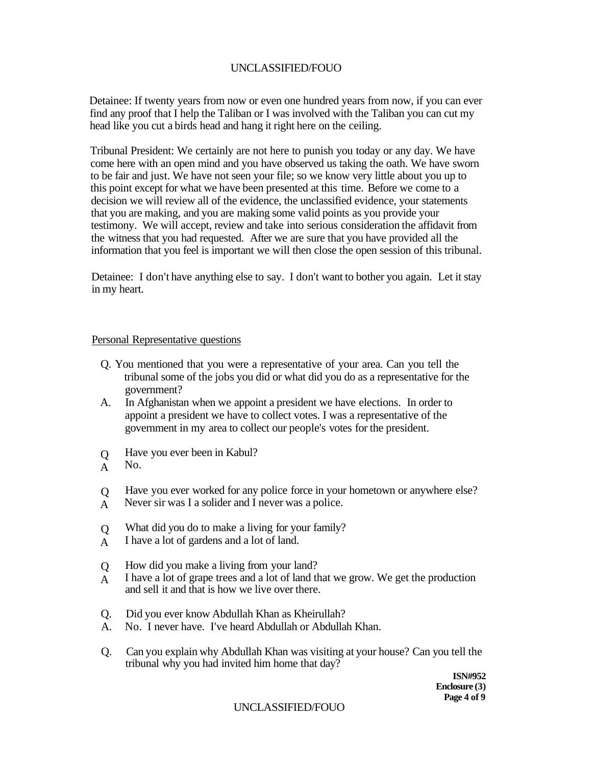Detainee: If twenty years from now or even one hundred years from now, if you can ever find any proof that I help the Taliban or I was involved with the Taliban you can cut my head like you cut a birds head and hang it right here on the ceiling.

Tribunal President: We certainly are not here to punish you today or any day. We have come here with an open mind and you have observed us taking the oath. We have sworn to be fair and just. We have not seen your file; so we know very little about you up to this point except for what we have been presented at this time. Before we come to a decision we will review all of the evidence, the unclassified evidence, your statements that you are making, and you are making some valid points as you provide your testimony. We will accept, review and take into serious consideration the affidavit from the witness that you had requested. After we are sure that you have provided all the information that you feel is important we will then close the open session of this tribunal.

Detainee: I don't have anything else to say. I don't want to bother you again. Let it stay in my heart.

Personal Representative questions

Q. You mentioned that you were a representative of your area. Can you tell the tribunal some of the jobs you did or what did you do as a representative for the government?

A. In Afghanistan when we appoint a president we have elections. In order to appoint a president we have to collect votes. I was a representative of the government in my area to collect our people's votes for the president.

Q Have you ever been in Kabul?

A No.

Q Have you ever worked for any police force in your hometown or anywhere else?

A Never sir was I a solider and I never was a police.

Q What did you do to make a living for your family?

A I have a lot of gardens and a lot of land.

Q How did you make a living from your land?

A I have a lot of grape trees and a lot of land that we grow. We get the production and sell it and that is how we live over there.

Q. Did you ever know Abdullah Khan as Kheirullah?

A. No. I never have. I've heard Abdullah or Abdullah Khan.

Q. Can you explain why Abdullah Khan was visiting at your house? Can you tell the tribunal why you had invited him home that day?

**ISN#952**
**Enclosure (3)**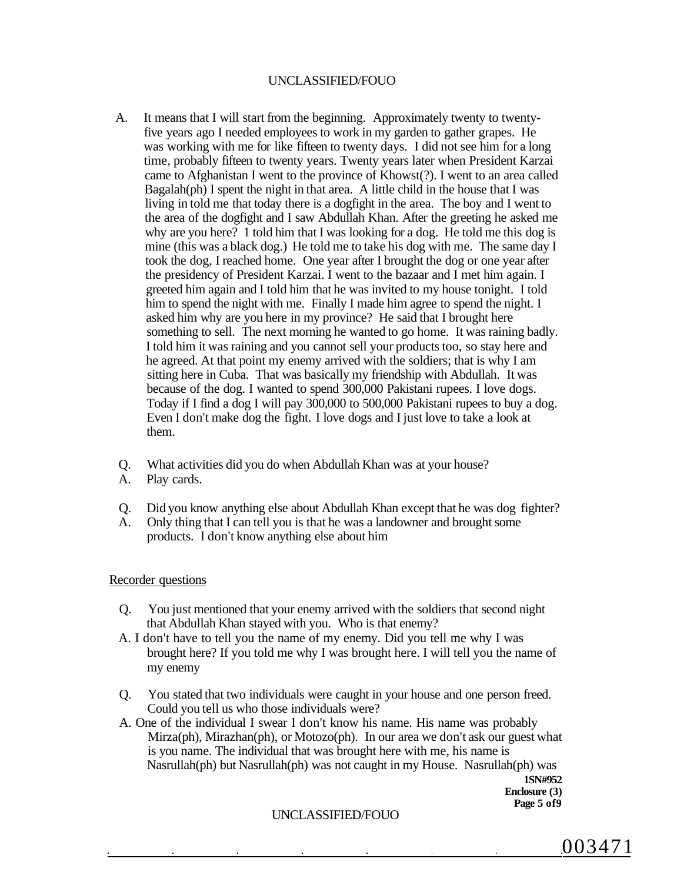A. It means that I will start from the beginning. Approximately twenty to twenty-five years ago I needed employees to work in my garden to gather grapes. He was working with me for like fifteen to twenty days. I did not see him for a long time, probably fifteen to twenty years. Twenty years later when President Karzai came to Afghanistan I went to the province of Khowst(?). I went to an area called Bagalah(ph) I spent the night in that area. A little child in the house that I was living in told me that today there is a dogfight in the area. The boy and I went to the area of the dogfight and I saw Abdullah Khan. After the greeting he asked me why are you here? 1 told him that I was looking for a dog. He told me this dog is mine (this was a black dog.) He told me to take his dog with me. The same day I took the dog, I reached home. One year after I brought the dog or one year after the presidency of President Karzai. I went to the bazaar and I met him again. I greeted him again and I told him that he was invited to my house tonight. I told him to spend the night with me. Finally I made him agree to spend the night. I asked him why are you here in my province? He said that I brought here something to sell. The next morning he wanted to go home. It was raining badly. I told him it was raining and you cannot sell your products too, so stay here and he agreed. At that point my enemy arrived with the soldiers; that is why I am sitting here in Cuba. That was basically my friendship with Abdullah. It was because of the dog. I wanted to spend 300,000 Pakistani rupees. I love dogs. Today if I find a dog I will pay 300,000 to 500,000 Pakistani rupees to buy a dog. Even I don't make dog the fight. I love dogs and I just love to take a look at them.

Q. What activities did you do when Abdullah Khan was at your house?
A. Play cards.

Q. Did you know anything else about Abdullah Khan except that he was dog fighter?
A. Only thing that I can tell you is that he was a landowner and brought some products. I don't know anything else about him

Recorder questions

Q. You just mentioned that your enemy arrived with the soldiers that second night that Abdullah Khan stayed with you. Who is that enemy?
A. I don't have to tell you the name of my enemy. Did you tell me why I was brought here? If you told me why I was brought here. I will tell you the name of my enemy

Q. You stated that two individuals were caught in your house and one person freed. Could you tell us who those individuals were?
A. One of the individual I swear I don't know his name. His name was probably Mirza(ph), Mirazhan(ph), or Motozo(ph). In our area we don't ask our guest what is you name. The individual that was brought here with me, his name is Nasrullah(ph) but Nasrullah(ph) was not caught in my House. Nasrullah(ph) was

**1SN#952**
**Enclosure (3)**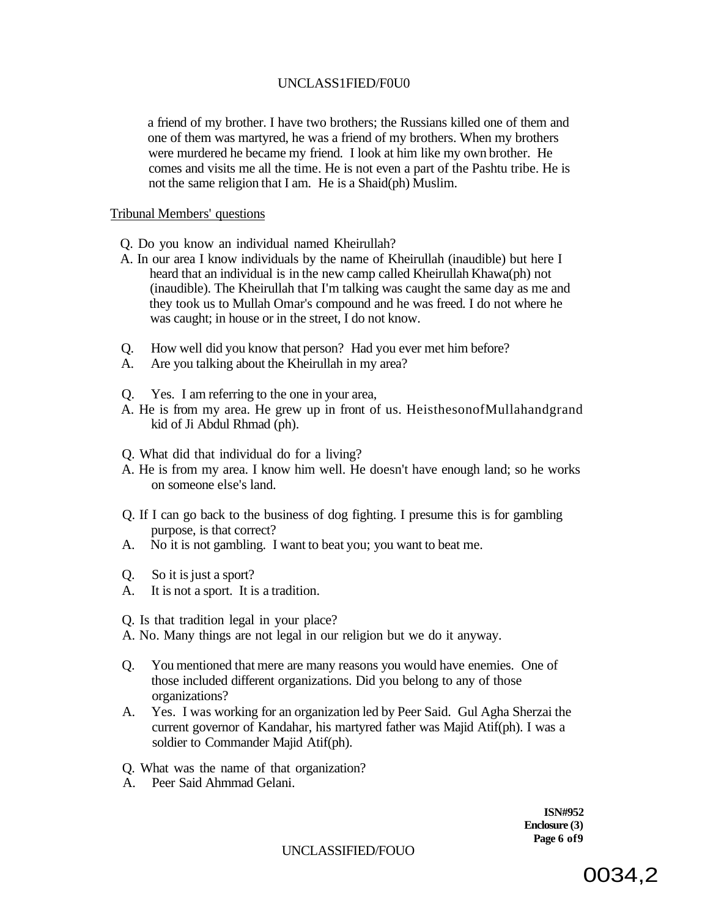a friend of my brother. I have two brothers; the Russians killed one of them and one of them was martyred, he was a friend of my brothers. When my brothers were murdered he became my friend. I look at him like my own brother. He comes and visits me all the time. He is not even a part of the Pashtu tribe. He is not the same religion that I am. He is a Shaid(ph) Muslim.

Tribunal Members' questions

Q. Do you know an individual named Kheirullah?

A. In our area I know individuals by the name of Kheirullah (inaudible) but here I heard that an individual is in the new camp called Kheirullah Khawa(ph) not (inaudible). The Kheirullah that I'm talking was caught the same day as me and they took us to Mullah Omar's compound and he was freed. I do not where he was caught; in house or in the street, I do not know.

Q. How well did you know that person? Had you ever met him before?

A. Are you talking about the Kheirullah in my area?

Q. Yes. I am referring to the one in your area,

A. He is from my area. He grew up in front of us. HeisthesonofMullahandgrand kid of Ji Abdul Rhmad (ph).

Q. What did that individual do for a living?

A. He is from my area. I know him well. He doesn't have enough land; so he works on someone else's land.

Q. If I can go back to the business of dog fighting. I presume this is for gambling purpose, is that correct?

A. No it is not gambling. I want to beat you; you want to beat me.

Q. So it is just a sport?

A. It is not a sport. It is a tradition.

Q. Is that tradition legal in your place?

A. No. Many things are not legal in our religion but we do it anyway.

Q. You mentioned that mere are many reasons you would have enemies. One of those included different organizations. Did you belong to any of those organizations?

A. Yes. I was working for an organization led by Peer Said. Gul Agha Sherzai the current governor of Kandahar, his martyred father was Majid Atif(ph). I was a soldier to Commander Majid Atif(ph).

Q. What was the name of that organization?

A. Peer Said Ahmmad Gelani.

**ISN#952**
**Enclosure (3)**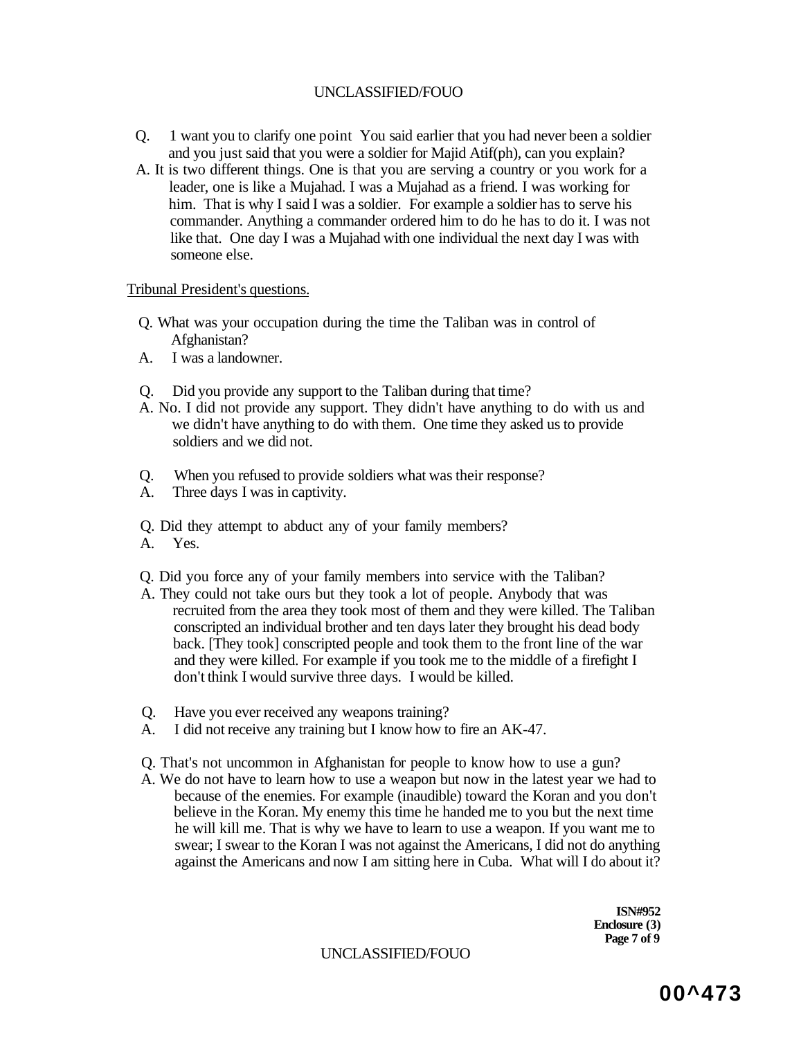Q. 1 want you to clarify one point You said earlier that you had never been a soldier and you just said that you were a soldier for Majid Atif(ph), can you explain?

A. It is two different things. One is that you are serving a country or you work for a leader, one is like a Mujahad. I was a Mujahad as a friend. I was working for him. That is why I said I was a soldier. For example a soldier has to serve his commander. Anything a commander ordered him to do he has to do it. I was not like that. One day I was a Mujahad with one individual the next day I was with someone else.

Tribunal President's questions.

Q. What was your occupation during the time the Taliban was in control of Afghanistan?

A. I was a landowner.

Q. Did you provide any support to the Taliban during that time?

A. No. I did not provide any support. They didn't have anything to do with us and we didn't have anything to do with them. One time they asked us to provide soldiers and we did not.

Q. When you refused to provide soldiers what was their response?

A. Three days I was in captivity.

Q. Did they attempt to abduct any of your family members?

A. Yes.

Q. Did you force any of your family members into service with the Taliban?

A. They could not take ours but they took a lot of people. Anybody that was recruited from the area they took most of them and they were killed. The Taliban conscripted an individual brother and ten days later they brought his dead body back. [They took] conscripted people and took them to the front line of the war and they were killed. For example if you took me to the middle of a firefight I don't think I would survive three days. I would be killed.

Q. Have you ever received any weapons training?

A. I did not receive any training but I know how to fire an AK-47.

Q. That's not uncommon in Afghanistan for people to know how to use a gun?

A. We do not have to learn how to use a weapon but now in the latest year we had to because of the enemies. For example (inaudible) toward the Koran and you don't believe in the Koran. My enemy this time he handed me to you but the next time he will kill me. That is why we have to learn to use a weapon. If you want me to swear; I swear to the Koran I was not against the Americans, I did not do anything against the Americans and now I am sitting here in Cuba. What will I do about it?

**ISN#952**
**Enclosure (3)**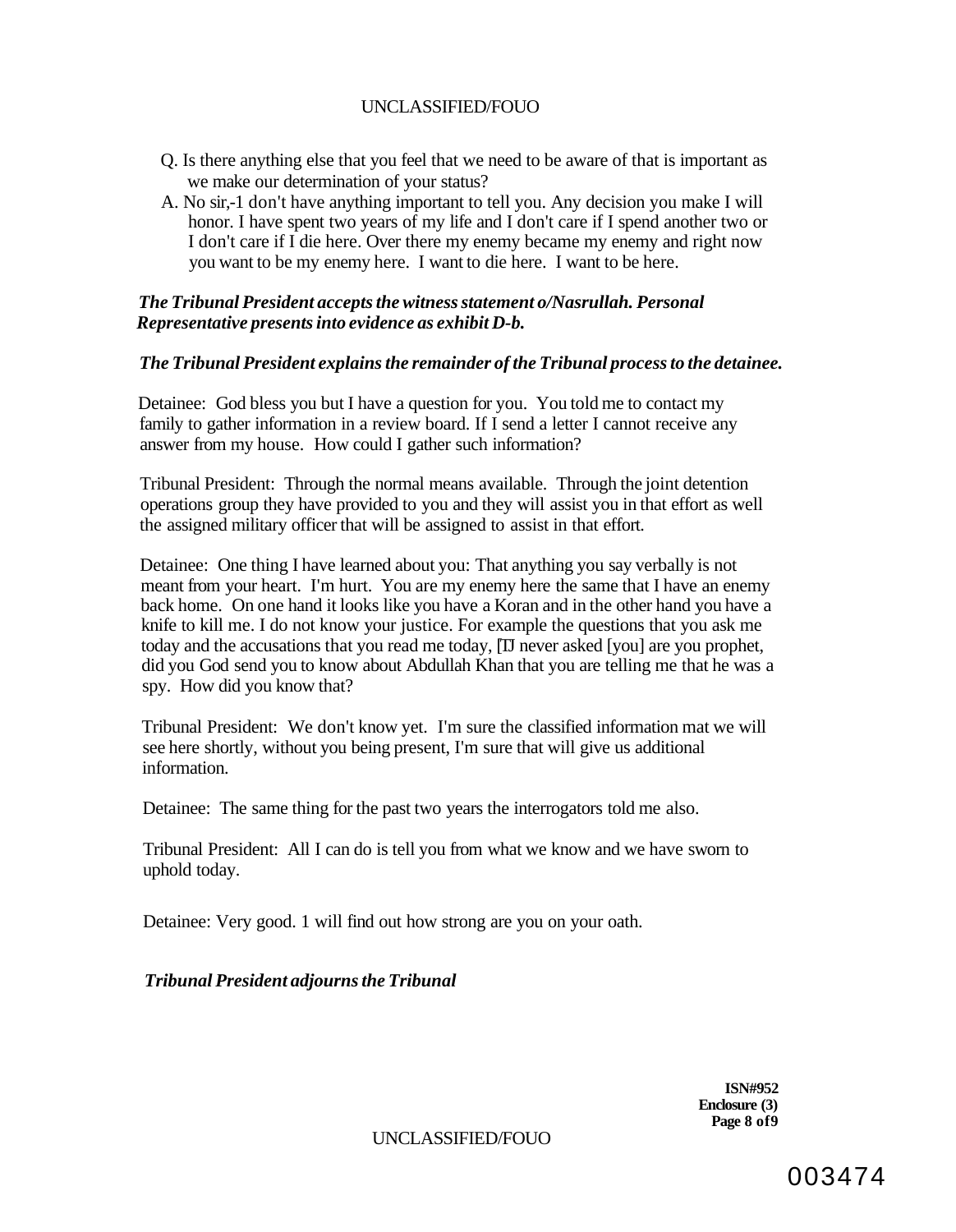Q. Is there anything else that you feel that we need to be aware of that is important as we make our determination of your status?

A. No sir,-1 don't have anything important to tell you. Any decision you make I will honor. I have spent two years of my life and I don't care if I spend another two or I don't care if I die here. Over there my enemy became my enemy and right now you want to be my enemy here. I want to die here. I want to be here.

*The Tribunal President accepts the witness statement o/Nasrullah. Personal Representative presents into evidence as exhibit D-b.*

*The Tribunal President explains the remainder of the Tribunal process to the detainee.*

Detainee: God bless you but I have a question for you. You told me to contact my family to gather information in a review board. If I send a letter I cannot receive any answer from my house. How could I gather such information?

Tribunal President: Through the normal means available. Through the joint detention operations group they have provided to you and they will assist you in that effort as well the assigned military officer that will be assigned to assist in that effort.

Detainee: One thing I have learned about you: That anything you say verbally is not meant from your heart. I'm hurt. You are my enemy here the same that I have an enemy back home. On one hand it looks like you have a Koran and in the other hand you have a knife to kill me. I do not know your justice. For example the questions that you ask me today and the accusations that you read me today, [IJ never asked [you] are you prophet, did you God send you to know about Abdullah Khan that you are telling me that he was a spy. How did you know that?

Tribunal President: We don't know yet. I'm sure the classified information mat we will see here shortly, without you being present, I'm sure that will give us additional information.

Detainee: The same thing for the past two years the interrogators told me also.

Tribunal President: All I can do is tell you from what we know and we have sworn to uphold today.

Detainee: Very good. 1 will find out how strong are you on your oath.

*Tribunal President adjourns the Tribunal*

**ISN#952**
**Enclosure (3)**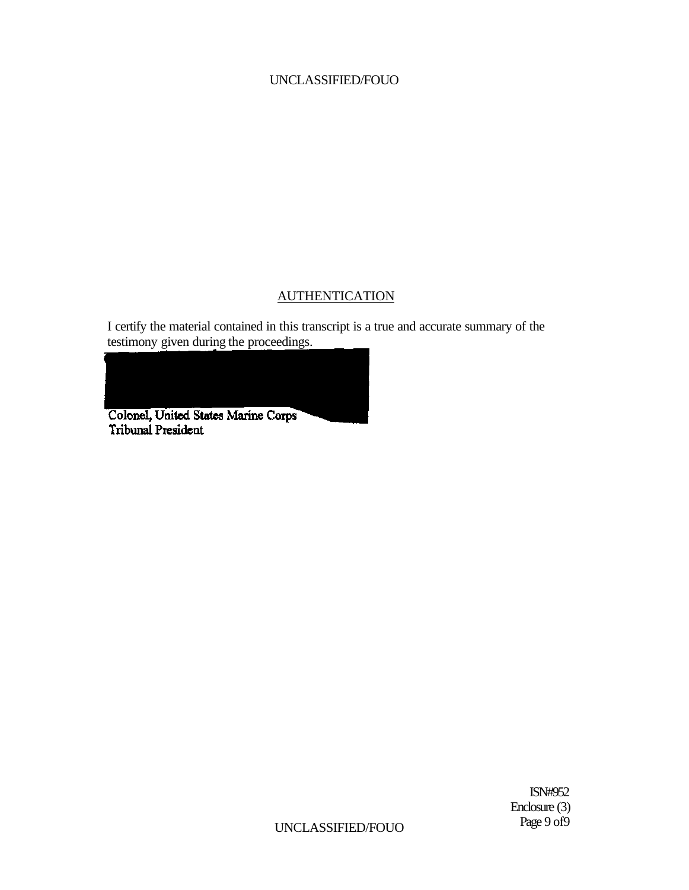## AUTHENTICATION

I certify the material contained in this transcript is a true and accurate summary of the testimony given during the proceedings.

Colonel, United States Marine Corps
Tribunal President

ISN#952
Enclosure (3)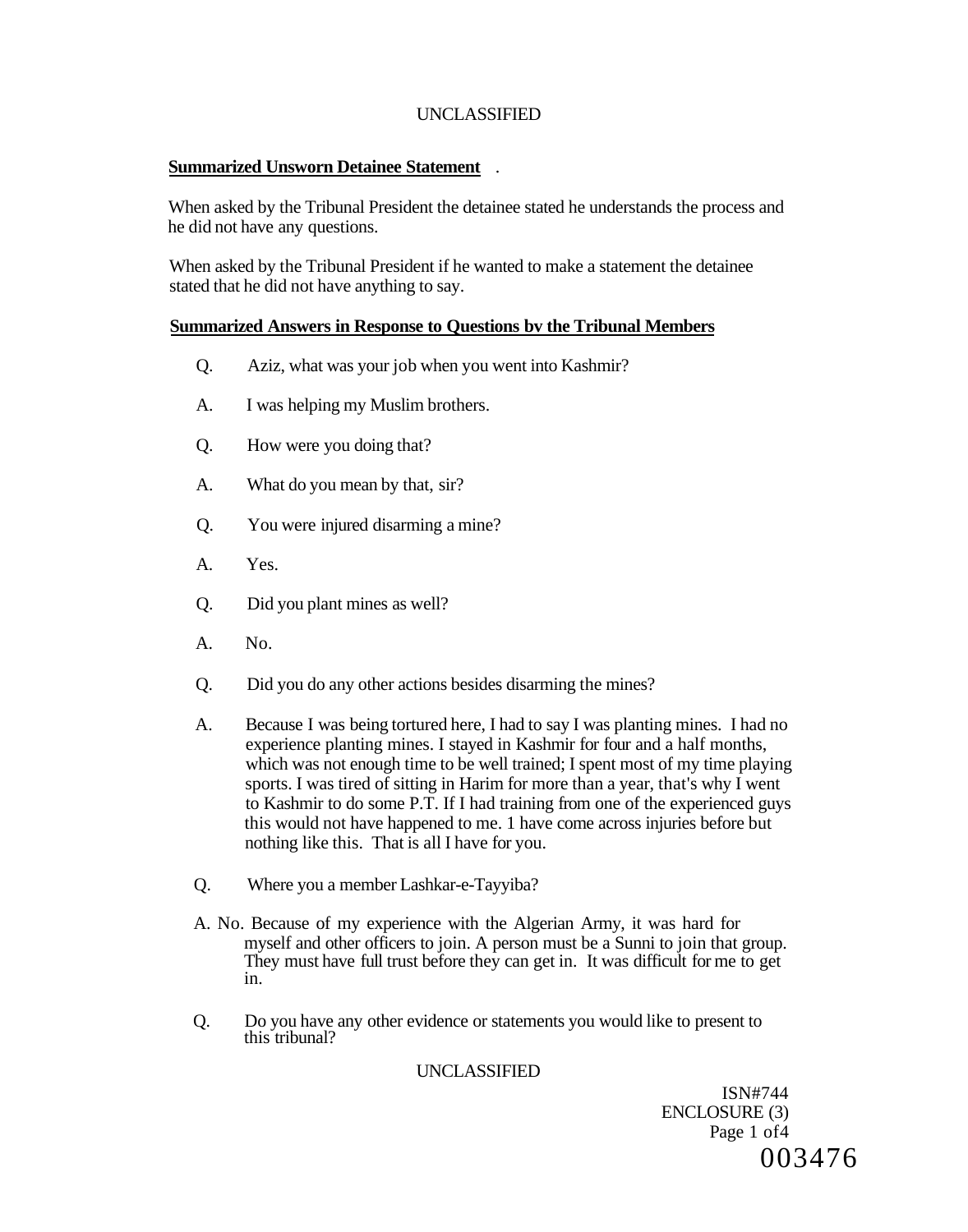UNCLASSIFIED

**Summarized Unsworn Detainee Statement** .

When asked by the Tribunal President the detainee stated he understands the process and he did not have any questions.

When asked by the Tribunal President if he wanted to make a statement the detainee stated that he did not have anything to say.

**Summarized Answers in Response to Questions bv the Tribunal Members**

Q. Aziz, what was your job when you went into Kashmir?

A. I was helping my Muslim brothers.

Q. How were you doing that?

A. What do you mean by that, sir?

Q. You were injured disarming a mine?

A. Yes.

Q. Did you plant mines as well?

A. No.

Q. Did you do any other actions besides disarming the mines?

A. Because I was being tortured here, I had to say I was planting mines. I had no experience planting mines. I stayed in Kashmir for four and a half months, which was not enough time to be well trained; I spent most of my time playing sports. I was tired of sitting in Harim for more than a year, that's why I went to Kashmir to do some P.T. If I had training from one of the experienced guys this would not have happened to me. 1 have come across injuries before but nothing like this. That is all I have for you.

Q. Where you a member Lashkar-e-Tayyiba?

A. No. Because of my experience with the Algerian Army, it was hard for myself and other officers to join. A person must be a Sunni to join that group. They must have full trust before they can get in. It was difficult for me to get in.

Q. Do you have any other evidence or statements you would like to present to this tribunal?

UNCLASSIFIED

ISN#744
ENCLOSURE (3)
Page 1 of4
003476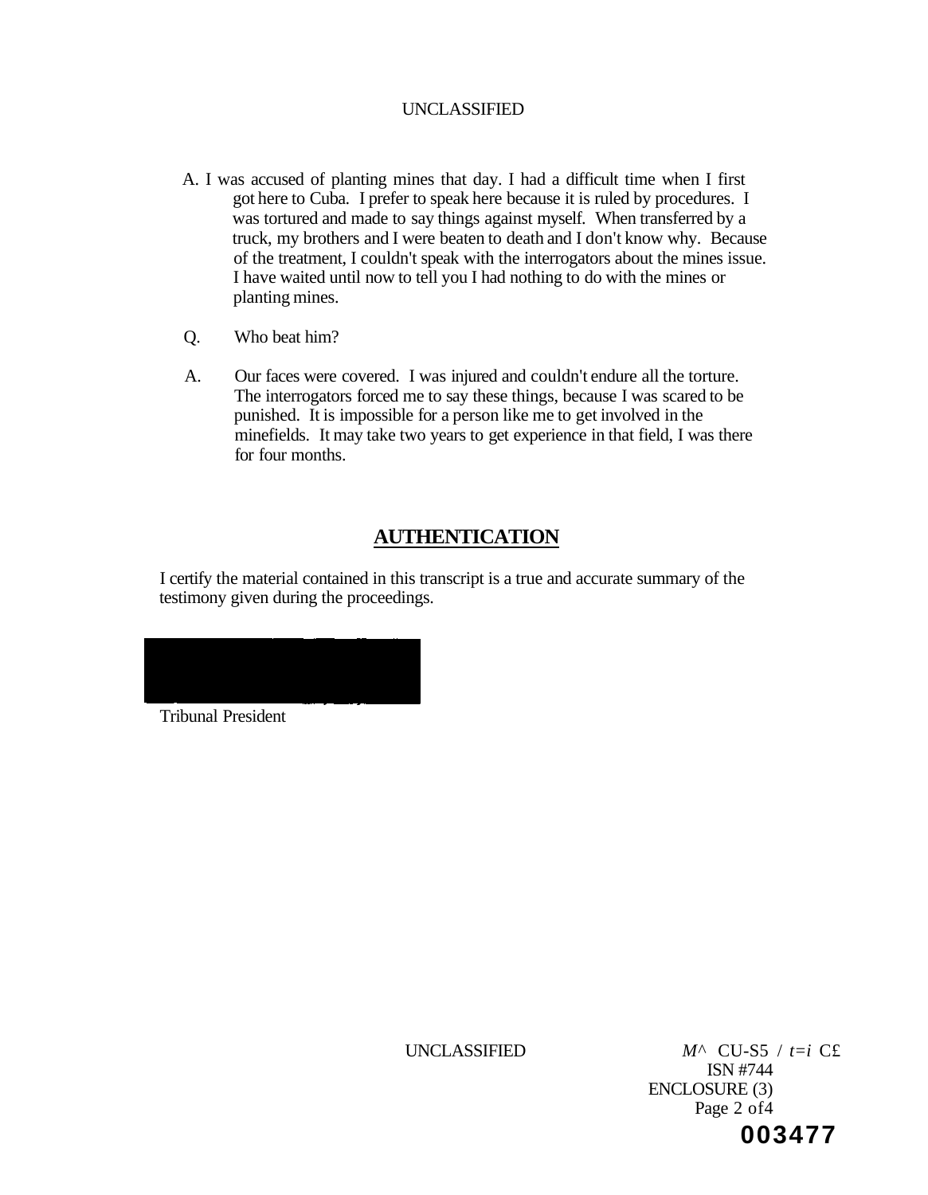A. I was accused of planting mines that day. I had a difficult time when I first got here to Cuba. I prefer to speak here because it is ruled by procedures. I was tortured and made to say things against myself. When transferred by a truck, my brothers and I were beaten to death and I don't know why. Because of the treatment, I couldn't speak with the interrogators about the mines issue. I have waited until now to tell you I had nothing to do with the mines or planting mines.

Q. Who beat him?

A. Our faces were covered. I was injured and couldn't endure all the torture. The interrogators forced me to say these things, because I was scared to be punished. It is impossible for a person like me to get involved in the minefields. It may take two years to get experience in that field, I was there for four months.

## AUTHENTICATION

I certify the material contained in this transcript is a true and accurate summary of the testimony given during the proceedings.

Tribunal President

ISN #744
ENCLOSURE (3)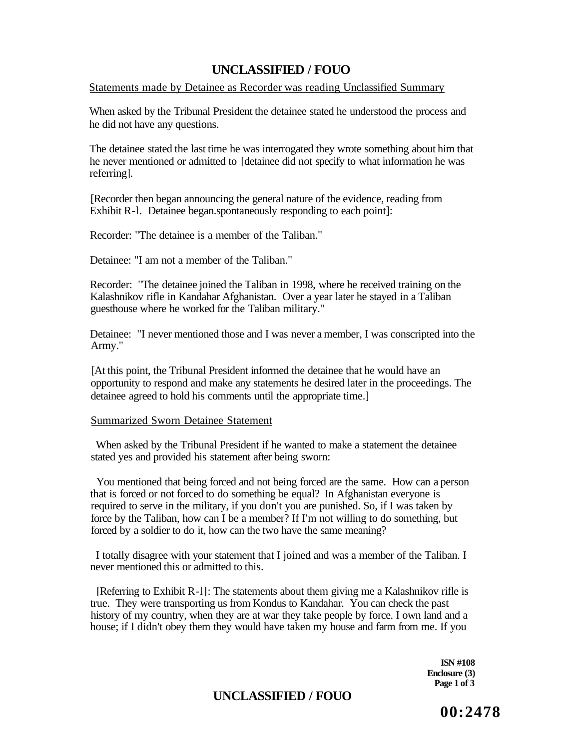Statements made by Detainee as Recorder was reading Unclassified Summary

When asked by the Tribunal President the detainee stated he understood the process and he did not have any questions.

The detainee stated the last time he was interrogated they wrote something about him that he never mentioned or admitted to [detainee did not specify to what information he was referring].

[Recorder then began announcing the general nature of the evidence, reading from Exhibit R-l. Detainee began.spontaneously responding to each point]:

Recorder: "The detainee is a member of the Taliban."

Detainee: "I am not a member of the Taliban."

Recorder: "The detainee joined the Taliban in 1998, where he received training on the Kalashnikov rifle in Kandahar Afghanistan. Over a year later he stayed in a Taliban guesthouse where he worked for the Taliban military."

Detainee: "I never mentioned those and I was never a member, I was conscripted into the Army."

[At this point, the Tribunal President informed the detainee that he would have an opportunity to respond and make any statements he desired later in the proceedings. The detainee agreed to hold his comments until the appropriate time.]

Summarized Sworn Detainee Statement

When asked by the Tribunal President if he wanted to make a statement the detainee stated yes and provided his statement after being sworn:

You mentioned that being forced and not being forced are the same. How can a person that is forced or not forced to do something be equal? In Afghanistan everyone is required to serve in the military, if you don't you are punished. So, if I was taken by force by the Taliban, how can I be a member? If I'm not willing to do something, but forced by a soldier to do it, how can the two have the same meaning?

I totally disagree with your statement that I joined and was a member of the Taliban. I never mentioned this or admitted to this.

[Referring to Exhibit R-l]: The statements about them giving me a Kalashnikov rifle is true. They were transporting us from Kondus to Kandahar. You can check the past history of my country, when they are at war they take people by force. I own land and a house; if I didn't obey them they would have taken my house and farm from me. If you

ISN #108
Enclosure (3)

00:2478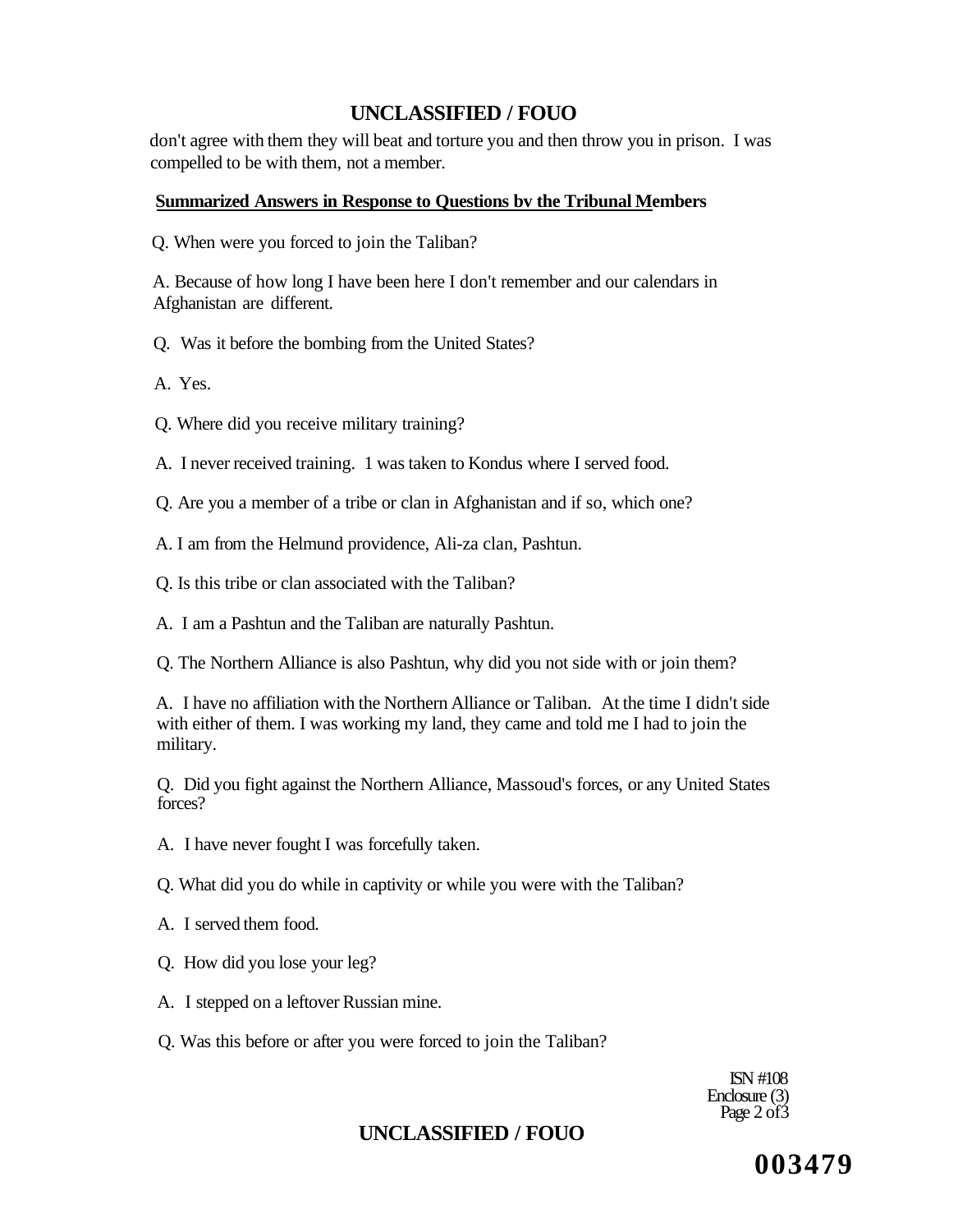don't agree with them they will beat and torture you and then throw you in prison. I was compelled to be with them, not a member.

**Summarized Answers in Response to Questions bv the Tribunal Members**

Q. When were you forced to join the Taliban?

A. Because of how long I have been here I don't remember and our calendars in Afghanistan are different.

Q. Was it before the bombing from the United States?

A. Yes.

Q. Where did you receive military training?

A. I never received training. 1 was taken to Kondus where I served food.

Q. Are you a member of a tribe or clan in Afghanistan and if so, which one?

A. I am from the Helmund providence, Ali-za clan, Pashtun.

Q. Is this tribe or clan associated with the Taliban?

A. I am a Pashtun and the Taliban are naturally Pashtun.

Q. The Northern Alliance is also Pashtun, why did you not side with or join them?

A. I have no affiliation with the Northern Alliance or Taliban. At the time I didn't side with either of them. I was working my land, they came and told me I had to join the military.

Q. Did you fight against the Northern Alliance, Massoud's forces, or any United States forces?

A. I have never fought I was forcefully taken.

Q. What did you do while in captivity or while you were with the Taliban?

A. I served them food.

Q. How did you lose your leg?

A. I stepped on a leftover Russian mine.

Q. Was this before or after you were forced to join the Taliban?

ISN #108
Enclosure (3)
Page 2 of3

003479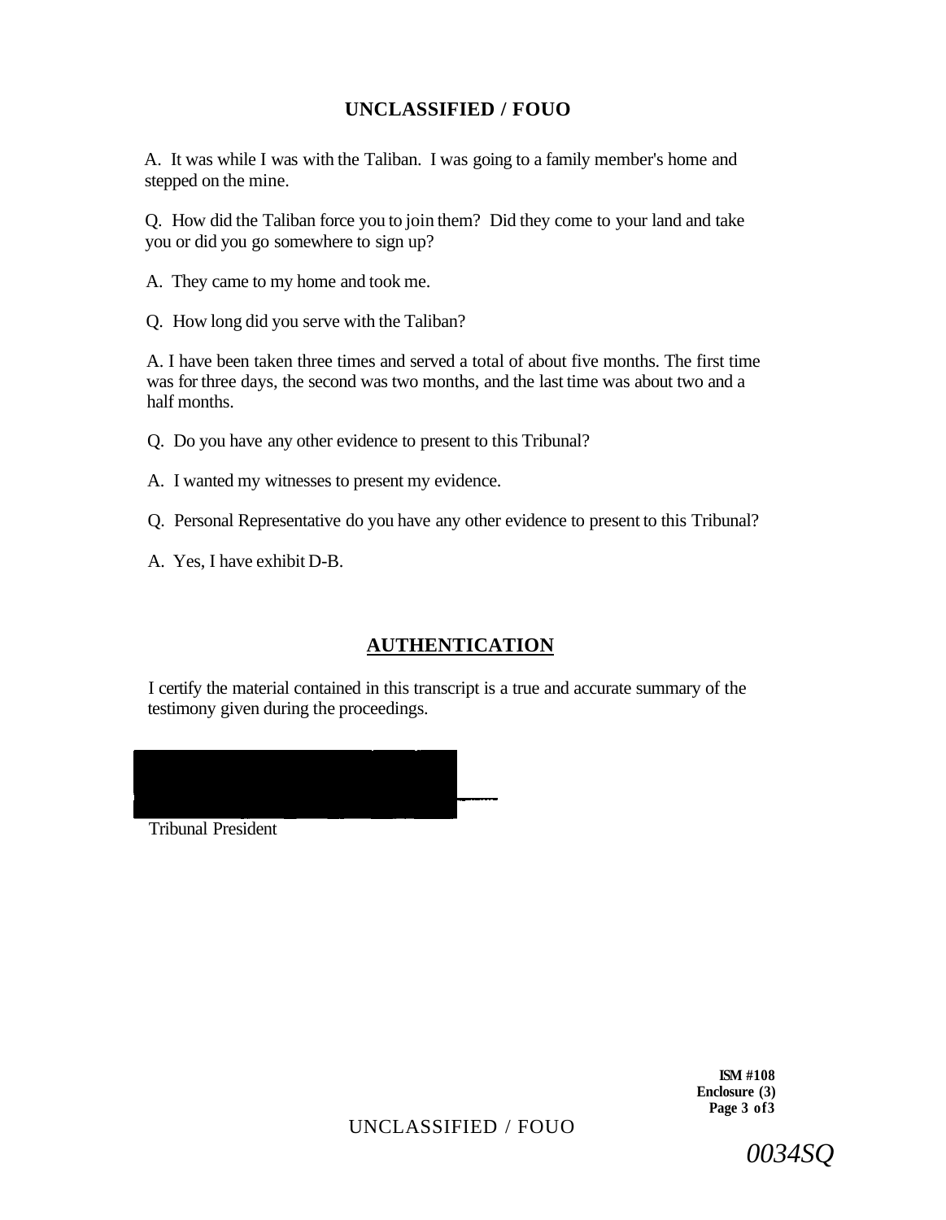A. It was while I was with the Taliban. I was going to a family member's home and stepped on the mine.

Q. How did the Taliban force you to join them? Did they come to your land and take you or did you go somewhere to sign up?

A. They came to my home and took me.

Q. How long did you serve with the Taliban?

A. I have been taken three times and served a total of about five months. The first time was for three days, the second was two months, and the last time was about two and a half months.

Q. Do you have any other evidence to present to this Tribunal?

A. I wanted my witnesses to present my evidence.

Q. Personal Representative do you have any other evidence to present to this Tribunal?

A. Yes, I have exhibit D-B.

## AUTHENTICATION

I certify the material contained in this transcript is a true and accurate summary of the testimony given during the proceedings.

Tribunal President

**ISM #108**
**Enclosure (3)**
**Page 3 of 3**

*0034SQ*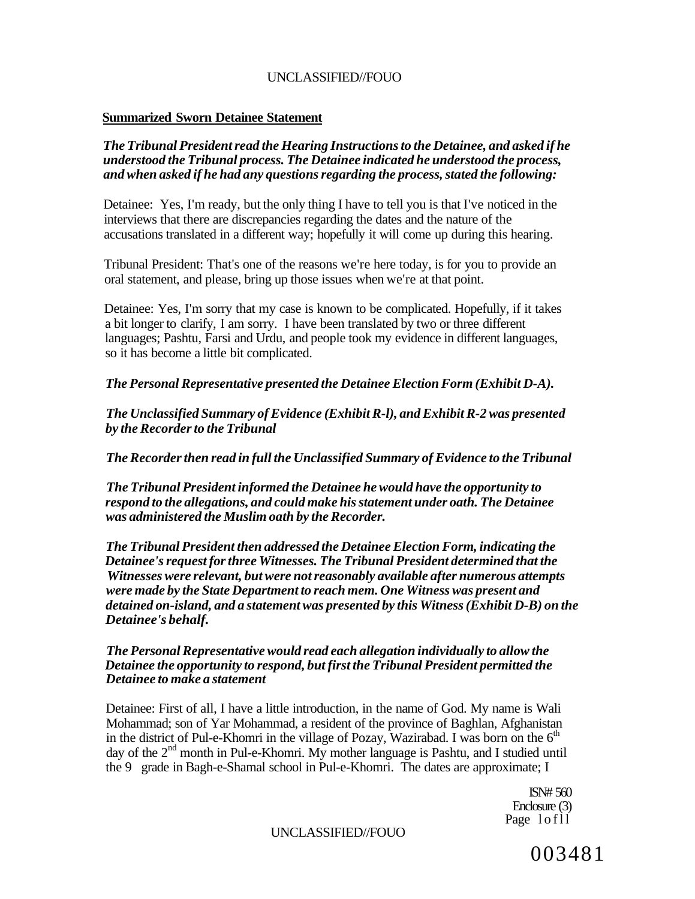**Summarized Sworn Detainee Statement**

***The Tribunal President read the Hearing Instructions to the Detainee, and asked if he understood the Tribunal process. The Detainee indicated he understood the process, and when asked if he had any questions regarding the process, stated the following:***

Detainee: Yes, I'm ready, but the only thing I have to tell you is that I've noticed in the interviews that there are discrepancies regarding the dates and the nature of the accusations translated in a different way; hopefully it will come up during this hearing.

Tribunal President: That's one of the reasons we're here today, is for you to provide an oral statement, and please, bring up those issues when we're at that point.

Detainee: Yes, I'm sorry that my case is known to be complicated. Hopefully, if it takes a bit longer to clarify, I am sorry. I have been translated by two or three different languages; Pashtu, Farsi and Urdu, and people took my evidence in different languages, so it has become a little bit complicated.

***The Personal Representative presented the Detainee Election Form (Exhibit D-A).***

***The Unclassified Summary of Evidence (Exhibit R-l), and Exhibit R-2 was presented by the Recorder to the Tribunal***

***The Recorder then read in full the Unclassified Summary of Evidence to the Tribunal***

***The Tribunal President informed the Detainee he would have the opportunity to respond to the allegations, and could make his statement under oath. The Detainee was administered the Muslim oath by the Recorder.***

***The Tribunal President then addressed the Detainee Election Form, indicating the Detainee's request for three Witnesses. The Tribunal President determined that the Witnesses were relevant, but were not reasonably available after numerous attempts were made by the State Department to reach mem. One Witness was present and detained on-island, and a statement was presented by this Witness (Exhibit D-B) on the Detainee's behalf.***

***The Personal Representative would read each allegation individually to allow the Detainee the opportunity to respond, but first the Tribunal President permitted the Detainee to make a statement***

Detainee: First of all, I have a little introduction, in the name of God. My name is Wali Mohammad; son of Yar Mohammad, a resident of the province of Baghlan, Afghanistan in the district of Pul-e-Khomri in the village of Pozay, Wazirabad. I was born on the 6th day of the 2nd month in Pul-e-Khomri. My mother language is Pashtu, and I studied until the 9 grade in Bagh-e-Shamal school in Pul-e-Khomri. The dates are approximate; I

ISN# 560
Enclosure (3)

003481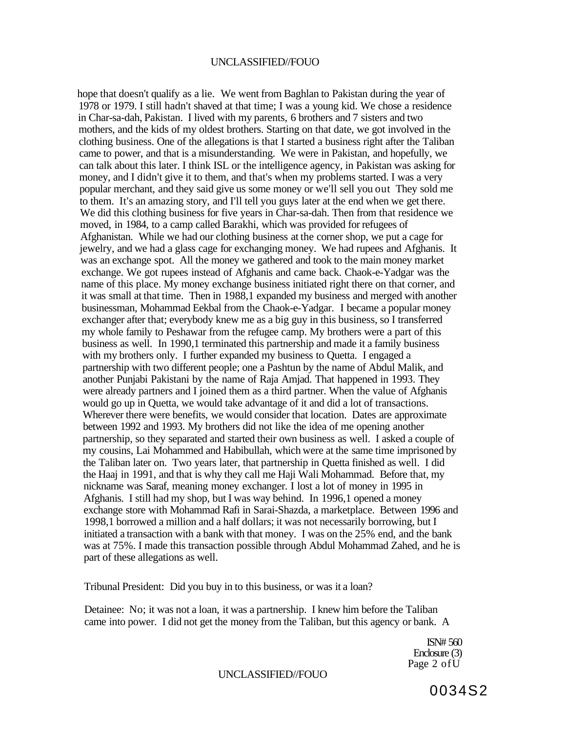hope that doesn't qualify as a lie. We went from Baghlan to Pakistan during the year of 1978 or 1979. I still hadn't shaved at that time; I was a young kid. We chose a residence in Char-sa-dah, Pakistan. I lived with my parents, 6 brothers and 7 sisters and two mothers, and the kids of my oldest brothers. Starting on that date, we got involved in the clothing business. One of the allegations is that I started a business right after the Taliban came to power, and that is a misunderstanding. We were in Pakistan, and hopefully, we can talk about this later. I think ISL or the intelligence agency, in Pakistan was asking for money, and I didn't give it to them, and that's when my problems started. I was a very popular merchant, and they said give us some money or we'll sell you out They sold me to them. It's an amazing story, and I'll tell you guys later at the end when we get there. We did this clothing business for five years in Char-sa-dah. Then from that residence we moved, in 1984, to a camp called Barakhi, which was provided for refugees of Afghanistan. While we had our clothing business at the corner shop, we put a cage for jewelry, and we had a glass cage for exchanging money. We had rupees and Afghanis. It was an exchange spot. All the money we gathered and took to the main money market exchange. We got rupees instead of Afghanis and came back. Chaok-e-Yadgar was the name of this place. My money exchange business initiated right there on that corner, and it was small at that time. Then in 1988,1 expanded my business and merged with another businessman, Mohammad Eekbal from the Chaok-e-Yadgar. I became a popular money exchanger after that; everybody knew me as a big guy in this business, so I transferred my whole family to Peshawar from the refugee camp. My brothers were a part of this business as well. In 1990,1 terminated this partnership and made it a family business with my brothers only. I further expanded my business to Quetta. I engaged a partnership with two different people; one a Pashtun by the name of Abdul Malik, and another Punjabi Pakistani by the name of Raja Amjad. That happened in 1993. They were already partners and I joined them as a third partner. When the value of Afghanis would go up in Quetta, we would take advantage of it and did a lot of transactions. Wherever there were benefits, we would consider that location. Dates are approximate between 1992 and 1993. My brothers did not like the idea of me opening another partnership, so they separated and started their own business as well. I asked a couple of my cousins, Lai Mohammed and Habibullah, which were at the same time imprisoned by the Taliban later on. Two years later, that partnership in Quetta finished as well. I did the Haaj in 1991, and that is why they call me Haji Wali Mohammad. Before that, my nickname was Saraf, meaning money exchanger. I lost a lot of money in 1995 in Afghanis. I still had my shop, but I was way behind. In 1996,1 opened a money exchange store with Mohammad Rafi in Sarai-Shazda, a marketplace. Between 1996 and 1998,1 borrowed a million and a half dollars; it was not necessarily borrowing, but I initiated a transaction with a bank with that money. I was on the 25% end, and the bank was at 75%. I made this transaction possible through Abdul Mohammad Zahed, and he is part of these allegations as well.

Tribunal President: Did you buy in to this business, or was it a loan?

Detainee: No; it was not a loan, it was a partnership. I knew him before the Taliban came into power. I did not get the money from the Taliban, but this agency or bank. A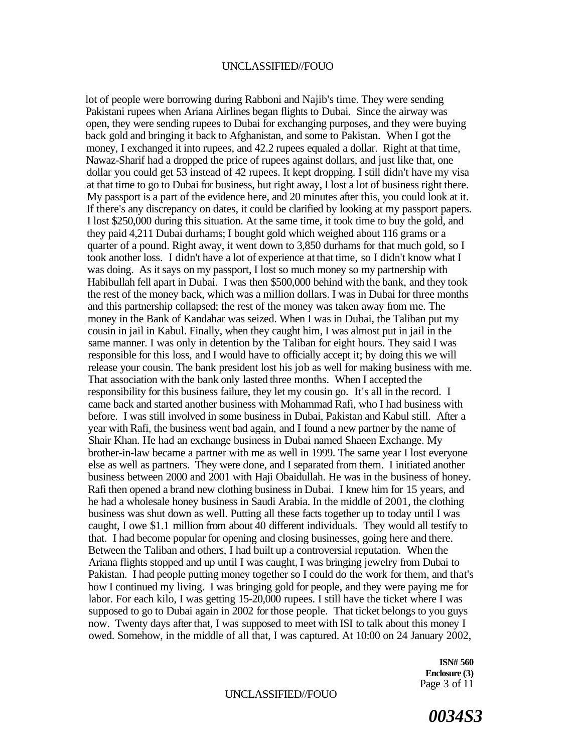lot of people were borrowing during Rabboni and Najib's time. They were sending Pakistani rupees when Ariana Airlines began flights to Dubai. Since the airway was open, they were sending rupees to Dubai for exchanging purposes, and they were buying back gold and bringing it back to Afghanistan, and some to Pakistan. When I got the money, I exchanged it into rupees, and 42.2 rupees equaled a dollar. Right at that time, Nawaz-Sharif had a dropped the price of rupees against dollars, and just like that, one dollar you could get 53 instead of 42 rupees. It kept dropping. I still didn't have my visa at that time to go to Dubai for business, but right away, I lost a lot of business right there. My passport is a part of the evidence here, and 20 minutes after this, you could look at it. If there's any discrepancy on dates, it could be clarified by looking at my passport papers. I lost $250,000 during this situation. At the same time, it took time to buy the gold, and they paid 4,211 Dubai durhams; I bought gold which weighed about 116 grams or a quarter of a pound. Right away, it went down to 3,850 durhams for that much gold, so I took another loss. I didn't have a lot of experience at that time, so I didn't know what I was doing. As it says on my passport, I lost so much money so my partnership with Habibullah fell apart in Dubai. I was then $500,000 behind with the bank, and they took the rest of the money back, which was a million dollars. I was in Dubai for three months and this partnership collapsed; the rest of the money was taken away from me. The money in the Bank of Kandahar was seized. When I was in Dubai, the Taliban put my cousin in jail in Kabul. Finally, when they caught him, I was almost put in jail in the same manner. I was only in detention by the Taliban for eight hours. They said I was responsible for this loss, and I would have to officially accept it; by doing this we will release your cousin. The bank president lost his job as well for making business with me. That association with the bank only lasted three months. When I accepted the responsibility for this business failure, they let my cousin go. It's all in the record. I came back and started another business with Mohammad Rafi, who I had business with before. I was still involved in some business in Dubai, Pakistan and Kabul still. After a year with Rafi, the business went bad again, and I found a new partner by the name of Shair Khan. He had an exchange business in Dubai named Shaeen Exchange. My brother-in-law became a partner with me as well in 1999. The same year I lost everyone else as well as partners. They were done, and I separated from them. I initiated another business between 2000 and 2001 with Haji Obaidullah. He was in the business of honey. Rafi then opened a brand new clothing business in Dubai. I knew him for 15 years, and he had a wholesale honey business in Saudi Arabia. In the middle of 2001, the clothing business was shut down as well. Putting all these facts together up to today until I was caught, I owe $1.1 million from about 40 different individuals. They would all testify to that. I had become popular for opening and closing businesses, going here and there. Between the Taliban and others, I had built up a controversial reputation. When the Ariana flights stopped and up until I was caught, I was bringing jewelry from Dubai to Pakistan. I had people putting money together so I could do the work for them, and that's how I continued my living. I was bringing gold for people, and they were paying me for labor. For each kilo, I was getting 15-20,000 rupees. I still have the ticket where I was supposed to go to Dubai again in 2002 for those people. That ticket belongs to you guys now. Twenty days after that, I was supposed to meet with ISI to talk about this money I owed. Somehow, in the middle of all that, I was captured. At 10:00 on 24 January 2002,

**ISN# 560**
**Enclosure (3)**

*0034S3*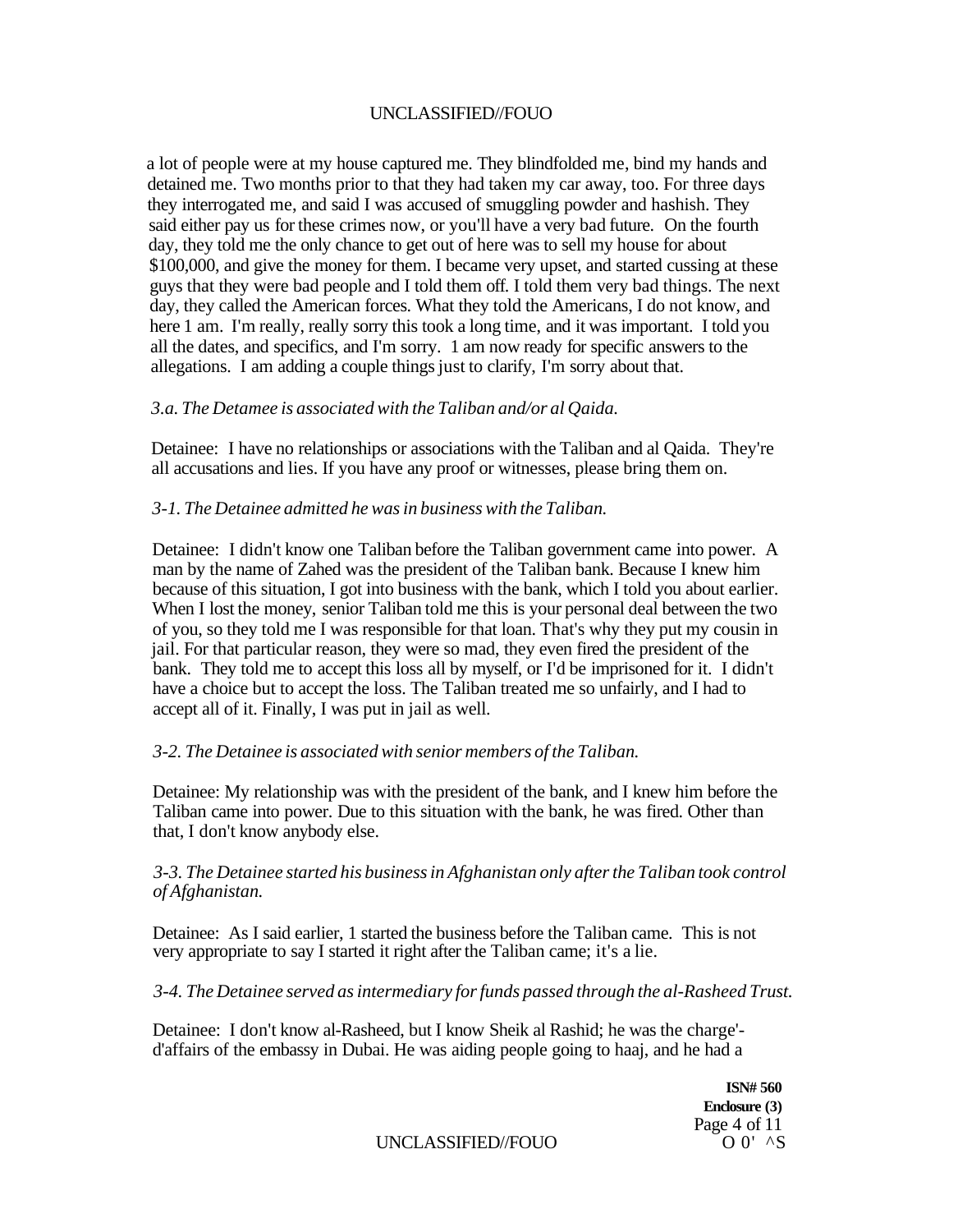a lot of people were at my house captured me. They blindfolded me, bind my hands and detained me. Two months prior to that they had taken my car away, too. For three days they interrogated me, and said I was accused of smuggling powder and hashish. They said either pay us for these crimes now, or you'll have a very bad future. On the fourth day, they told me the only chance to get out of here was to sell my house for about $100,000, and give the money for them. I became very upset, and started cussing at these guys that they were bad people and I told them off. I told them very bad things. The next day, they called the American forces. What they told the Americans, I do not know, and here 1 am. I'm really, really sorry this took a long time, and it was important. I told you all the dates, and specifics, and I'm sorry. 1 am now ready for specific answers to the allegations. I am adding a couple things just to clarify, I'm sorry about that.

*3.a. The Detamee is associated with the Taliban and/or al Qaida.*

Detainee: I have no relationships or associations with the Taliban and al Qaida. They're all accusations and lies. If you have any proof or witnesses, please bring them on.

*3-1. The Detainee admitted he was in business with the Taliban.*

Detainee: I didn't know one Taliban before the Taliban government came into power. A man by the name of Zahed was the president of the Taliban bank. Because I knew him because of this situation, I got into business with the bank, which I told you about earlier. When I lost the money, senior Taliban told me this is your personal deal between the two of you, so they told me I was responsible for that loan. That's why they put my cousin in jail. For that particular reason, they were so mad, they even fired the president of the bank. They told me to accept this loss all by myself, or I'd be imprisoned for it. I didn't have a choice but to accept the loss. The Taliban treated me so unfairly, and I had to accept all of it. Finally, I was put in jail as well.

*3-2. The Detainee is associated with senior members of the Taliban.*

Detainee: My relationship was with the president of the bank, and I knew him before the Taliban came into power. Due to this situation with the bank, he was fired. Other than that, I don't know anybody else.

*3-3. The Detainee started his business in Afghanistan only after the Taliban took control of Afghanistan.*

Detainee: As I said earlier, 1 started the business before the Taliban came. This is not very appropriate to say I started it right after the Taliban came; it's a lie.

*3-4. The Detainee served as intermediary for funds passed through the al-Rasheed Trust.*

Detainee: I don't know al-Rasheed, but I know Sheik al Rashid; he was the charge'-d'affairs of the embassy in Dubai. He was aiding people going to haaj, and he had a

**ISN# 560**
**Enclosure (3)**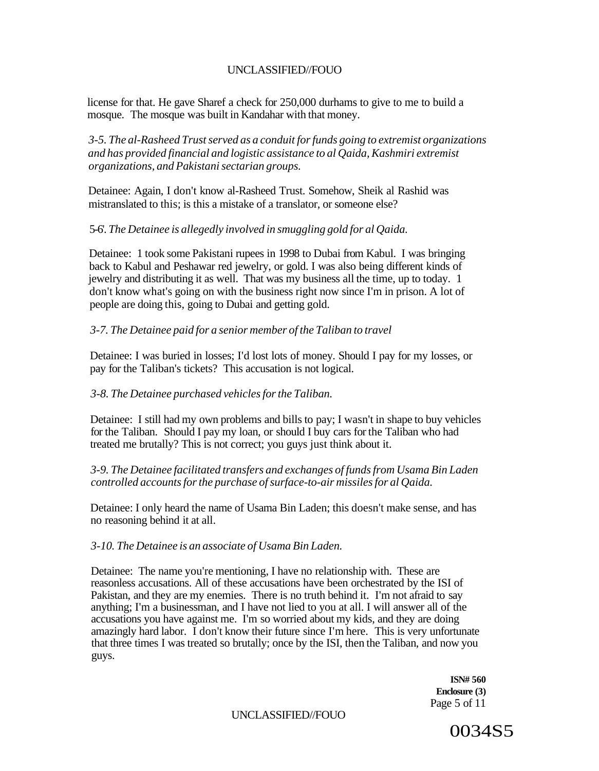license for that. He gave Sharef a check for 250,000 durhams to give to me to build a mosque. The mosque was built in Kandahar with that money.

*3-5. The al-Rasheed Trust served as a conduit for funds going to extremist organizations and has provided financial and logistic assistance to al Qaida, Kashmiri extremist organizations, and Pakistani sectarian groups.*

Detainee: Again, I don't know al-Rasheed Trust. Somehow, Sheik al Rashid was mistranslated to this; is this a mistake of a translator, or someone else?

5-6'. *The Detainee is allegedly involved in smuggling gold for al Qaida.*

Detainee: 1 took some Pakistani rupees in 1998 to Dubai from Kabul. I was bringing back to Kabul and Peshawar red jewelry, or gold. I was also being different kinds of jewelry and distributing it as well. That was my business all the time, up to today. 1 don't know what's going on with the business right now since I'm in prison. A lot of people are doing this, going to Dubai and getting gold.

*3-7. The Detainee paid for a senior member of the Taliban to travel*

Detainee: I was buried in losses; I'd lost lots of money. Should I pay for my losses, or pay for the Taliban's tickets? This accusation is not logical.

*3-8. The Detainee purchased vehicles for the Taliban.*

Detainee: I still had my own problems and bills to pay; I wasn't in shape to buy vehicles for the Taliban. Should I pay my loan, or should I buy cars for the Taliban who had treated me brutally? This is not correct; you guys just think about it.

*3-9. The Detainee facilitated transfers and exchanges of funds from Usama Bin Laden controlled accounts for the purchase of surface-to-air missiles for al Qaida.*

Detainee: I only heard the name of Usama Bin Laden; this doesn't make sense, and has no reasoning behind it at all.

*3-10. The Detainee is an associate of Usama Bin Laden.*

Detainee: The name you're mentioning, I have no relationship with. These are reasonless accusations. All of these accusations have been orchestrated by the ISI of Pakistan, and they are my enemies. There is no truth behind it. I'm not afraid to say anything; I'm a businessman, and I have not lied to you at all. I will answer all of the accusations you have against me. I'm so worried about my kids, and they are doing amazingly hard labor. I don't know their future since I'm here. This is very unfortunate that three times I was treated so brutally; once by the ISI, then the Taliban, and now you guys.

**ISN# 560**
**Enclosure (3)**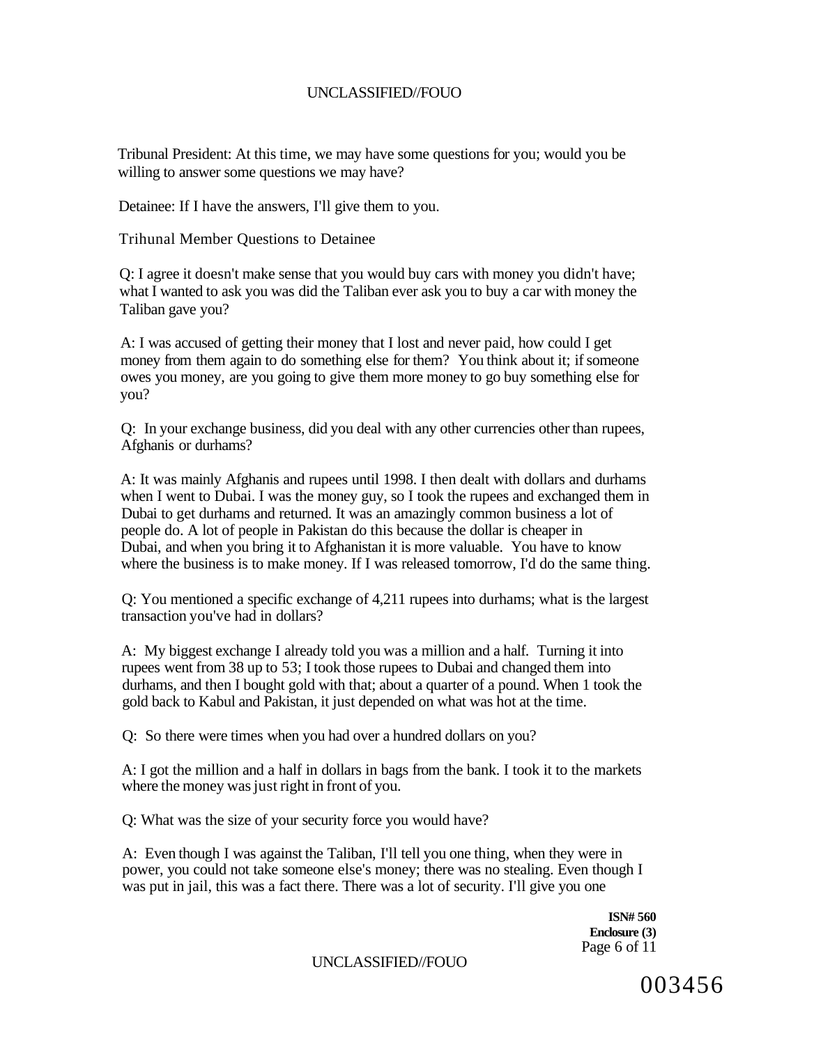Tribunal President: At this time, we may have some questions for you; would you be willing to answer some questions we may have?

Detainee: If I have the answers, I'll give them to you.

Trihunal Member Questions to Detainee

Q: I agree it doesn't make sense that you would buy cars with money you didn't have; what I wanted to ask you was did the Taliban ever ask you to buy a car with money the Taliban gave you?

A: I was accused of getting their money that I lost and never paid, how could I get money from them again to do something else for them? You think about it; if someone owes you money, are you going to give them more money to go buy something else for you?

Q: In your exchange business, did you deal with any other currencies other than rupees, Afghanis or durhams?

A: It was mainly Afghanis and rupees until 1998. I then dealt with dollars and durhams when I went to Dubai. I was the money guy, so I took the rupees and exchanged them in Dubai to get durhams and returned. It was an amazingly common business a lot of people do. A lot of people in Pakistan do this because the dollar is cheaper in Dubai, and when you bring it to Afghanistan it is more valuable. You have to know where the business is to make money. If I was released tomorrow, I'd do the same thing.

Q: You mentioned a specific exchange of 4,211 rupees into durhams; what is the largest transaction you've had in dollars?

A: My biggest exchange I already told you was a million and a half. Turning it into rupees went from 38 up to 53; I took those rupees to Dubai and changed them into durhams, and then I bought gold with that; about a quarter of a pound. When 1 took the gold back to Kabul and Pakistan, it just depended on what was hot at the time.

Q: So there were times when you had over a hundred dollars on you?

A: I got the million and a half in dollars in bags from the bank. I took it to the markets where the money was just right in front of you.

Q: What was the size of your security force you would have?

A: Even though I was against the Taliban, I'll tell you one thing, when they were in power, you could not take someone else's money; there was no stealing. Even though I was put in jail, this was a fact there. There was a lot of security. I'll give you one

**ISN# 560**
**Enclosure (3)**

003456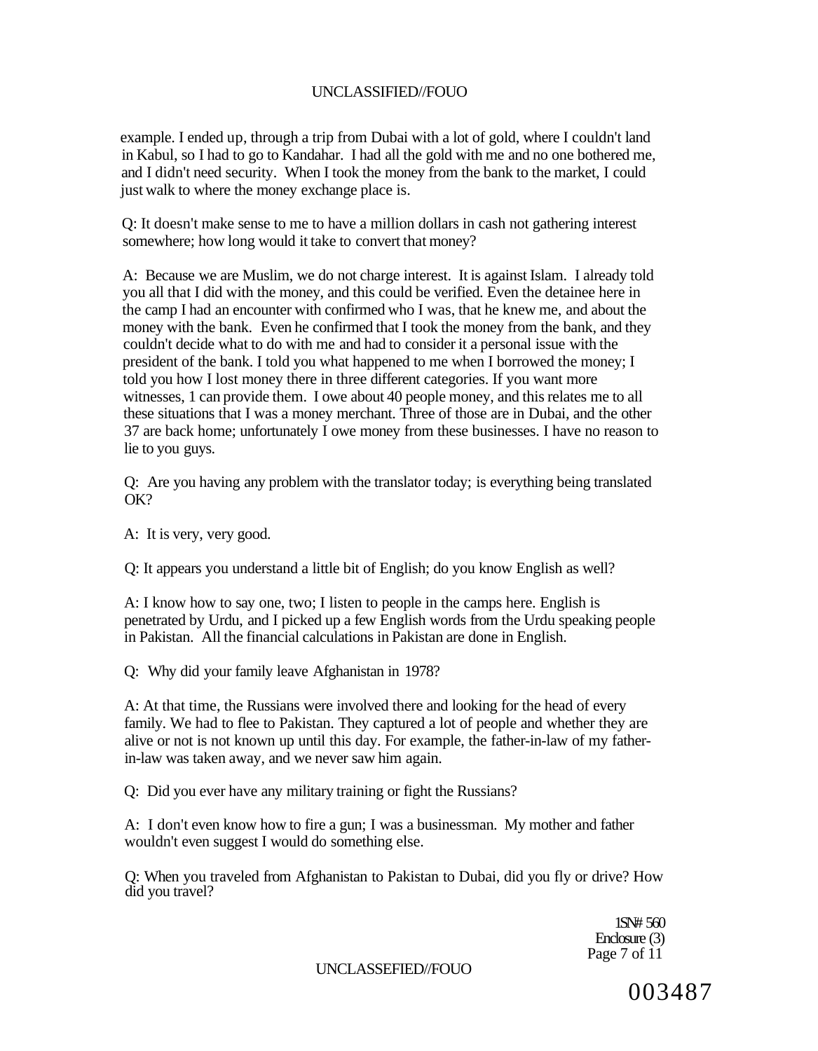example. I ended up, through a trip from Dubai with a lot of gold, where I couldn't land in Kabul, so I had to go to Kandahar. I had all the gold with me and no one bothered me, and I didn't need security. When I took the money from the bank to the market, I could just walk to where the money exchange place is.

Q: It doesn't make sense to me to have a million dollars in cash not gathering interest somewhere; how long would it take to convert that money?

A: Because we are Muslim, we do not charge interest. It is against Islam. I already told you all that I did with the money, and this could be verified. Even the detainee here in the camp I had an encounter with confirmed who I was, that he knew me, and about the money with the bank. Even he confirmed that I took the money from the bank, and they couldn't decide what to do with me and had to consider it a personal issue with the president of the bank. I told you what happened to me when I borrowed the money; I told you how I lost money there in three different categories. If you want more witnesses, 1 can provide them. I owe about 40 people money, and this relates me to all these situations that I was a money merchant. Three of those are in Dubai, and the other 37 are back home; unfortunately I owe money from these businesses. I have no reason to lie to you guys.

Q: Are you having any problem with the translator today; is everything being translated OK?

A: It is very, very good.

Q: It appears you understand a little bit of English; do you know English as well?

A: I know how to say one, two; I listen to people in the camps here. English is penetrated by Urdu, and I picked up a few English words from the Urdu speaking people in Pakistan. All the financial calculations in Pakistan are done in English.

Q: Why did your family leave Afghanistan in 1978?

A: At that time, the Russians were involved there and looking for the head of every family. We had to flee to Pakistan. They captured a lot of people and whether they are alive or not is not known up until this day. For example, the father-in-law of my father-in-law was taken away, and we never saw him again.

Q: Did you ever have any military training or fight the Russians?

A: I don't even know how to fire a gun; I was a businessman. My mother and father wouldn't even suggest I would do something else.

Q: When you traveled from Afghanistan to Pakistan to Dubai, did you fly or drive? How did you travel?

1SN# 560
Enclosure (3)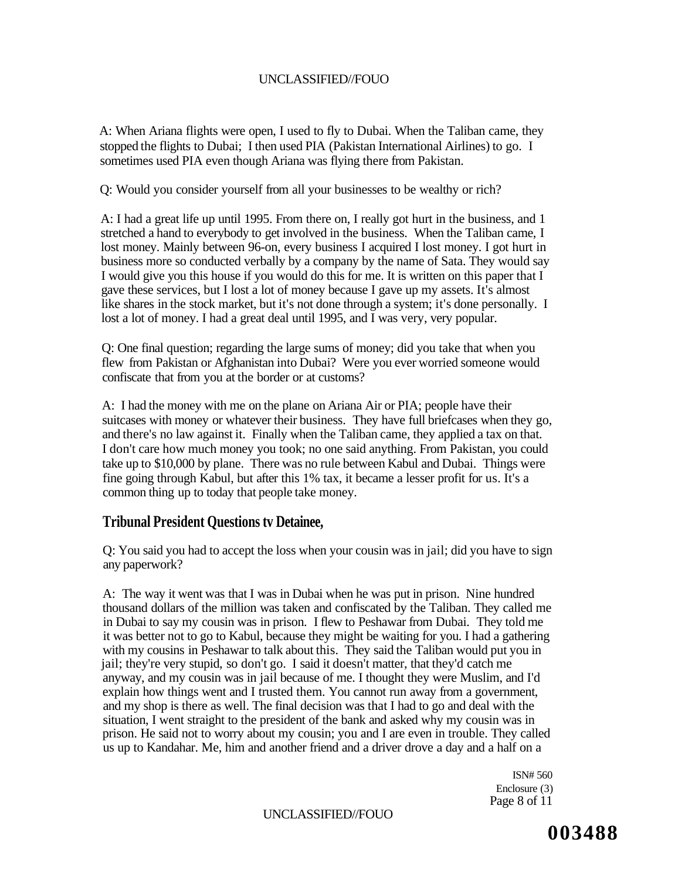A: When Ariana flights were open, I used to fly to Dubai. When the Taliban came, they stopped the flights to Dubai; I then used PIA (Pakistan International Airlines) to go. I sometimes used PIA even though Ariana was flying there from Pakistan.

Q: Would you consider yourself from all your businesses to be wealthy or rich?

A: I had a great life up until 1995. From there on, I really got hurt in the business, and 1 stretched a hand to everybody to get involved in the business. When the Taliban came, I lost money. Mainly between 96-on, every business I acquired I lost money. I got hurt in business more so conducted verbally by a company by the name of Sata. They would say I would give you this house if you would do this for me. It is written on this paper that I gave these services, but I lost a lot of money because I gave up my assets. It's almost like shares in the stock market, but it's not done through a system; it's done personally. I lost a lot of money. I had a great deal until 1995, and I was very, very popular.

Q: One final question; regarding the large sums of money; did you take that when you flew from Pakistan or Afghanistan into Dubai? Were you ever worried someone would confiscate that from you at the border or at customs?

A: I had the money with me on the plane on Ariana Air or PIA; people have their suitcases with money or whatever their business. They have full briefcases when they go, and there's no law against it. Finally when the Taliban came, they applied a tax on that. I don't care how much money you took; no one said anything. From Pakistan, you could take up to $10,000 by plane. There was no rule between Kabul and Dubai. Things were fine going through Kabul, but after this 1% tax, it became a lesser profit for us. It's a common thing up to today that people take money.

## Tribunal President Questions tv Detainee,

Q: You said you had to accept the loss when your cousin was in jail; did you have to sign any paperwork?

A: The way it went was that I was in Dubai when he was put in prison. Nine hundred thousand dollars of the million was taken and confiscated by the Taliban. They called me in Dubai to say my cousin was in prison. I flew to Peshawar from Dubai. They told me it was better not to go to Kabul, because they might be waiting for you. I had a gathering with my cousins in Peshawar to talk about this. They said the Taliban would put you in jail; they're very stupid, so don't go. I said it doesn't matter, that they'd catch me anyway, and my cousin was in jail because of me. I thought they were Muslim, and I'd explain how things went and I trusted them. You cannot run away from a government, and my shop is there as well. The final decision was that I had to go and deal with the situation, I went straight to the president of the bank and asked why my cousin was in prison. He said not to worry about my cousin; you and I are even in trouble. They called us up to Kandahar. Me, him and another friend and a driver drove a day and a half on a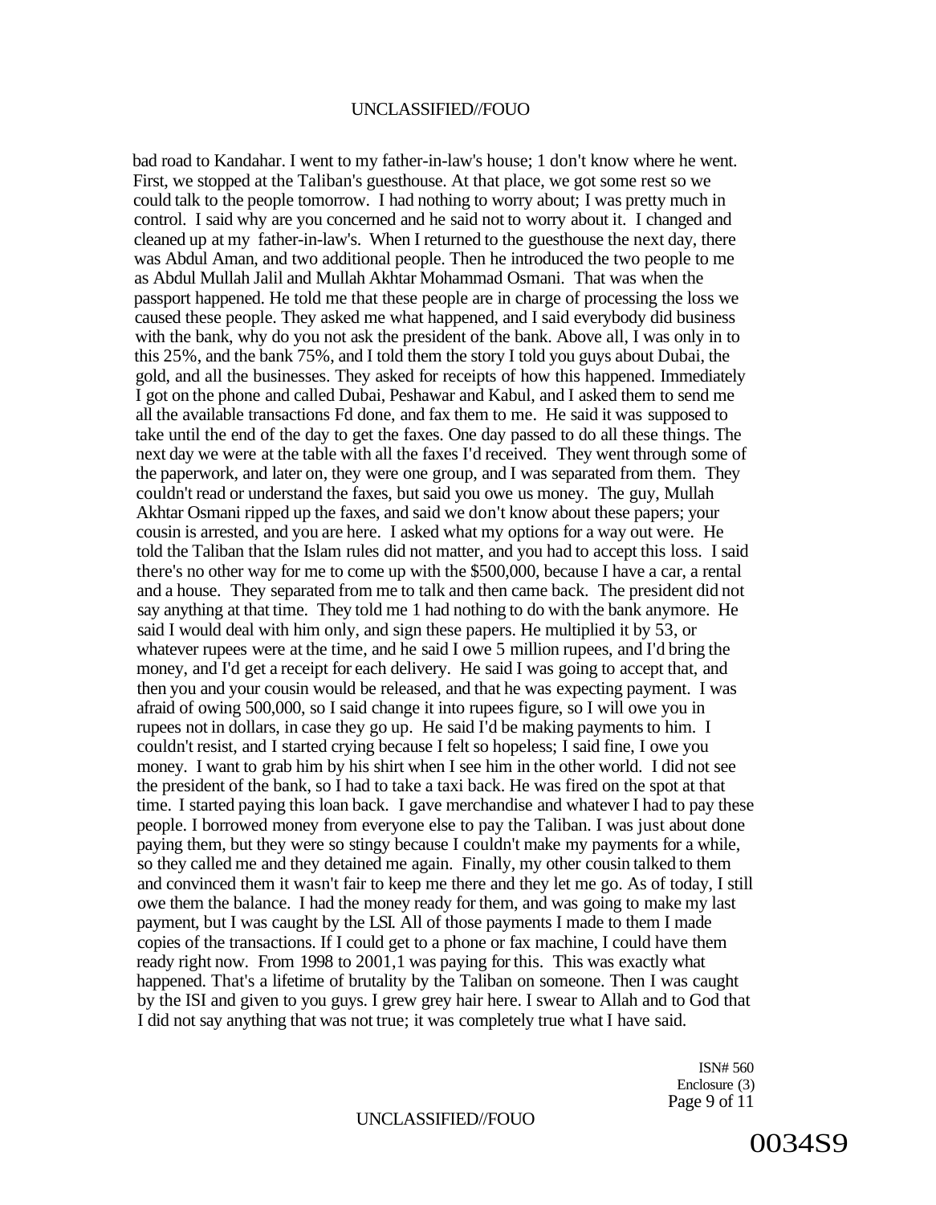bad road to Kandahar. I went to my father-in-law's house; 1 don't know where he went. First, we stopped at the Taliban's guesthouse. At that place, we got some rest so we could talk to the people tomorrow. I had nothing to worry about; I was pretty much in control. I said why are you concerned and he said not to worry about it. I changed and cleaned up at my father-in-law's. When I returned to the guesthouse the next day, there was Abdul Aman, and two additional people. Then he introduced the two people to me as Abdul Mullah Jalil and Mullah Akhtar Mohammad Osmani. That was when the passport happened. He told me that these people are in charge of processing the loss we caused these people. They asked me what happened, and I said everybody did business with the bank, why do you not ask the president of the bank. Above all, I was only in to this 25%, and the bank 75%, and I told them the story I told you guys about Dubai, the gold, and all the businesses. They asked for receipts of how this happened. Immediately I got on the phone and called Dubai, Peshawar and Kabul, and I asked them to send me all the available transactions Fd done, and fax them to me. He said it was supposed to take until the end of the day to get the faxes. One day passed to do all these things. The next day we were at the table with all the faxes I'd received. They went through some of the paperwork, and later on, they were one group, and I was separated from them. They couldn't read or understand the faxes, but said you owe us money. The guy, Mullah Akhtar Osmani ripped up the faxes, and said we don't know about these papers; your cousin is arrested, and you are here. I asked what my options for a way out were. He told the Taliban that the Islam rules did not matter, and you had to accept this loss. I said there's no other way for me to come up with the $500,000, because I have a car, a rental and a house. They separated from me to talk and then came back. The president did not say anything at that time. They told me 1 had nothing to do with the bank anymore. He said I would deal with him only, and sign these papers. He multiplied it by 53, or whatever rupees were at the time, and he said I owe 5 million rupees, and I'd bring the money, and I'd get a receipt for each delivery. He said I was going to accept that, and then you and your cousin would be released, and that he was expecting payment. I was afraid of owing 500,000, so I said change it into rupees figure, so I will owe you in rupees not in dollars, in case they go up. He said I'd be making payments to him. I couldn't resist, and I started crying because I felt so hopeless; I said fine, I owe you money. I want to grab him by his shirt when I see him in the other world. I did not see the president of the bank, so I had to take a taxi back. He was fired on the spot at that time. I started paying this loan back. I gave merchandise and whatever I had to pay these people. I borrowed money from everyone else to pay the Taliban. I was just about done paying them, but they were so stingy because I couldn't make my payments for a while, so they called me and they detained me again. Finally, my other cousin talked to them and convinced them it wasn't fair to keep me there and they let me go. As of today, I still owe them the balance. I had the money ready for them, and was going to make my last payment, but I was caught by the LSI. All of those payments I made to them I made copies of the transactions. If I could get to a phone or fax machine, I could have them ready right now. From 1998 to 2001,1 was paying for this. This was exactly what happened. That's a lifetime of brutality by the Taliban on someone. Then I was caught by the ISI and given to you guys. I grew grey hair here. I swear to Allah and to God that I did not say anything that was not true; it was completely true what I have said.

ISN# 560
Enclosure (3)

0034S9